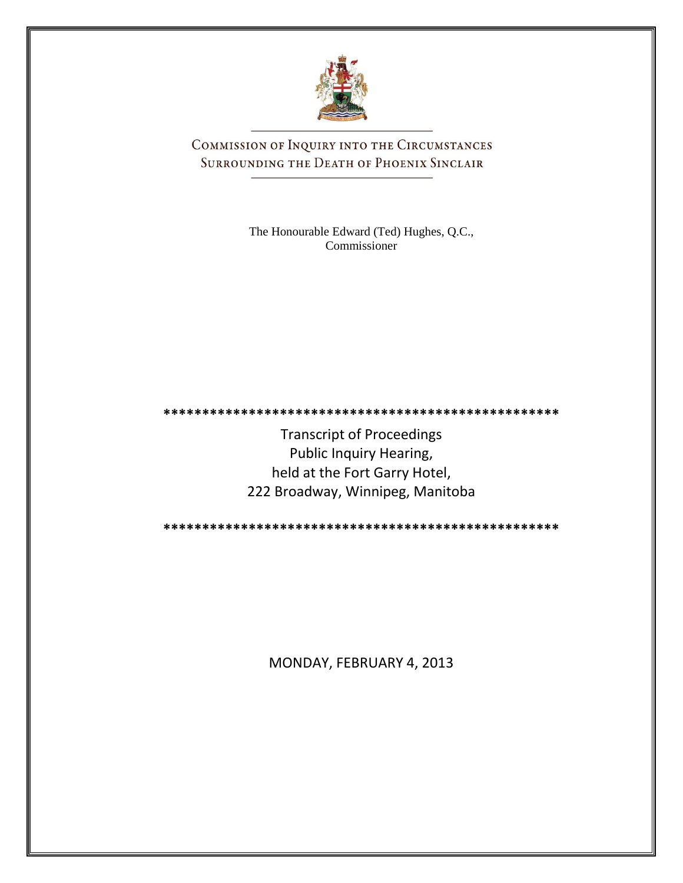# COMMISSION OF INQUIRY INTO THE CIRCUMSTANCES SURROUNDING THE DEATH OF PHOENIX SINCLAIR

The Honourable Edward (Ted) Hughes, Q.C., Commissioner

**************************************************

Transcript of Proceedings
Public Inquiry Hearing,
held at the Fort Garry Hotel,
222 Broadway, Winnipeg, Manitoba

**************************************************

MONDAY, FEBRUARY 4, 2013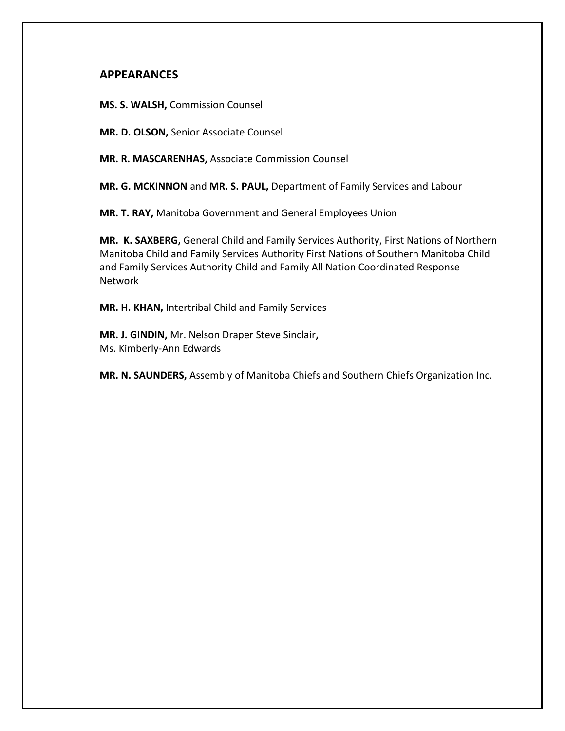## APPEARANCES

**MS. S. WALSH,** Commission Counsel

**MR. D. OLSON,** Senior Associate Counsel

**MR. R. MASCARENHAS,** Associate Commission Counsel

**MR. G. MCKINNON** and **MR. S. PAUL,** Department of Family Services and Labour

**MR. T. RAY,** Manitoba Government and General Employees Union

**MR. K. SAXBERG,** General Child and Family Services Authority, First Nations of Northern Manitoba Child and Family Services Authority First Nations of Southern Manitoba Child and Family Services Authority Child and Family All Nation Coordinated Response Network

**MR. H. KHAN,** Intertribal Child and Family Services

**MR. J. GINDIN,** Mr. Nelson Draper Steve Sinclair**,**
Ms. Kimberly-Ann Edwards

**MR. N. SAUNDERS,** Assembly of Manitoba Chiefs and Southern Chiefs Organization Inc.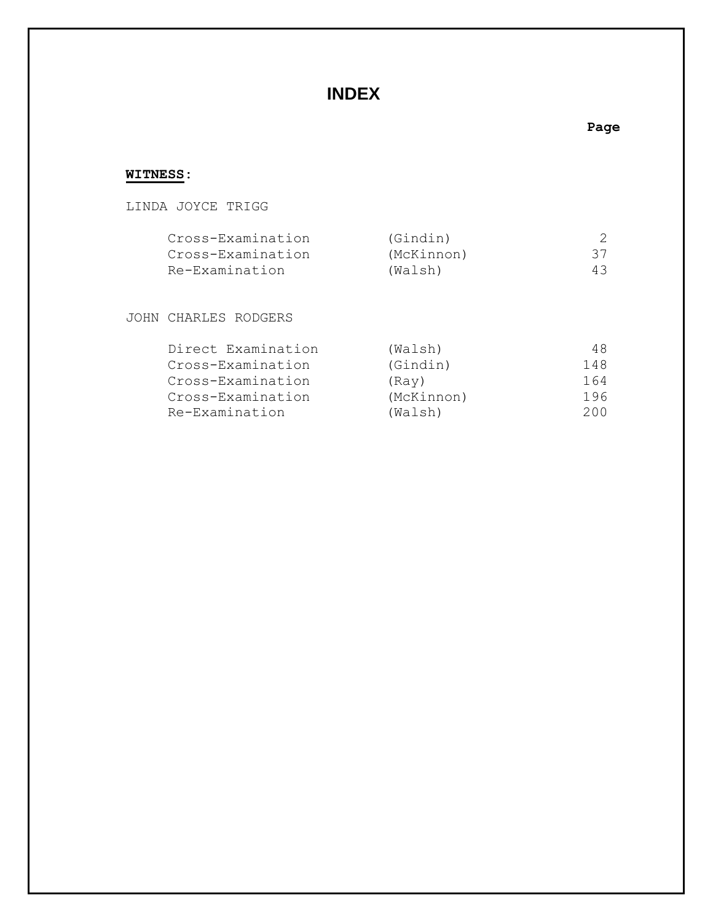# INDEX

| | | Page |
|---|---|---|
| **WITNESS:** | | |
| LINDA JOYCE TRIGG | | |
| Cross-Examination | (Gindin) | 2 |
| Cross-Examination | (McKinnon) | 37 |
| Re-Examination | (Walsh) | 43 |
| JOHN CHARLES RODGERS | | |
| Direct Examination | (Walsh) | 48 |
| Cross-Examination | (Gindin) | 148 |
| Cross-Examination | (Ray) | 164 |
| Cross-Examination | (McKinnon) | 196 |
| Re-Examination | (Walsh) | 200 |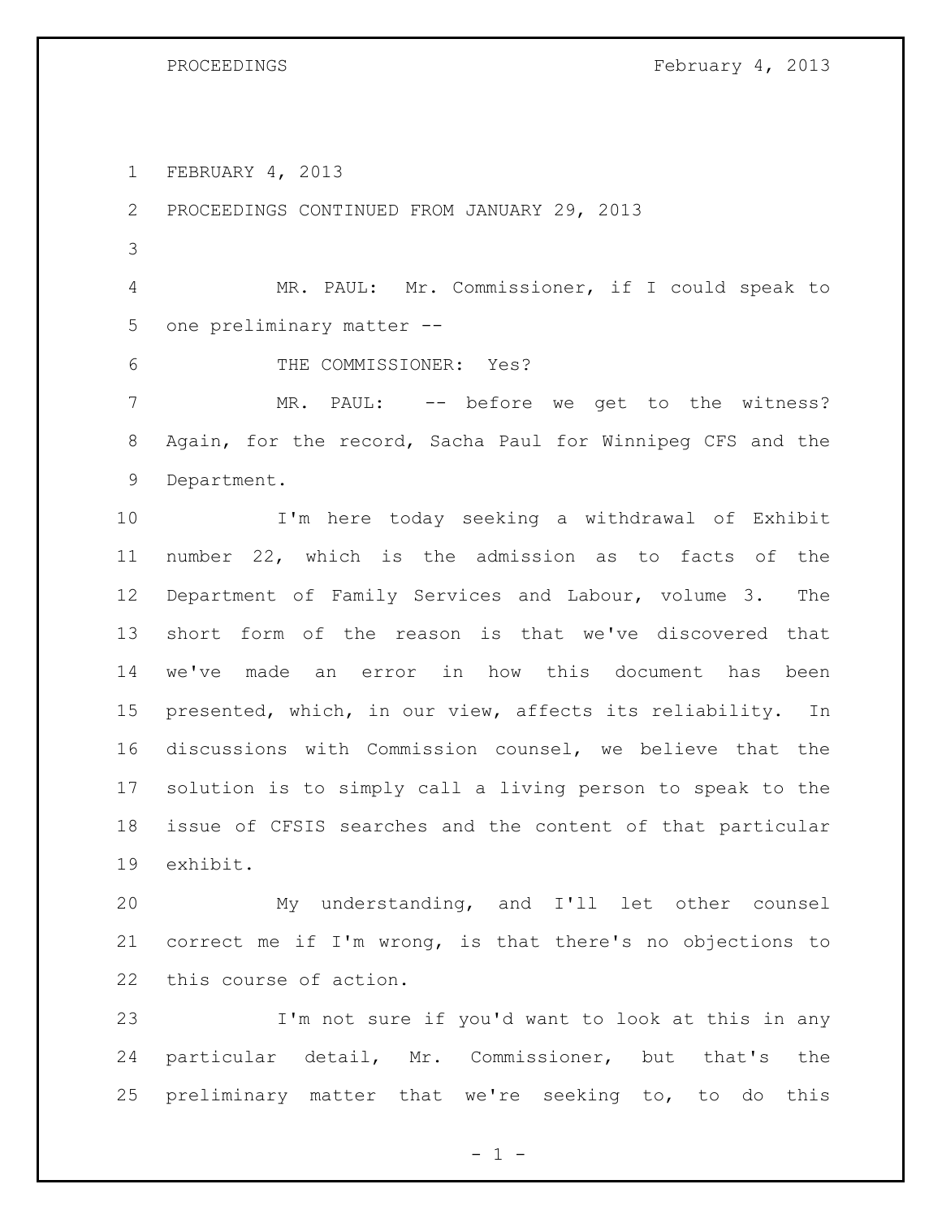FEBRUARY 4, 2013

PROCEEDINGS CONTINUED FROM JANUARY 29, 2013

MR. PAUL: Mr. Commissioner, if I could speak to one preliminary matter --

THE COMMISSIONER: Yes?

MR. PAUL: -- before we get to the witness? Again, for the record, Sacha Paul for Winnipeg CFS and the Department.

I'm here today seeking a withdrawal of Exhibit number 22, which is the admission as to facts of the Department of Family Services and Labour, volume 3. The short form of the reason is that we've discovered that we've made an error in how this document has been presented, which, in our view, affects its reliability. In discussions with Commission counsel, we believe that the solution is to simply call a living person to speak to the issue of CFSIS searches and the content of that particular exhibit.

My understanding, and I'll let other counsel correct me if I'm wrong, is that there's no objections to this course of action.

I'm not sure if you'd want to look at this in any particular detail, Mr. Commissioner, but that's the preliminary matter that we're seeking to, to do this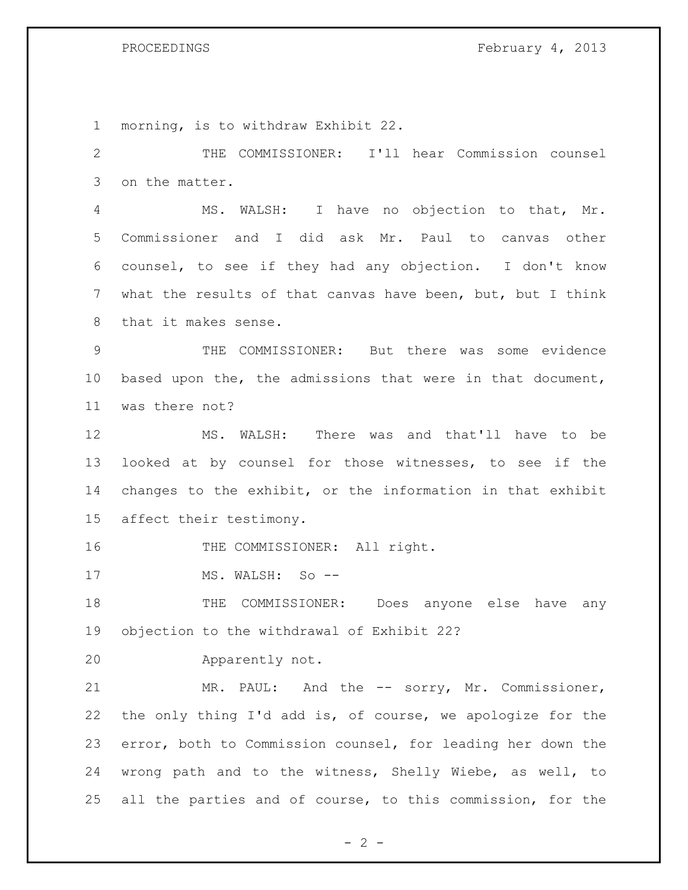morning, is to withdraw Exhibit 22.

THE COMMISSIONER: I'll hear Commission counsel on the matter.

MS. WALSH: I have no objection to that, Mr. Commissioner and I did ask Mr. Paul to canvas other counsel, to see if they had any objection. I don't know what the results of that canvas have been, but, but I think that it makes sense.

THE COMMISSIONER: But there was some evidence based upon the, the admissions that were in that document, was there not?

MS. WALSH: There was and that'll have to be looked at by counsel for those witnesses, to see if the changes to the exhibit, or the information in that exhibit affect their testimony.

THE COMMISSIONER: All right.

MS. WALSH: So --

THE COMMISSIONER: Does anyone else have any objection to the withdrawal of Exhibit 22?

Apparently not.

MR. PAUL: And the -- sorry, Mr. Commissioner, the only thing I'd add is, of course, we apologize for the error, both to Commission counsel, for leading her down the wrong path and to the witness, Shelly Wiebe, as well, to all the parties and of course, to this commission, for the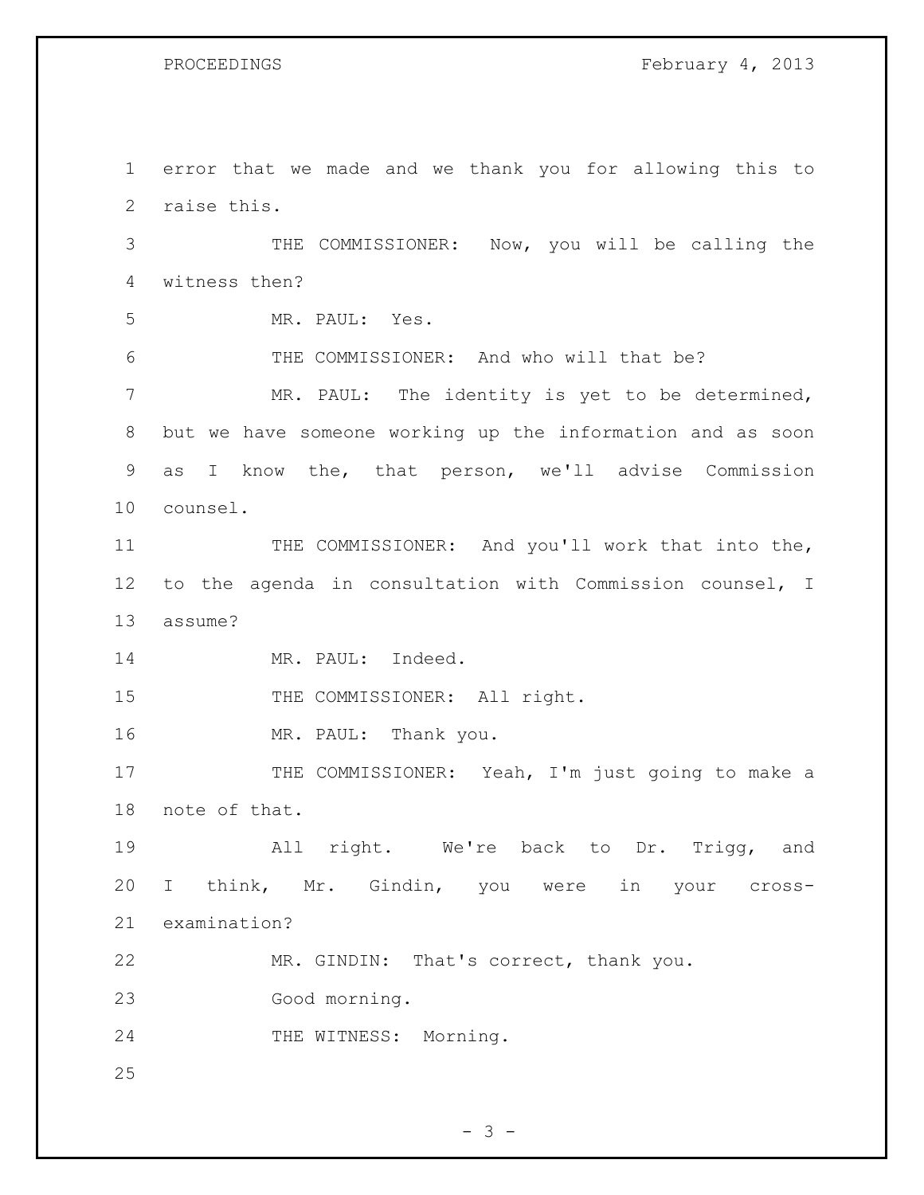error that we made and we thank you for allowing this to raise this.

THE COMMISSIONER: Now, you will be calling the witness then?

MR. PAUL: Yes.

THE COMMISSIONER: And who will that be?

MR. PAUL: The identity is yet to be determined, but we have someone working up the information and as soon as I know the, that person, we'll advise Commission counsel.

THE COMMISSIONER: And you'll work that into the, to the agenda in consultation with Commission counsel, I assume?

MR. PAUL: Indeed.

THE COMMISSIONER: All right.

MR. PAUL: Thank you.

THE COMMISSIONER: Yeah, I'm just going to make a note of that.

All right. We're back to Dr. Trigg, and I think, Mr. Gindin, you were in your cross-examination?

MR. GINDIN: That's correct, thank you.

Good morning.

THE WITNESS: Morning.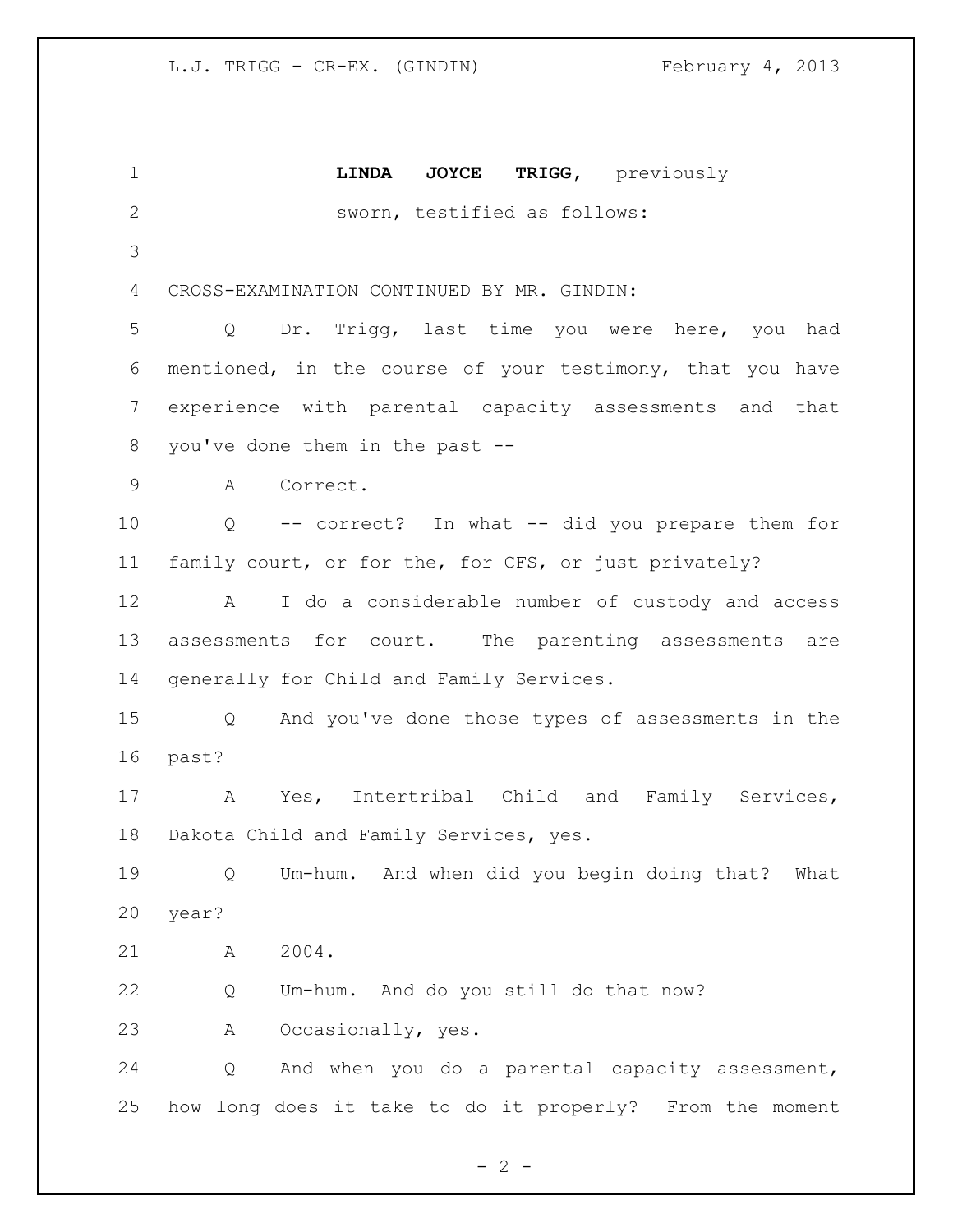**LINDA JOYCE TRIGG**, previously sworn, testified as follows:

CROSS-EXAMINATION CONTINUED BY MR. GINDIN:

Q Dr. Trigg, last time you were here, you had mentioned, in the course of your testimony, that you have experience with parental capacity assessments and that you've done them in the past --

A Correct.

Q -- correct? In what -- did you prepare them for family court, or for the, for CFS, or just privately?

A I do a considerable number of custody and access assessments for court. The parenting assessments are generally for Child and Family Services.

Q And you've done those types of assessments in the past?

A Yes, Intertribal Child and Family Services, Dakota Child and Family Services, yes.

Q Um-hum. And when did you begin doing that? What year?

A 2004.

Q Um-hum. And do you still do that now?

A Occasionally, yes.

Q And when you do a parental capacity assessment, how long does it take to do it properly? From the moment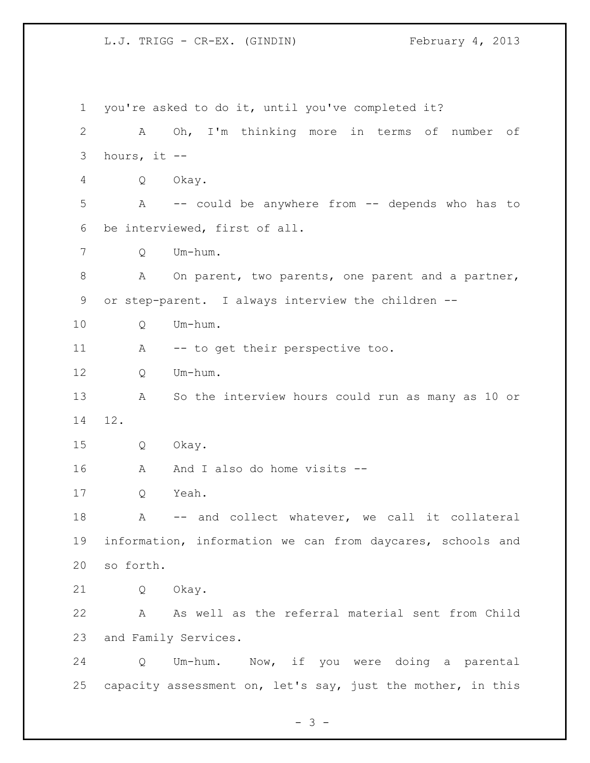you're asked to do it, until you've completed it?

A Oh, I'm thinking more in terms of number of hours, it --

Q Okay.

A -- could be anywhere from -- depends who has to be interviewed, first of all.

Q Um-hum.

A On parent, two parents, one parent and a partner, or step-parent. I always interview the children --

Q Um-hum.

A -- to get their perspective too.

Q Um-hum.

A So the interview hours could run as many as 10 or 12.

Q Okay.

A And I also do home visits --

Q Yeah.

A -- and collect whatever, we call it collateral information, information we can from daycares, schools and so forth.

Q Okay.

A As well as the referral material sent from Child and Family Services.

Q Um-hum. Now, if you were doing a parental capacity assessment on, let's say, just the mother, in this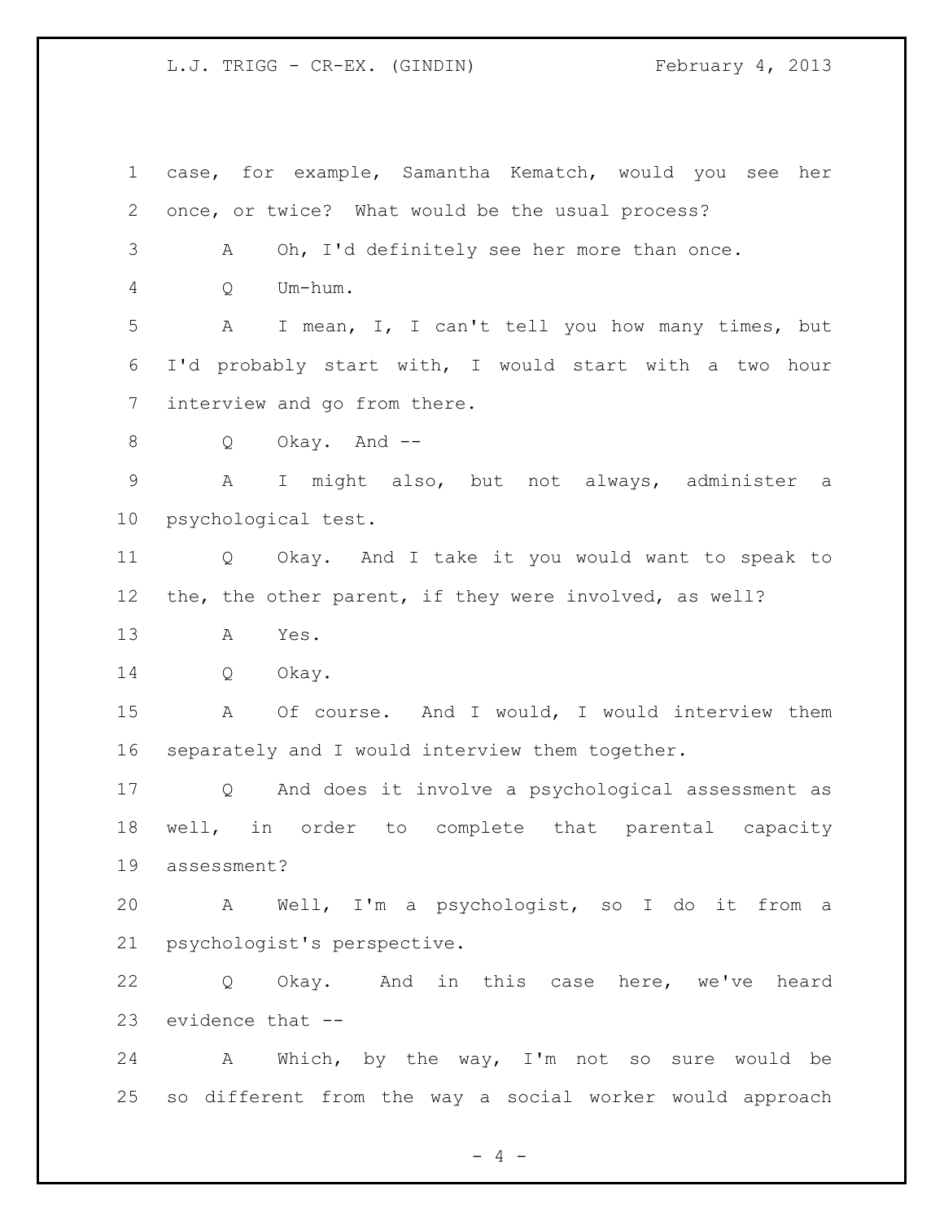case, for example, Samantha Kematch, would you see her once, or twice? What would be the usual process?

A Oh, I'd definitely see her more than once.

Q Um-hum.

A I mean, I, I can't tell you how many times, but I'd probably start with, I would start with a two hour interview and go from there.

Q Okay. And --

A I might also, but not always, administer a psychological test.

Q Okay. And I take it you would want to speak to the, the other parent, if they were involved, as well?

A Yes.

Q Okay.

A Of course. And I would, I would interview them separately and I would interview them together.

Q And does it involve a psychological assessment as well, in order to complete that parental capacity assessment?

A Well, I'm a psychologist, so I do it from a psychologist's perspective.

Q Okay. And in this case here, we've heard evidence that --

A Which, by the way, I'm not so sure would be so different from the way a social worker would approach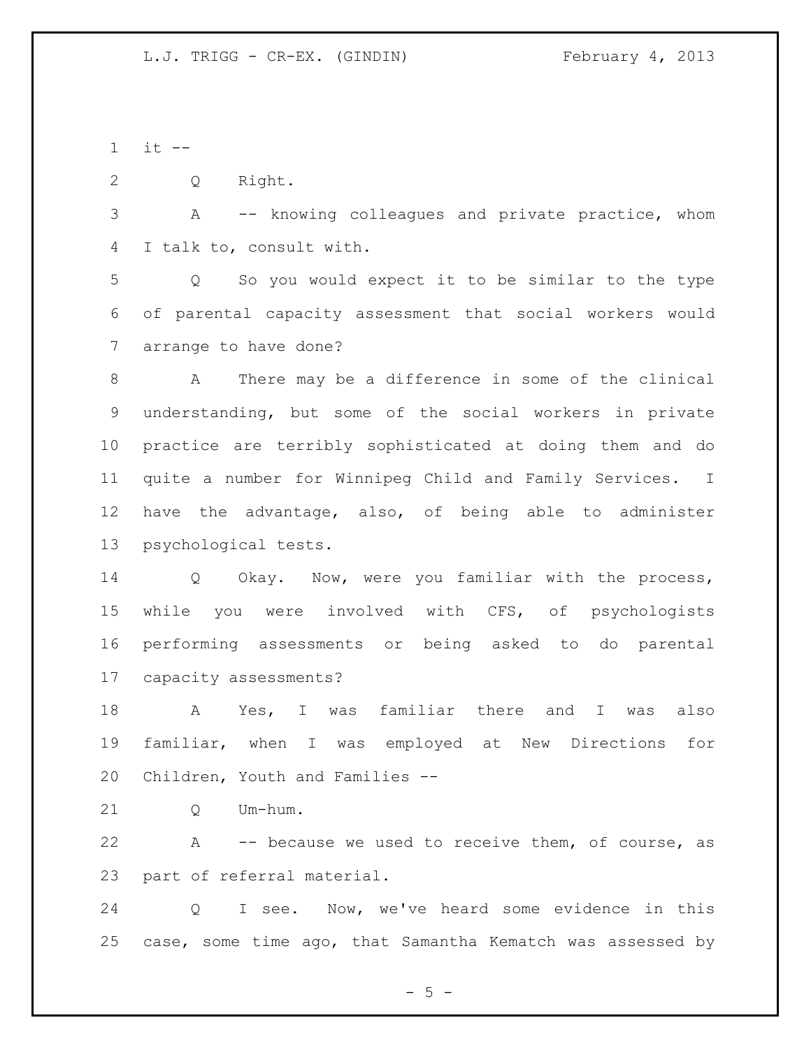it --

Q Right.

A -- knowing colleagues and private practice, whom I talk to, consult with.

Q So you would expect it to be similar to the type of parental capacity assessment that social workers would arrange to have done?

A There may be a difference in some of the clinical understanding, but some of the social workers in private practice are terribly sophisticated at doing them and do quite a number for Winnipeg Child and Family Services. I have the advantage, also, of being able to administer psychological tests.

Q Okay. Now, were you familiar with the process, while you were involved with CFS, of psychologists performing assessments or being asked to do parental capacity assessments?

A Yes, I was familiar there and I was also familiar, when I was employed at New Directions for Children, Youth and Families --

Q Um-hum.

A -- because we used to receive them, of course, as part of referral material.

Q I see. Now, we've heard some evidence in this case, some time ago, that Samantha Kematch was assessed by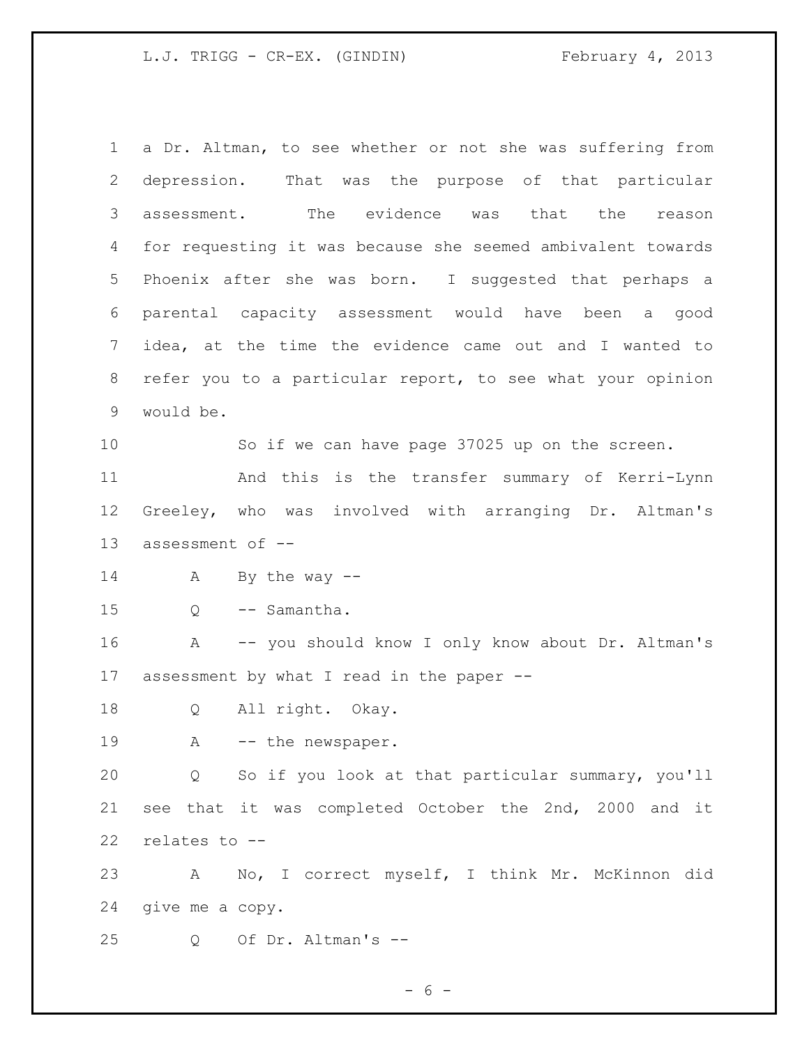a Dr. Altman, to see whether or not she was suffering from depression. That was the purpose of that particular assessment. The evidence was that the reason for requesting it was because she seemed ambivalent towards Phoenix after she was born. I suggested that perhaps a parental capacity assessment would have been a good idea, at the time the evidence came out and I wanted to refer you to a particular report, to see what your opinion would be.

So if we can have page 37025 up on the screen.

And this is the transfer summary of Kerri-Lynn Greeley, who was involved with arranging Dr. Altman's assessment of --

A By the way --

Q -- Samantha.

A -- you should know I only know about Dr. Altman's assessment by what I read in the paper --

Q All right. Okay.

A -- the newspaper.

Q So if you look at that particular summary, you'll see that it was completed October the 2nd, 2000 and it relates to --

A No, I correct myself, I think Mr. McKinnon did give me a copy.

Q Of Dr. Altman's --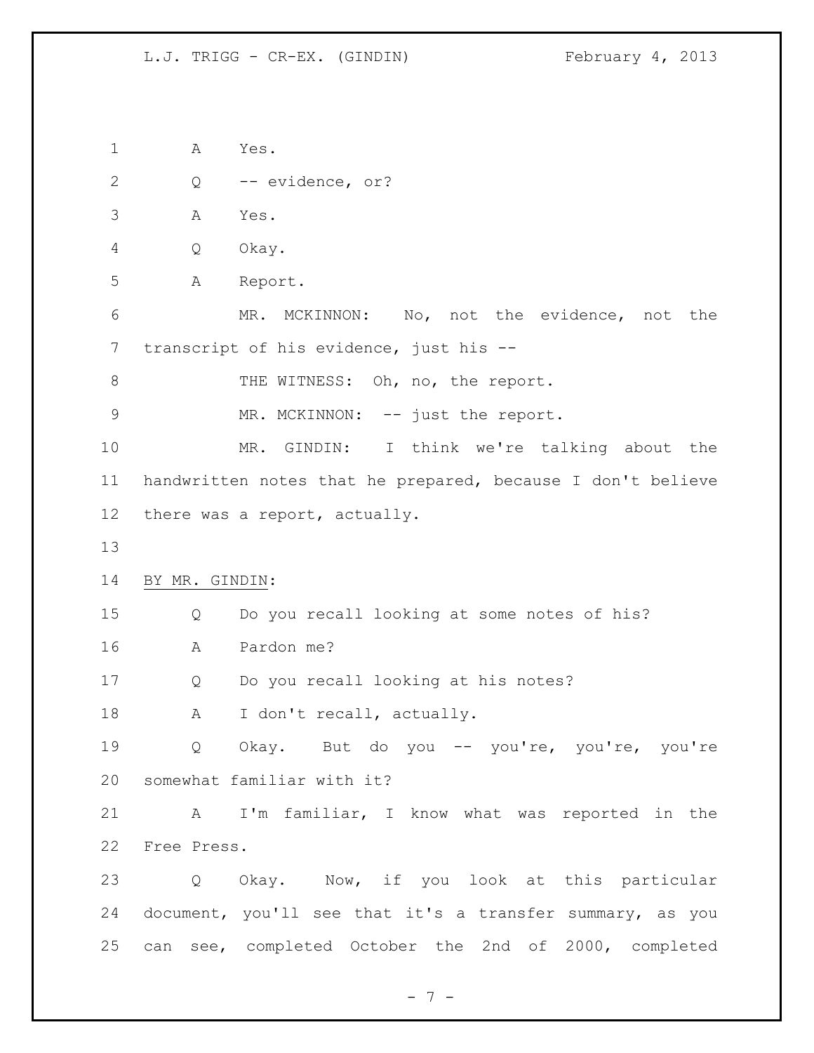A Yes.

Q -- evidence, or?

A Yes.

Q Okay.

A Report.

MR. MCKINNON: No, not the evidence, not the transcript of his evidence, just his --

THE WITNESS: Oh, no, the report.

MR. MCKINNON: -- just the report.

MR. GINDIN: I think we're talking about the handwritten notes that he prepared, because I don't believe there was a report, actually.

BY MR. GINDIN:

Q Do you recall looking at some notes of his?

A Pardon me?

Q Do you recall looking at his notes?

A I don't recall, actually.

Q Okay. But do you -- you're, you're, you're somewhat familiar with it?

A I'm familiar, I know what was reported in the Free Press.

Q Okay. Now, if you look at this particular document, you'll see that it's a transfer summary, as you can see, completed October the 2nd of 2000, completed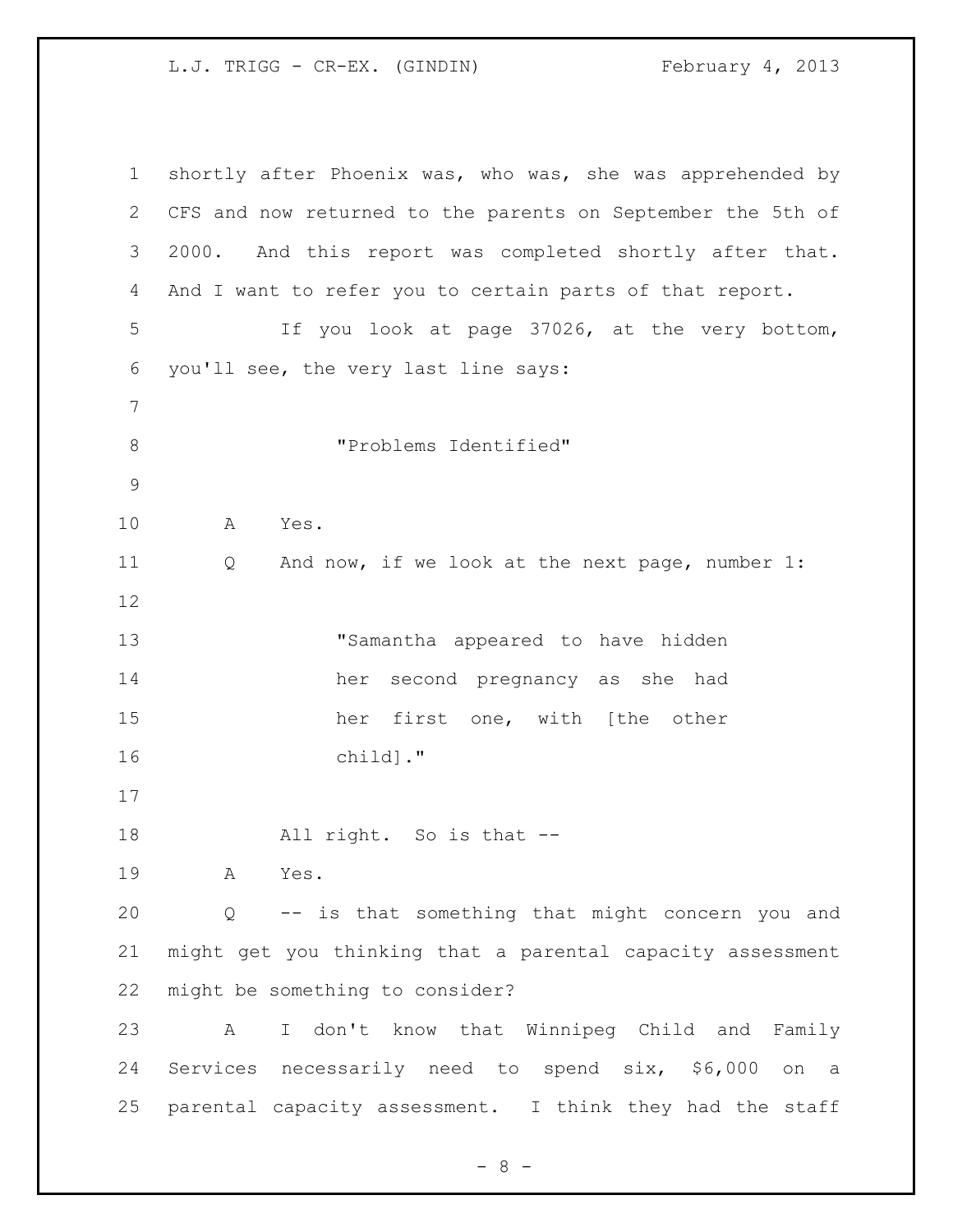shortly after Phoenix was, who was, she was apprehended by CFS and now returned to the parents on September the 5th of 2000. And this report was completed shortly after that. And I want to refer you to certain parts of that report.

If you look at page 37026, at the very bottom, you'll see, the very last line says:

> "Problems Identified"

A Yes.

Q And now, if we look at the next page, number 1:

> "Samantha appeared to have hidden her second pregnancy as she had her first one, with [the other child]."

All right. So is that --

A Yes.

Q -- is that something that might concern you and might get you thinking that a parental capacity assessment might be something to consider?

A I don't know that Winnipeg Child and Family Services necessarily need to spend six, $6,000 on a parental capacity assessment. I think they had the staff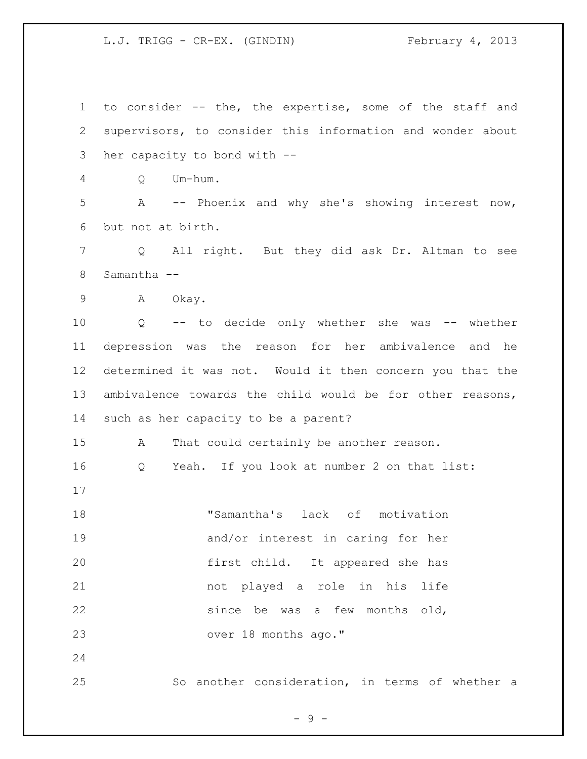to consider -- the, the expertise, some of the staff and supervisors, to consider this information and wonder about her capacity to bond with --

Q Um-hum.

A -- Phoenix and why she's showing interest now, but not at birth.

Q All right. But they did ask Dr. Altman to see Samantha --

A Okay.

Q -- to decide only whether she was -- whether depression was the reason for her ambivalence and he determined it was not. Would it then concern you that the ambivalence towards the child would be for other reasons, such as her capacity to be a parent?

A That could certainly be another reason.

Q Yeah. If you look at number 2 on that list:

> "Samantha's lack of motivation and/or interest in caring for her first child. It appeared she has not played a role in his life since be was a few months old, over 18 months ago."

So another consideration, in terms of whether a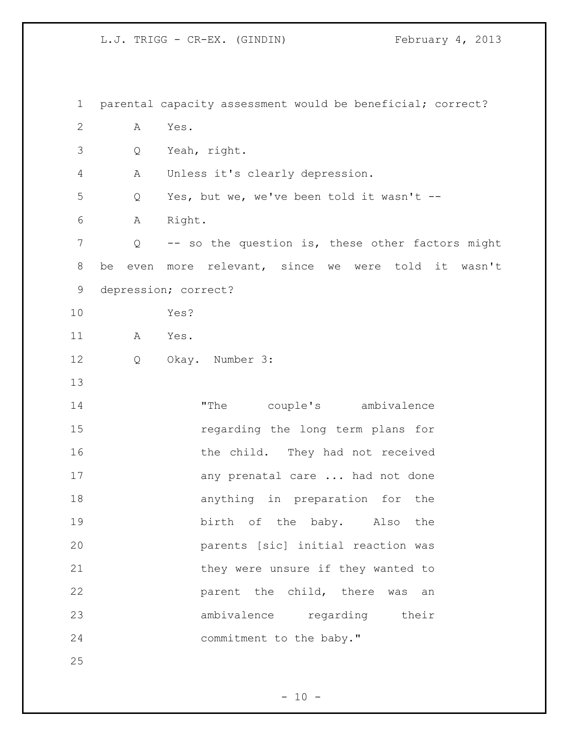parental capacity assessment would be beneficial; correct?

A Yes.

Q Yeah, right.

A Unless it's clearly depression.

Q Yes, but we, we've been told it wasn't --

A Right.

Q -- so the question is, these other factors might be even more relevant, since we were told it wasn't depression; correct?

Yes?

A Yes.

Q Okay. Number 3:

> "The couple's ambivalence regarding the long term plans for the child. They had not received any prenatal care ... had not done anything in preparation for the birth of the baby. Also the parents [sic] initial reaction was they were unsure if they wanted to parent the child, there was an ambivalence regarding their commitment to the baby."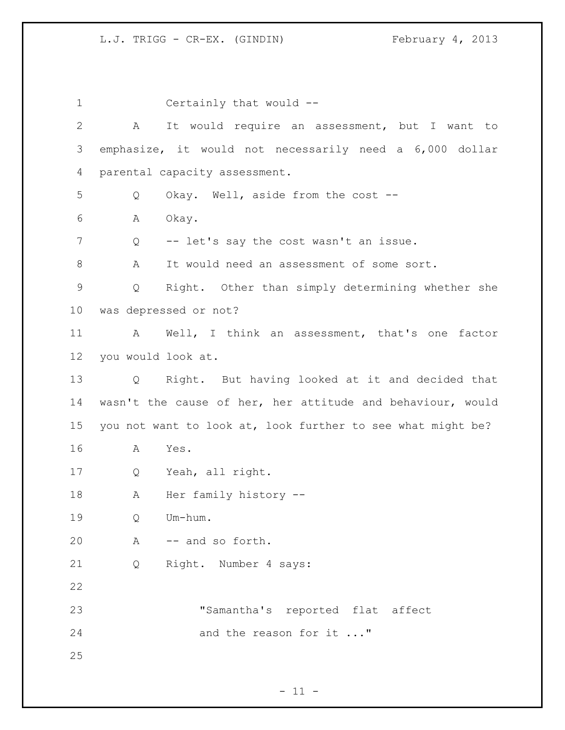Certainly that would --

A It would require an assessment, but I want to emphasize, it would not necessarily need a 6,000 dollar parental capacity assessment.

Q Okay. Well, aside from the cost --

A Okay.

Q -- let's say the cost wasn't an issue.

A It would need an assessment of some sort.

Q Right. Other than simply determining whether she was depressed or not?

A Well, I think an assessment, that's one factor you would look at.

Q Right. But having looked at it and decided that wasn't the cause of her, her attitude and behaviour, would you not want to look at, look further to see what might be?

A Yes.

Q Yeah, all right.

A Her family history --

Q Um-hum.

A -- and so forth.

Q Right. Number 4 says:

> "Samantha's reported flat affect and the reason for it ..."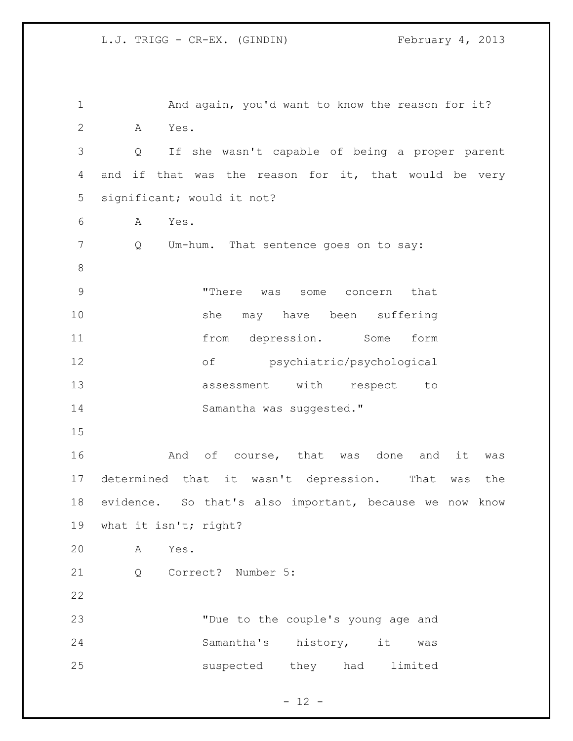And again, you'd want to know the reason for it?

A Yes.

Q If she wasn't capable of being a proper parent and if that was the reason for it, that would be very significant; would it not?

A Yes.

Q Um-hum. That sentence goes on to say:

> "There was some concern that she may have been suffering from depression. Some form of psychiatric/psychological assessment with respect to Samantha was suggested."

And of course, that was done and it was determined that it wasn't depression. That was the evidence. So that's also important, because we now know what it isn't; right?

A Yes.

Q Correct? Number 5:

> "Due to the couple's young age and Samantha's history, it was suspected they had limited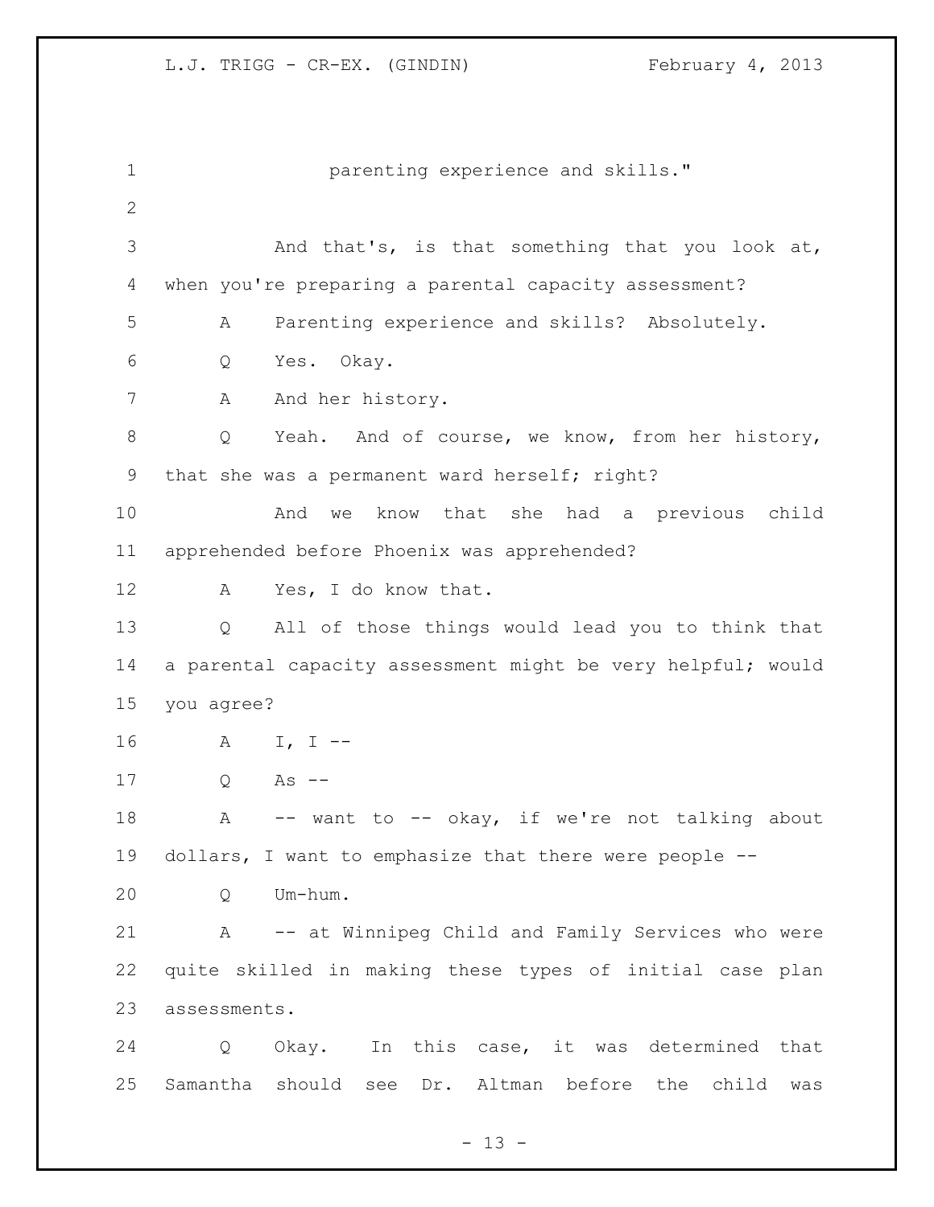parenting experience and skills."

And that's, is that something that you look at, when you're preparing a parental capacity assessment?

A Parenting experience and skills? Absolutely.

Q Yes. Okay.

A And her history.

Q Yeah. And of course, we know, from her history, that she was a permanent ward herself; right?

And we know that she had a previous child apprehended before Phoenix was apprehended?

A Yes, I do know that.

Q All of those things would lead you to think that a parental capacity assessment might be very helpful; would you agree?

A I, I --

Q As --

A -- want to -- okay, if we're not talking about dollars, I want to emphasize that there were people --

Q Um-hum.

A -- at Winnipeg Child and Family Services who were quite skilled in making these types of initial case plan assessments.

Q Okay. In this case, it was determined that Samantha should see Dr. Altman before the child was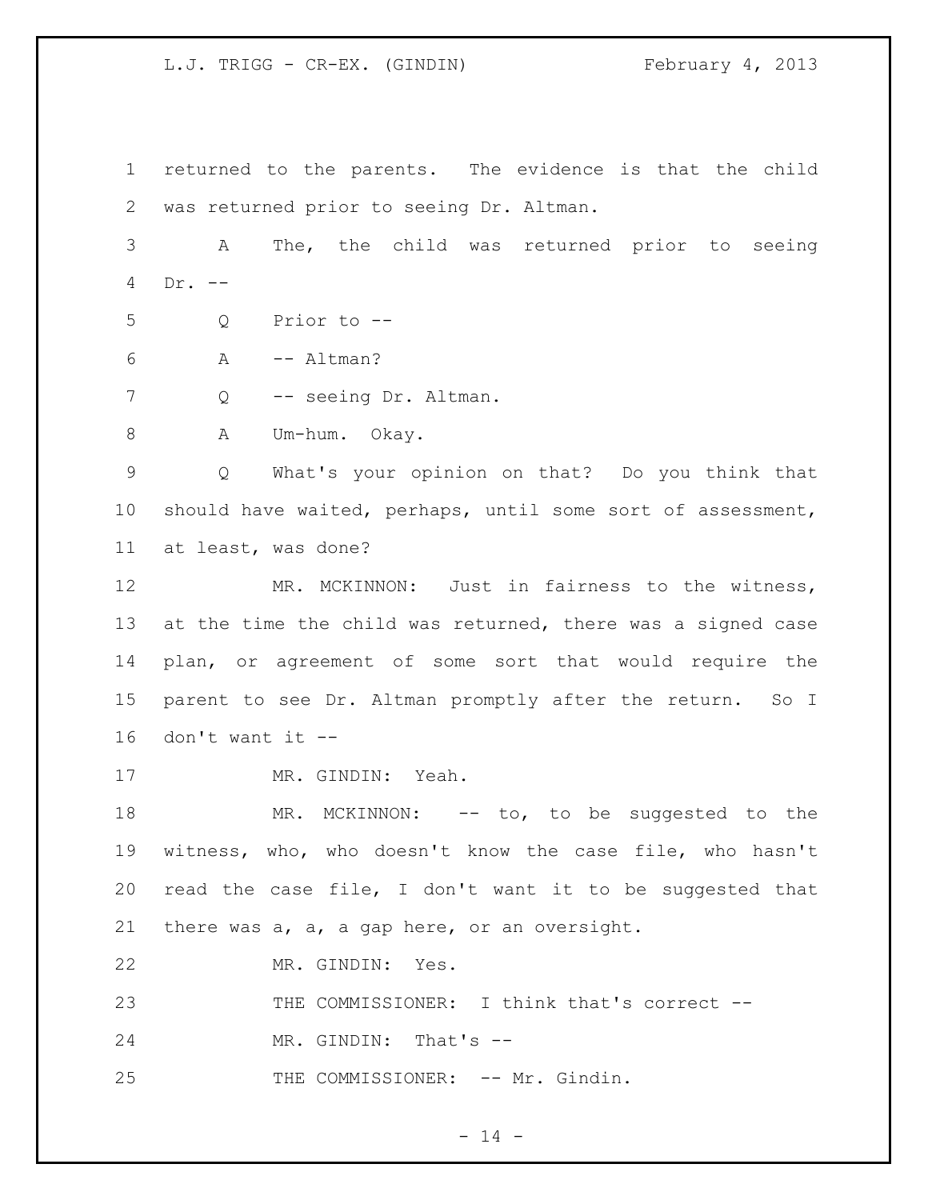1 returned to the parents. The evidence is that the child
2 was returned prior to seeing Dr. Altman.
3 A The, the child was returned prior to seeing
4 Dr. --
5 Q Prior to --
6 A -- Altman?
7 Q -- seeing Dr. Altman.
8 A Um-hum. Okay.
9 Q What's your opinion on that? Do you think that
10 should have waited, perhaps, until some sort of assessment,
11 at least, was done?
12 MR. MCKINNON: Just in fairness to the witness,
13 at the time the child was returned, there was a signed case
14 plan, or agreement of some sort that would require the
15 parent to see Dr. Altman promptly after the return. So I
16 don't want it --
17 MR. GINDIN: Yeah.
18 MR. MCKINNON: -- to, to be suggested to the
19 witness, who, who doesn't know the case file, who hasn't
20 read the case file, I don't want it to be suggested that
21 there was a, a, a gap here, or an oversight.
22 MR. GINDIN: Yes.
23 THE COMMISSIONER: I think that's correct --
24 MR. GINDIN: That's --
25 THE COMMISSIONER: -- Mr. Gindin.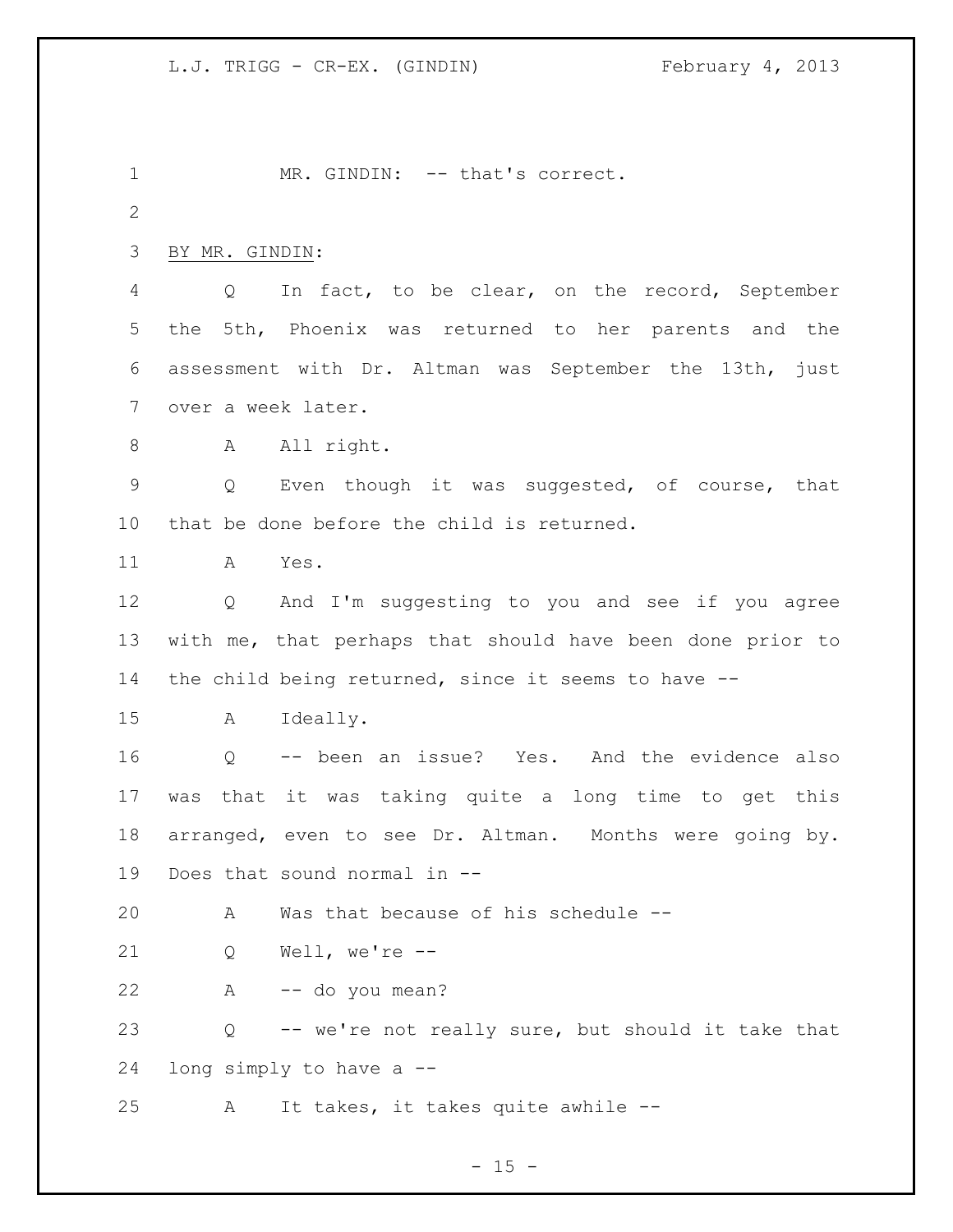MR. GINDIN: -- that's correct.

BY MR. GINDIN:

Q In fact, to be clear, on the record, September the 5th, Phoenix was returned to her parents and the assessment with Dr. Altman was September the 13th, just over a week later.

A All right.

Q Even though it was suggested, of course, that that be done before the child is returned.

A Yes.

Q And I'm suggesting to you and see if you agree with me, that perhaps that should have been done prior to the child being returned, since it seems to have --

A Ideally.

Q -- been an issue? Yes. And the evidence also was that it was taking quite a long time to get this arranged, even to see Dr. Altman. Months were going by. Does that sound normal in --

A Was that because of his schedule --

Q Well, we're --

A -- do you mean?

Q -- we're not really sure, but should it take that long simply to have a --

A It takes, it takes quite awhile --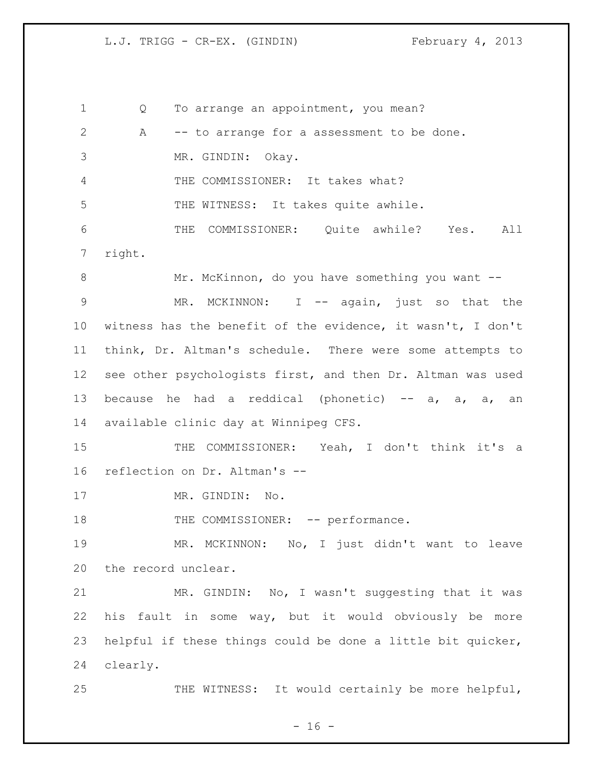Q To arrange an appointment, you mean?

A -- to arrange for a assessment to be done.

MR. GINDIN: Okay.

THE COMMISSIONER: It takes what?

THE WITNESS: It takes quite awhile.

THE COMMISSIONER: Quite awhile? Yes. All right.

Mr. McKinnon, do you have something you want --

MR. MCKINNON: I -- again, just so that the witness has the benefit of the evidence, it wasn't, I don't think, Dr. Altman's schedule. There were some attempts to see other psychologists first, and then Dr. Altman was used because he had a reddical (phonetic) -- a, a, a, an available clinic day at Winnipeg CFS.

THE COMMISSIONER: Yeah, I don't think it's a reflection on Dr. Altman's --

MR. GINDIN: No.

THE COMMISSIONER: -- performance.

MR. MCKINNON: No, I just didn't want to leave the record unclear.

MR. GINDIN: No, I wasn't suggesting that it was his fault in some way, but it would obviously be more helpful if these things could be done a little bit quicker, clearly.

THE WITNESS: It would certainly be more helpful,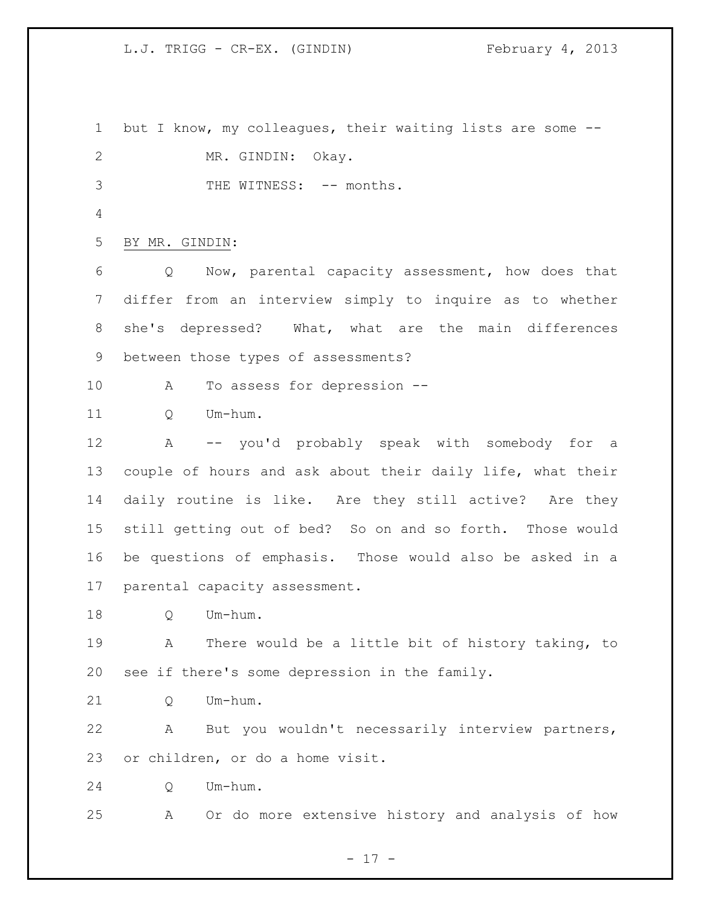but I know, my colleagues, their waiting lists are some --

MR. GINDIN: Okay.

THE WITNESS: -- months.

BY MR. GINDIN:

Q Now, parental capacity assessment, how does that differ from an interview simply to inquire as to whether she's depressed? What, what are the main differences between those types of assessments?

A To assess for depression --

Q Um-hum.

A -- you'd probably speak with somebody for a couple of hours and ask about their daily life, what their daily routine is like. Are they still active? Are they still getting out of bed? So on and so forth. Those would be questions of emphasis. Those would also be asked in a parental capacity assessment.

Q Um-hum.

A There would be a little bit of history taking, to see if there's some depression in the family.

Q Um-hum.

A But you wouldn't necessarily interview partners, or children, or do a home visit.

Q Um-hum.

A Or do more extensive history and analysis of how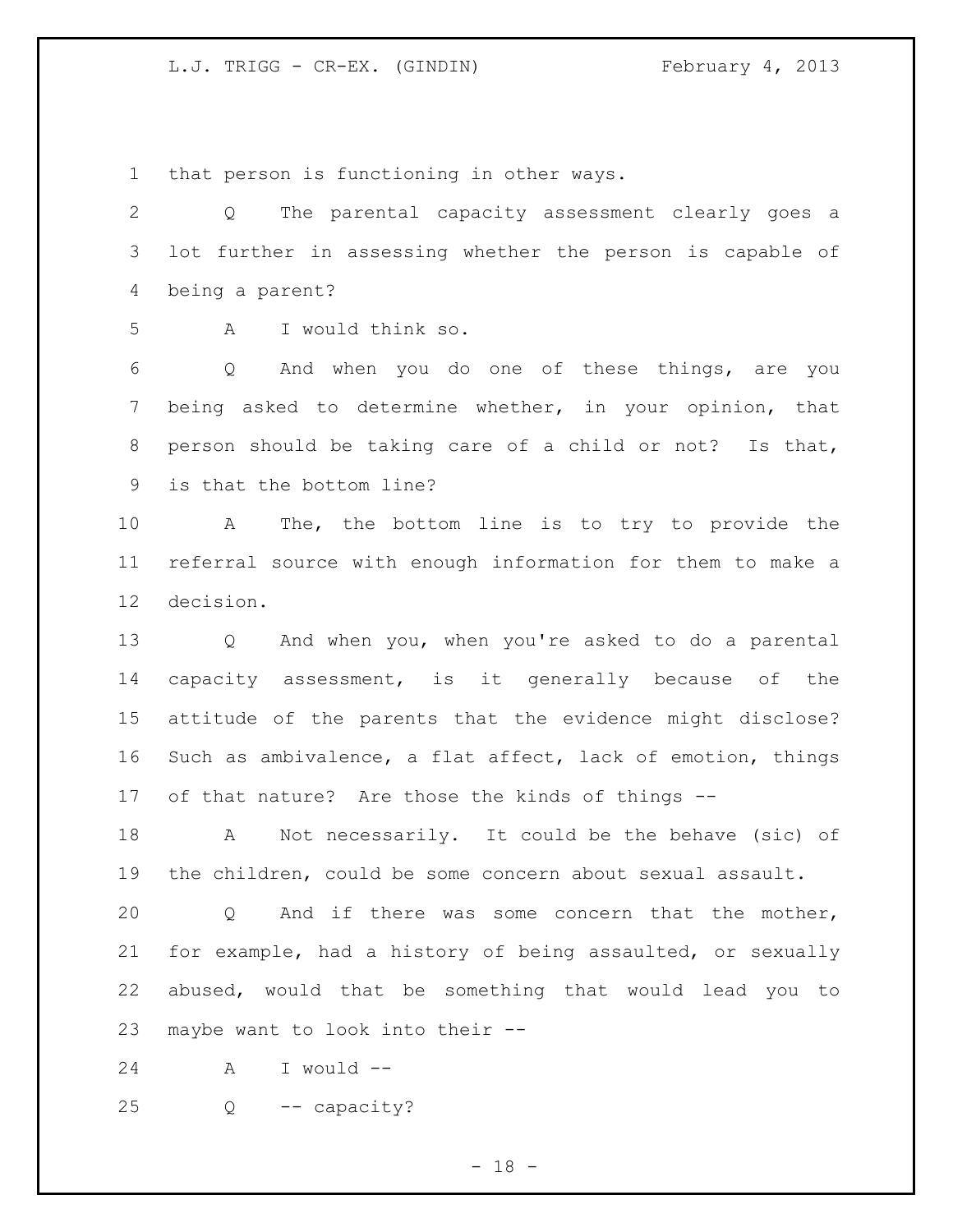that person is functioning in other ways.

Q The parental capacity assessment clearly goes a lot further in assessing whether the person is capable of being a parent?

A I would think so.

Q And when you do one of these things, are you being asked to determine whether, in your opinion, that person should be taking care of a child or not? Is that, is that the bottom line?

A The, the bottom line is to try to provide the referral source with enough information for them to make a decision.

Q And when you, when you're asked to do a parental capacity assessment, is it generally because of the attitude of the parents that the evidence might disclose? Such as ambivalence, a flat affect, lack of emotion, things of that nature? Are those the kinds of things --

A Not necessarily. It could be the behave (sic) of the children, could be some concern about sexual assault.

Q And if there was some concern that the mother, for example, had a history of being assaulted, or sexually abused, would that be something that would lead you to maybe want to look into their --

A I would --

Q -- capacity?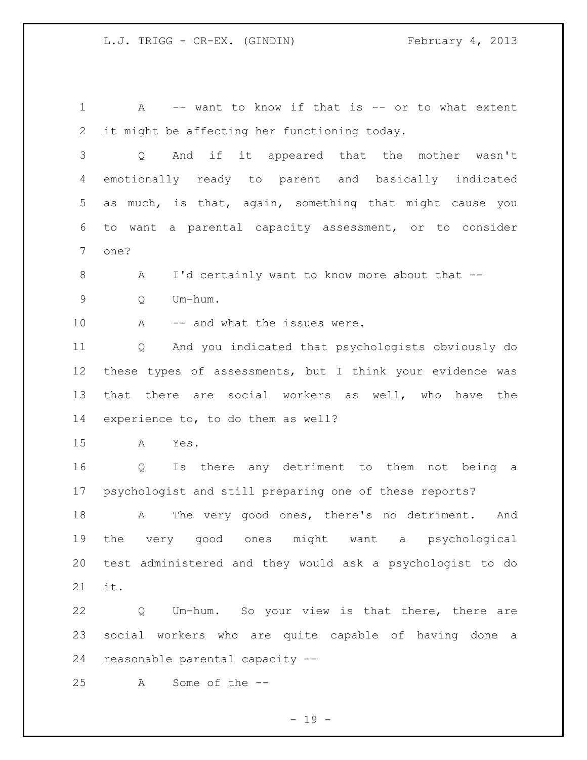A -- want to know if that is -- or to what extent it might be affecting her functioning today.

Q And if it appeared that the mother wasn't emotionally ready to parent and basically indicated as much, is that, again, something that might cause you to want a parental capacity assessment, or to consider one?

A I'd certainly want to know more about that --

Q Um-hum.

A -- and what the issues were.

Q And you indicated that psychologists obviously do these types of assessments, but I think your evidence was that there are social workers as well, who have the experience to, to do them as well?

A Yes.

Q Is there any detriment to them not being a psychologist and still preparing one of these reports?

A The very good ones, there's no detriment. And the very good ones might want a psychological test administered and they would ask a psychologist to do it.

Q Um-hum. So your view is that there, there are social workers who are quite capable of having done a reasonable parental capacity --

A Some of the --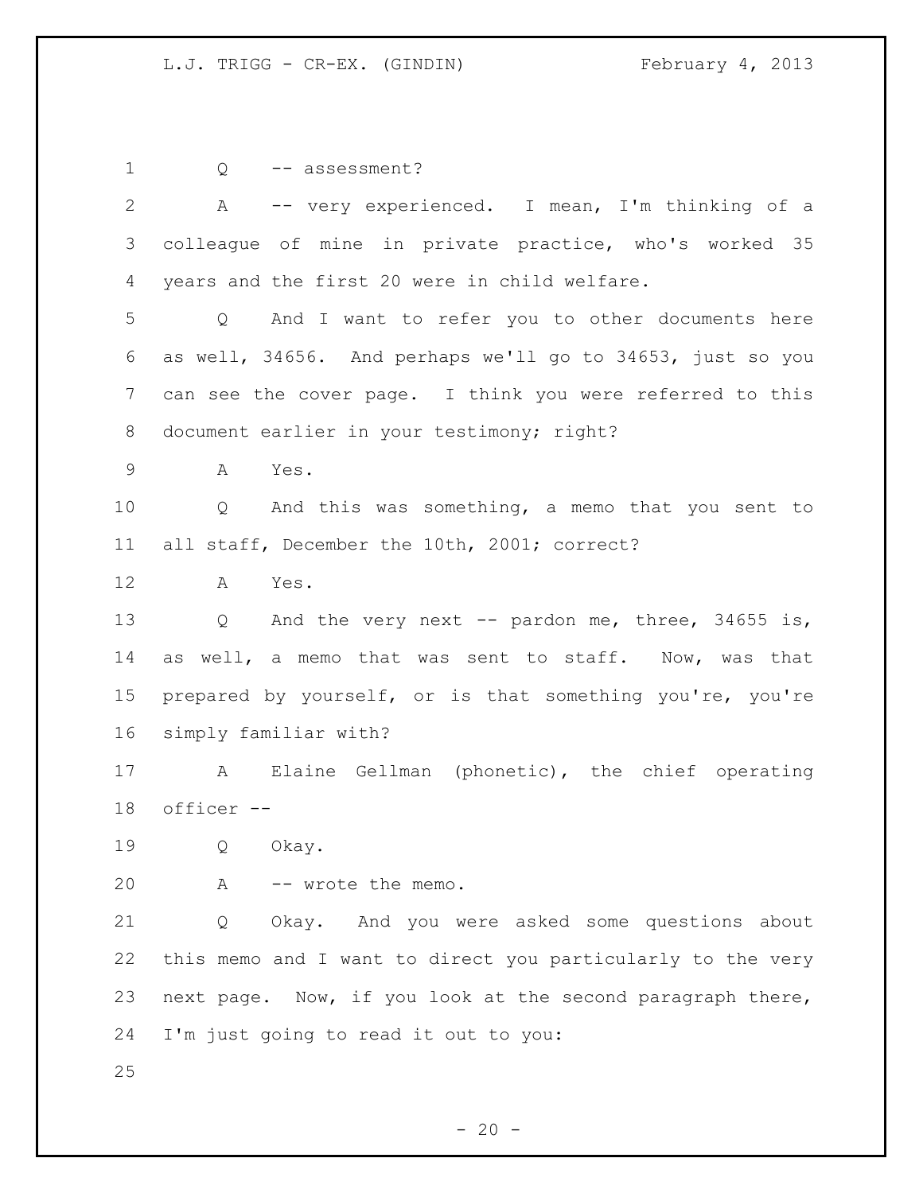Q -- assessment?

A -- very experienced. I mean, I'm thinking of a colleague of mine in private practice, who's worked 35 years and the first 20 were in child welfare.

Q And I want to refer you to other documents here as well, 34656. And perhaps we'll go to 34653, just so you can see the cover page. I think you were referred to this document earlier in your testimony; right?

A Yes.

Q And this was something, a memo that you sent to all staff, December the 10th, 2001; correct?

A Yes.

Q And the very next -- pardon me, three, 34655 is, as well, a memo that was sent to staff. Now, was that prepared by yourself, or is that something you're, you're simply familiar with?

A Elaine Gellman (phonetic), the chief operating officer --

Q Okay.

A -- wrote the memo.

Q Okay. And you were asked some questions about this memo and I want to direct you particularly to the very next page. Now, if you look at the second paragraph there, I'm just going to read it out to you: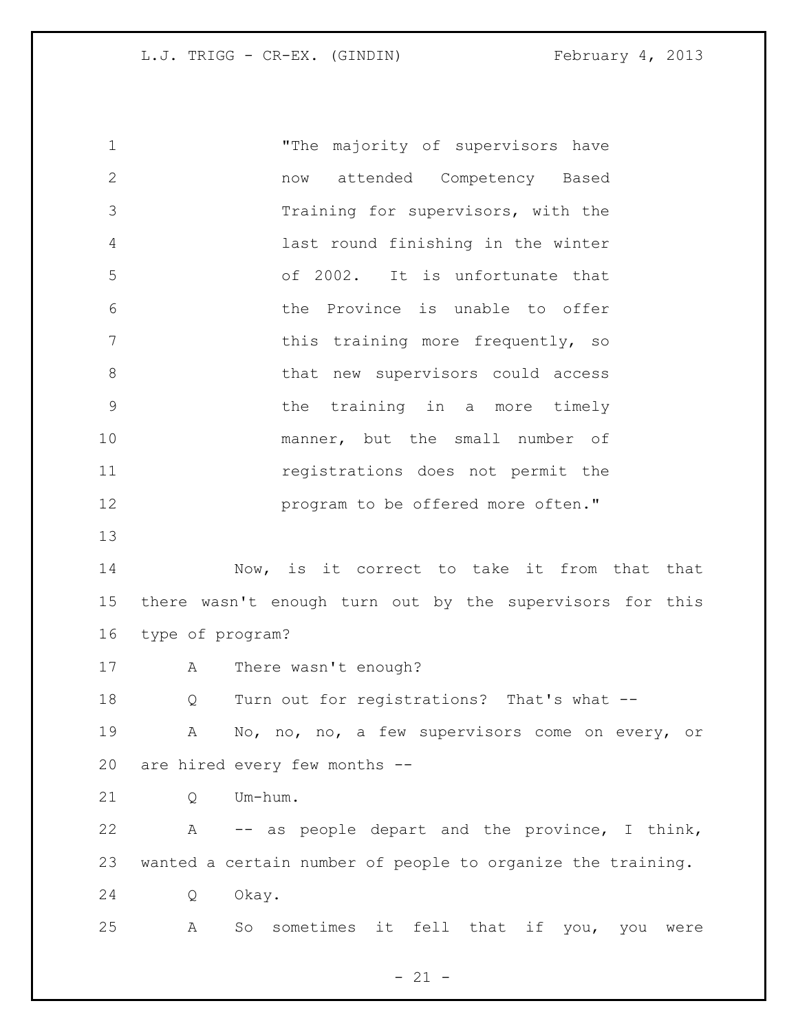"The majority of supervisors have now attended Competency Based Training for supervisors, with the last round finishing in the winter of 2002. It is unfortunate that the Province is unable to offer this training more frequently, so that new supervisors could access the training in a more timely manner, but the small number of registrations does not permit the program to be offered more often."

Now, is it correct to take it from that that there wasn't enough turn out by the supervisors for this type of program?

A There wasn't enough?

Q Turn out for registrations? That's what --

A No, no, no, a few supervisors come on every, or are hired every few months --

Q Um-hum.

A -- as people depart and the province, I think, wanted a certain number of people to organize the training.

Q Okay.

A So sometimes it fell that if you, you were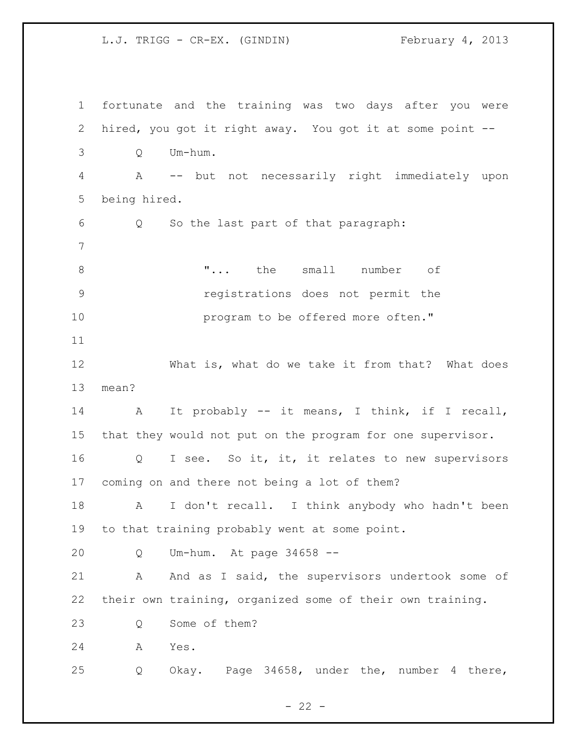fortunate and the training was two days after you were hired, you got it right away. You got it at some point --

Q Um-hum.

A -- but not necessarily right immediately upon being hired.

Q So the last part of that paragraph:

> "... the small number of registrations does not permit the program to be offered more often."

What is, what do we take it from that? What does mean?

A It probably -- it means, I think, if I recall, that they would not put on the program for one supervisor.

Q I see. So it, it, it relates to new supervisors coming on and there not being a lot of them?

A I don't recall. I think anybody who hadn't been to that training probably went at some point.

Q Um-hum. At page 34658 --

A And as I said, the supervisors undertook some of their own training, organized some of their own training.

Q Some of them?

A Yes.

Q Okay. Page 34658, under the, number 4 there,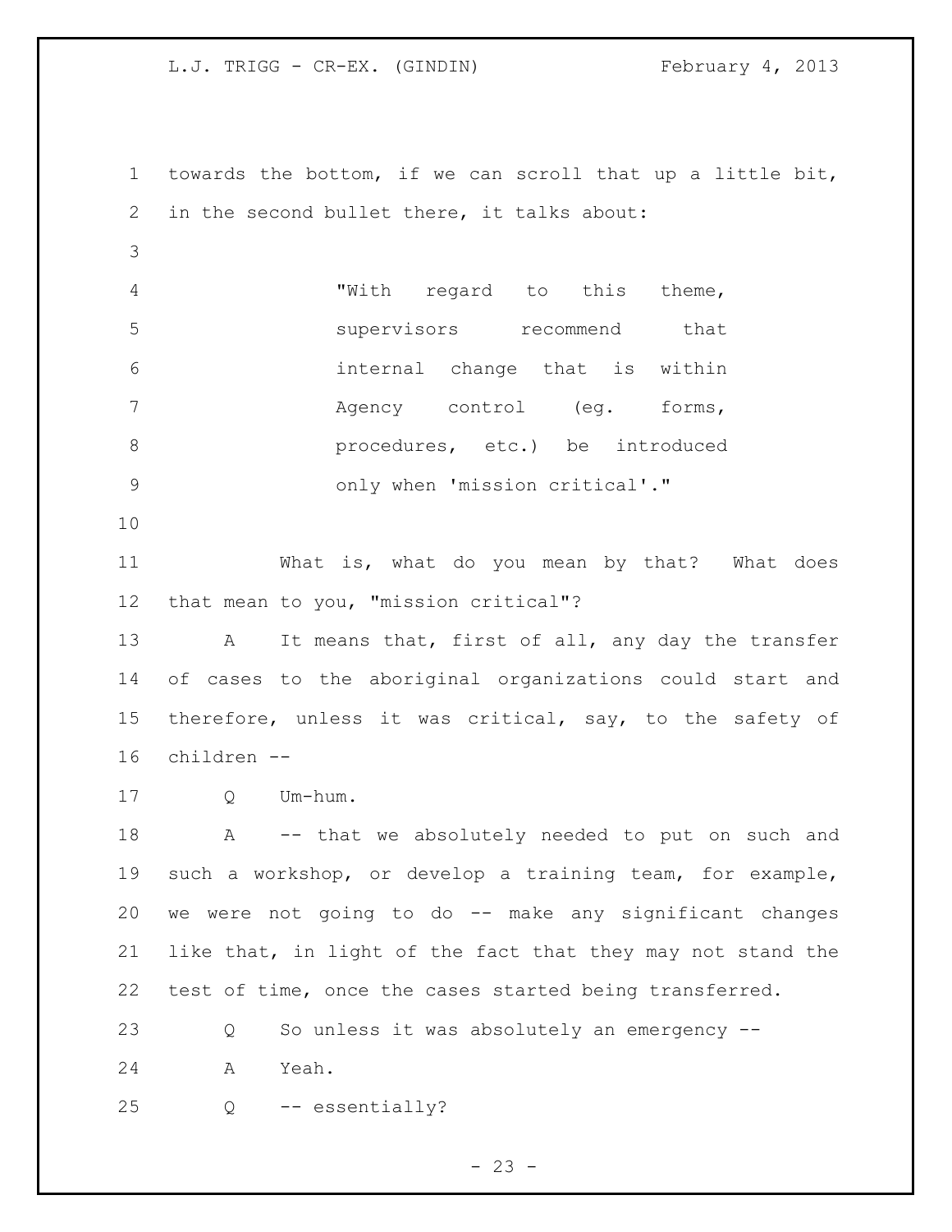towards the bottom, if we can scroll that up a little bit, in the second bullet there, it talks about:

> "With regard to this theme, supervisors recommend that internal change that is within Agency control (eg. forms, procedures, etc.) be introduced only when 'mission critical'."

What is, what do you mean by that? What does that mean to you, "mission critical"?

A It means that, first of all, any day the transfer of cases to the aboriginal organizations could start and therefore, unless it was critical, say, to the safety of children --

Q Um-hum.

A -- that we absolutely needed to put on such and such a workshop, or develop a training team, for example, we were not going to do -- make any significant changes like that, in light of the fact that they may not stand the test of time, once the cases started being transferred.

Q So unless it was absolutely an emergency --

A Yeah.

Q -- essentially?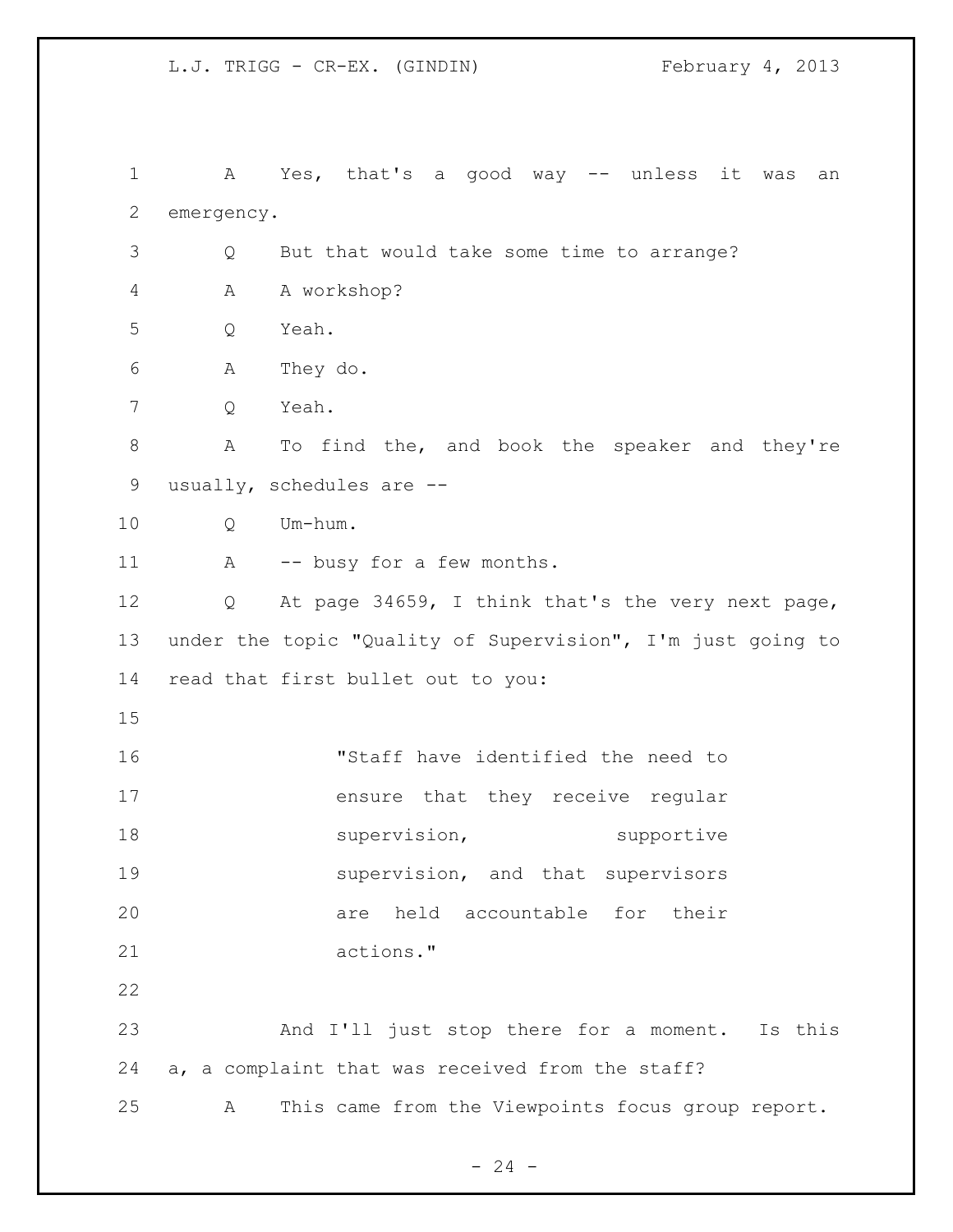A Yes, that's a good way -- unless it was an emergency.

Q But that would take some time to arrange?

A A workshop?

Q Yeah.

A They do.

Q Yeah.

A To find the, and book the speaker and they're usually, schedules are --

Q Um-hum.

A -- busy for a few months.

Q At page 34659, I think that's the very next page, under the topic "Quality of Supervision", I'm just going to read that first bullet out to you:

> "Staff have identified the need to ensure that they receive regular supervision, supportive supervision, and that supervisors are held accountable for their actions."

And I'll just stop there for a moment. Is this a, a complaint that was received from the staff?

A This came from the Viewpoints focus group report.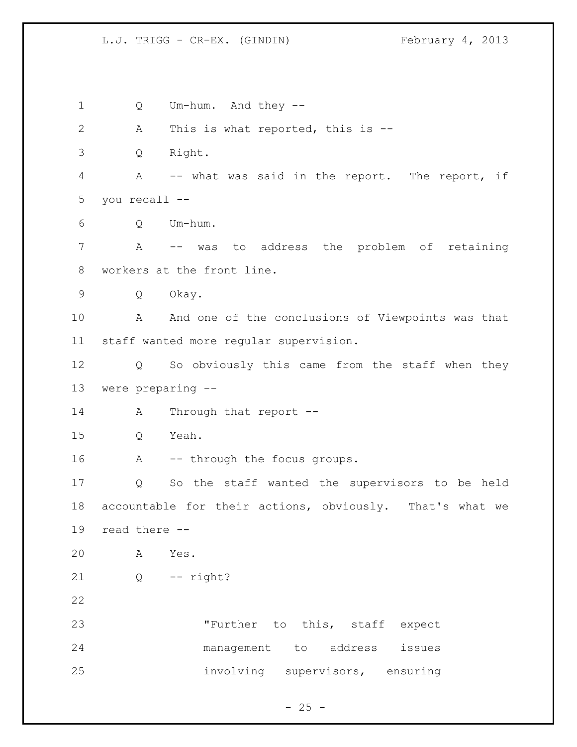Q Um-hum. And they --

A This is what reported, this is --

Q Right.

A -- what was said in the report. The report, if you recall --

Q Um-hum.

A -- was to address the problem of retaining workers at the front line.

Q Okay.

A And one of the conclusions of Viewpoints was that staff wanted more regular supervision.

Q So obviously this came from the staff when they were preparing --

A Through that report --

Q Yeah.

A -- through the focus groups.

Q So the staff wanted the supervisors to be held accountable for their actions, obviously. That's what we read there --

A Yes.

Q -- right?

> "Further to this, staff expect management to address issues involving supervisors, ensuring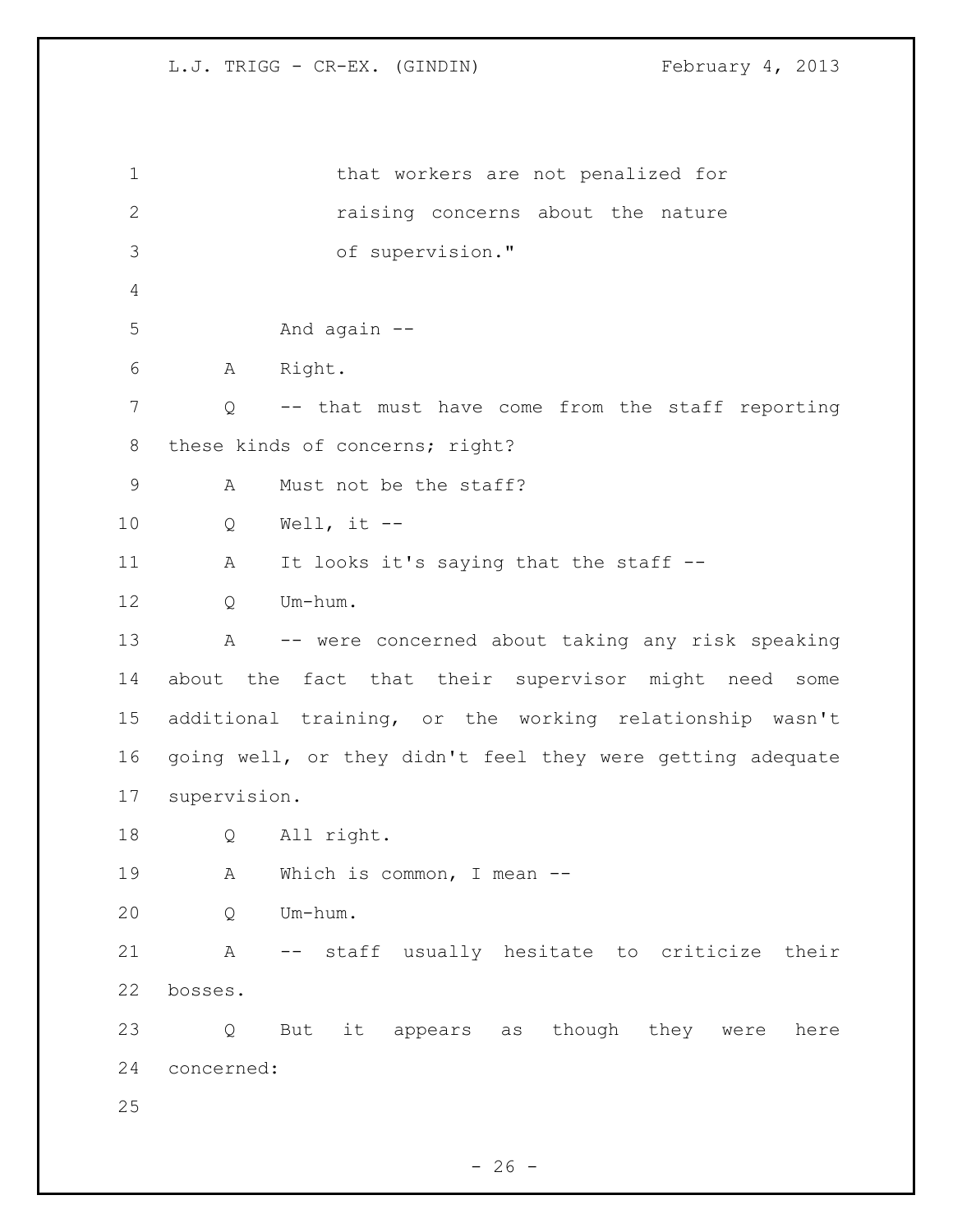that workers are not penalized for raising concerns about the nature of supervision."

And again --

A Right.

Q -- that must have come from the staff reporting these kinds of concerns; right?

A Must not be the staff?

Q Well, it --

A It looks it's saying that the staff --

Q Um-hum.

A -- were concerned about taking any risk speaking about the fact that their supervisor might need some additional training, or the working relationship wasn't going well, or they didn't feel they were getting adequate supervision.

Q All right.

A Which is common, I mean --

Q Um-hum.

A -- staff usually hesitate to criticize their bosses.

Q But it appears as though they were here concerned: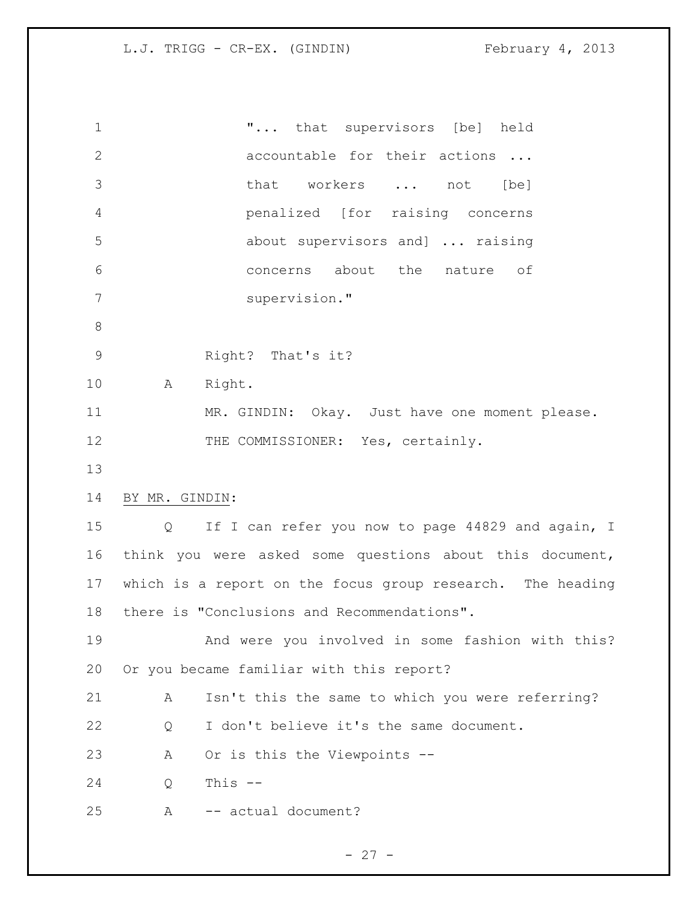"... that supervisors [be] held accountable for their actions ... that workers ... not [be] penalized [for raising concerns about supervisors and] ... raising concerns about the nature of supervision."

Right? That's it?

A Right.

MR. GINDIN: Okay. Just have one moment please.

THE COMMISSIONER: Yes, certainly.

BY MR. GINDIN:

Q If I can refer you now to page 44829 and again, I think you were asked some questions about this document, which is a report on the focus group research. The heading there is "Conclusions and Recommendations".

And were you involved in some fashion with this? Or you became familiar with this report?

A Isn't this the same to which you were referring?

Q I don't believe it's the same document.

A Or is this the Viewpoints --

Q This --

A -- actual document?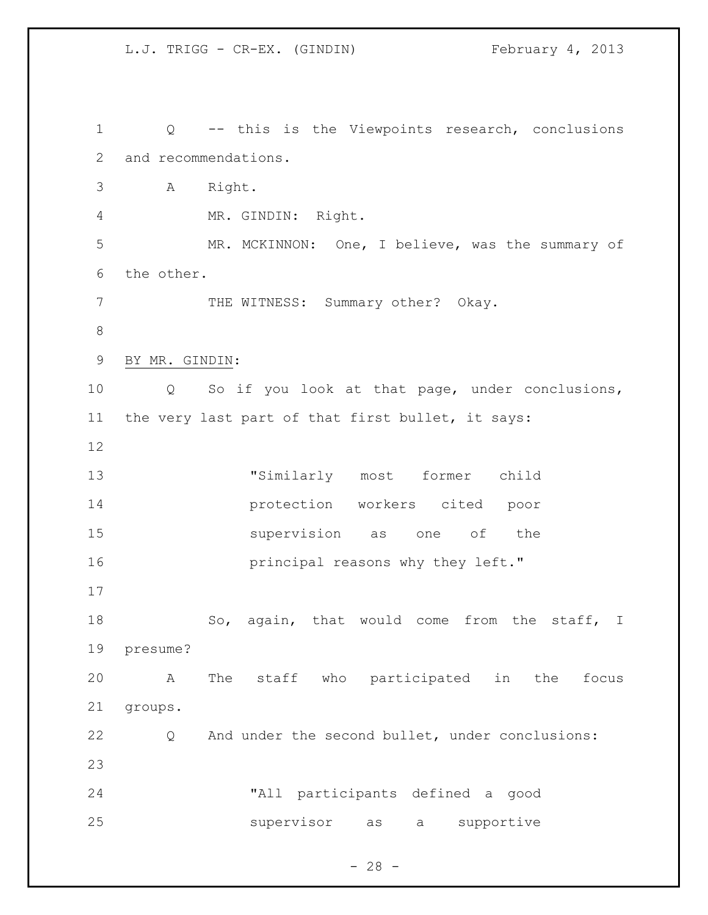Q -- this is the Viewpoints research, conclusions and recommendations.

A Right.

MR. GINDIN: Right.

MR. MCKINNON: One, I believe, was the summary of the other.

THE WITNESS: Summary other? Okay.

BY MR. GINDIN:

Q So if you look at that page, under conclusions, the very last part of that first bullet, it says:

> "Similarly most former child protection workers cited poor supervision as one of the principal reasons why they left."

So, again, that would come from the staff, I presume?

A The staff who participated in the focus groups.

Q And under the second bullet, under conclusions:

> "All participants defined a good supervisor as a supportive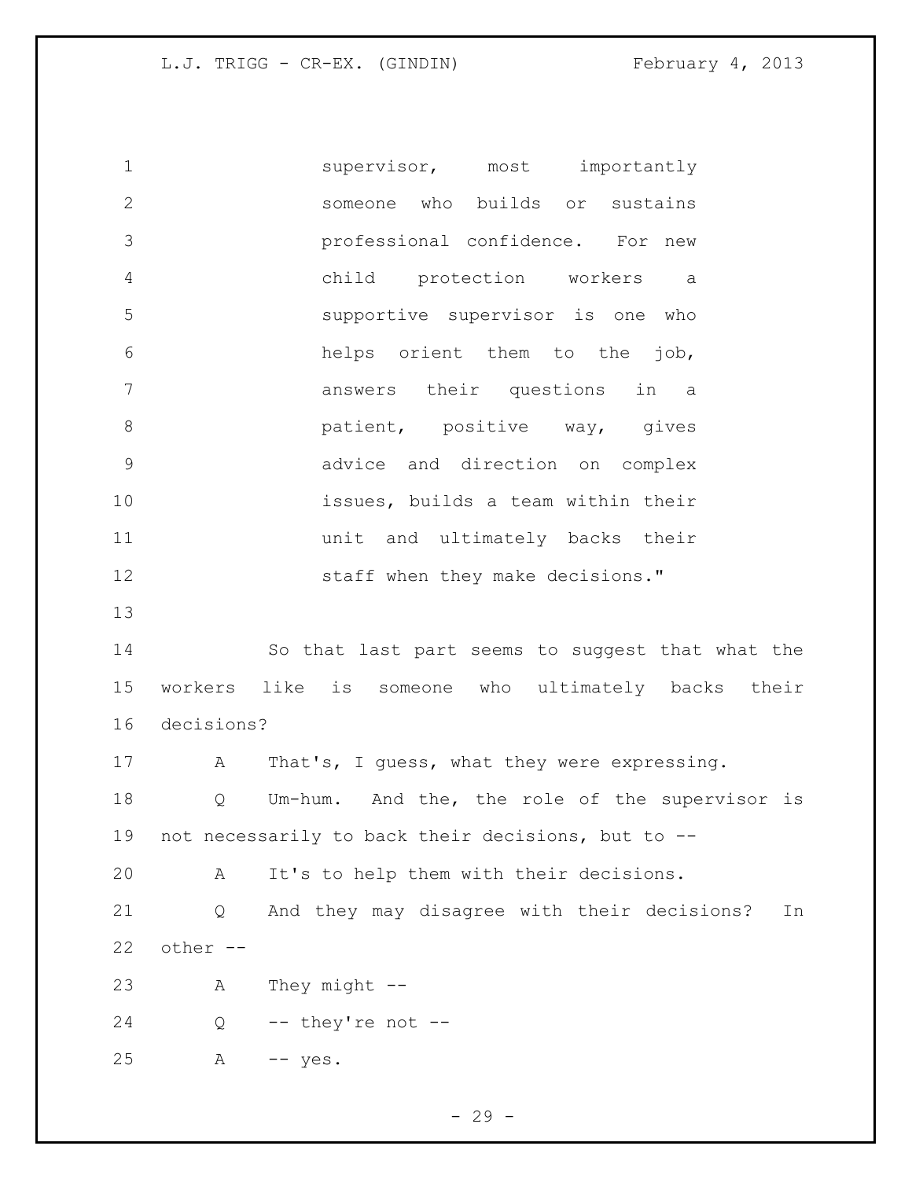supervisor, most importantly someone who builds or sustains professional confidence. For new child protection workers a supportive supervisor is one who helps orient them to the job, answers their questions in a patient, positive way, gives advice and direction on complex issues, builds a team within their unit and ultimately backs their staff when they make decisions."

So that last part seems to suggest that what the workers like is someone who ultimately backs their decisions?

A That's, I guess, what they were expressing.

Q Um-hum. And the, the role of the supervisor is not necessarily to back their decisions, but to --

A It's to help them with their decisions.

Q And they may disagree with their decisions? In other --

A They might --

Q -- they're not --

A -- yes.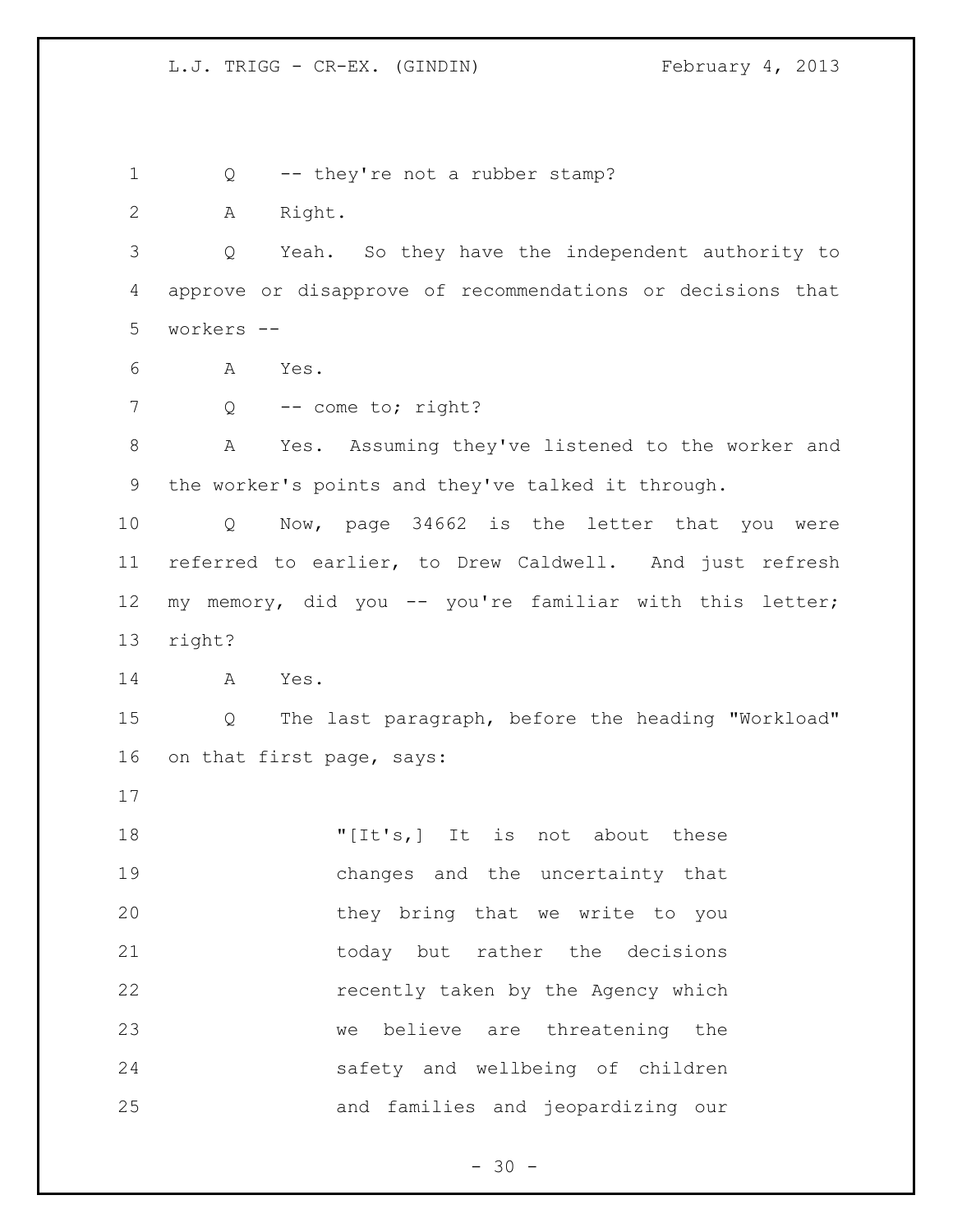Q -- they're not a rubber stamp?

A Right.

Q Yeah. So they have the independent authority to approve or disapprove of recommendations or decisions that workers --

A Yes.

Q -- come to; right?

A Yes. Assuming they've listened to the worker and the worker's points and they've talked it through.

Q Now, page 34662 is the letter that you were referred to earlier, to Drew Caldwell. And just refresh my memory, did you -- you're familiar with this letter; right?

A Yes.

Q The last paragraph, before the heading "Workload" on that first page, says:

> "[It's,] It is not about these changes and the uncertainty that they bring that we write to you today but rather the decisions recently taken by the Agency which we believe are threatening the safety and wellbeing of children and families and jeopardizing our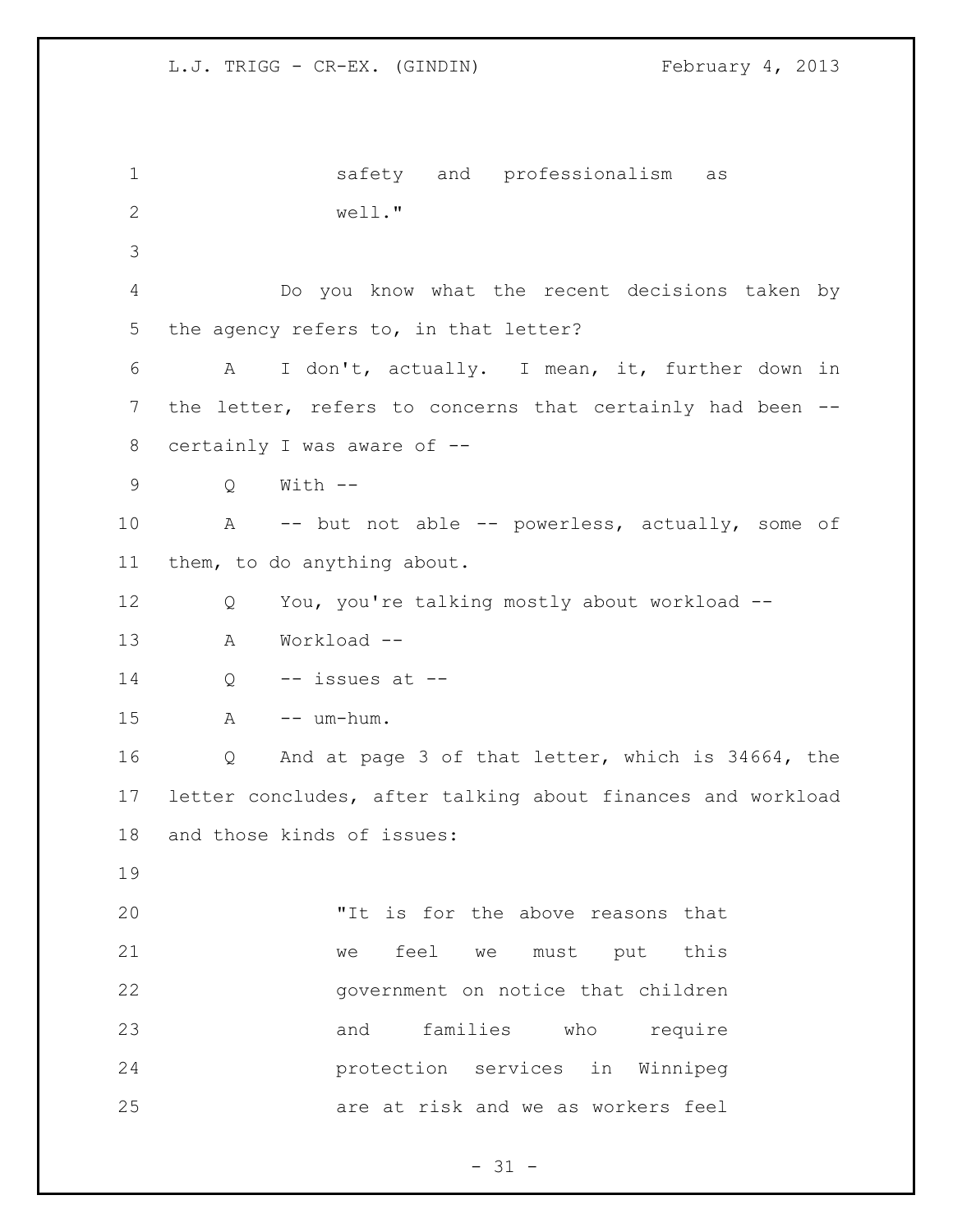safety and professionalism as well."

Do you know what the recent decisions taken by the agency refers to, in that letter?

A I don't, actually. I mean, it, further down in the letter, refers to concerns that certainly had been -- certainly I was aware of --

Q With --

A -- but not able -- powerless, actually, some of them, to do anything about.

Q You, you're talking mostly about workload --

A Workload --

Q -- issues at --

A -- um-hum.

Q And at page 3 of that letter, which is 34664, the letter concludes, after talking about finances and workload and those kinds of issues:

"It is for the above reasons that we feel we must put this government on notice that children and families who require protection services in Winnipeg are at risk and we as workers feel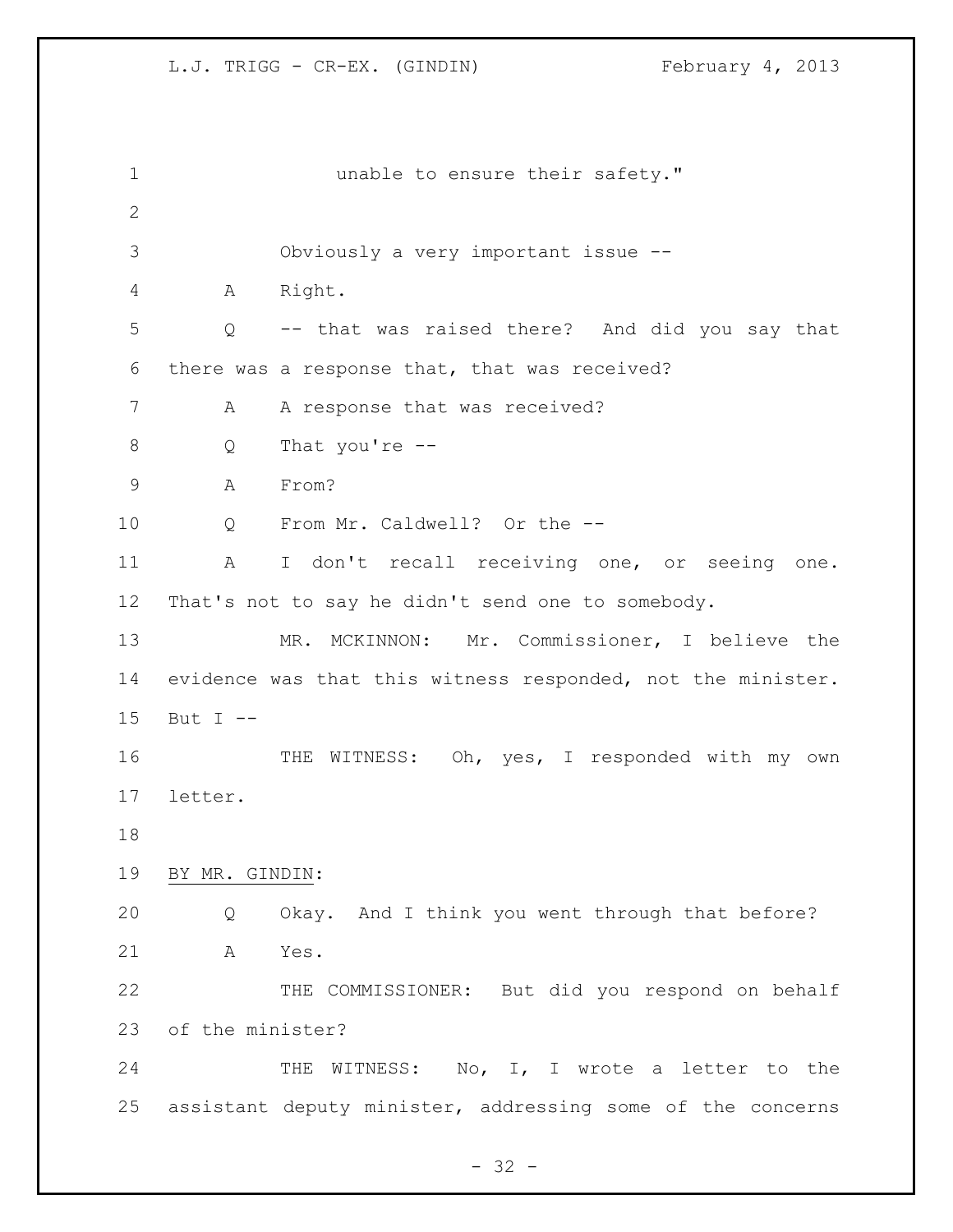unable to ensure their safety."

Obviously a very important issue --

A Right.

Q -- that was raised there? And did you say that there was a response that, that was received?

A A response that was received?

Q That you're --

A From?

Q From Mr. Caldwell? Or the --

A I don't recall receiving one, or seeing one. That's not to say he didn't send one to somebody.

MR. MCKINNON: Mr. Commissioner, I believe the evidence was that this witness responded, not the minister. But I --

THE WITNESS: Oh, yes, I responded with my own letter.

BY MR. GINDIN:

Q Okay. And I think you went through that before?

A Yes.

THE COMMISSIONER: But did you respond on behalf of the minister?

THE WITNESS: No, I, I wrote a letter to the assistant deputy minister, addressing some of the concerns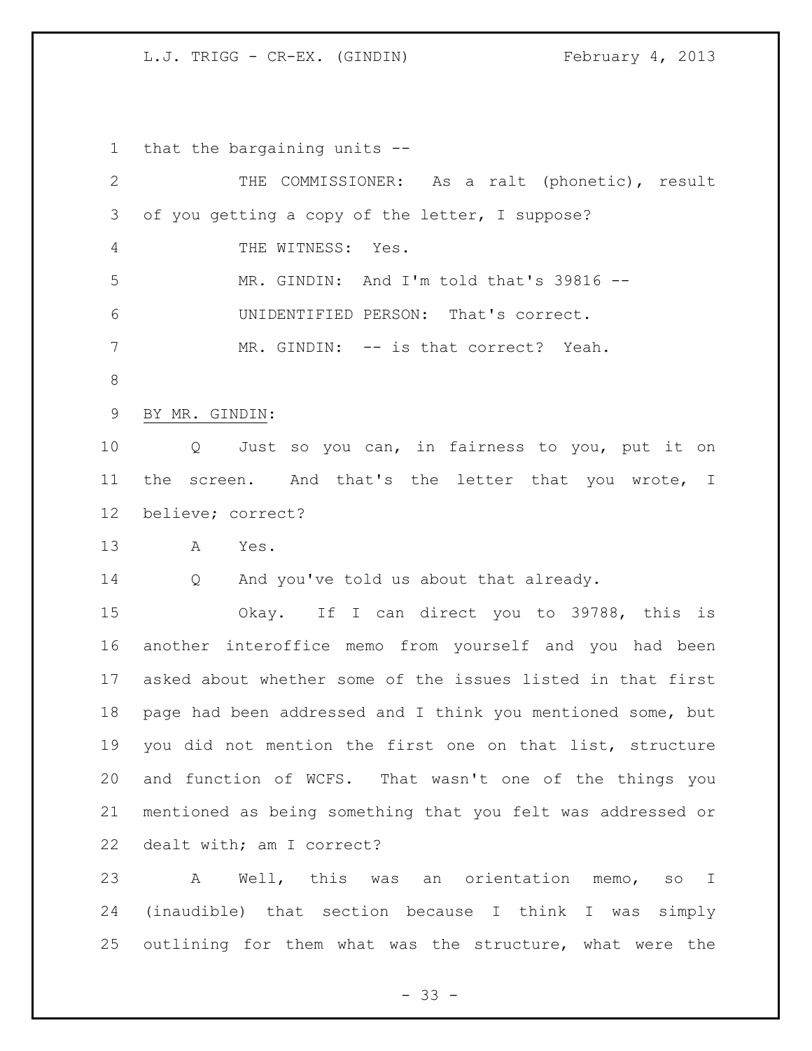that the bargaining units --

THE COMMISSIONER: As a ralt (phonetic), result of you getting a copy of the letter, I suppose?

THE WITNESS: Yes.

MR. GINDIN: And I'm told that's 39816 --

UNIDENTIFIED PERSON: That's correct.

MR. GINDIN: -- is that correct? Yeah.

BY MR. GINDIN:

Q Just so you can, in fairness to you, put it on the screen. And that's the letter that you wrote, I believe; correct?

A Yes.

Q And you've told us about that already.

Okay. If I can direct you to 39788, this is another interoffice memo from yourself and you had been asked about whether some of the issues listed in that first page had been addressed and I think you mentioned some, but you did not mention the first one on that list, structure and function of WCFS. That wasn't one of the things you mentioned as being something that you felt was addressed or dealt with; am I correct?

A Well, this was an orientation memo, so I (inaudible) that section because I think I was simply outlining for them what was the structure, what were the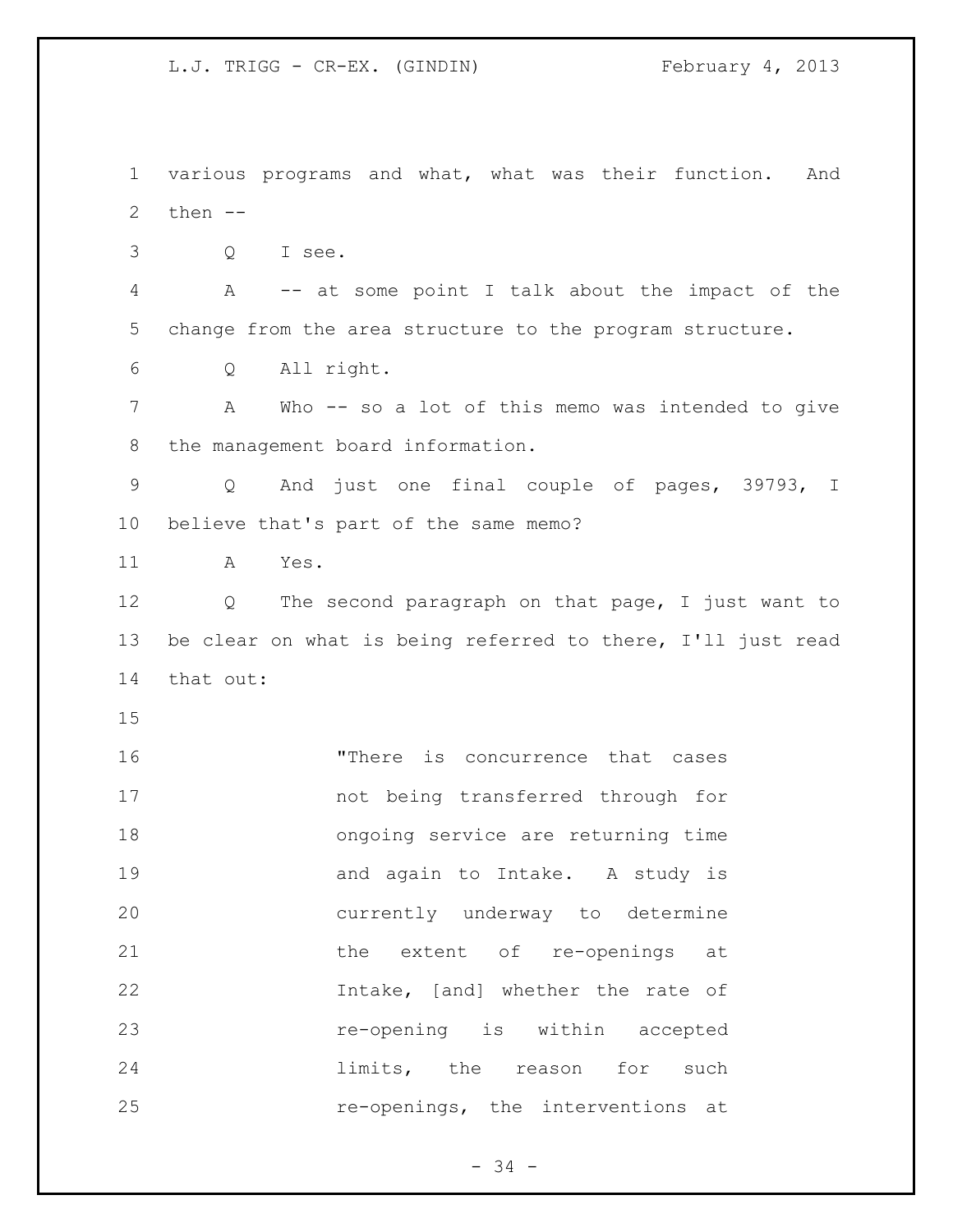various programs and what, what was their function. And then --

Q I see.

A -- at some point I talk about the impact of the change from the area structure to the program structure.

Q All right.

A Who -- so a lot of this memo was intended to give the management board information.

Q And just one final couple of pages, 39793, I believe that's part of the same memo?

A Yes.

Q The second paragraph on that page, I just want to be clear on what is being referred to there, I'll just read that out:

> "There is concurrence that cases not being transferred through for ongoing service are returning time and again to Intake. A study is currently underway to determine the extent of re-openings at Intake, [and] whether the rate of re-opening is within accepted limits, the reason for such re-openings, the interventions at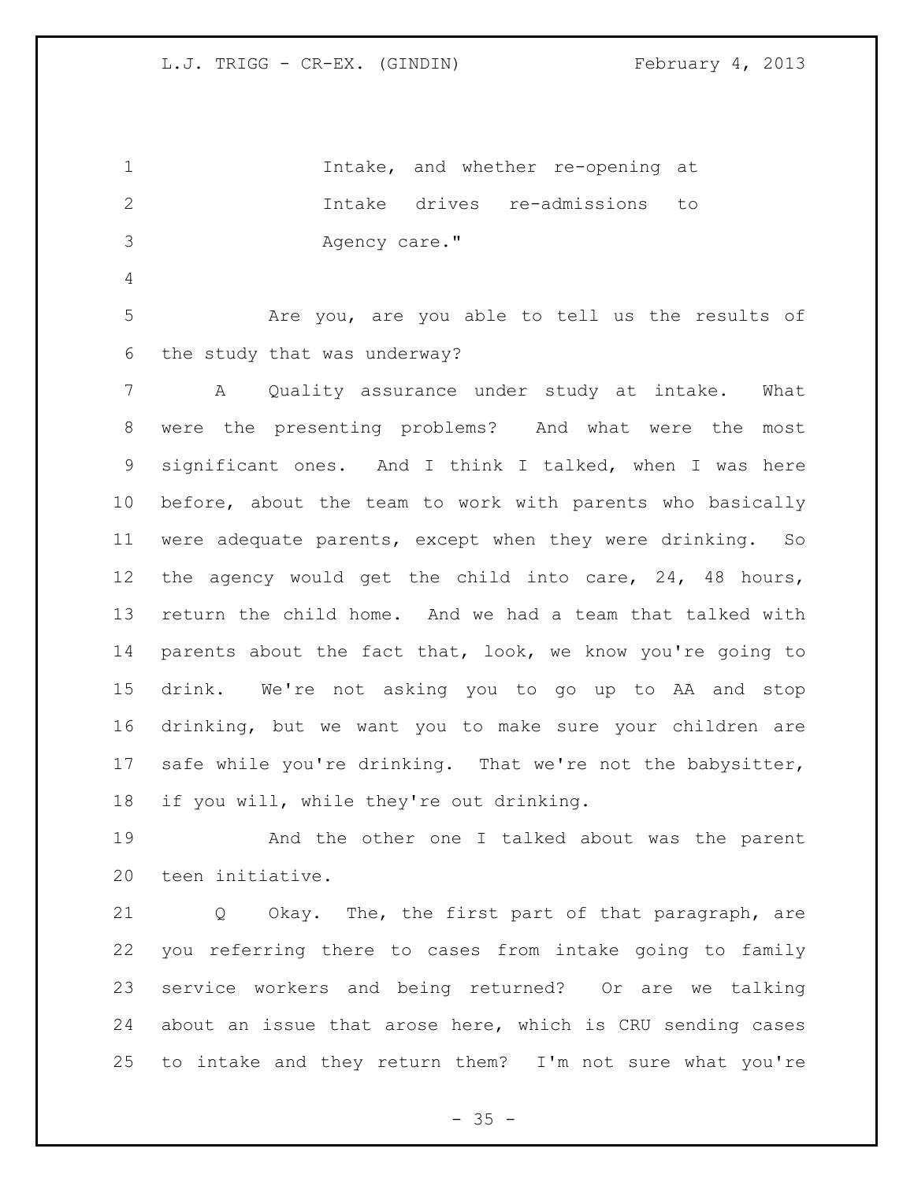Intake, and whether re-opening at Intake drives re-admissions to Agency care."

Are you, are you able to tell us the results of the study that was underway?

A Quality assurance under study at intake. What were the presenting problems? And what were the most significant ones. And I think I talked, when I was here before, about the team to work with parents who basically were adequate parents, except when they were drinking. So the agency would get the child into care, 24, 48 hours, return the child home. And we had a team that talked with parents about the fact that, look, we know you're going to drink. We're not asking you to go up to AA and stop drinking, but we want you to make sure your children are safe while you're drinking. That we're not the babysitter, if you will, while they're out drinking.

And the other one I talked about was the parent teen initiative.

Q Okay. The, the first part of that paragraph, are you referring there to cases from intake going to family service workers and being returned? Or are we talking about an issue that arose here, which is CRU sending cases to intake and they return them? I'm not sure what you're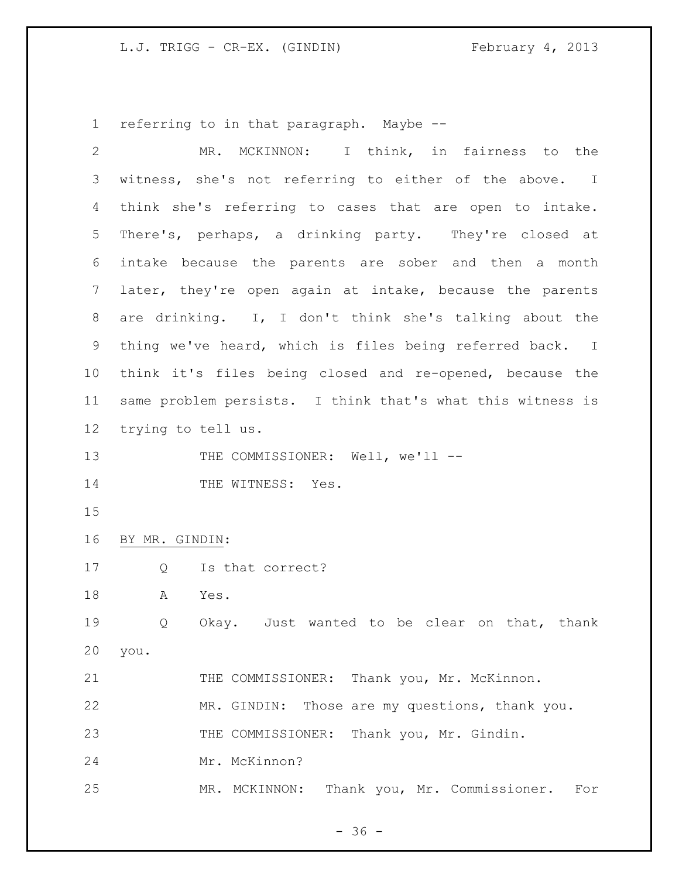referring to in that paragraph. Maybe --

MR. MCKINNON: I think, in fairness to the witness, she's not referring to either of the above. I think she's referring to cases that are open to intake. There's, perhaps, a drinking party. They're closed at intake because the parents are sober and then a month later, they're open again at intake, because the parents are drinking. I, I don't think she's talking about the thing we've heard, which is files being referred back. I think it's files being closed and re-opened, because the same problem persists. I think that's what this witness is trying to tell us.

THE COMMISSIONER: Well, we'll --

THE WITNESS: Yes.

BY MR. GINDIN:

Q Is that correct?

A Yes.

Q Okay. Just wanted to be clear on that, thank you.

THE COMMISSIONER: Thank you, Mr. McKinnon.

MR. GINDIN: Those are my questions, thank you.

THE COMMISSIONER: Thank you, Mr. Gindin.

Mr. McKinnon?

MR. MCKINNON: Thank you, Mr. Commissioner. For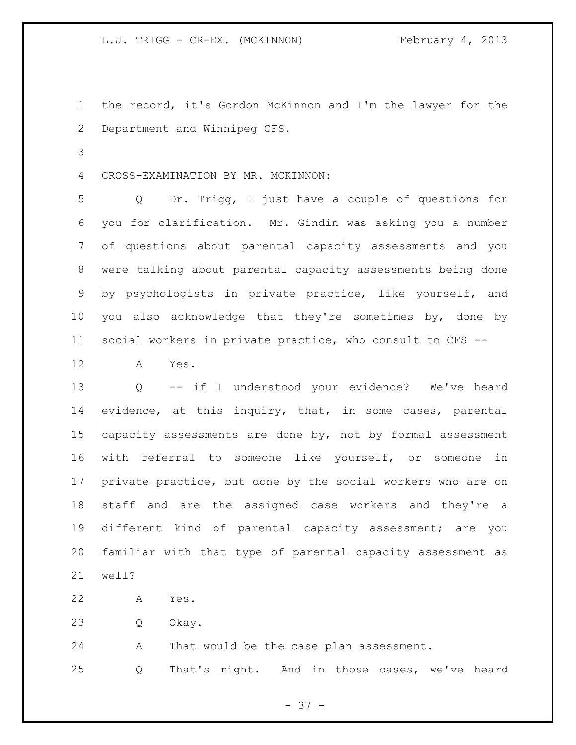the record, it's Gordon McKinnon and I'm the lawyer for the Department and Winnipeg CFS.

CROSS-EXAMINATION BY MR. MCKINNON:

Q Dr. Trigg, I just have a couple of questions for you for clarification. Mr. Gindin was asking you a number of questions about parental capacity assessments and you were talking about parental capacity assessments being done by psychologists in private practice, like yourself, and you also acknowledge that they're sometimes by, done by social workers in private practice, who consult to CFS --

A Yes.

Q -- if I understood your evidence? We've heard evidence, at this inquiry, that, in some cases, parental capacity assessments are done by, not by formal assessment with referral to someone like yourself, or someone in private practice, but done by the social workers who are on staff and are the assigned case workers and they're a different kind of parental capacity assessment; are you familiar with that type of parental capacity assessment as well?

A Yes.

Q Okay.

A That would be the case plan assessment.

Q That's right. And in those cases, we've heard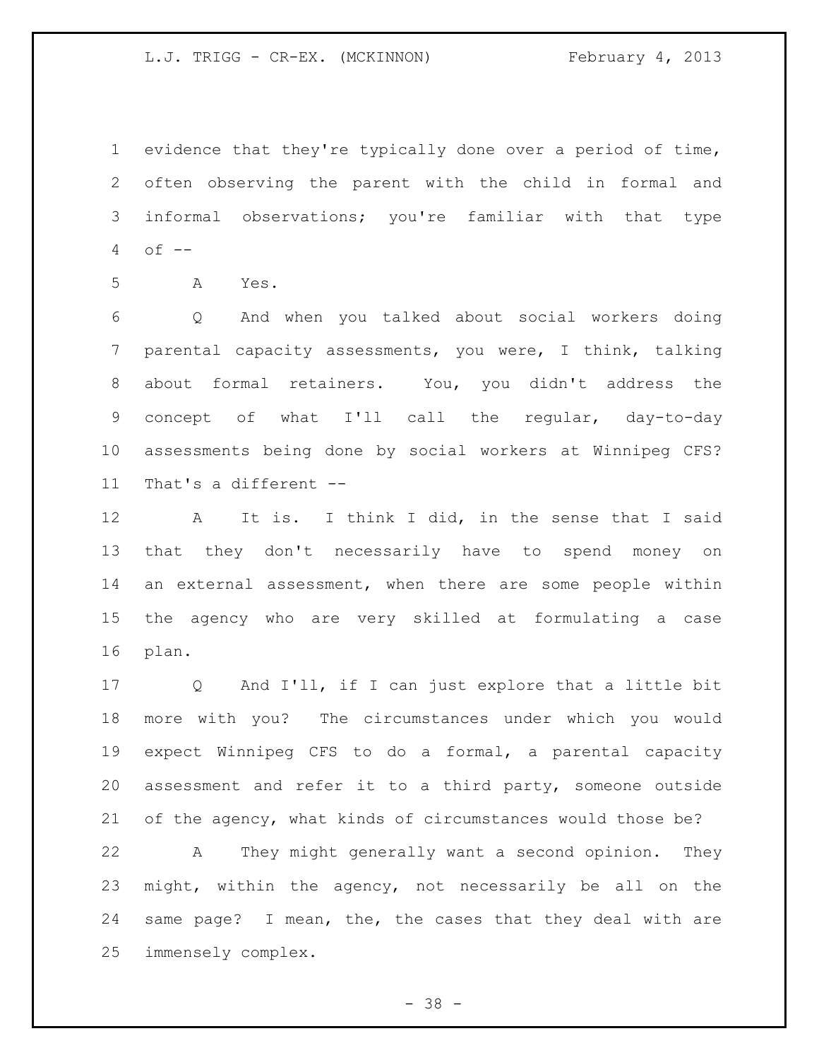evidence that they're typically done over a period of time, often observing the parent with the child in formal and informal observations; you're familiar with that type of --

A Yes.

Q And when you talked about social workers doing parental capacity assessments, you were, I think, talking about formal retainers. You, you didn't address the concept of what I'll call the regular, day-to-day assessments being done by social workers at Winnipeg CFS? That's a different --

A It is. I think I did, in the sense that I said that they don't necessarily have to spend money on an external assessment, when there are some people within the agency who are very skilled at formulating a case plan.

Q And I'll, if I can just explore that a little bit more with you? The circumstances under which you would expect Winnipeg CFS to do a formal, a parental capacity assessment and refer it to a third party, someone outside of the agency, what kinds of circumstances would those be?

A They might generally want a second opinion. They might, within the agency, not necessarily be all on the same page? I mean, the, the cases that they deal with are immensely complex.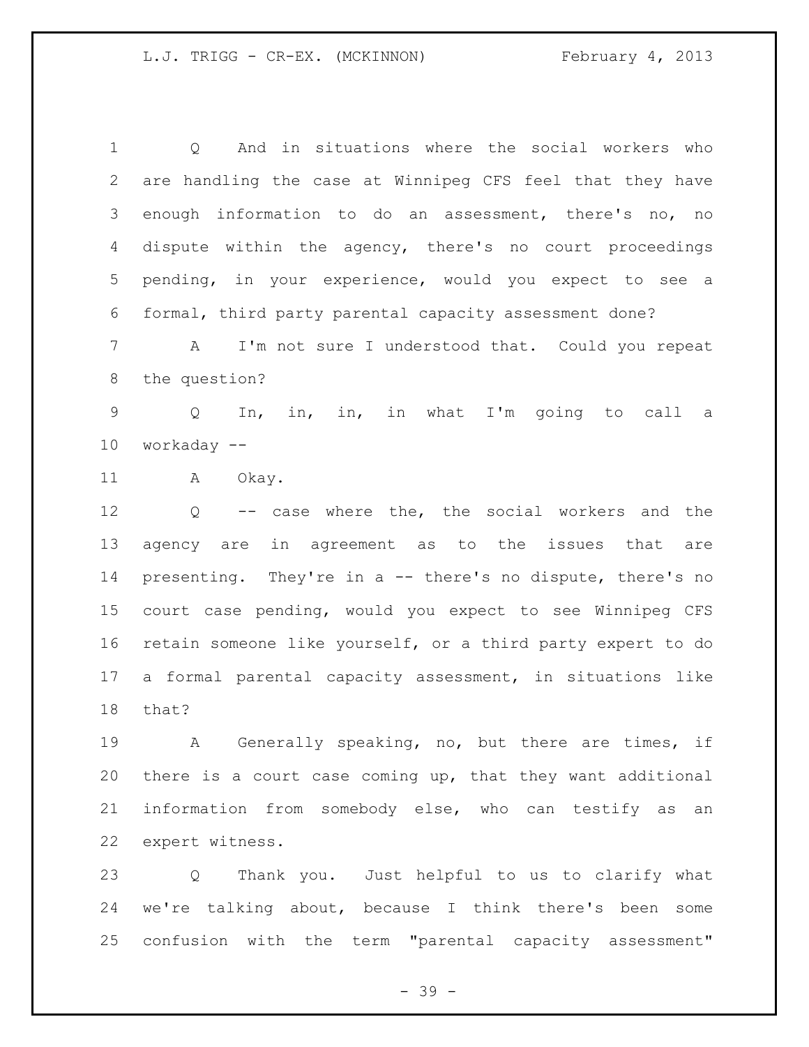Q And in situations where the social workers who are handling the case at Winnipeg CFS feel that they have enough information to do an assessment, there's no, no dispute within the agency, there's no court proceedings pending, in your experience, would you expect to see a formal, third party parental capacity assessment done?

A I'm not sure I understood that. Could you repeat the question?

Q In, in, in, in what I'm going to call a workaday --

A Okay.

Q -- case where the, the social workers and the agency are in agreement as to the issues that are presenting. They're in a -- there's no dispute, there's no court case pending, would you expect to see Winnipeg CFS retain someone like yourself, or a third party expert to do a formal parental capacity assessment, in situations like that?

A Generally speaking, no, but there are times, if there is a court case coming up, that they want additional information from somebody else, who can testify as an expert witness.

Q Thank you. Just helpful to us to clarify what we're talking about, because I think there's been some confusion with the term "parental capacity assessment"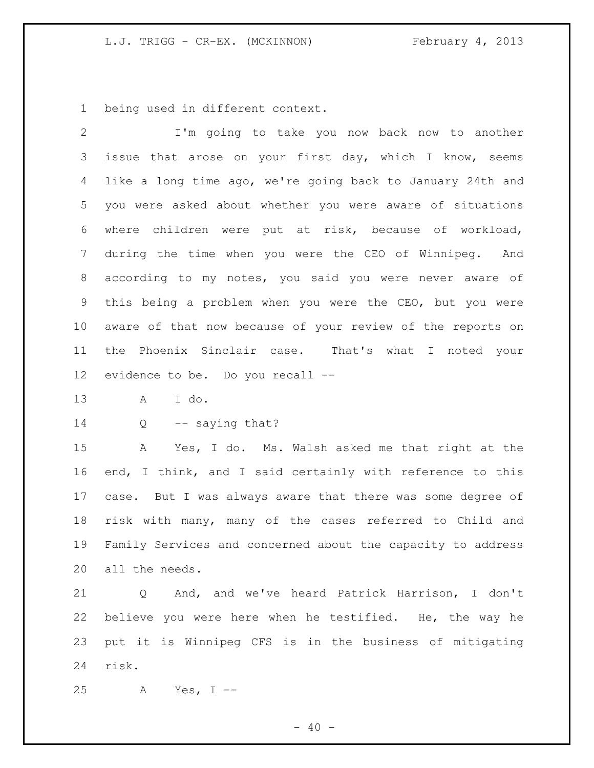being used in different context.

I'm going to take you now back now to another issue that arose on your first day, which I know, seems like a long time ago, we're going back to January 24th and you were asked about whether you were aware of situations where children were put at risk, because of workload, during the time when you were the CEO of Winnipeg. And according to my notes, you said you were never aware of this being a problem when you were the CEO, but you were aware of that now because of your review of the reports on the Phoenix Sinclair case. That's what I noted your evidence to be. Do you recall --

A I do.

Q -- saying that?

A Yes, I do. Ms. Walsh asked me that right at the end, I think, and I said certainly with reference to this case. But I was always aware that there was some degree of risk with many, many of the cases referred to Child and Family Services and concerned about the capacity to address all the needs.

Q And, and we've heard Patrick Harrison, I don't believe you were here when he testified. He, the way he put it is Winnipeg CFS is in the business of mitigating risk.

A Yes, I --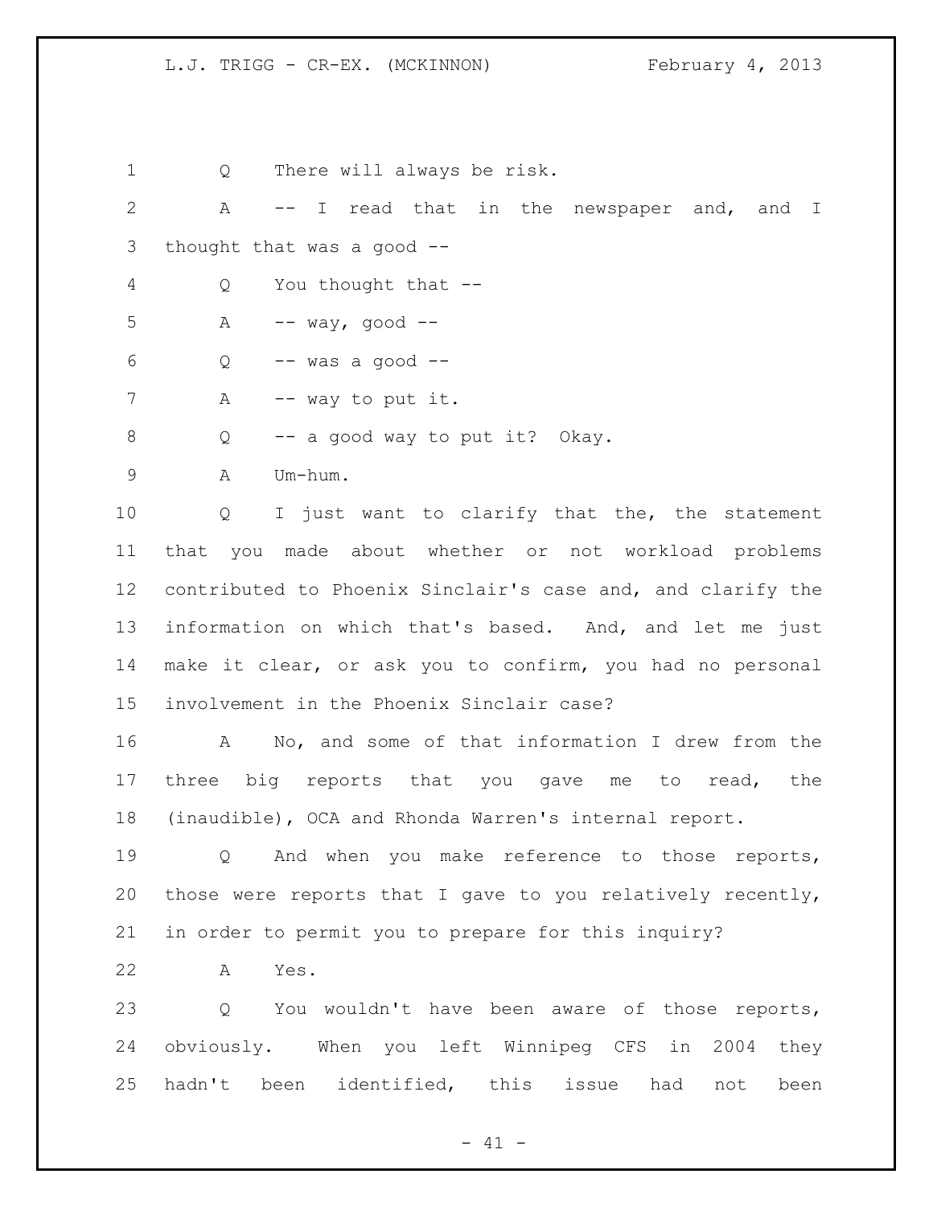Q There will always be risk.

A -- I read that in the newspaper and, and I thought that was a good --

Q You thought that --

A -- way, good --

Q -- was a good --

A -- way to put it.

Q -- a good way to put it? Okay.

A Um-hum.

Q I just want to clarify that the, the statement that you made about whether or not workload problems contributed to Phoenix Sinclair's case and, and clarify the information on which that's based. And, and let me just make it clear, or ask you to confirm, you had no personal involvement in the Phoenix Sinclair case?

A No, and some of that information I drew from the three big reports that you gave me to read, the (inaudible), OCA and Rhonda Warren's internal report.

Q And when you make reference to those reports, those were reports that I gave to you relatively recently, in order to permit you to prepare for this inquiry?

A Yes.

Q You wouldn't have been aware of those reports, obviously. When you left Winnipeg CFS in 2004 they hadn't been identified, this issue had not been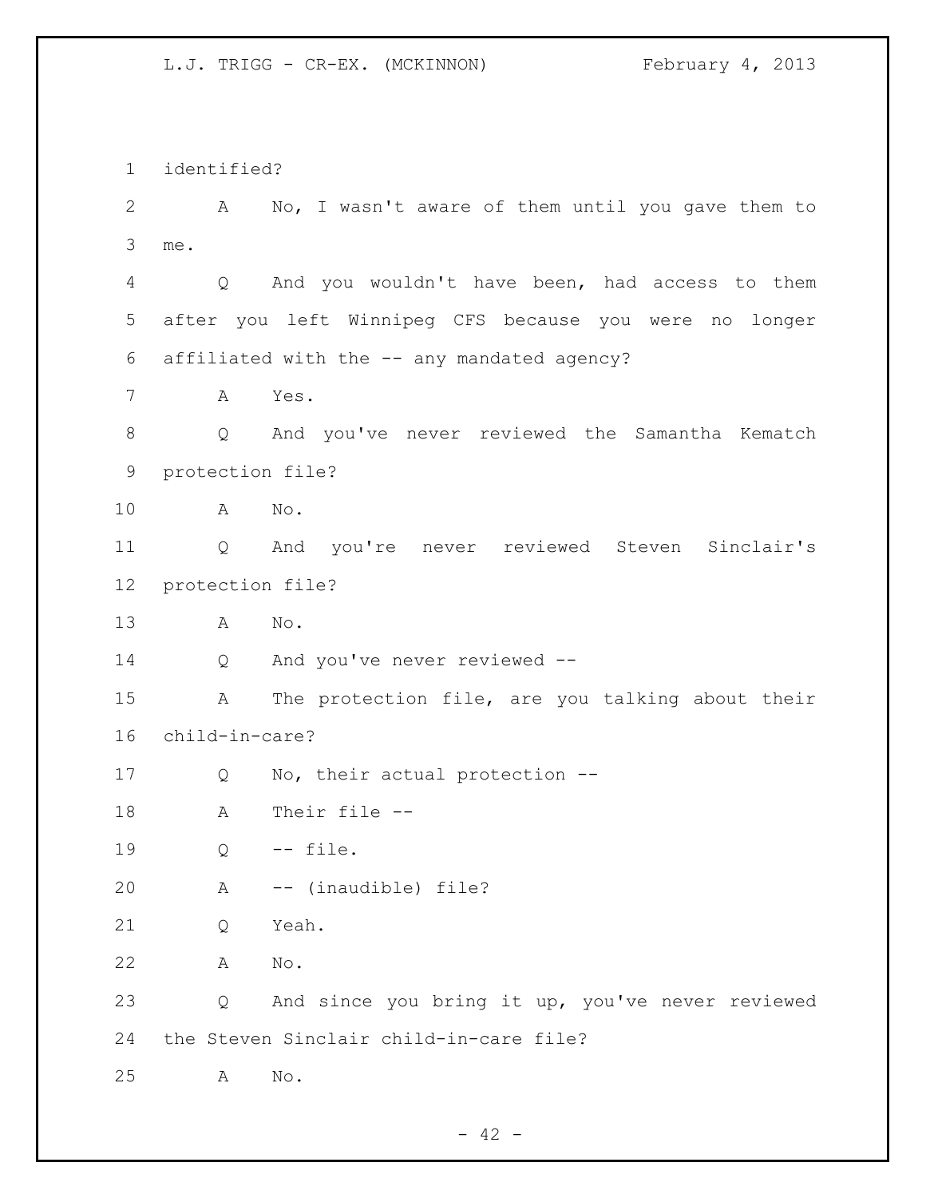1 identified?

2 A No, I wasn't aware of them until you gave them to

3 me.

4 Q And you wouldn't have been, had access to them

5 after you left Winnipeg CFS because you were no longer

6 affiliated with the -- any mandated agency?

7 A Yes.

8 Q And you've never reviewed the Samantha Kematch

9 protection file?

10 A No.

11 Q And you're never reviewed Steven Sinclair's

12 protection file?

13 A No.

14 Q And you've never reviewed --

15 A The protection file, are you talking about their

16 child-in-care?

17 Q No, their actual protection --

18 A Their file --

19 Q -- file.

20 A -- (inaudible) file?

21 Q Yeah.

22 A No.

23 Q And since you bring it up, you've never reviewed

24 the Steven Sinclair child-in-care file?

25 A No.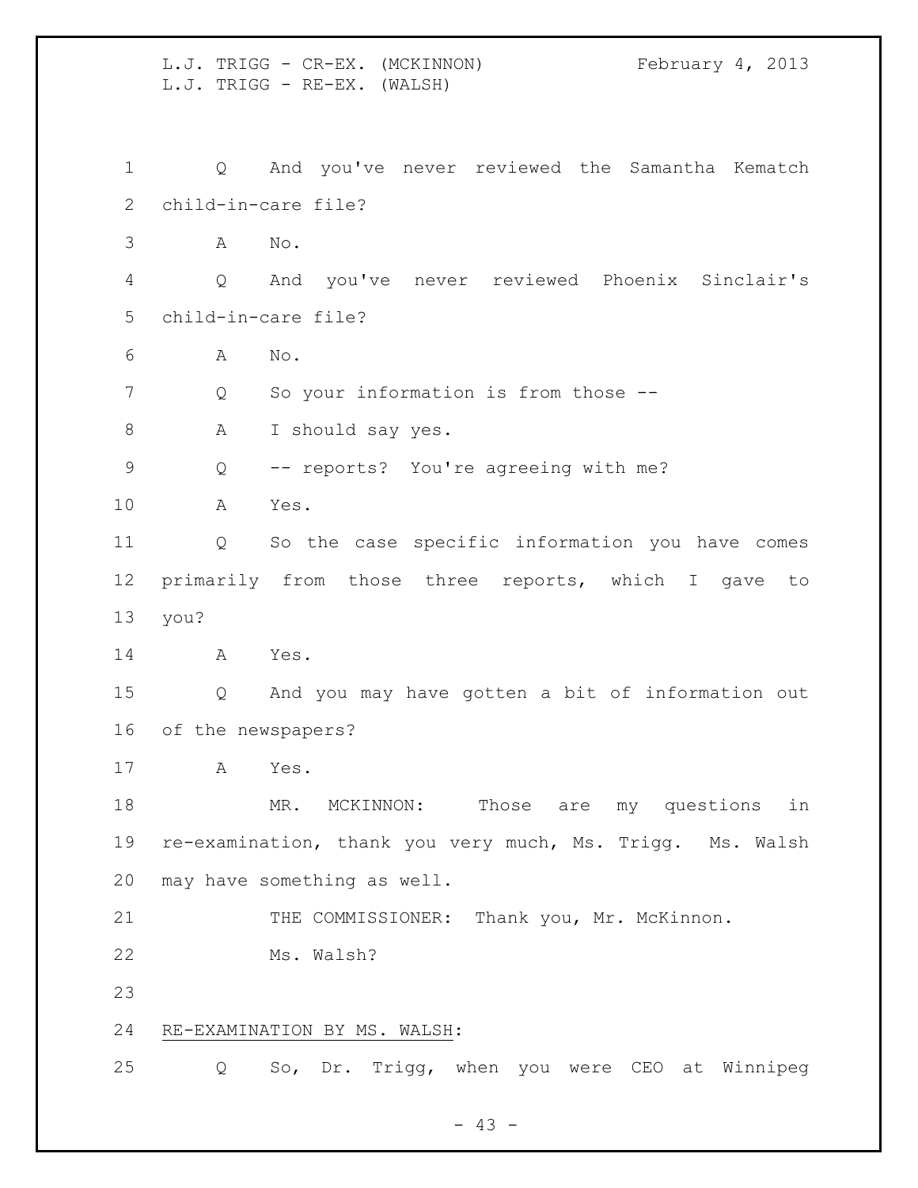Q And you've never reviewed the Samantha Kematch child-in-care file?

A No.

Q And you've never reviewed Phoenix Sinclair's child-in-care file?

A No.

Q So your information is from those --

A I should say yes.

Q -- reports? You're agreeing with me?

A Yes.

Q So the case specific information you have comes primarily from those three reports, which I gave to you?

A Yes.

Q And you may have gotten a bit of information out of the newspapers?

A Yes.

MR. MCKINNON: Those are my questions in re-examination, thank you very much, Ms. Trigg. Ms. Walsh may have something as well.

THE COMMISSIONER: Thank you, Mr. McKinnon.

Ms. Walsh?

RE-EXAMINATION BY MS. WALSH:

Q So, Dr. Trigg, when you were CEO at Winnipeg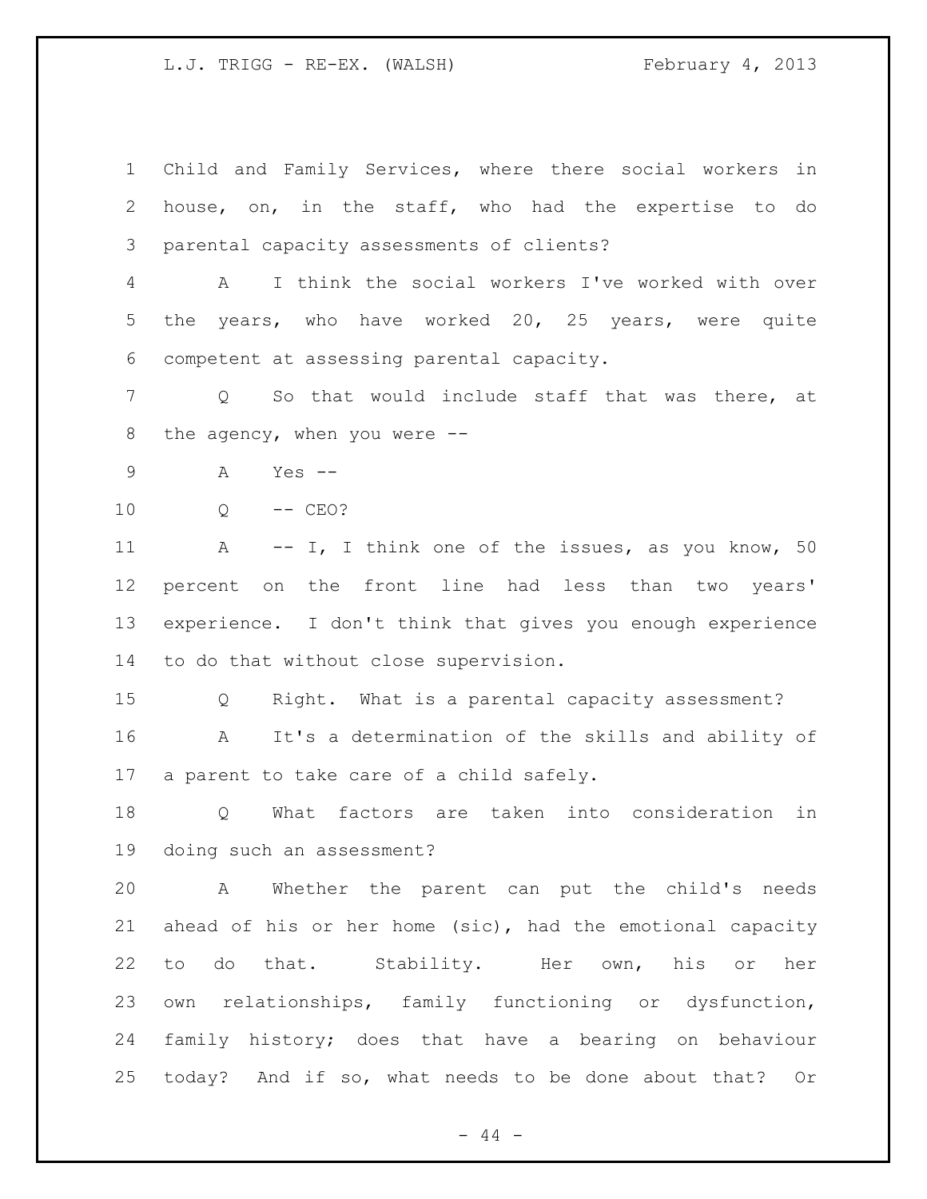Child and Family Services, where there social workers in house, on, in the staff, who had the expertise to do parental capacity assessments of clients?

A I think the social workers I've worked with over the years, who have worked 20, 25 years, were quite competent at assessing parental capacity.

Q So that would include staff that was there, at the agency, when you were --

A Yes --

Q -- CEO?

A -- I, I think one of the issues, as you know, 50 percent on the front line had less than two years' experience. I don't think that gives you enough experience to do that without close supervision.

Q Right. What is a parental capacity assessment?

A It's a determination of the skills and ability of a parent to take care of a child safely.

Q What factors are taken into consideration in doing such an assessment?

A Whether the parent can put the child's needs ahead of his or her home (sic), had the emotional capacity to do that. Stability. Her own, his or her own relationships, family functioning or dysfunction, family history; does that have a bearing on behaviour today? And if so, what needs to be done about that? Or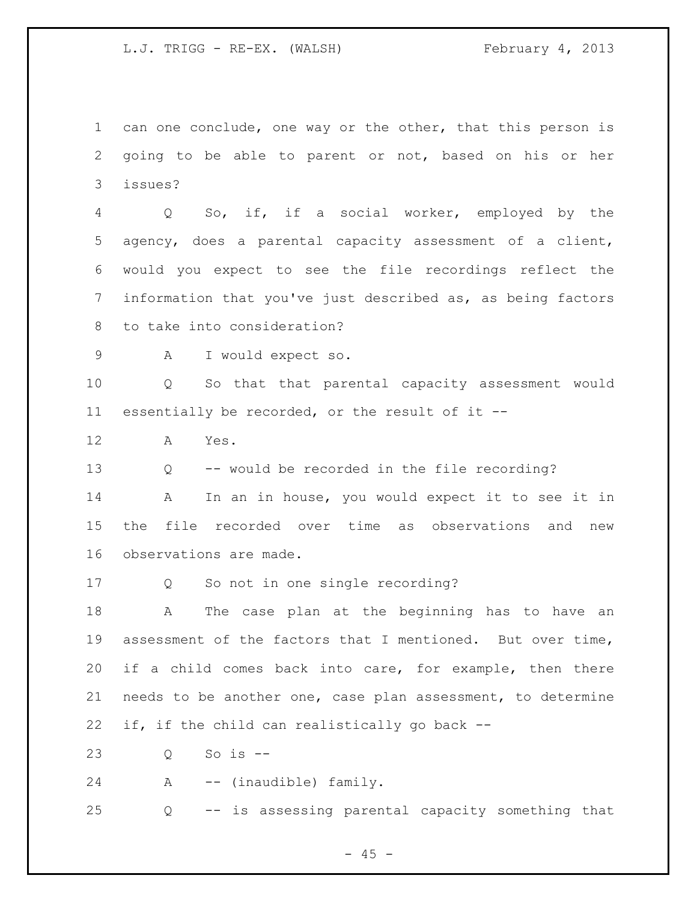can one conclude, one way or the other, that this person is going to be able to parent or not, based on his or her issues?

Q So, if, if a social worker, employed by the agency, does a parental capacity assessment of a client, would you expect to see the file recordings reflect the information that you've just described as, as being factors to take into consideration?

A I would expect so.

Q So that that parental capacity assessment would essentially be recorded, or the result of it --

A Yes.

Q -- would be recorded in the file recording?

A In an in house, you would expect it to see it in the file recorded over time as observations and new observations are made.

Q So not in one single recording?

A The case plan at the beginning has to have an assessment of the factors that I mentioned. But over time, if a child comes back into care, for example, then there needs to be another one, case plan assessment, to determine if, if the child can realistically go back --

Q So is --

A -- (inaudible) family.

Q -- is assessing parental capacity something that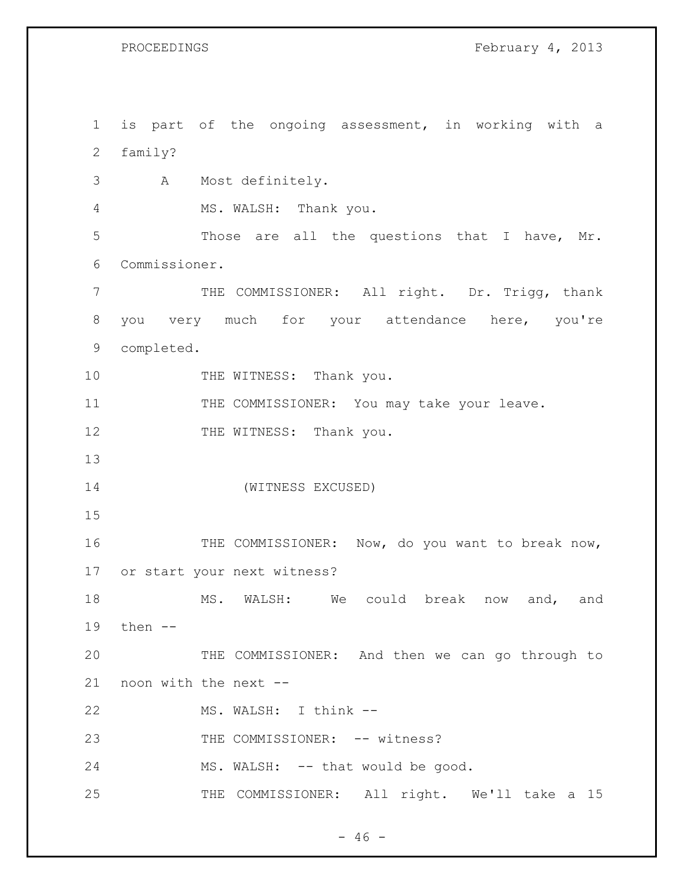1 is part of the ongoing assessment, in working with a
2 family?
3 A Most definitely.
4 MS. WALSH: Thank you.
5 Those are all the questions that I have, Mr.
6 Commissioner.
7 THE COMMISSIONER: All right. Dr. Trigg, thank
8 you very much for your attendance here, you're
9 completed.
10 THE WITNESS: Thank you.
11 THE COMMISSIONER: You may take your leave.
12 THE WITNESS: Thank you.
13
14 (WITNESS EXCUSED)
15
16 THE COMMISSIONER: Now, do you want to break now,
17 or start your next witness?
18 MS. WALSH: We could break now and, and
19 then --
20 THE COMMISSIONER: And then we can go through to
21 noon with the next --
22 MS. WALSH: I think --
23 THE COMMISSIONER: -- witness?
24 MS. WALSH: -- that would be good.
25 THE COMMISSIONER: All right. We'll take a 15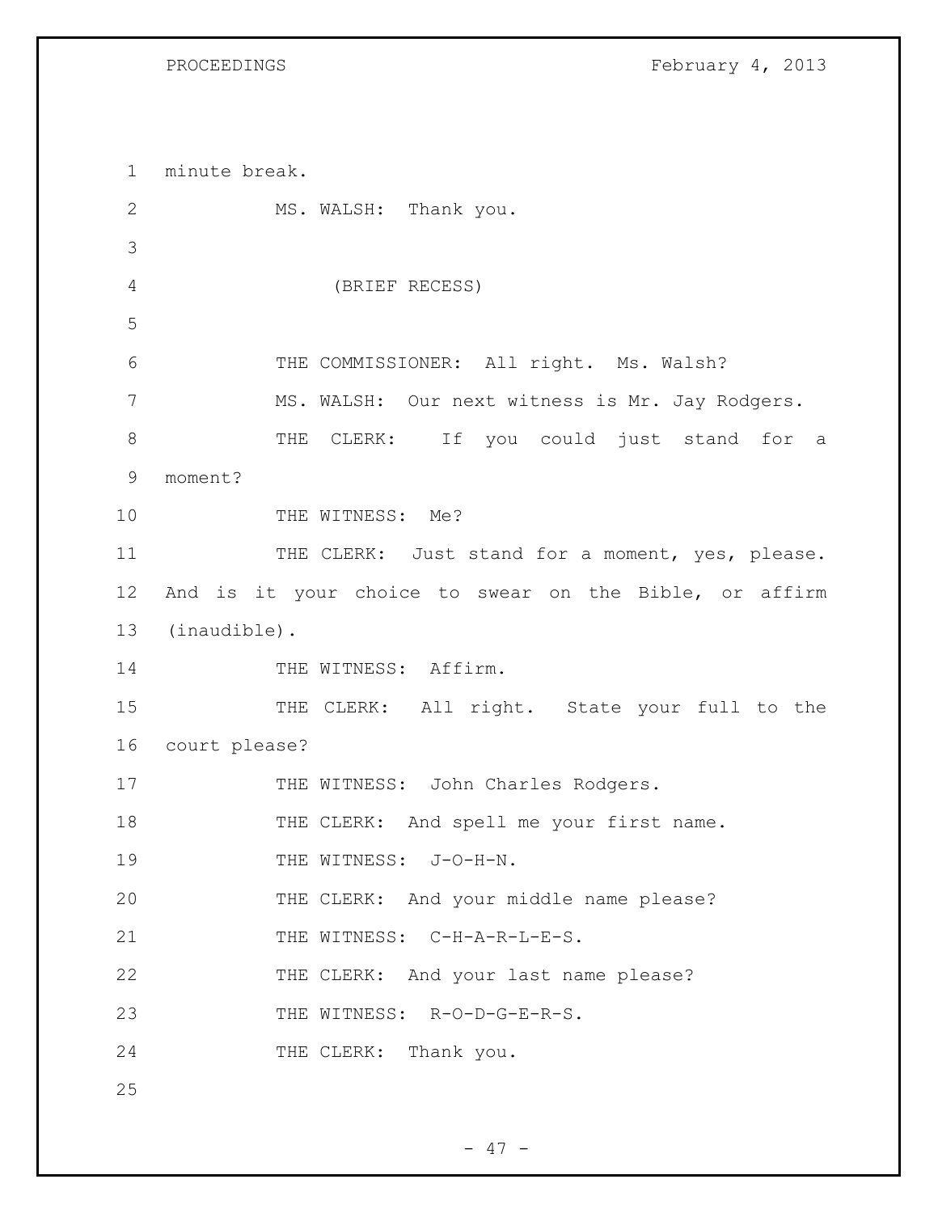minute break.

MS. WALSH: Thank you.

(BRIEF RECESS)

THE COMMISSIONER: All right. Ms. Walsh?

MS. WALSH: Our next witness is Mr. Jay Rodgers.

THE CLERK: If you could just stand for a moment?

THE WITNESS: Me?

THE CLERK: Just stand for a moment, yes, please. And is it your choice to swear on the Bible, or affirm (inaudible).

THE WITNESS: Affirm.

THE CLERK: All right. State your full to the court please?

THE WITNESS: John Charles Rodgers.

THE CLERK: And spell me your first name.

THE WITNESS: J-O-H-N.

THE CLERK: And your middle name please?

THE WITNESS: C-H-A-R-L-E-S.

THE CLERK: And your last name please?

THE WITNESS: R-O-D-G-E-R-S.

THE CLERK: Thank you.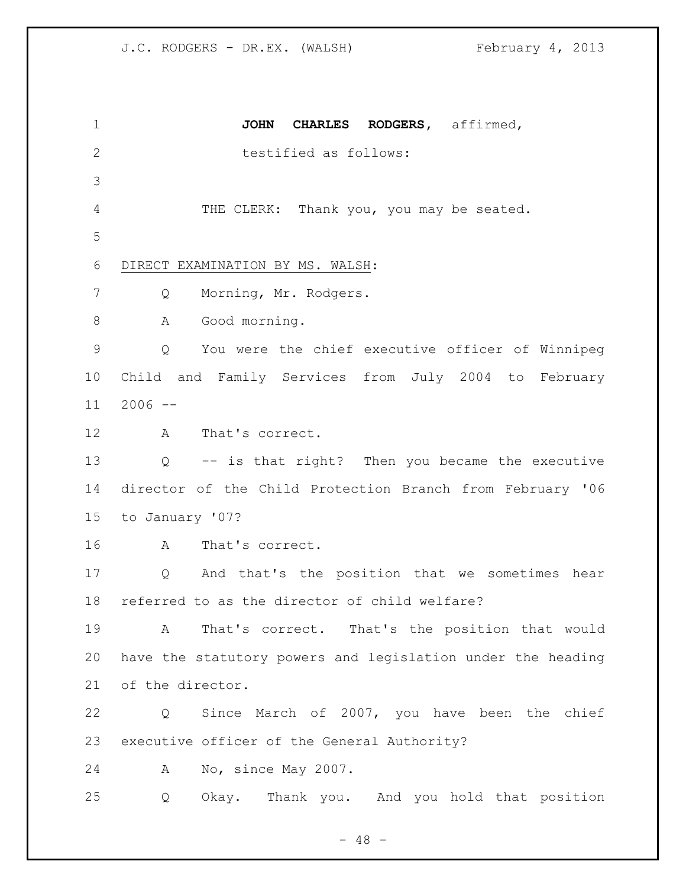**JOHN CHARLES RODGERS**, affirmed,
testified as follows:

THE CLERK: Thank you, you may be seated.

DIRECT EXAMINATION BY MS. WALSH:

Q Morning, Mr. Rodgers.

A Good morning.

Q You were the chief executive officer of Winnipeg Child and Family Services from July 2004 to February 2006 --

A That's correct.

Q -- is that right? Then you became the executive director of the Child Protection Branch from February '06 to January '07?

A That's correct.

Q And that's the position that we sometimes hear referred to as the director of child welfare?

A That's correct. That's the position that would have the statutory powers and legislation under the heading of the director.

Q Since March of 2007, you have been the chief executive officer of the General Authority?

A No, since May 2007.

Q Okay. Thank you. And you hold that position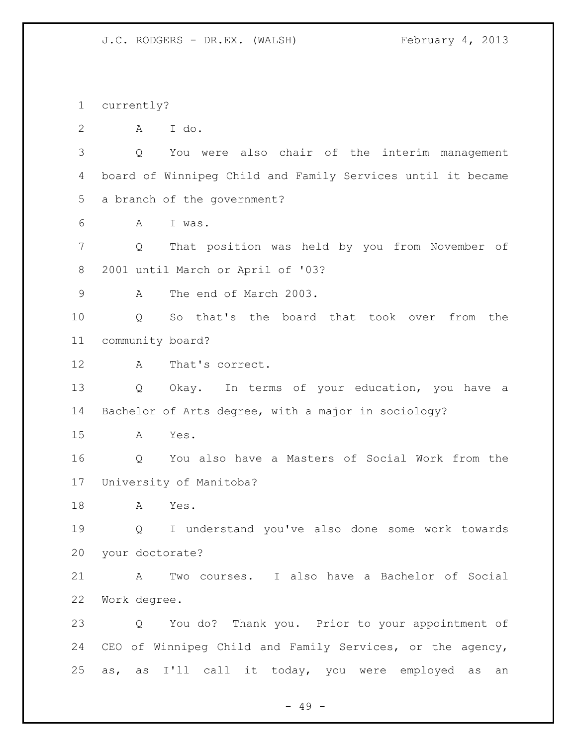currently?

A I do.

Q You were also chair of the interim management board of Winnipeg Child and Family Services until it became a branch of the government?

A I was.

Q That position was held by you from November of 2001 until March or April of '03?

A The end of March 2003.

Q So that's the board that took over from the community board?

A That's correct.

Q Okay. In terms of your education, you have a Bachelor of Arts degree, with a major in sociology?

A Yes.

Q You also have a Masters of Social Work from the University of Manitoba?

A Yes.

Q I understand you've also done some work towards your doctorate?

A Two courses. I also have a Bachelor of Social Work degree.

Q You do? Thank you. Prior to your appointment of CEO of Winnipeg Child and Family Services, or the agency, as, as I'll call it today, you were employed as an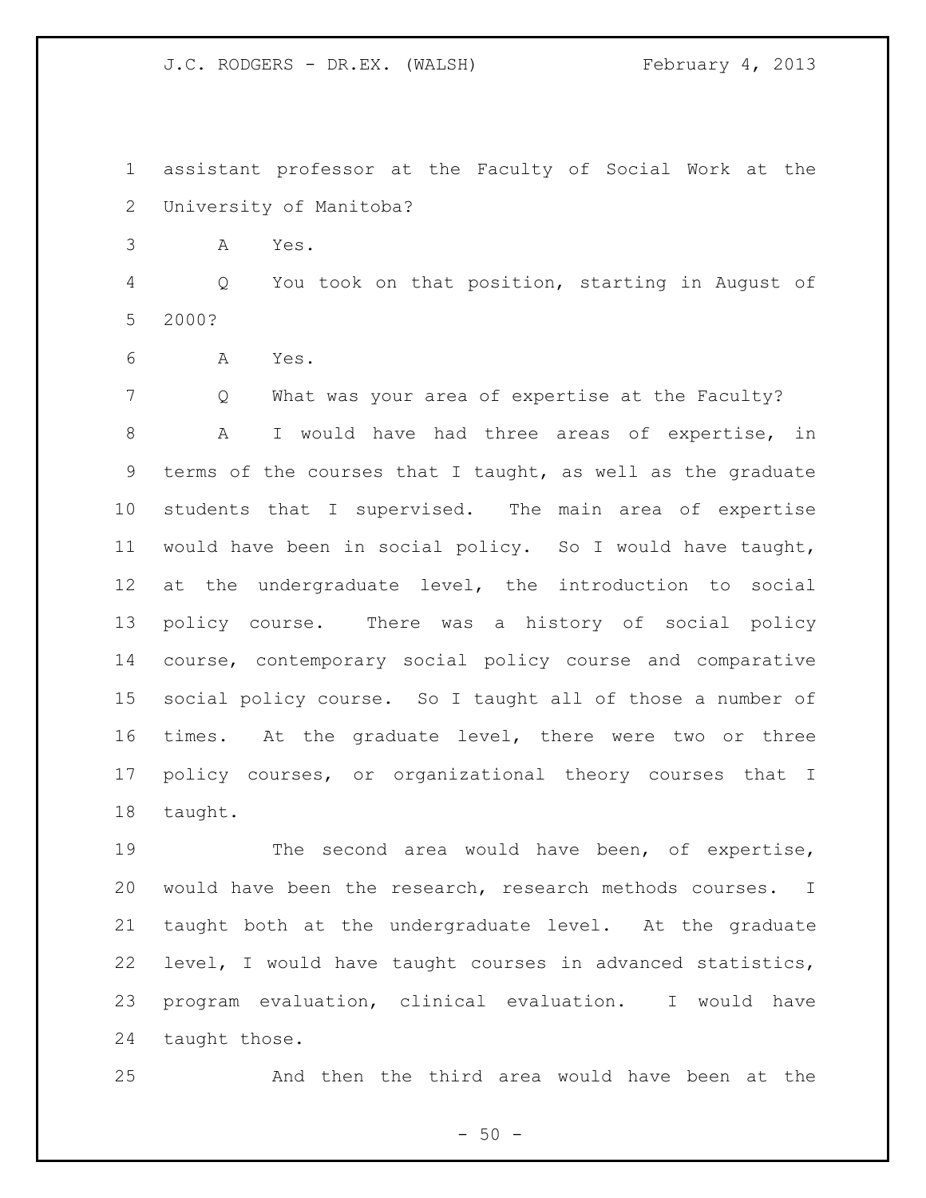assistant professor at the Faculty of Social Work at the University of Manitoba?

A Yes.

Q You took on that position, starting in August of 2000?

A Yes.

Q What was your area of expertise at the Faculty?

A I would have had three areas of expertise, in terms of the courses that I taught, as well as the graduate students that I supervised. The main area of expertise would have been in social policy. So I would have taught, at the undergraduate level, the introduction to social policy course. There was a history of social policy course, contemporary social policy course and comparative social policy course. So I taught all of those a number of times. At the graduate level, there were two or three policy courses, or organizational theory courses that I taught.

The second area would have been, of expertise, would have been the research, research methods courses. I taught both at the undergraduate level. At the graduate level, I would have taught courses in advanced statistics, program evaluation, clinical evaluation. I would have taught those.

And then the third area would have been at the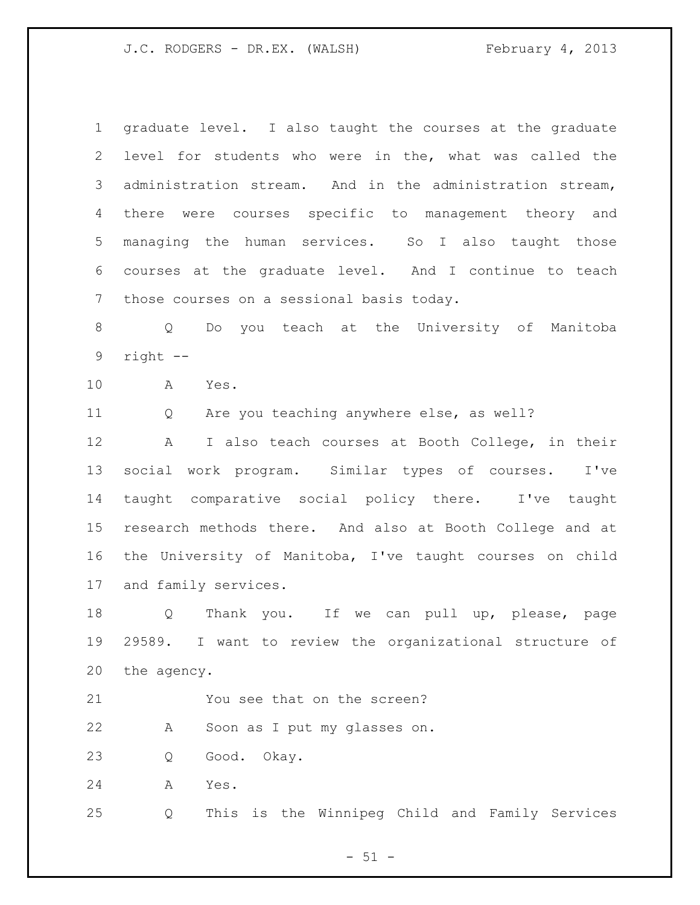graduate level. I also taught the courses at the graduate level for students who were in the, what was called the administration stream. And in the administration stream, there were courses specific to management theory and managing the human services. So I also taught those courses at the graduate level. And I continue to teach those courses on a sessional basis today.

Q Do you teach at the University of Manitoba right --

A Yes.

Q Are you teaching anywhere else, as well?

A I also teach courses at Booth College, in their social work program. Similar types of courses. I've taught comparative social policy there. I've taught research methods there. And also at Booth College and at the University of Manitoba, I've taught courses on child and family services.

Q Thank you. If we can pull up, please, page 29589. I want to review the organizational structure of the agency.

You see that on the screen?

A Soon as I put my glasses on.

Q Good. Okay.

A Yes.

Q This is the Winnipeg Child and Family Services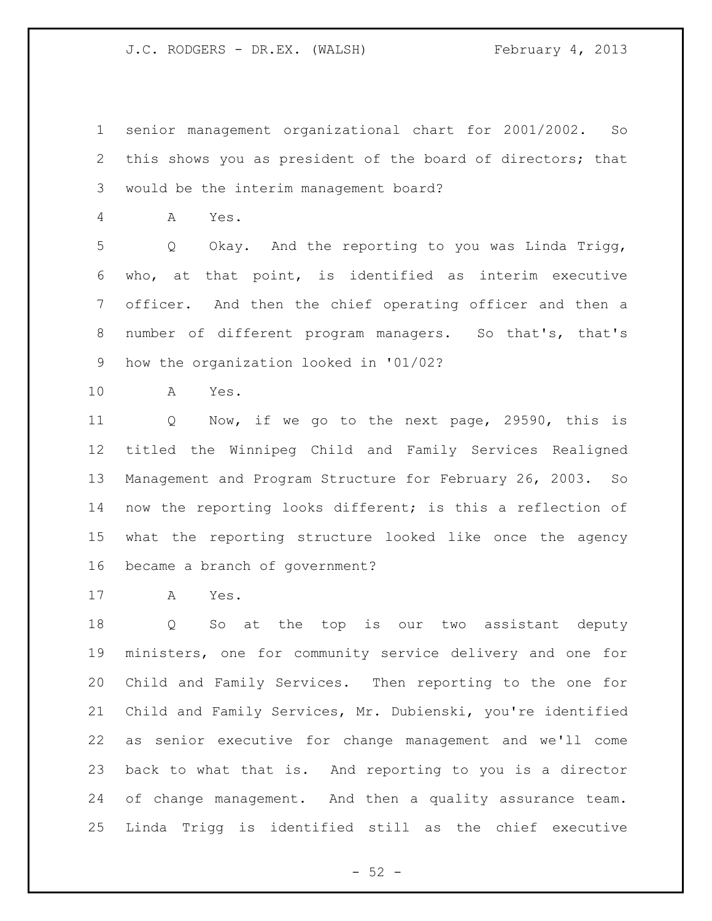senior management organizational chart for 2001/2002. So this shows you as president of the board of directors; that would be the interim management board?

A Yes.

Q Okay. And the reporting to you was Linda Trigg, who, at that point, is identified as interim executive officer. And then the chief operating officer and then a number of different program managers. So that's, that's how the organization looked in '01/02?

A Yes.

Q Now, if we go to the next page, 29590, this is titled the Winnipeg Child and Family Services Realigned Management and Program Structure for February 26, 2003. So now the reporting looks different; is this a reflection of what the reporting structure looked like once the agency became a branch of government?

A Yes.

Q So at the top is our two assistant deputy ministers, one for community service delivery and one for Child and Family Services. Then reporting to the one for Child and Family Services, Mr. Dubienski, you're identified as senior executive for change management and we'll come back to what that is. And reporting to you is a director of change management. And then a quality assurance team. Linda Trigg is identified still as the chief executive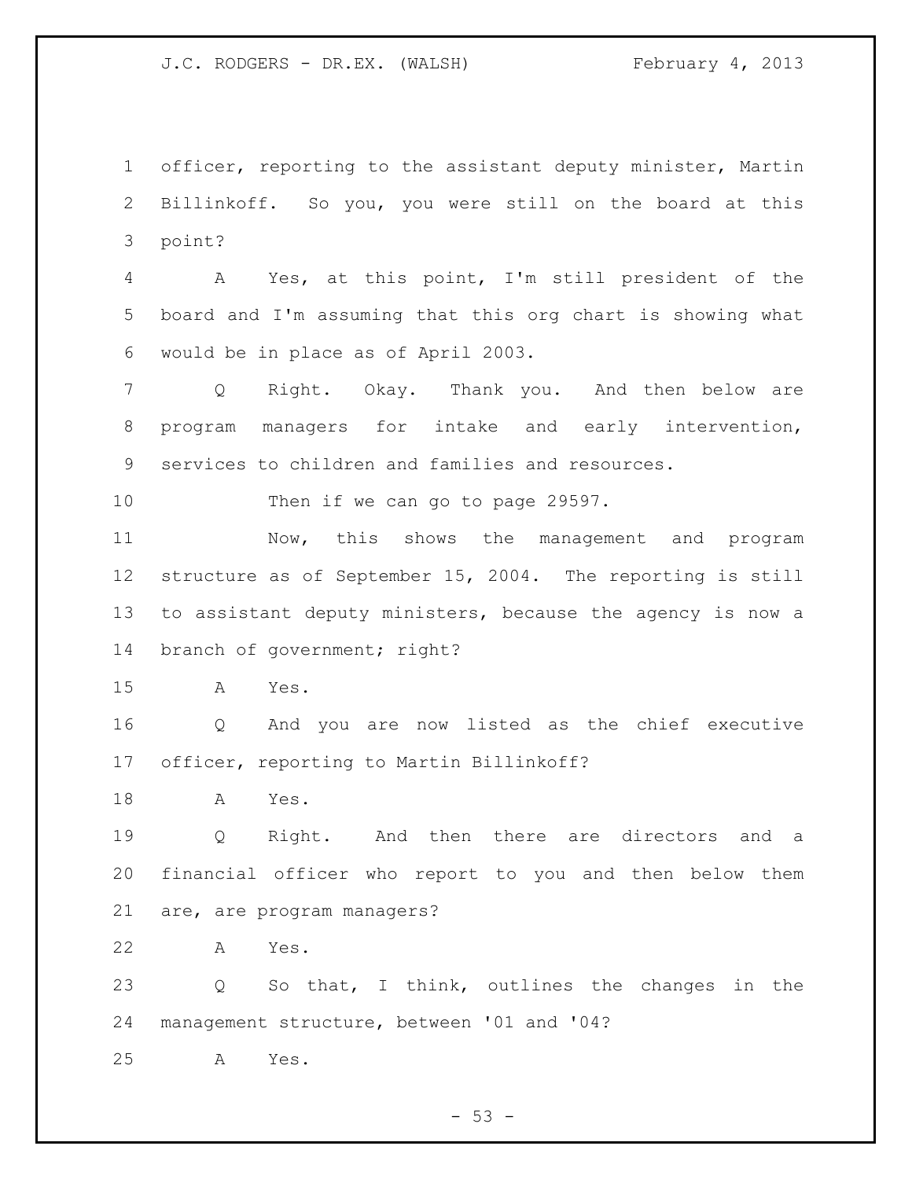officer, reporting to the assistant deputy minister, Martin Billinkoff. So you, you were still on the board at this point?

A Yes, at this point, I'm still president of the board and I'm assuming that this org chart is showing what would be in place as of April 2003.

Q Right. Okay. Thank you. And then below are program managers for intake and early intervention, services to children and families and resources.

Then if we can go to page 29597.

Now, this shows the management and program structure as of September 15, 2004. The reporting is still to assistant deputy ministers, because the agency is now a branch of government; right?

A Yes.

Q And you are now listed as the chief executive officer, reporting to Martin Billinkoff?

A Yes.

Q Right. And then there are directors and a financial officer who report to you and then below them are, are program managers?

A Yes.

Q So that, I think, outlines the changes in the management structure, between '01 and '04?

A Yes.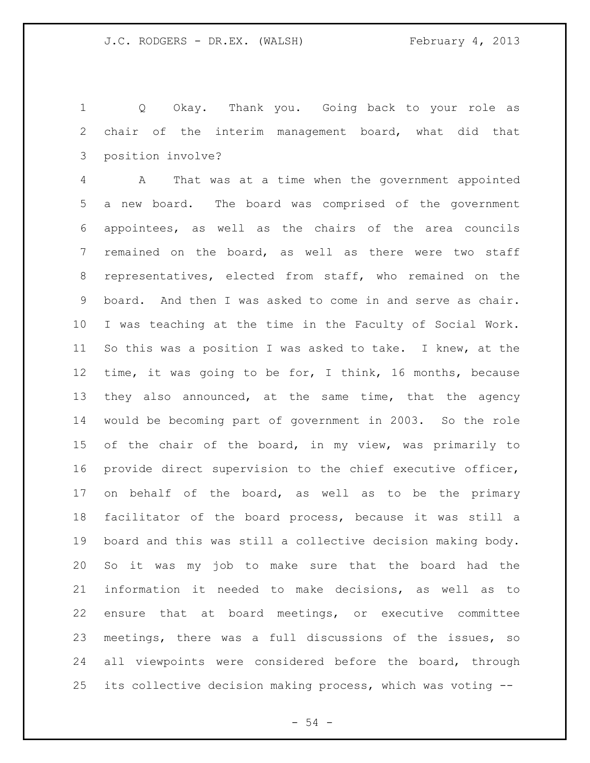Q Okay. Thank you. Going back to your role as chair of the interim management board, what did that position involve?

A That was at a time when the government appointed a new board. The board was comprised of the government appointees, as well as the chairs of the area councils remained on the board, as well as there were two staff representatives, elected from staff, who remained on the board. And then I was asked to come in and serve as chair. I was teaching at the time in the Faculty of Social Work. So this was a position I was asked to take. I knew, at the time, it was going to be for, I think, 16 months, because they also announced, at the same time, that the agency would be becoming part of government in 2003. So the role of the chair of the board, in my view, was primarily to provide direct supervision to the chief executive officer, on behalf of the board, as well as to be the primary facilitator of the board process, because it was still a board and this was still a collective decision making body. So it was my job to make sure that the board had the information it needed to make decisions, as well as to ensure that at board meetings, or executive committee meetings, there was a full discussions of the issues, so all viewpoints were considered before the board, through its collective decision making process, which was voting --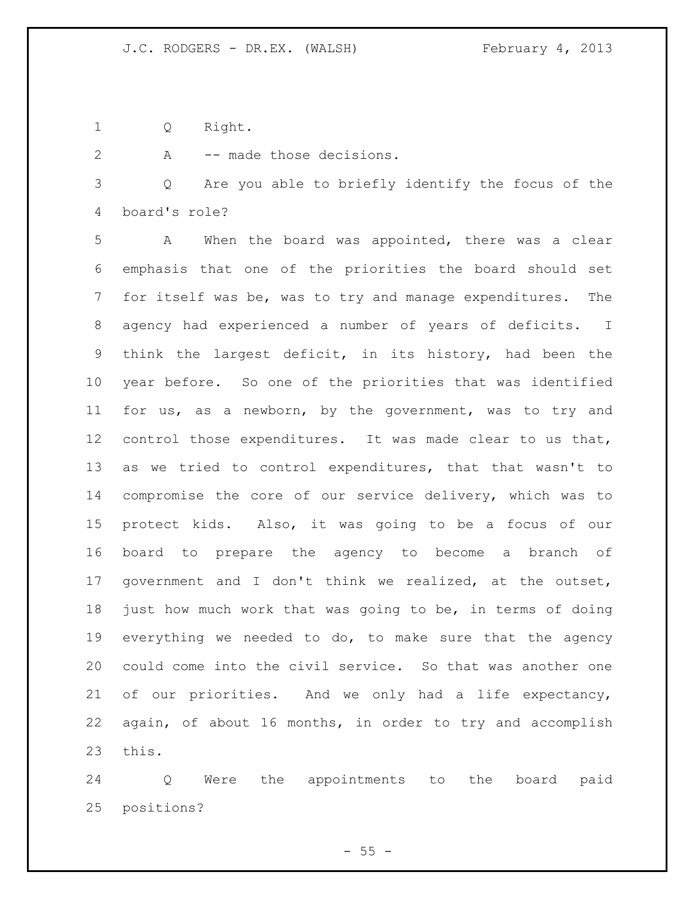Q Right.

A -- made those decisions.

Q Are you able to briefly identify the focus of the board's role?

A When the board was appointed, there was a clear emphasis that one of the priorities the board should set for itself was be, was to try and manage expenditures. The agency had experienced a number of years of deficits. I think the largest deficit, in its history, had been the year before. So one of the priorities that was identified for us, as a newborn, by the government, was to try and control those expenditures. It was made clear to us that, as we tried to control expenditures, that that wasn't to compromise the core of our service delivery, which was to protect kids. Also, it was going to be a focus of our board to prepare the agency to become a branch of government and I don't think we realized, at the outset, just how much work that was going to be, in terms of doing everything we needed to do, to make sure that the agency could come into the civil service. So that was another one of our priorities. And we only had a life expectancy, again, of about 16 months, in order to try and accomplish this.

Q Were the appointments to the board paid positions?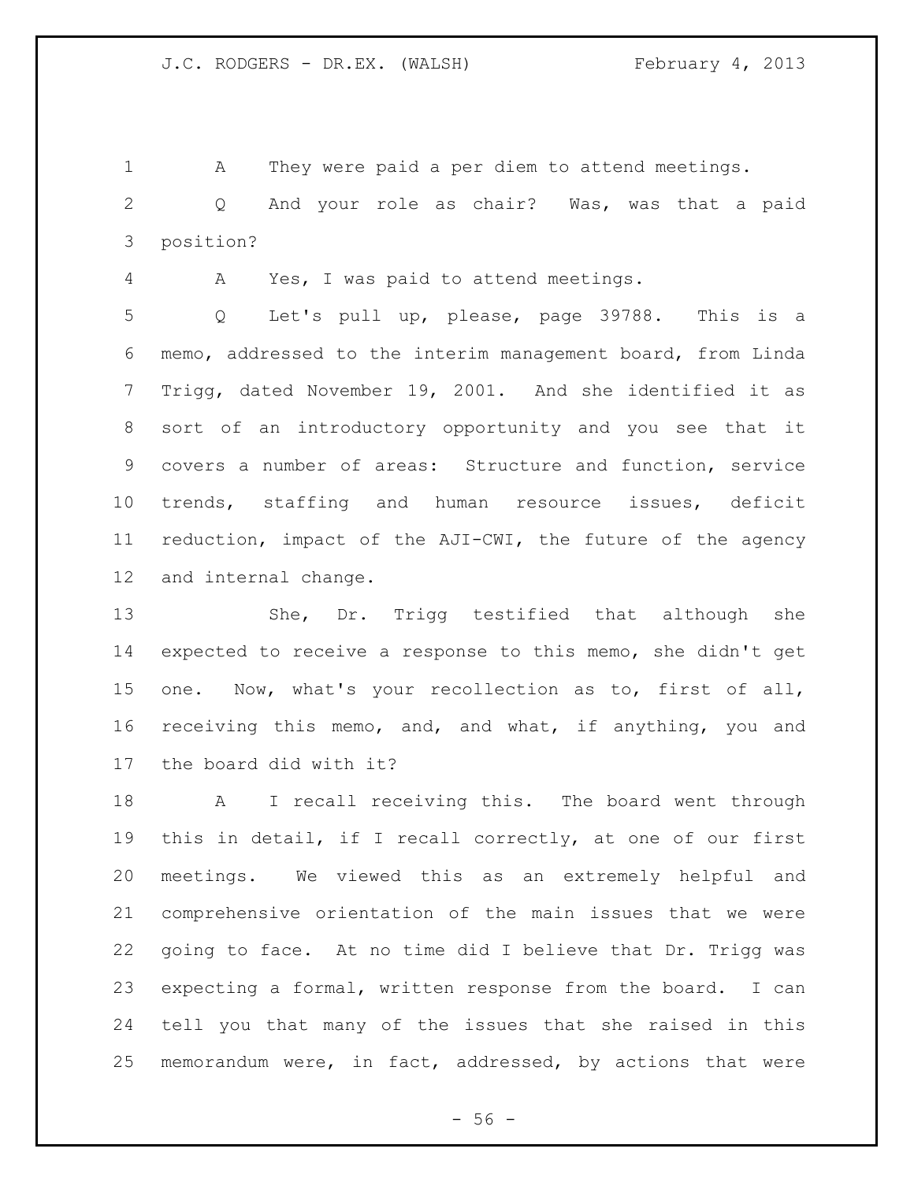A They were paid a per diem to attend meetings.

Q And your role as chair? Was, was that a paid position?

A Yes, I was paid to attend meetings.

Q Let's pull up, please, page 39788. This is a memo, addressed to the interim management board, from Linda Trigg, dated November 19, 2001. And she identified it as sort of an introductory opportunity and you see that it covers a number of areas: Structure and function, service trends, staffing and human resource issues, deficit reduction, impact of the AJI-CWI, the future of the agency and internal change.

She, Dr. Trigg testified that although she expected to receive a response to this memo, she didn't get one. Now, what's your recollection as to, first of all, receiving this memo, and, and what, if anything, you and the board did with it?

A I recall receiving this. The board went through this in detail, if I recall correctly, at one of our first meetings. We viewed this as an extremely helpful and comprehensive orientation of the main issues that we were going to face. At no time did I believe that Dr. Trigg was expecting a formal, written response from the board. I can tell you that many of the issues that she raised in this memorandum were, in fact, addressed, by actions that were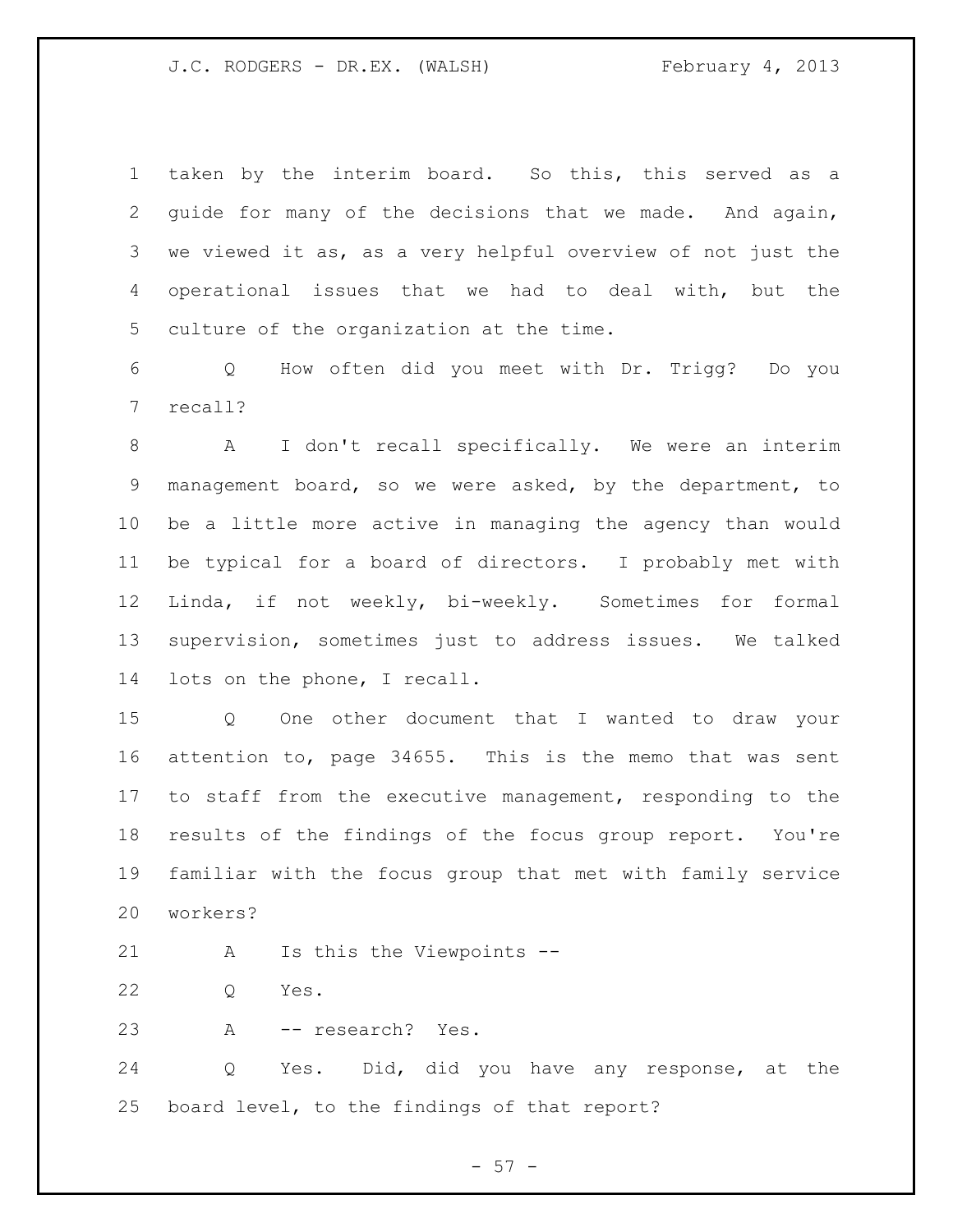taken by the interim board. So this, this served as a guide for many of the decisions that we made. And again, we viewed it as, as a very helpful overview of not just the operational issues that we had to deal with, but the culture of the organization at the time.

Q How often did you meet with Dr. Trigg? Do you recall?

A I don't recall specifically. We were an interim management board, so we were asked, by the department, to be a little more active in managing the agency than would be typical for a board of directors. I probably met with Linda, if not weekly, bi-weekly. Sometimes for formal supervision, sometimes just to address issues. We talked lots on the phone, I recall.

Q One other document that I wanted to draw your attention to, page 34655. This is the memo that was sent to staff from the executive management, responding to the results of the findings of the focus group report. You're familiar with the focus group that met with family service workers?

A Is this the Viewpoints --

Q Yes.

A -- research? Yes.

Q Yes. Did, did you have any response, at the board level, to the findings of that report?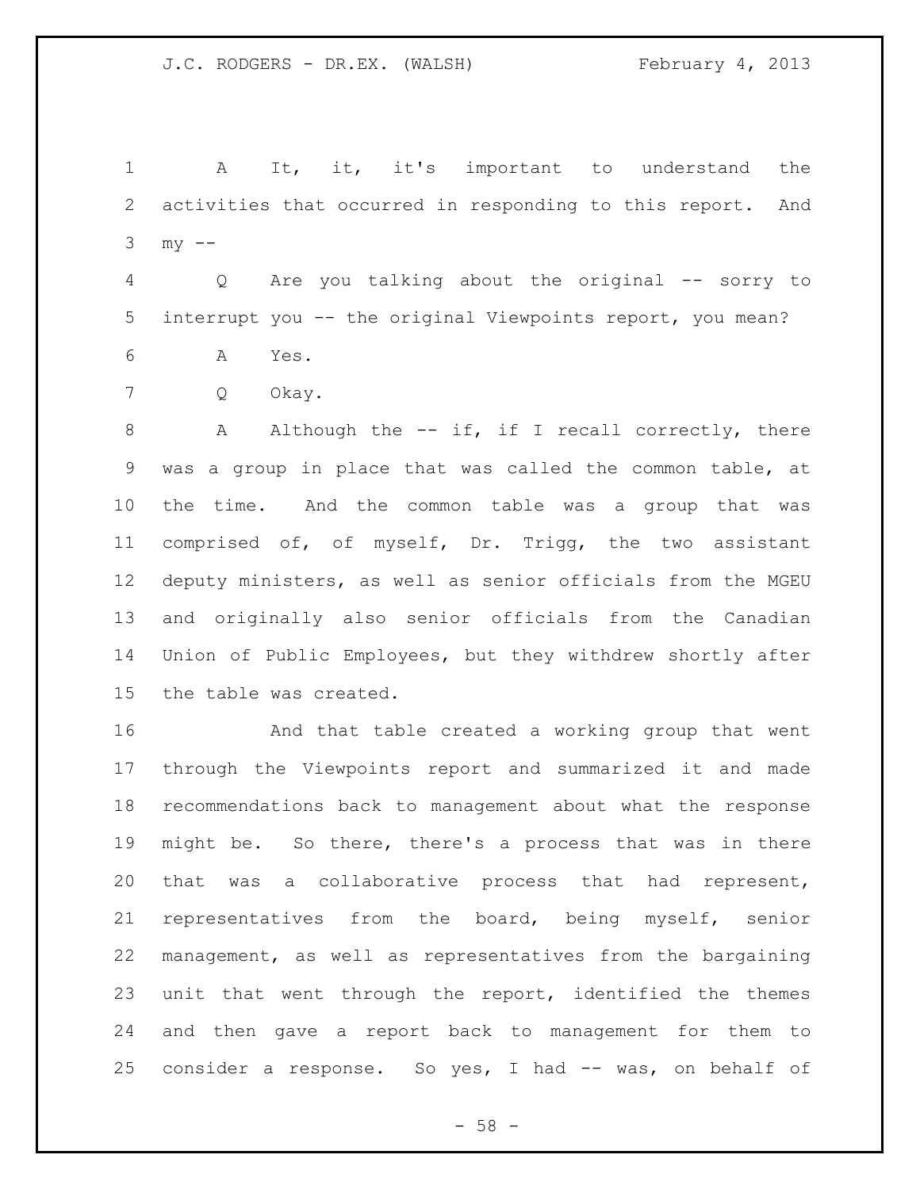A It, it, it's important to understand the activities that occurred in responding to this report. And my --

Q Are you talking about the original -- sorry to interrupt you -- the original Viewpoints report, you mean?

A Yes.

Q Okay.

A Although the -- if, if I recall correctly, there was a group in place that was called the common table, at the time. And the common table was a group that was comprised of, of myself, Dr. Trigg, the two assistant deputy ministers, as well as senior officials from the MGEU and originally also senior officials from the Canadian Union of Public Employees, but they withdrew shortly after the table was created.

And that table created a working group that went through the Viewpoints report and summarized it and made recommendations back to management about what the response might be. So there, there's a process that was in there that was a collaborative process that had represent, representatives from the board, being myself, senior management, as well as representatives from the bargaining unit that went through the report, identified the themes and then gave a report back to management for them to consider a response. So yes, I had -- was, on behalf of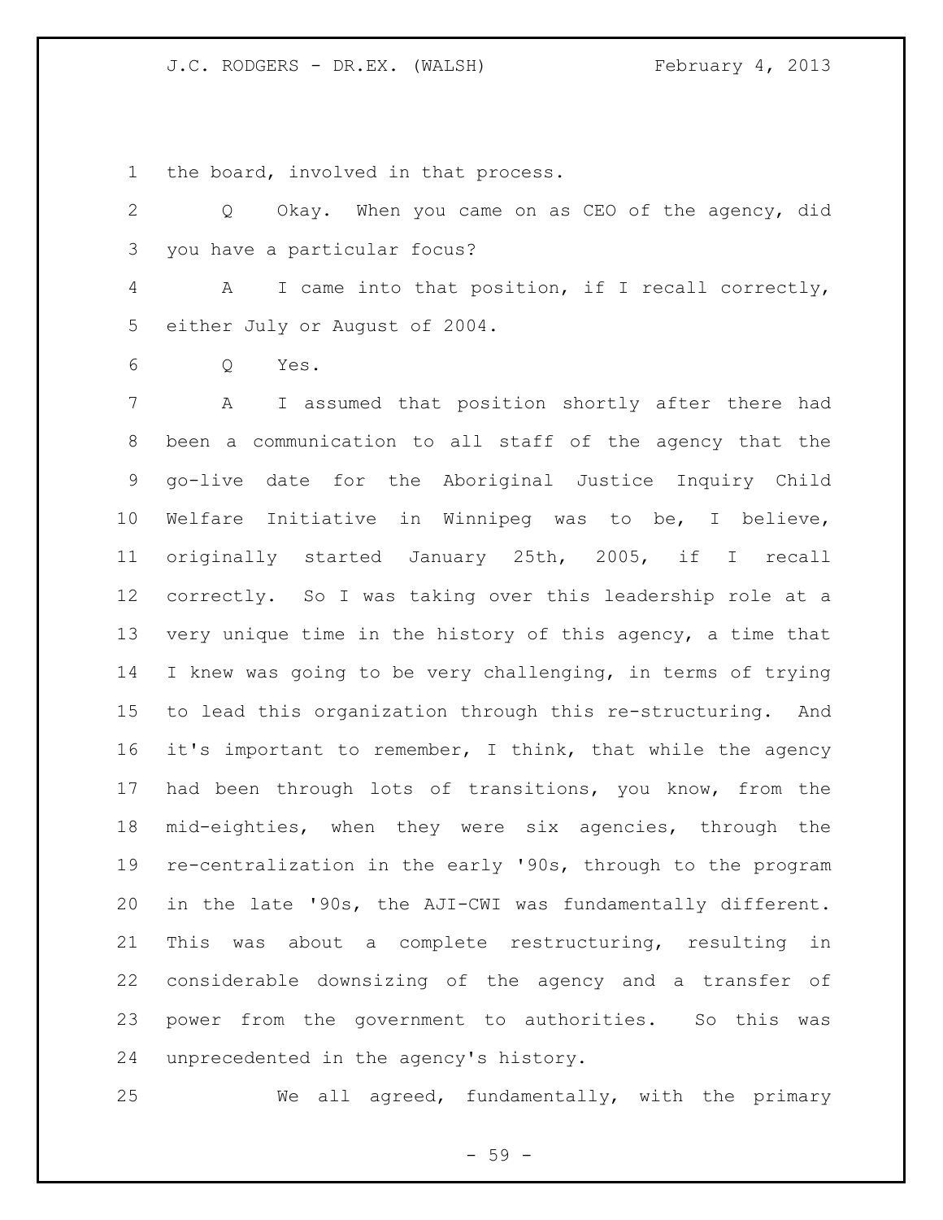the board, involved in that process.

Q Okay. When you came on as CEO of the agency, did you have a particular focus?

A I came into that position, if I recall correctly, either July or August of 2004.

Q Yes.

A I assumed that position shortly after there had been a communication to all staff of the agency that the go-live date for the Aboriginal Justice Inquiry Child Welfare Initiative in Winnipeg was to be, I believe, originally started January 25th, 2005, if I recall correctly. So I was taking over this leadership role at a very unique time in the history of this agency, a time that I knew was going to be very challenging, in terms of trying to lead this organization through this re-structuring. And it's important to remember, I think, that while the agency had been through lots of transitions, you know, from the mid-eighties, when they were six agencies, through the re-centralization in the early '90s, through to the program in the late '90s, the AJI-CWI was fundamentally different. This was about a complete restructuring, resulting in considerable downsizing of the agency and a transfer of power from the government to authorities. So this was unprecedented in the agency's history.

We all agreed, fundamentally, with the primary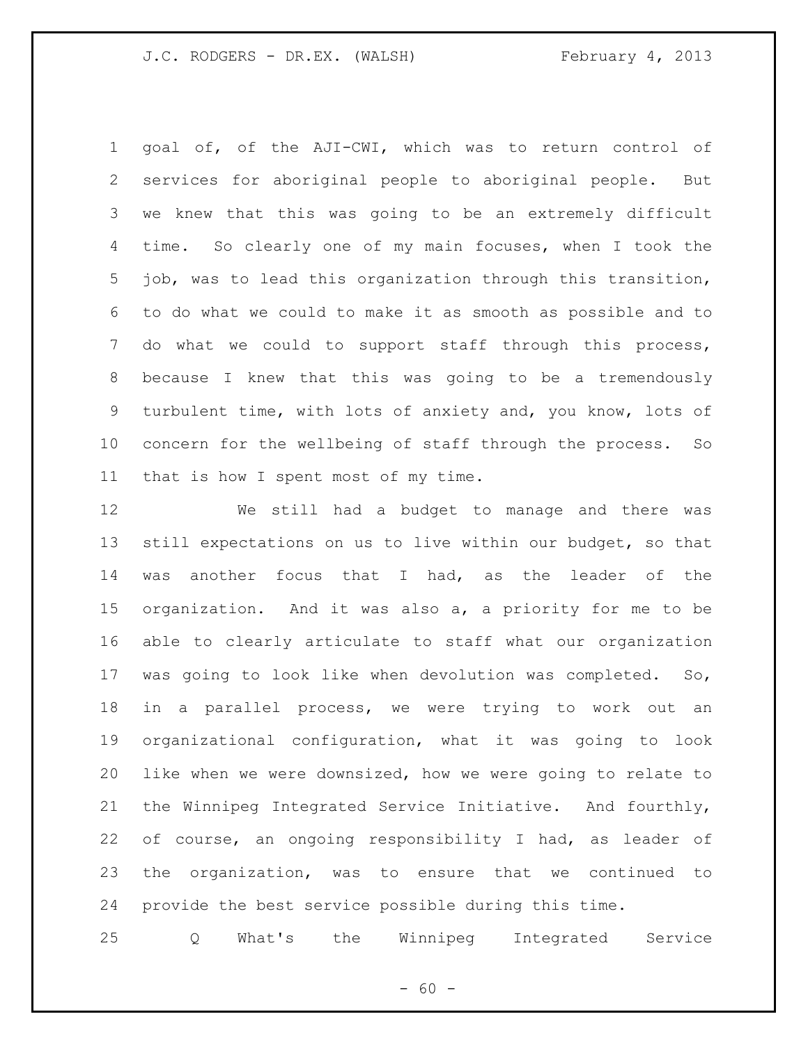goal of, of the AJI-CWI, which was to return control of services for aboriginal people to aboriginal people. But we knew that this was going to be an extremely difficult time. So clearly one of my main focuses, when I took the job, was to lead this organization through this transition, to do what we could to make it as smooth as possible and to do what we could to support staff through this process, because I knew that this was going to be a tremendously turbulent time, with lots of anxiety and, you know, lots of concern for the wellbeing of staff through the process. So that is how I spent most of my time.

We still had a budget to manage and there was still expectations on us to live within our budget, so that was another focus that I had, as the leader of the organization. And it was also a, a priority for me to be able to clearly articulate to staff what our organization was going to look like when devolution was completed. So, in a parallel process, we were trying to work out an organizational configuration, what it was going to look like when we were downsized, how we were going to relate to the Winnipeg Integrated Service Initiative. And fourthly, of course, an ongoing responsibility I had, as leader of the organization, was to ensure that we continued to provide the best service possible during this time.

Q What's the Winnipeg Integrated Service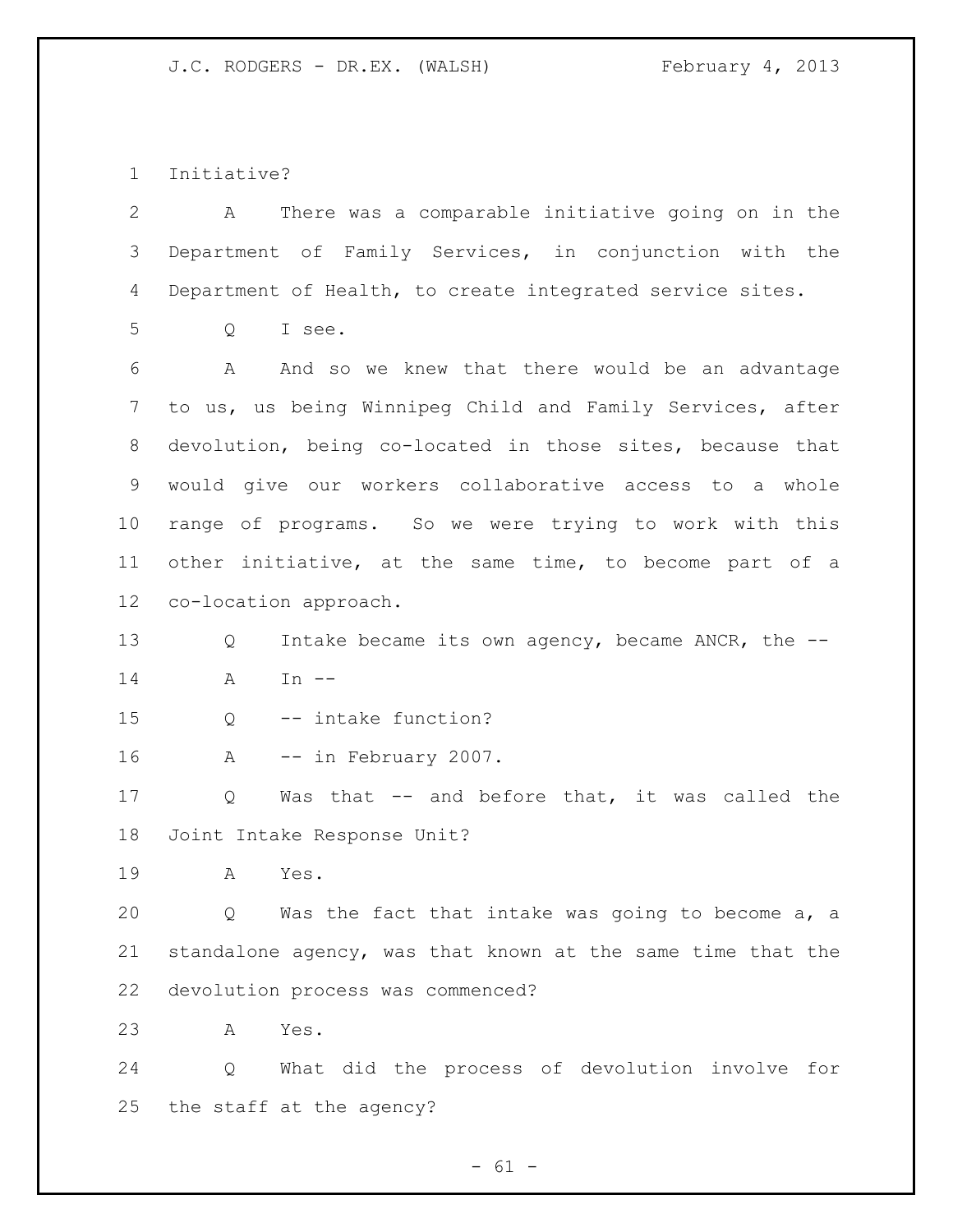Initiative?

A There was a comparable initiative going on in the Department of Family Services, in conjunction with the Department of Health, to create integrated service sites.

Q I see.

A And so we knew that there would be an advantage to us, us being Winnipeg Child and Family Services, after devolution, being co-located in those sites, because that would give our workers collaborative access to a whole range of programs. So we were trying to work with this other initiative, at the same time, to become part of a co-location approach.

Q Intake became its own agency, became ANCR, the --

A In --

Q -- intake function?

A -- in February 2007.

Q Was that -- and before that, it was called the Joint Intake Response Unit?

A Yes.

Q Was the fact that intake was going to become a, a standalone agency, was that known at the same time that the devolution process was commenced?

A Yes.

Q What did the process of devolution involve for the staff at the agency?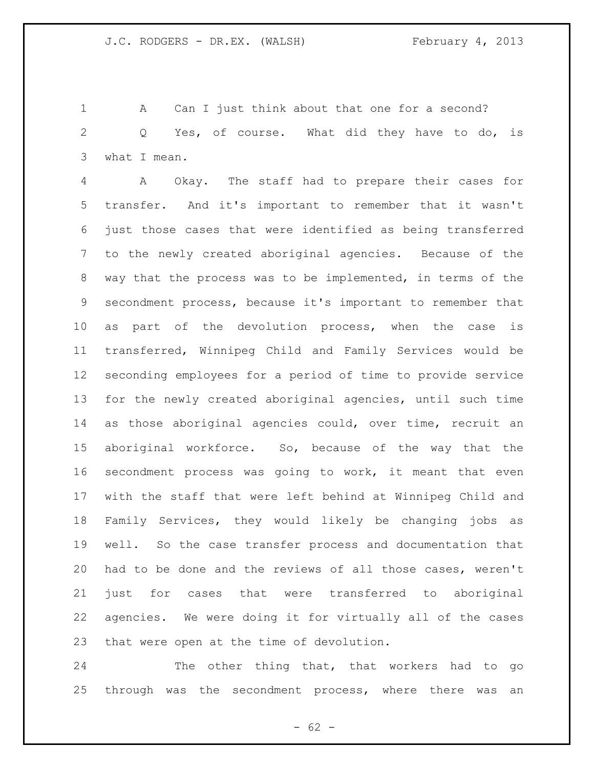A Can I just think about that one for a second?

Q Yes, of course. What did they have to do, is what I mean.

A Okay. The staff had to prepare their cases for transfer. And it's important to remember that it wasn't just those cases that were identified as being transferred to the newly created aboriginal agencies. Because of the way that the process was to be implemented, in terms of the secondment process, because it's important to remember that as part of the devolution process, when the case is transferred, Winnipeg Child and Family Services would be seconding employees for a period of time to provide service for the newly created aboriginal agencies, until such time as those aboriginal agencies could, over time, recruit an aboriginal workforce. So, because of the way that the secondment process was going to work, it meant that even with the staff that were left behind at Winnipeg Child and Family Services, they would likely be changing jobs as well. So the case transfer process and documentation that had to be done and the reviews of all those cases, weren't just for cases that were transferred to aboriginal agencies. We were doing it for virtually all of the cases that were open at the time of devolution.

The other thing that, that workers had to go through was the secondment process, where there was an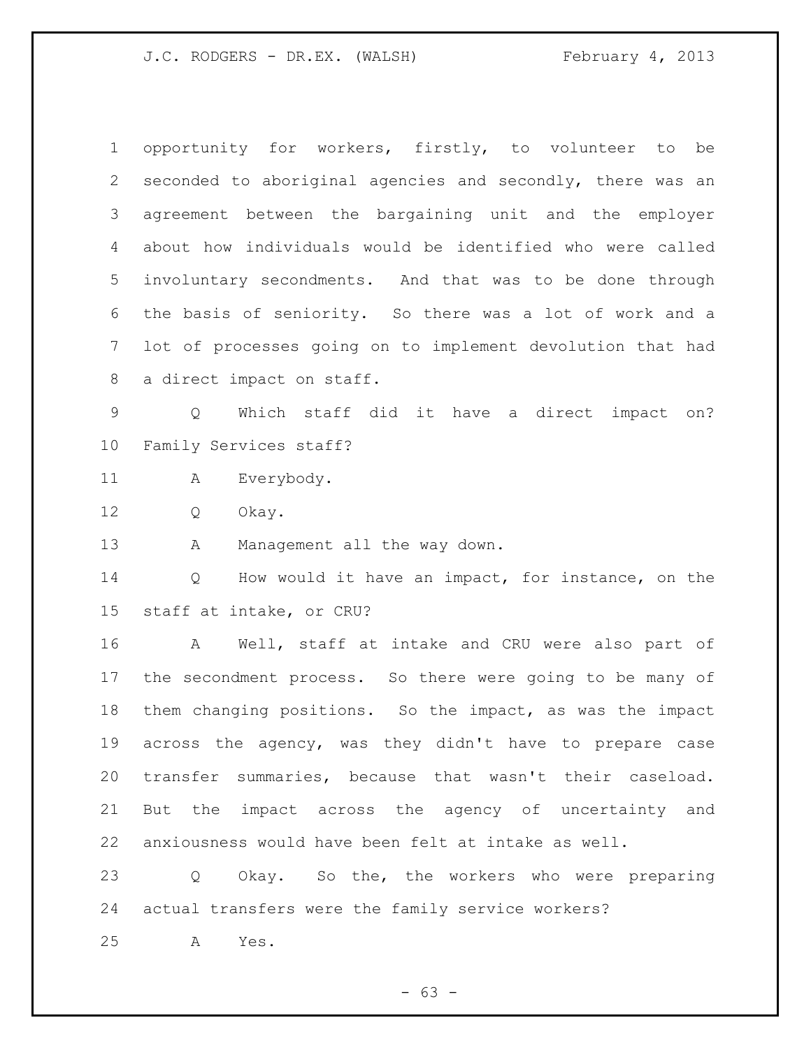opportunity for workers, firstly, to volunteer to be seconded to aboriginal agencies and secondly, there was an agreement between the bargaining unit and the employer about how individuals would be identified who were called involuntary secondments. And that was to be done through the basis of seniority. So there was a lot of work and a lot of processes going on to implement devolution that had a direct impact on staff.

Q Which staff did it have a direct impact on? Family Services staff?

A Everybody.

Q Okay.

A Management all the way down.

Q How would it have an impact, for instance, on the staff at intake, or CRU?

A Well, staff at intake and CRU were also part of the secondment process. So there were going to be many of them changing positions. So the impact, as was the impact across the agency, was they didn't have to prepare case transfer summaries, because that wasn't their caseload. But the impact across the agency of uncertainty and anxiousness would have been felt at intake as well.

Q Okay. So the, the workers who were preparing actual transfers were the family service workers?

A Yes.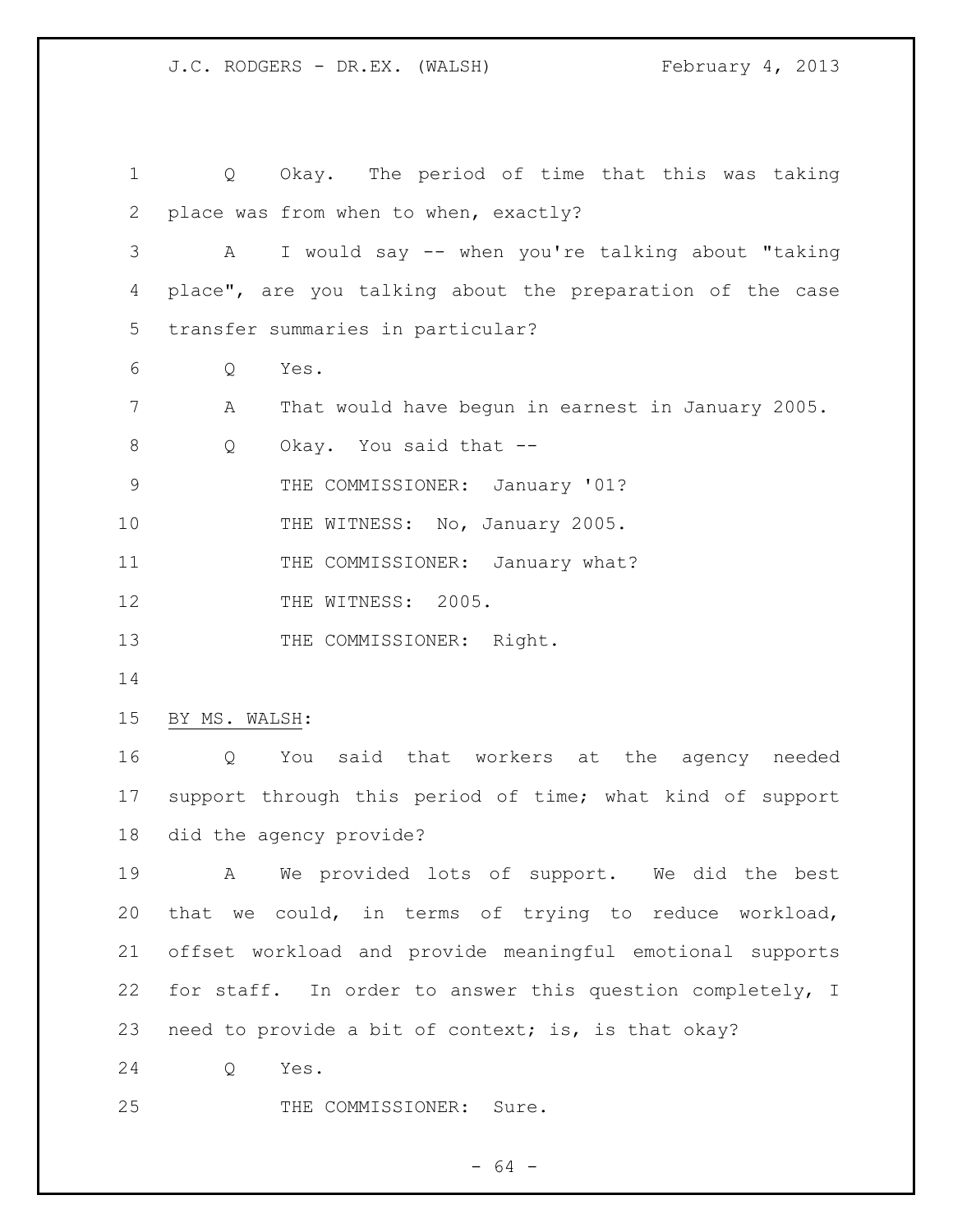Q Okay. The period of time that this was taking place was from when to when, exactly?

A I would say -- when you're talking about "taking place", are you talking about the preparation of the case transfer summaries in particular?

Q Yes.

A That would have begun in earnest in January 2005.

Q Okay. You said that --

THE COMMISSIONER: January '01?

THE WITNESS: No, January 2005.

THE COMMISSIONER: January what?

THE WITNESS: 2005.

THE COMMISSIONER: Right.

BY MS. WALSH:

Q You said that workers at the agency needed support through this period of time; what kind of support did the agency provide?

A We provided lots of support. We did the best that we could, in terms of trying to reduce workload, offset workload and provide meaningful emotional supports for staff. In order to answer this question completely, I need to provide a bit of context; is, is that okay?

Q Yes.

THE COMMISSIONER: Sure.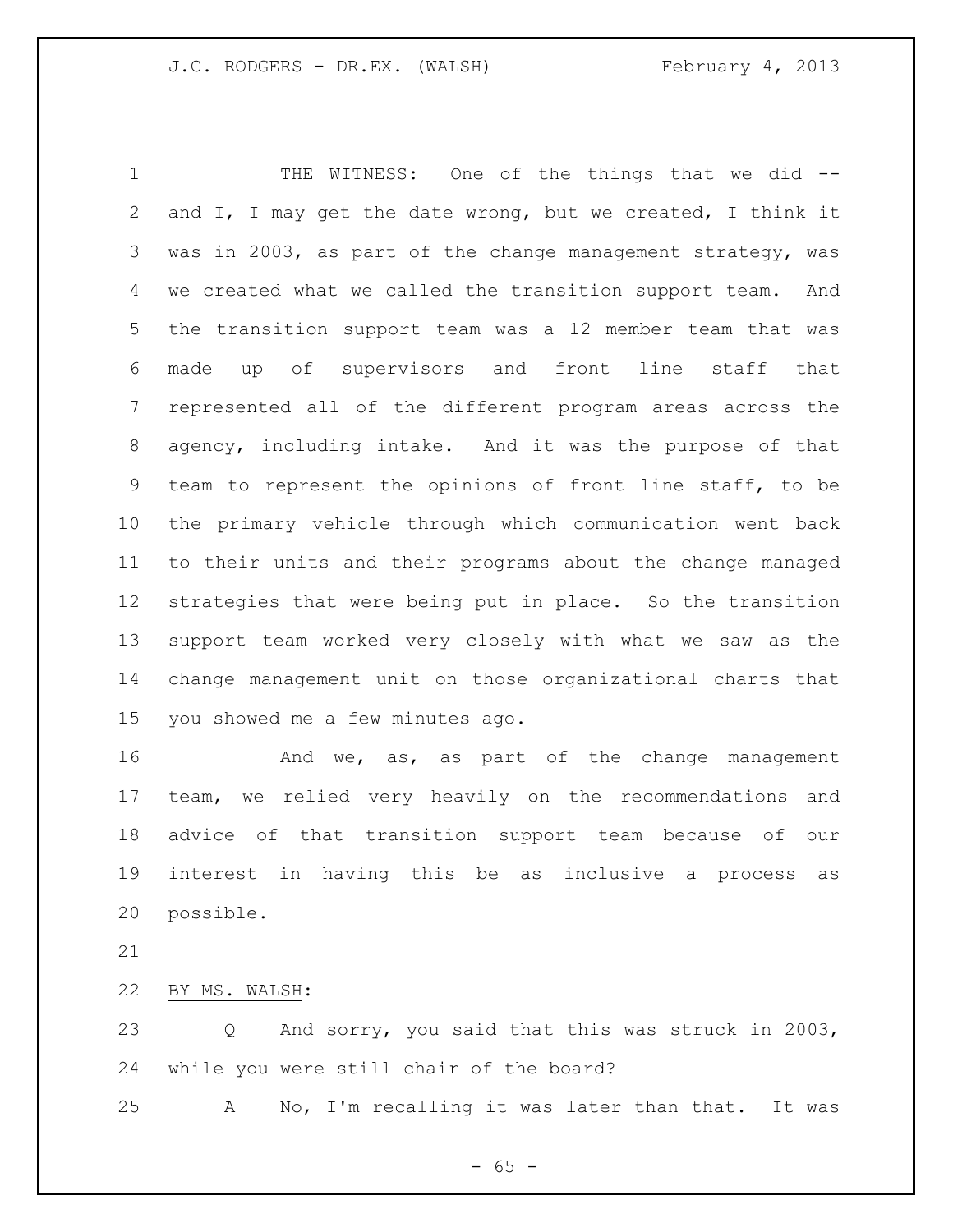THE WITNESS: One of the things that we did -- and I, I may get the date wrong, but we created, I think it was in 2003, as part of the change management strategy, was we created what we called the transition support team. And the transition support team was a 12 member team that was made up of supervisors and front line staff that represented all of the different program areas across the agency, including intake. And it was the purpose of that team to represent the opinions of front line staff, to be the primary vehicle through which communication went back to their units and their programs about the change managed strategies that were being put in place. So the transition support team worked very closely with what we saw as the change management unit on those organizational charts that you showed me a few minutes ago.

And we, as, as part of the change management team, we relied very heavily on the recommendations and advice of that transition support team because of our interest in having this be as inclusive a process as possible.

BY MS. WALSH:

Q And sorry, you said that this was struck in 2003, while you were still chair of the board?

A No, I'm recalling it was later than that. It was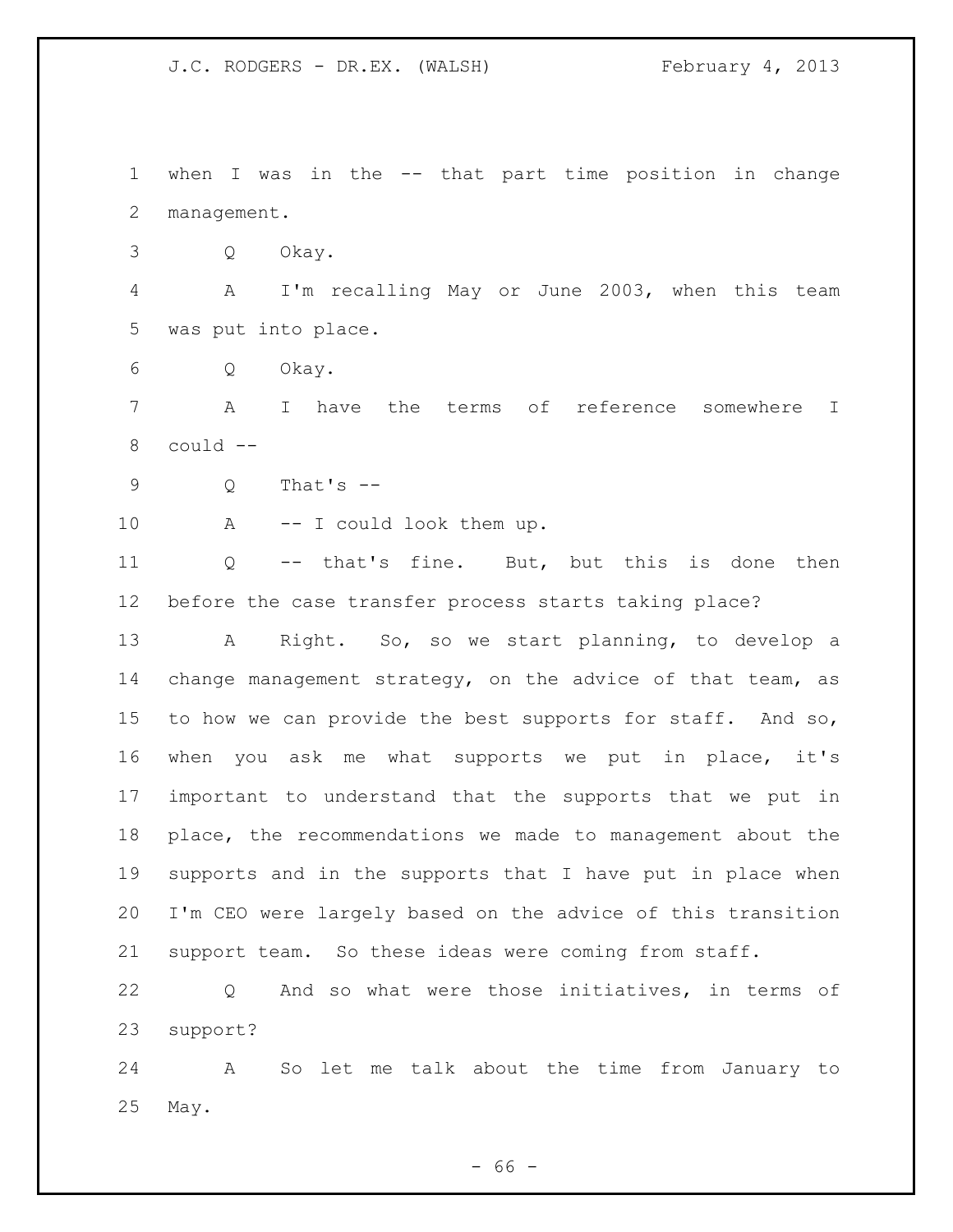when I was in the -- that part time position in change management.

Q Okay.

A I'm recalling May or June 2003, when this team was put into place.

Q Okay.

A I have the terms of reference somewhere I could --

Q That's --

A -- I could look them up.

Q -- that's fine. But, but this is done then before the case transfer process starts taking place?

A Right. So, so we start planning, to develop a change management strategy, on the advice of that team, as to how we can provide the best supports for staff. And so, when you ask me what supports we put in place, it's important to understand that the supports that we put in place, the recommendations we made to management about the supports and in the supports that I have put in place when I'm CEO were largely based on the advice of this transition support team. So these ideas were coming from staff.

Q And so what were those initiatives, in terms of support?

A So let me talk about the time from January to May.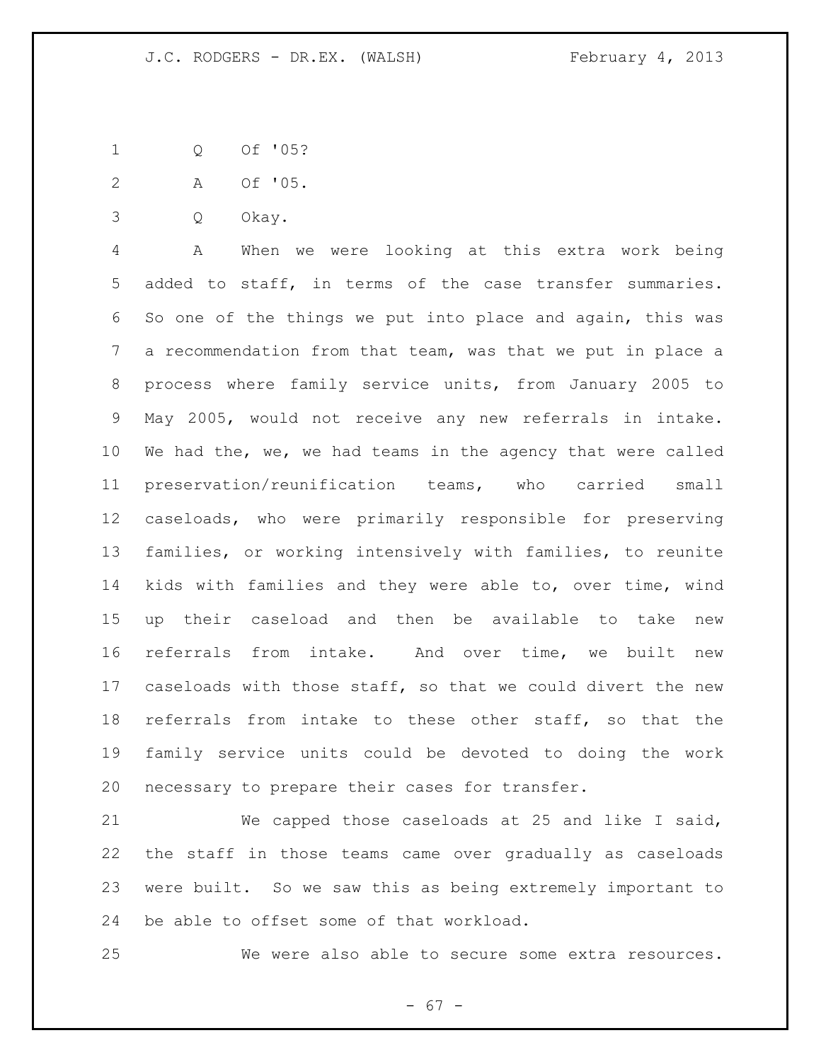Q Of '05?

A Of '05.

Q Okay.

A When we were looking at this extra work being added to staff, in terms of the case transfer summaries. So one of the things we put into place and again, this was a recommendation from that team, was that we put in place a process where family service units, from January 2005 to May 2005, would not receive any new referrals in intake. We had the, we, we had teams in the agency that were called preservation/reunification teams, who carried small caseloads, who were primarily responsible for preserving families, or working intensively with families, to reunite kids with families and they were able to, over time, wind up their caseload and then be available to take new referrals from intake. And over time, we built new caseloads with those staff, so that we could divert the new referrals from intake to these other staff, so that the family service units could be devoted to doing the work necessary to prepare their cases for transfer.

We capped those caseloads at 25 and like I said, the staff in those teams came over gradually as caseloads were built. So we saw this as being extremely important to be able to offset some of that workload.

We were also able to secure some extra resources.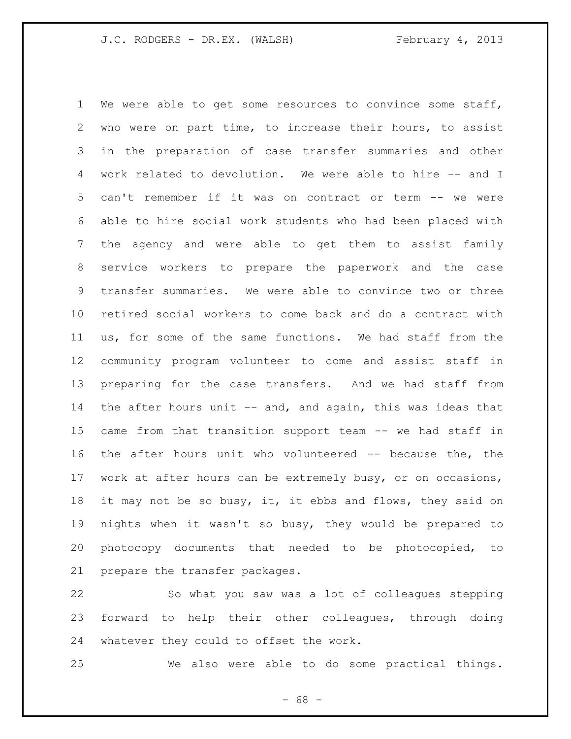We were able to get some resources to convince some staff, who were on part time, to increase their hours, to assist in the preparation of case transfer summaries and other work related to devolution. We were able to hire -- and I can't remember if it was on contract or term -- we were able to hire social work students who had been placed with the agency and were able to get them to assist family service workers to prepare the paperwork and the case transfer summaries. We were able to convince two or three retired social workers to come back and do a contract with us, for some of the same functions. We had staff from the community program volunteer to come and assist staff in preparing for the case transfers. And we had staff from the after hours unit -- and, and again, this was ideas that came from that transition support team -- we had staff in the after hours unit who volunteered -- because the, the work at after hours can be extremely busy, or on occasions, it may not be so busy, it, it ebbs and flows, they said on nights when it wasn't so busy, they would be prepared to photocopy documents that needed to be photocopied, to prepare the transfer packages.

So what you saw was a lot of colleagues stepping forward to help their other colleagues, through doing whatever they could to offset the work.

We also were able to do some practical things.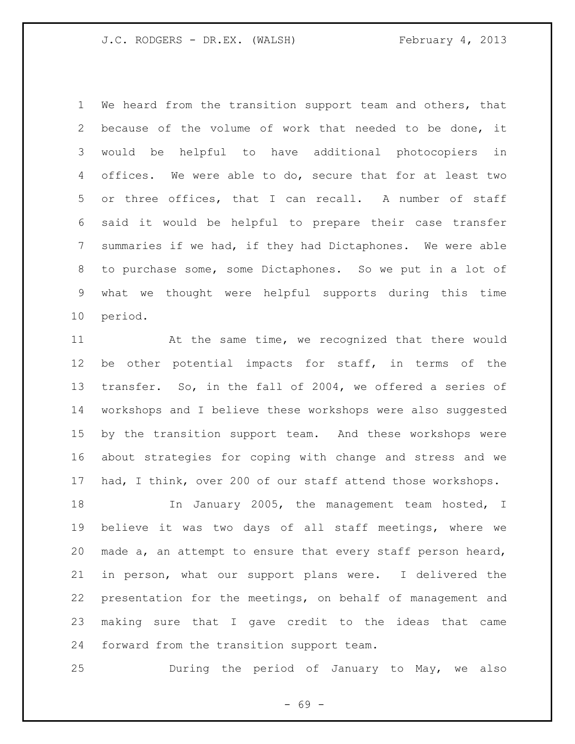We heard from the transition support team and others, that because of the volume of work that needed to be done, it would be helpful to have additional photocopiers in offices. We were able to do, secure that for at least two or three offices, that I can recall. A number of staff said it would be helpful to prepare their case transfer summaries if we had, if they had Dictaphones. We were able to purchase some, some Dictaphones. So we put in a lot of what we thought were helpful supports during this time period.

At the same time, we recognized that there would be other potential impacts for staff, in terms of the transfer. So, in the fall of 2004, we offered a series of workshops and I believe these workshops were also suggested by the transition support team. And these workshops were about strategies for coping with change and stress and we had, I think, over 200 of our staff attend those workshops.

In January 2005, the management team hosted, I believe it was two days of all staff meetings, where we made a, an attempt to ensure that every staff person heard, in person, what our support plans were. I delivered the presentation for the meetings, on behalf of management and making sure that I gave credit to the ideas that came forward from the transition support team.

During the period of January to May, we also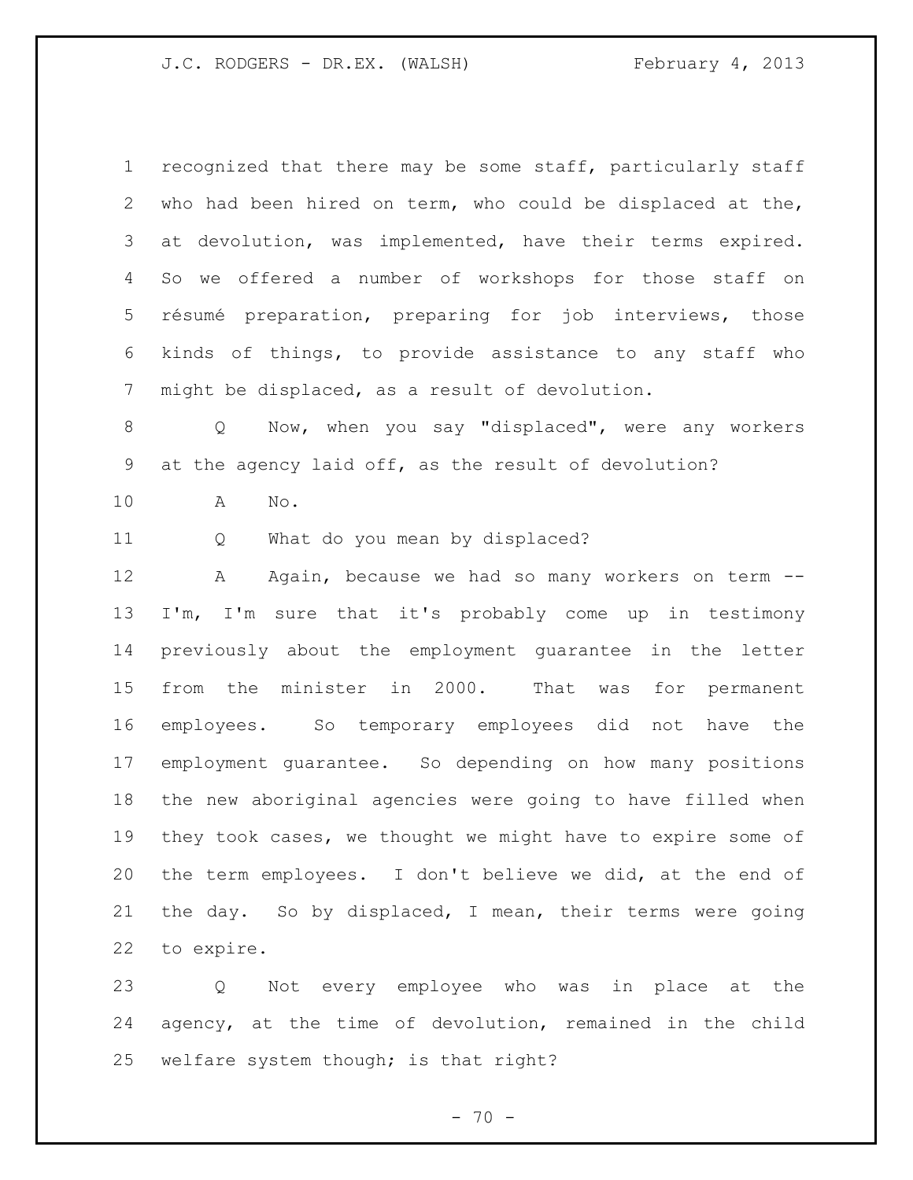recognized that there may be some staff, particularly staff who had been hired on term, who could be displaced at the, at devolution, was implemented, have their terms expired. So we offered a number of workshops for those staff on résumé preparation, preparing for job interviews, those kinds of things, to provide assistance to any staff who might be displaced, as a result of devolution.

Q Now, when you say "displaced", were any workers at the agency laid off, as the result of devolution?

A No.

Q What do you mean by displaced?

A Again, because we had so many workers on term -- I'm, I'm sure that it's probably come up in testimony previously about the employment guarantee in the letter from the minister in 2000. That was for permanent employees. So temporary employees did not have the employment guarantee. So depending on how many positions the new aboriginal agencies were going to have filled when they took cases, we thought we might have to expire some of the term employees. I don't believe we did, at the end of the day. So by displaced, I mean, their terms were going to expire.

Q Not every employee who was in place at the agency, at the time of devolution, remained in the child welfare system though; is that right?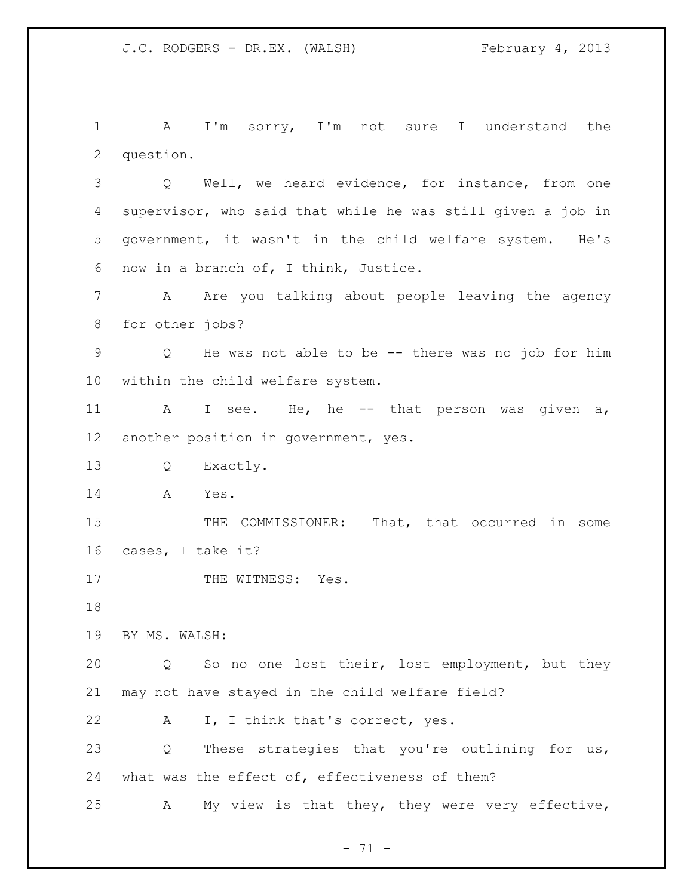A I'm sorry, I'm not sure I understand the question.

Q Well, we heard evidence, for instance, from one supervisor, who said that while he was still given a job in government, it wasn't in the child welfare system. He's now in a branch of, I think, Justice.

A Are you talking about people leaving the agency for other jobs?

Q He was not able to be -- there was no job for him within the child welfare system.

A I see. He, he -- that person was given a, another position in government, yes.

Q Exactly.

A Yes.

THE COMMISSIONER: That, that occurred in some cases, I take it?

THE WITNESS: Yes.

BY MS. WALSH:

Q So no one lost their, lost employment, but they may not have stayed in the child welfare field?

A I, I think that's correct, yes.

Q These strategies that you're outlining for us, what was the effect of, effectiveness of them?

A My view is that they, they were very effective,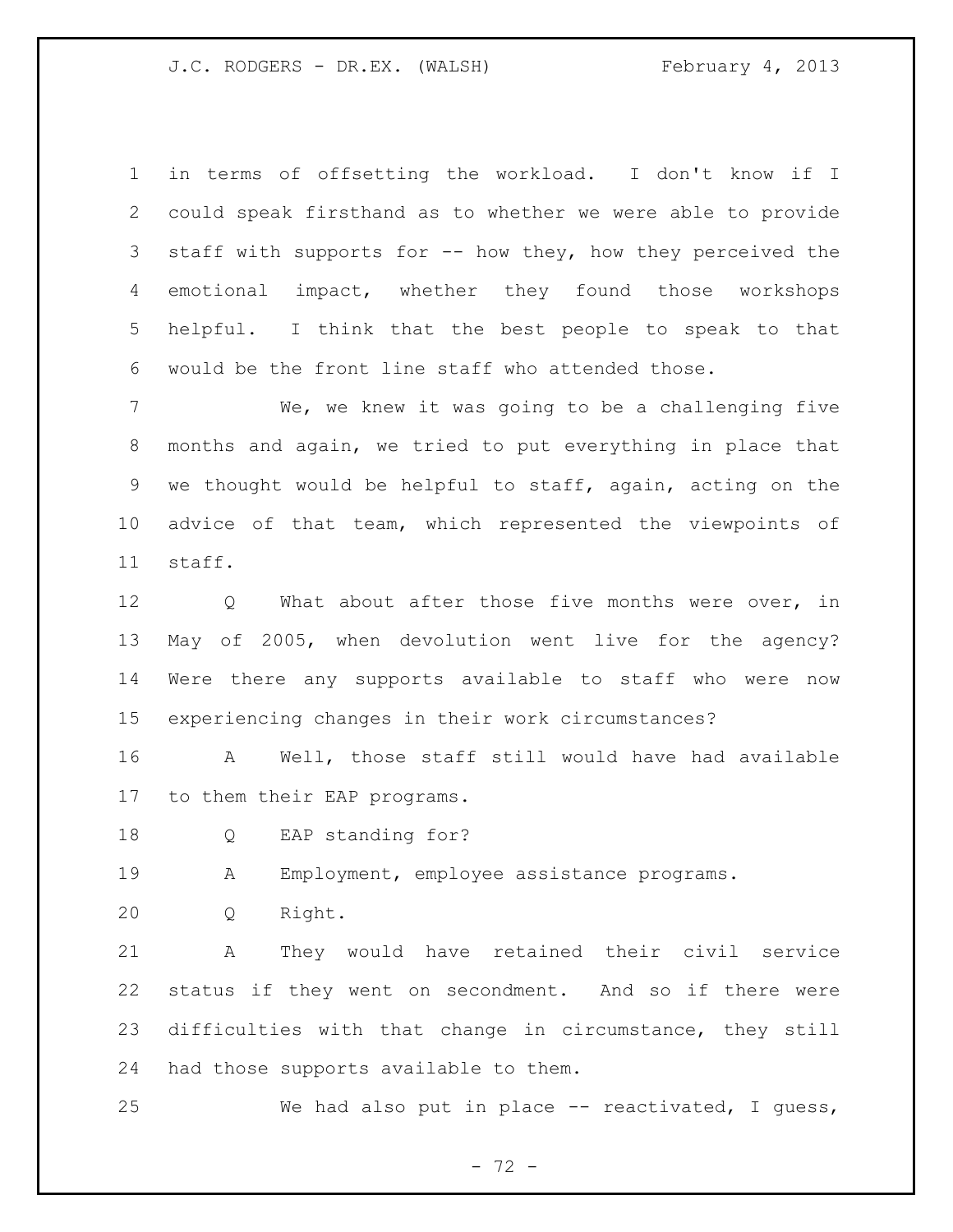in terms of offsetting the workload. I don't know if I could speak firsthand as to whether we were able to provide staff with supports for -- how they, how they perceived the emotional impact, whether they found those workshops helpful. I think that the best people to speak to that would be the front line staff who attended those.

We, we knew it was going to be a challenging five months and again, we tried to put everything in place that we thought would be helpful to staff, again, acting on the advice of that team, which represented the viewpoints of staff.

Q What about after those five months were over, in May of 2005, when devolution went live for the agency? Were there any supports available to staff who were now experiencing changes in their work circumstances?

A Well, those staff still would have had available to them their EAP programs.

Q EAP standing for?

A Employment, employee assistance programs.

Q Right.

A They would have retained their civil service status if they went on secondment. And so if there were difficulties with that change in circumstance, they still had those supports available to them.

We had also put in place -- reactivated, I guess,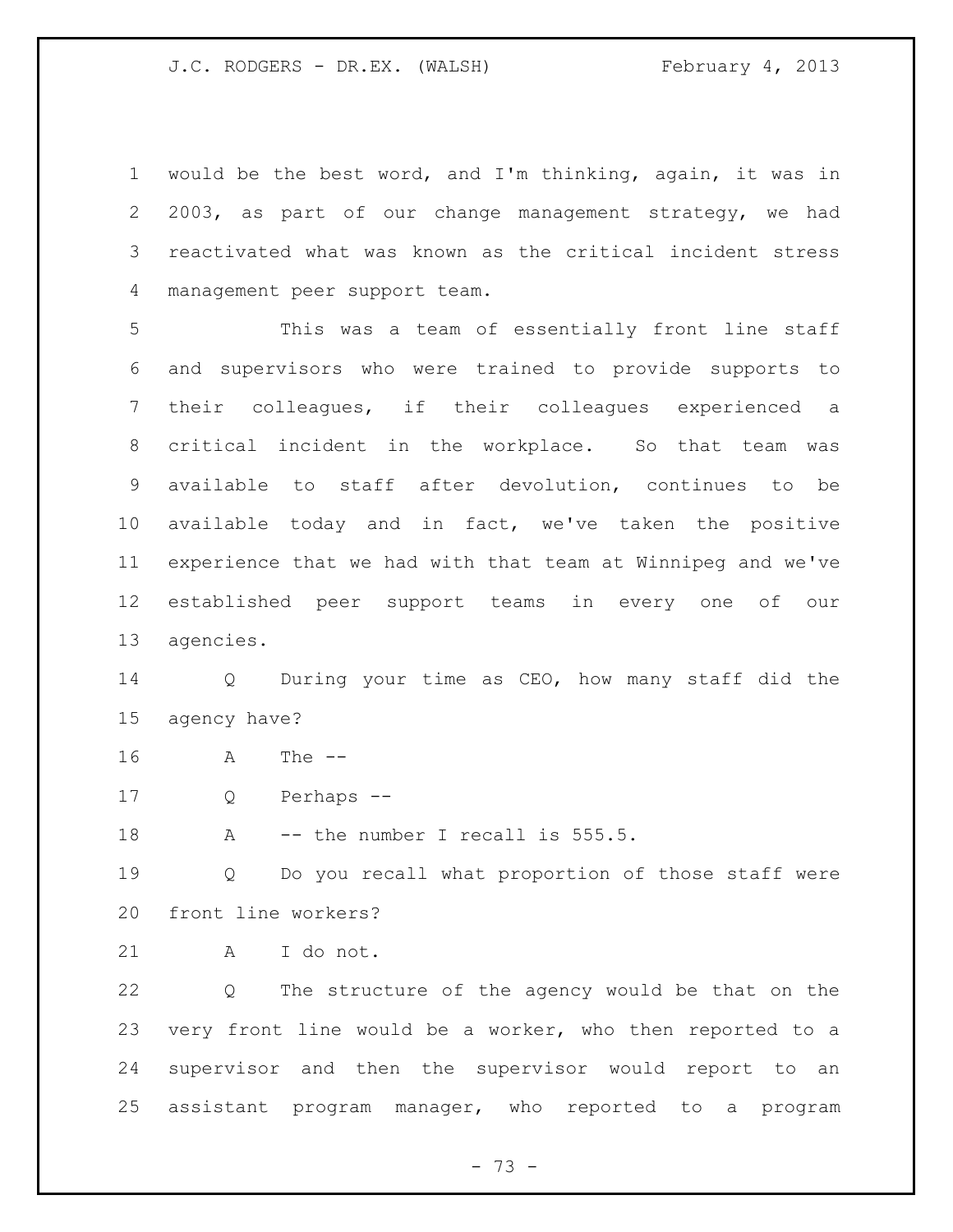would be the best word, and I'm thinking, again, it was in 2003, as part of our change management strategy, we had reactivated what was known as the critical incident stress management peer support team.

This was a team of essentially front line staff and supervisors who were trained to provide supports to their colleagues, if their colleagues experienced a critical incident in the workplace. So that team was available to staff after devolution, continues to be available today and in fact, we've taken the positive experience that we had with that team at Winnipeg and we've established peer support teams in every one of our agencies.

Q During your time as CEO, how many staff did the agency have?

A The --

Q Perhaps --

A -- the number I recall is 555.5.

Q Do you recall what proportion of those staff were front line workers?

A I do not.

Q The structure of the agency would be that on the very front line would be a worker, who then reported to a supervisor and then the supervisor would report to an assistant program manager, who reported to a program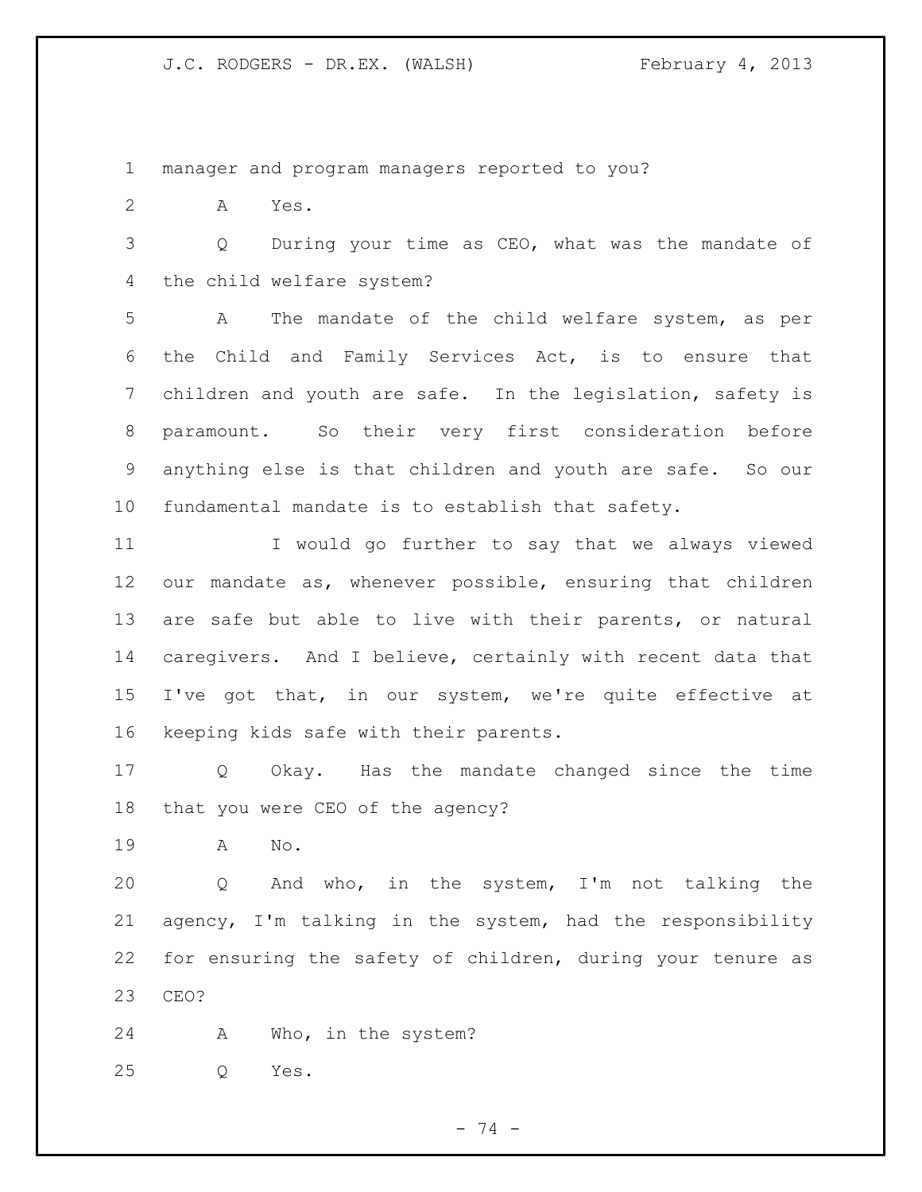manager and program managers reported to you?

A Yes.

Q During your time as CEO, what was the mandate of the child welfare system?

A The mandate of the child welfare system, as per the Child and Family Services Act, is to ensure that children and youth are safe. In the legislation, safety is paramount. So their very first consideration before anything else is that children and youth are safe. So our fundamental mandate is to establish that safety.

I would go further to say that we always viewed our mandate as, whenever possible, ensuring that children are safe but able to live with their parents, or natural caregivers. And I believe, certainly with recent data that I've got that, in our system, we're quite effective at keeping kids safe with their parents.

Q Okay. Has the mandate changed since the time that you were CEO of the agency?

A No.

Q And who, in the system, I'm not talking the agency, I'm talking in the system, had the responsibility for ensuring the safety of children, during your tenure as CEO?

A Who, in the system?

Q Yes.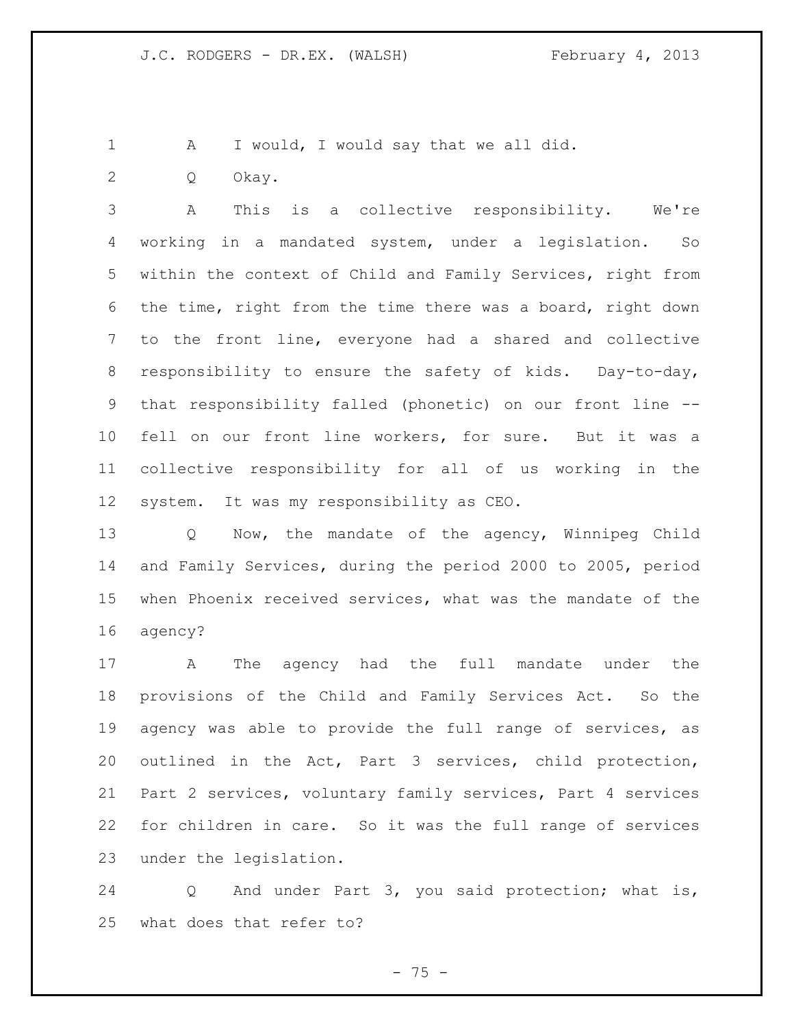A I would, I would say that we all did.

Q Okay.

A This is a collective responsibility. We're working in a mandated system, under a legislation. So within the context of Child and Family Services, right from the time, right from the time there was a board, right down to the front line, everyone had a shared and collective responsibility to ensure the safety of kids. Day-to-day, that responsibility falled (phonetic) on our front line -- fell on our front line workers, for sure. But it was a collective responsibility for all of us working in the system. It was my responsibility as CEO.

Q Now, the mandate of the agency, Winnipeg Child and Family Services, during the period 2000 to 2005, period when Phoenix received services, what was the mandate of the agency?

A The agency had the full mandate under the provisions of the Child and Family Services Act. So the agency was able to provide the full range of services, as outlined in the Act, Part 3 services, child protection, Part 2 services, voluntary family services, Part 4 services for children in care. So it was the full range of services under the legislation.

Q And under Part 3, you said protection; what is, what does that refer to?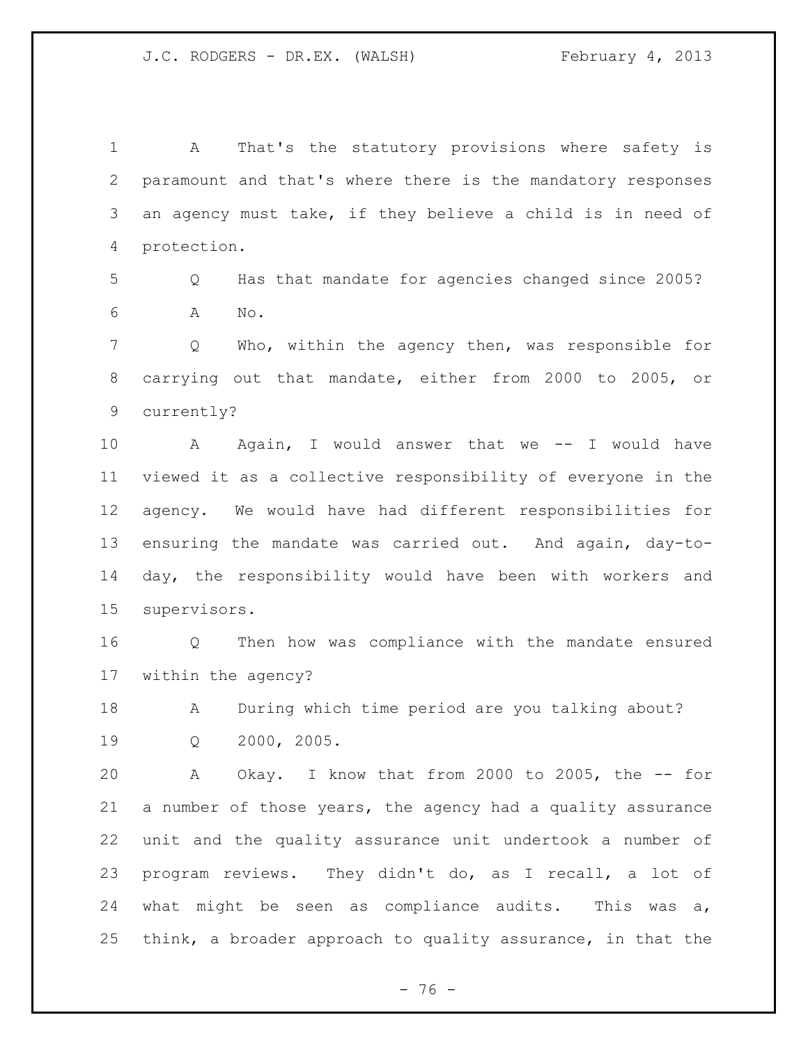A That's the statutory provisions where safety is paramount and that's where there is the mandatory responses an agency must take, if they believe a child is in need of protection.

Q Has that mandate for agencies changed since 2005?

A No.

Q Who, within the agency then, was responsible for carrying out that mandate, either from 2000 to 2005, or currently?

A Again, I would answer that we -- I would have viewed it as a collective responsibility of everyone in the agency. We would have had different responsibilities for ensuring the mandate was carried out. And again, day-to-day, the responsibility would have been with workers and supervisors.

Q Then how was compliance with the mandate ensured within the agency?

A During which time period are you talking about?

Q 2000, 2005.

A Okay. I know that from 2000 to 2005, the -- for a number of those years, the agency had a quality assurance unit and the quality assurance unit undertook a number of program reviews. They didn't do, as I recall, a lot of what might be seen as compliance audits. This was a, think, a broader approach to quality assurance, in that the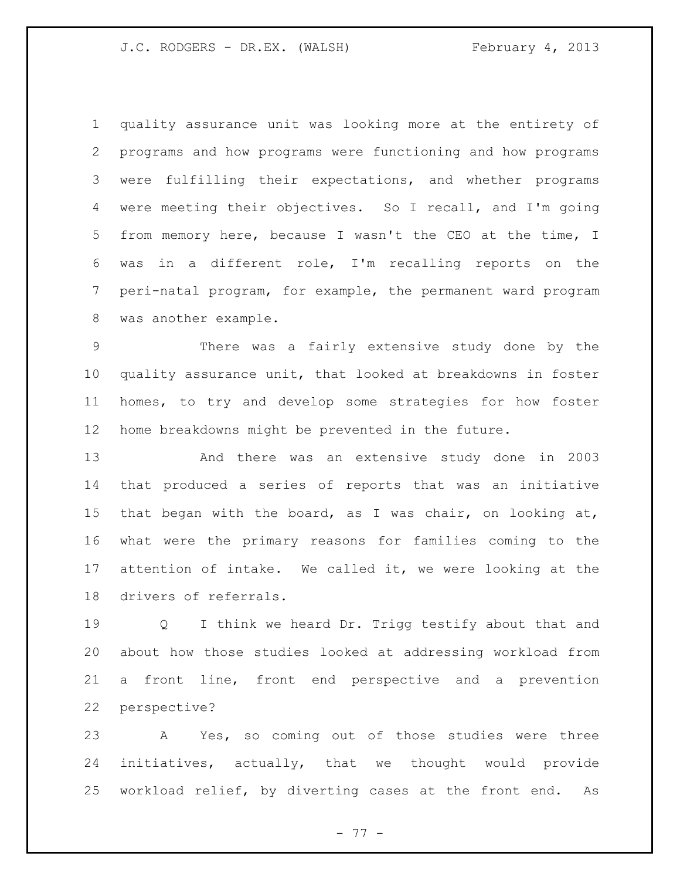quality assurance unit was looking more at the entirety of programs and how programs were functioning and how programs were fulfilling their expectations, and whether programs were meeting their objectives. So I recall, and I'm going from memory here, because I wasn't the CEO at the time, I was in a different role, I'm recalling reports on the peri-natal program, for example, the permanent ward program was another example.

There was a fairly extensive study done by the quality assurance unit, that looked at breakdowns in foster homes, to try and develop some strategies for how foster home breakdowns might be prevented in the future.

And there was an extensive study done in 2003 that produced a series of reports that was an initiative that began with the board, as I was chair, on looking at, what were the primary reasons for families coming to the attention of intake. We called it, we were looking at the drivers of referrals.

Q I think we heard Dr. Trigg testify about that and about how those studies looked at addressing workload from a front line, front end perspective and a prevention perspective?

A Yes, so coming out of those studies were three initiatives, actually, that we thought would provide workload relief, by diverting cases at the front end. As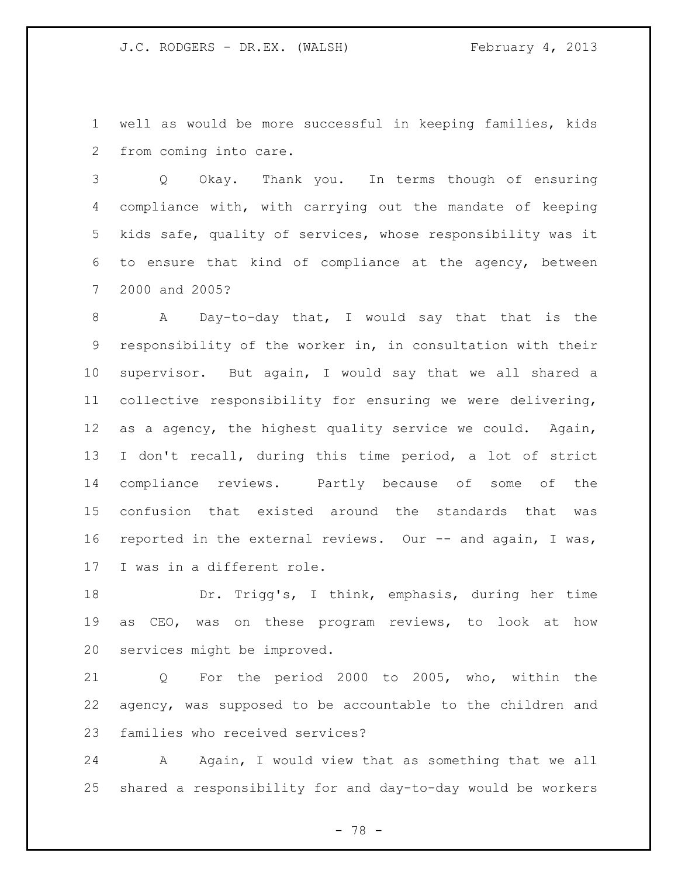well as would be more successful in keeping families, kids from coming into care.

Q Okay. Thank you. In terms though of ensuring compliance with, with carrying out the mandate of keeping kids safe, quality of services, whose responsibility was it to ensure that kind of compliance at the agency, between 2000 and 2005?

A Day-to-day that, I would say that that is the responsibility of the worker in, in consultation with their supervisor. But again, I would say that we all shared a collective responsibility for ensuring we were delivering, as a agency, the highest quality service we could. Again, I don't recall, during this time period, a lot of strict compliance reviews. Partly because of some of the confusion that existed around the standards that was reported in the external reviews. Our -- and again, I was, I was in a different role.

Dr. Trigg's, I think, emphasis, during her time as CEO, was on these program reviews, to look at how services might be improved.

Q For the period 2000 to 2005, who, within the agency, was supposed to be accountable to the children and families who received services?

A Again, I would view that as something that we all shared a responsibility for and day-to-day would be workers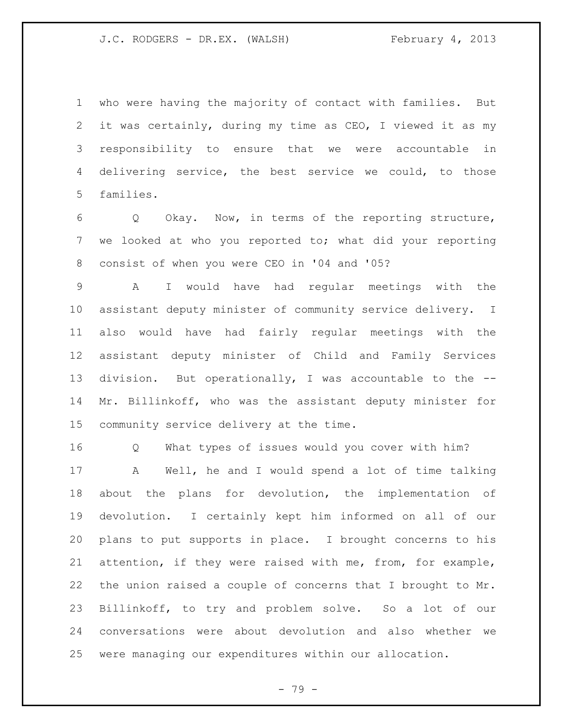who were having the majority of contact with families. But it was certainly, during my time as CEO, I viewed it as my responsibility to ensure that we were accountable in delivering service, the best service we could, to those families.

Q Okay. Now, in terms of the reporting structure, we looked at who you reported to; what did your reporting consist of when you were CEO in '04 and '05?

A I would have had regular meetings with the assistant deputy minister of community service delivery. I also would have had fairly regular meetings with the assistant deputy minister of Child and Family Services division. But operationally, I was accountable to the -- Mr. Billinkoff, who was the assistant deputy minister for community service delivery at the time.

Q What types of issues would you cover with him?

A Well, he and I would spend a lot of time talking about the plans for devolution, the implementation of devolution. I certainly kept him informed on all of our plans to put supports in place. I brought concerns to his attention, if they were raised with me, from, for example, the union raised a couple of concerns that I brought to Mr. Billinkoff, to try and problem solve. So a lot of our conversations were about devolution and also whether we were managing our expenditures within our allocation.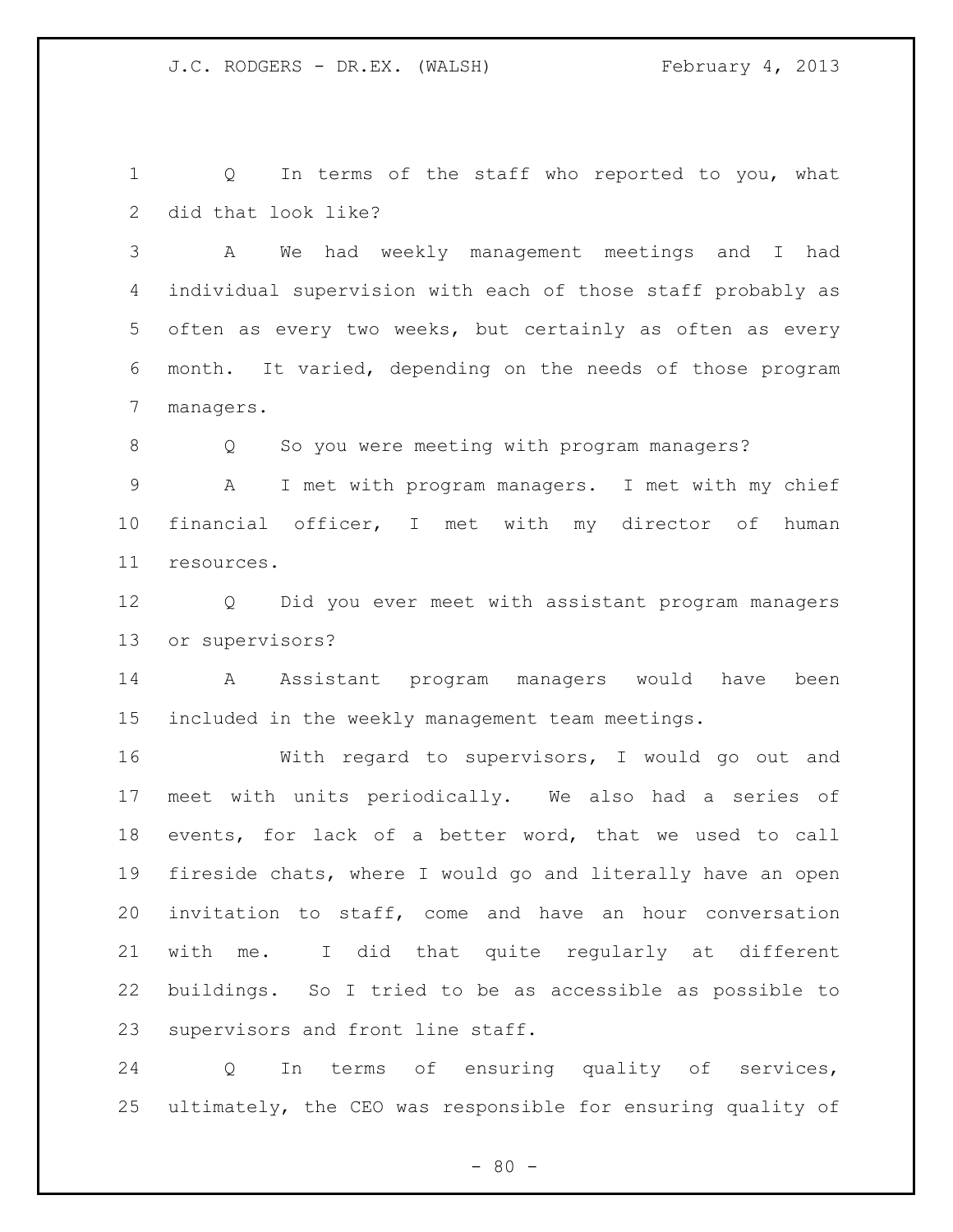Q In terms of the staff who reported to you, what did that look like?

A We had weekly management meetings and I had individual supervision with each of those staff probably as often as every two weeks, but certainly as often as every month. It varied, depending on the needs of those program managers.

Q So you were meeting with program managers?

A I met with program managers. I met with my chief financial officer, I met with my director of human resources.

Q Did you ever meet with assistant program managers or supervisors?

A Assistant program managers would have been included in the weekly management team meetings.

With regard to supervisors, I would go out and meet with units periodically. We also had a series of events, for lack of a better word, that we used to call fireside chats, where I would go and literally have an open invitation to staff, come and have an hour conversation with me. I did that quite regularly at different buildings. So I tried to be as accessible as possible to supervisors and front line staff.

Q In terms of ensuring quality of services, ultimately, the CEO was responsible for ensuring quality of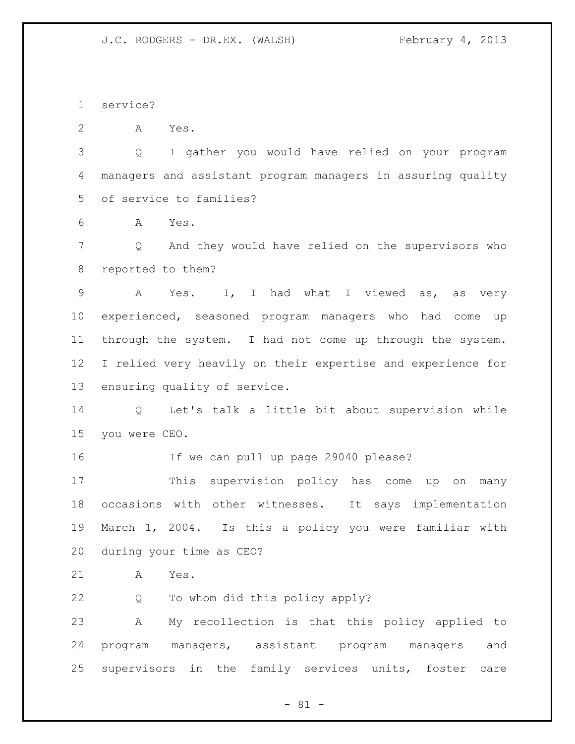service?

A Yes.

Q I gather you would have relied on your program managers and assistant program managers in assuring quality of service to families?

A Yes.

Q And they would have relied on the supervisors who reported to them?

A Yes. I, I had what I viewed as, as very experienced, seasoned program managers who had come up through the system. I had not come up through the system. I relied very heavily on their expertise and experience for ensuring quality of service.

Q Let's talk a little bit about supervision while you were CEO.

If we can pull up page 29040 please?

This supervision policy has come up on many occasions with other witnesses. It says implementation March 1, 2004. Is this a policy you were familiar with during your time as CEO?

A Yes.

Q To whom did this policy apply?

A My recollection is that this policy applied to program managers, assistant program managers and supervisors in the family services units, foster care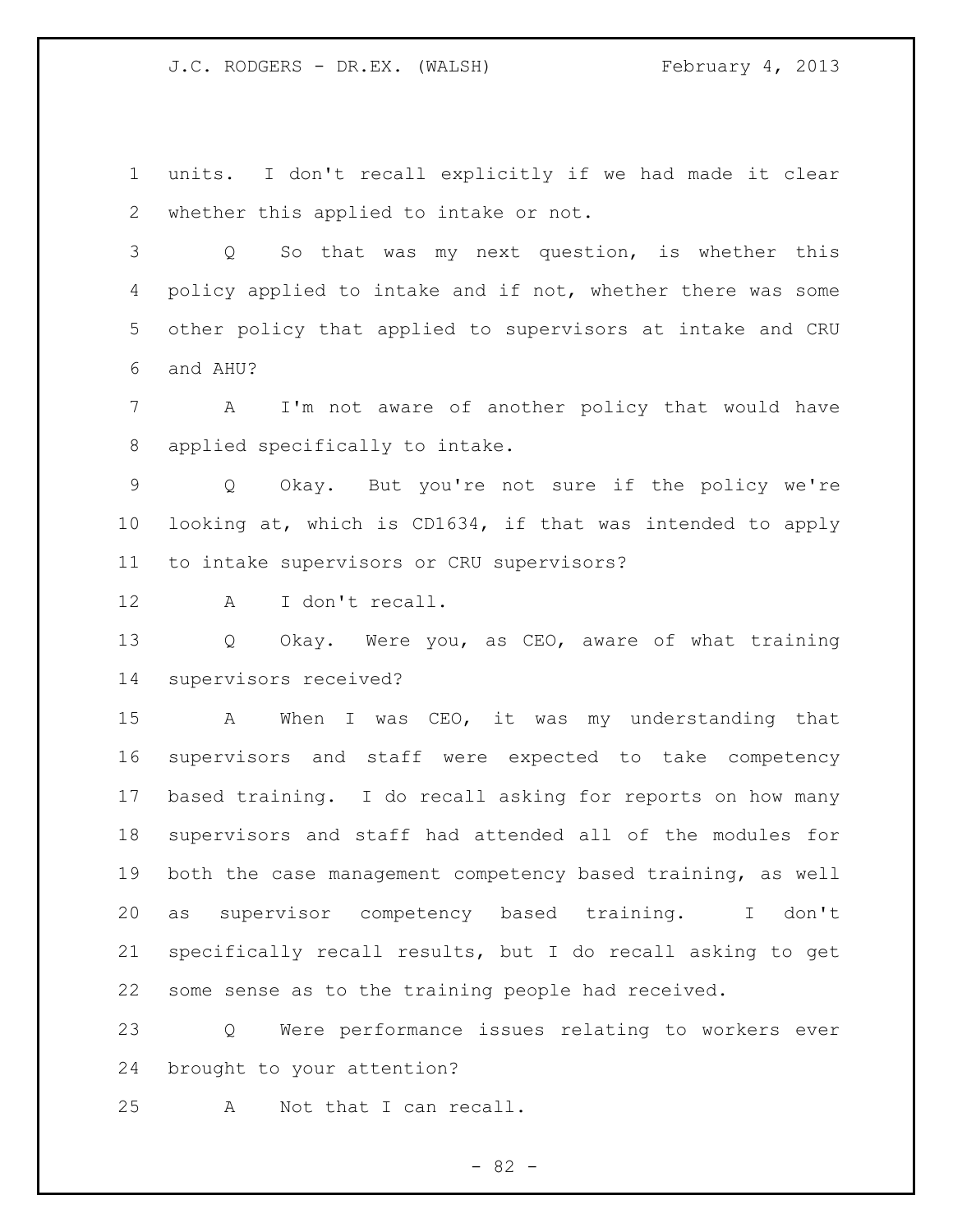units. I don't recall explicitly if we had made it clear whether this applied to intake or not.

Q So that was my next question, is whether this policy applied to intake and if not, whether there was some other policy that applied to supervisors at intake and CRU and AHU?

A I'm not aware of another policy that would have applied specifically to intake.

Q Okay. But you're not sure if the policy we're looking at, which is CD1634, if that was intended to apply to intake supervisors or CRU supervisors?

A I don't recall.

Q Okay. Were you, as CEO, aware of what training supervisors received?

A When I was CEO, it was my understanding that supervisors and staff were expected to take competency based training. I do recall asking for reports on how many supervisors and staff had attended all of the modules for both the case management competency based training, as well as supervisor competency based training. I don't specifically recall results, but I do recall asking to get some sense as to the training people had received.

Q Were performance issues relating to workers ever brought to your attention?

A Not that I can recall.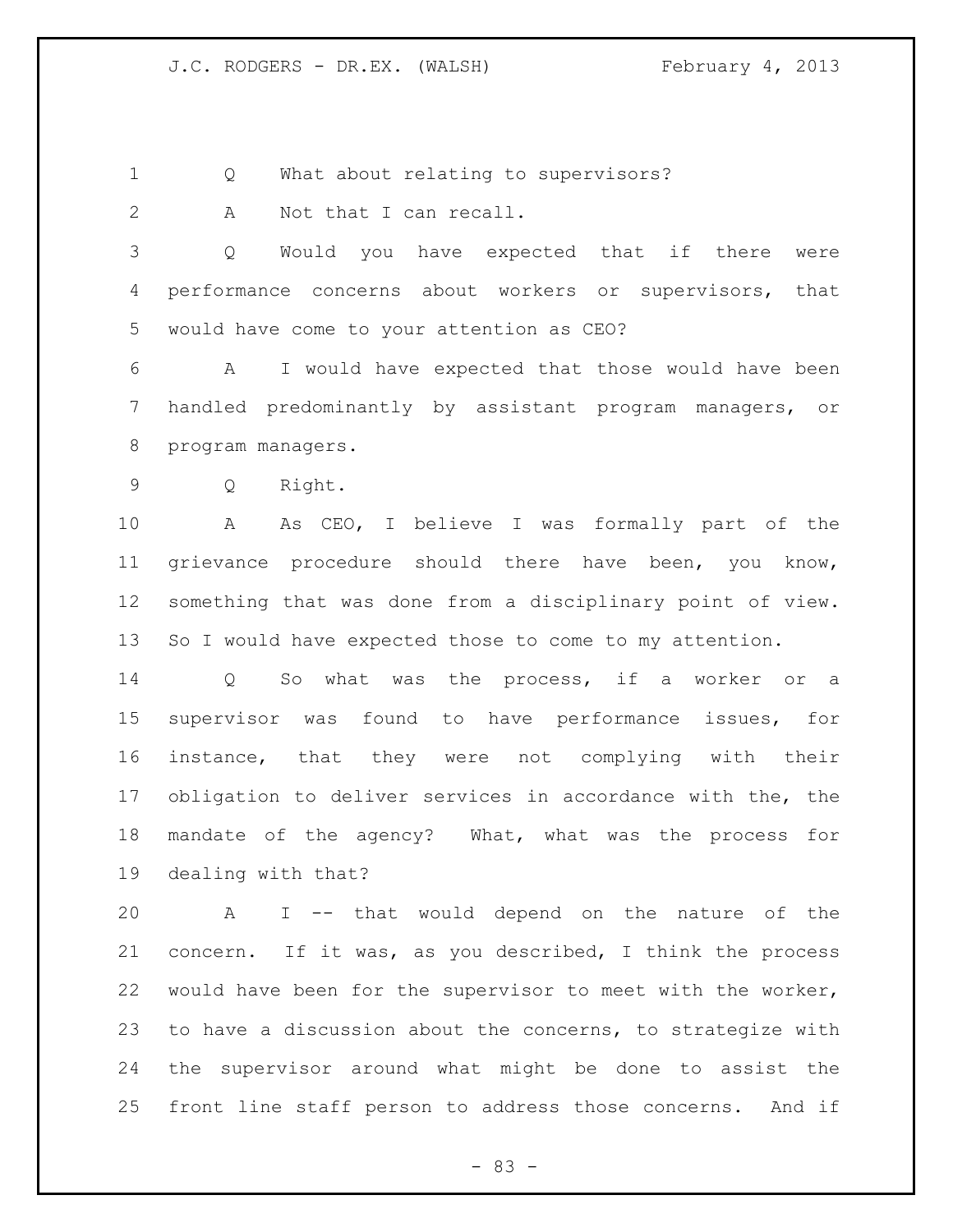Q What about relating to supervisors?

A Not that I can recall.

Q Would you have expected that if there were performance concerns about workers or supervisors, that would have come to your attention as CEO?

A I would have expected that those would have been handled predominantly by assistant program managers, or program managers.

Q Right.

A As CEO, I believe I was formally part of the grievance procedure should there have been, you know, something that was done from a disciplinary point of view. So I would have expected those to come to my attention.

Q So what was the process, if a worker or a supervisor was found to have performance issues, for instance, that they were not complying with their obligation to deliver services in accordance with the, the mandate of the agency? What, what was the process for dealing with that?

A I -- that would depend on the nature of the concern. If it was, as you described, I think the process would have been for the supervisor to meet with the worker, to have a discussion about the concerns, to strategize with the supervisor around what might be done to assist the front line staff person to address those concerns. And if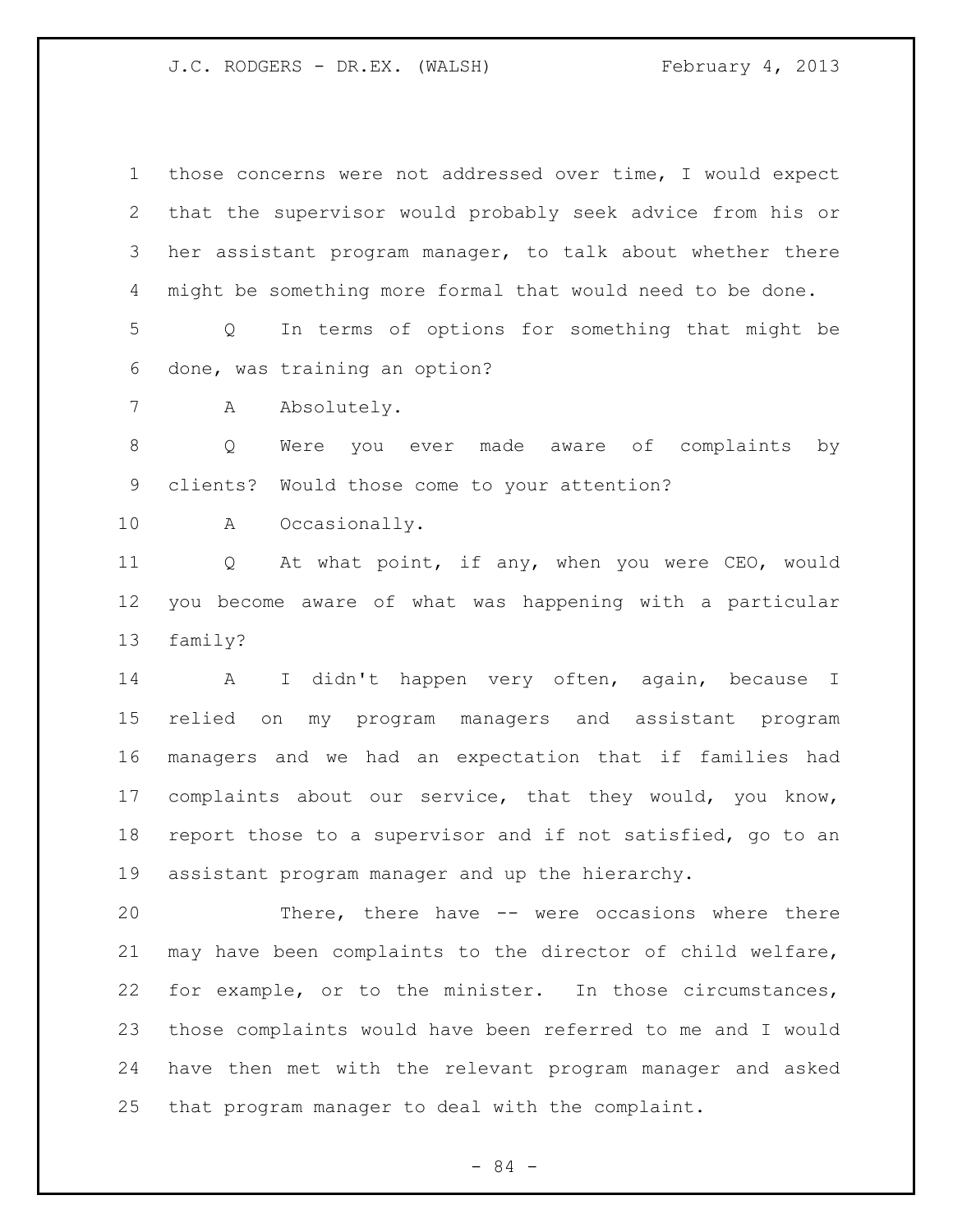those concerns were not addressed over time, I would expect that the supervisor would probably seek advice from his or her assistant program manager, to talk about whether there might be something more formal that would need to be done.

Q In terms of options for something that might be done, was training an option?

A Absolutely.

Q Were you ever made aware of complaints by clients? Would those come to your attention?

A Occasionally.

Q At what point, if any, when you were CEO, would you become aware of what was happening with a particular family?

A I didn't happen very often, again, because I relied on my program managers and assistant program managers and we had an expectation that if families had complaints about our service, that they would, you know, report those to a supervisor and if not satisfied, go to an assistant program manager and up the hierarchy.

There, there have -- were occasions where there may have been complaints to the director of child welfare, for example, or to the minister. In those circumstances, those complaints would have been referred to me and I would have then met with the relevant program manager and asked that program manager to deal with the complaint.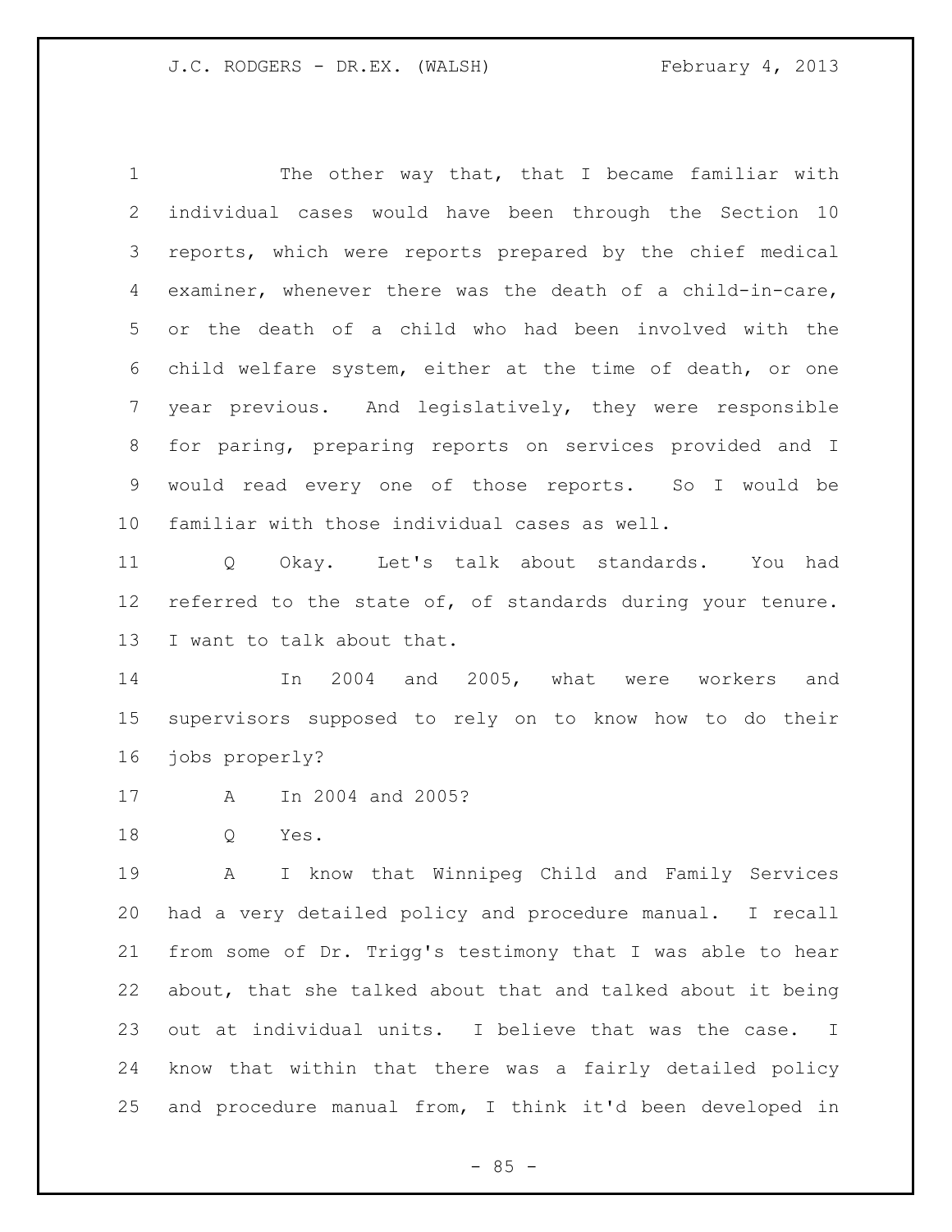The other way that, that I became familiar with individual cases would have been through the Section 10 reports, which were reports prepared by the chief medical examiner, whenever there was the death of a child-in-care, or the death of a child who had been involved with the child welfare system, either at the time of death, or one year previous. And legislatively, they were responsible for paring, preparing reports on services provided and I would read every one of those reports. So I would be familiar with those individual cases as well.

Q Okay. Let's talk about standards. You had referred to the state of, of standards during your tenure. I want to talk about that.

In 2004 and 2005, what were workers and supervisors supposed to rely on to know how to do their jobs properly?

A In 2004 and 2005?

Q Yes.

A I know that Winnipeg Child and Family Services had a very detailed policy and procedure manual. I recall from some of Dr. Trigg's testimony that I was able to hear about, that she talked about that and talked about it being out at individual units. I believe that was the case. I know that within that there was a fairly detailed policy and procedure manual from, I think it'd been developed in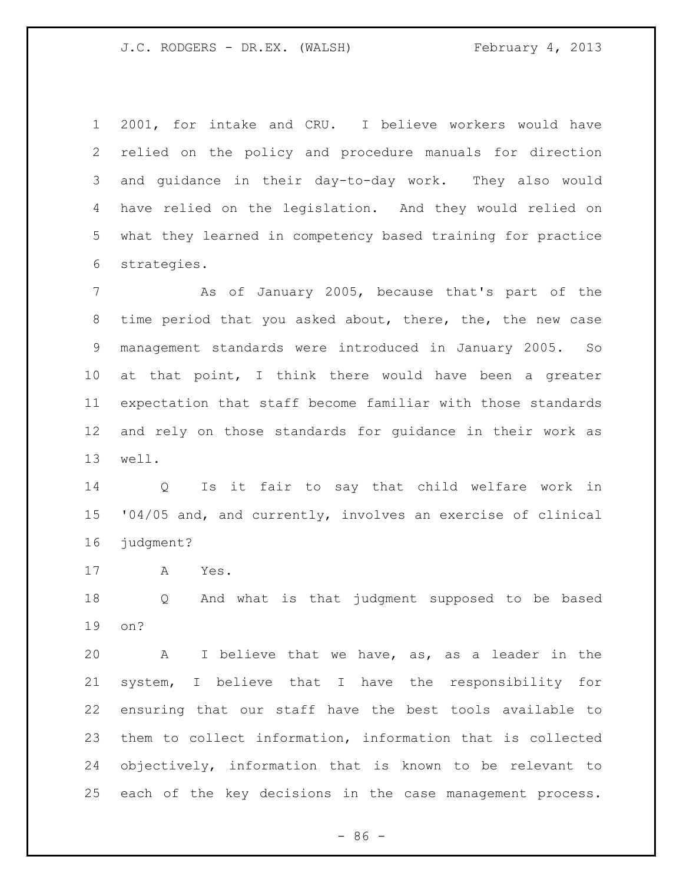2001, for intake and CRU. I believe workers would have relied on the policy and procedure manuals for direction and guidance in their day-to-day work. They also would have relied on the legislation. And they would relied on what they learned in competency based training for practice strategies.

As of January 2005, because that's part of the time period that you asked about, there, the, the new case management standards were introduced in January 2005. So at that point, I think there would have been a greater expectation that staff become familiar with those standards and rely on those standards for guidance in their work as well.

Q Is it fair to say that child welfare work in '04/05 and, and currently, involves an exercise of clinical judgment?

A Yes.

Q And what is that judgment supposed to be based on?

A I believe that we have, as, as a leader in the system, I believe that I have the responsibility for ensuring that our staff have the best tools available to them to collect information, information that is collected objectively, information that is known to be relevant to each of the key decisions in the case management process.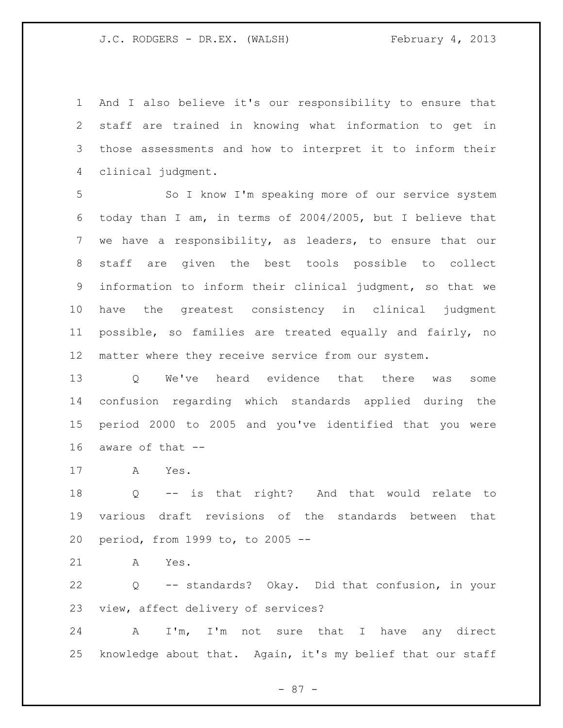And I also believe it's our responsibility to ensure that staff are trained in knowing what information to get in those assessments and how to interpret it to inform their clinical judgment.

So I know I'm speaking more of our service system today than I am, in terms of 2004/2005, but I believe that we have a responsibility, as leaders, to ensure that our staff are given the best tools possible to collect information to inform their clinical judgment, so that we have the greatest consistency in clinical judgment possible, so families are treated equally and fairly, no matter where they receive service from our system.

Q We've heard evidence that there was some confusion regarding which standards applied during the period 2000 to 2005 and you've identified that you were aware of that --

A Yes.

Q -- is that right? And that would relate to various draft revisions of the standards between that period, from 1999 to, to 2005 --

A Yes.

Q -- standards? Okay. Did that confusion, in your view, affect delivery of services?

A I'm, I'm not sure that I have any direct knowledge about that. Again, it's my belief that our staff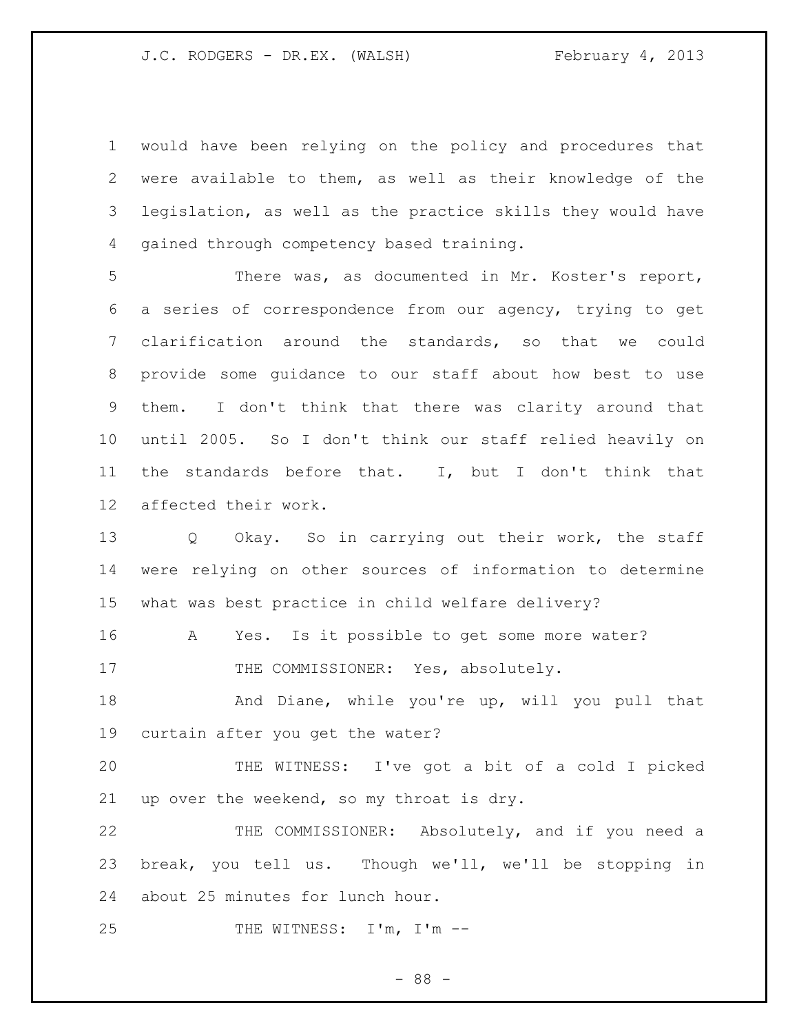would have been relying on the policy and procedures that were available to them, as well as their knowledge of the legislation, as well as the practice skills they would have gained through competency based training.

There was, as documented in Mr. Koster's report, a series of correspondence from our agency, trying to get clarification around the standards, so that we could provide some guidance to our staff about how best to use them. I don't think that there was clarity around that until 2005. So I don't think our staff relied heavily on the standards before that. I, but I don't think that affected their work.

Q Okay. So in carrying out their work, the staff were relying on other sources of information to determine what was best practice in child welfare delivery?

A Yes. Is it possible to get some more water?

THE COMMISSIONER: Yes, absolutely.

And Diane, while you're up, will you pull that curtain after you get the water?

THE WITNESS: I've got a bit of a cold I picked up over the weekend, so my throat is dry.

THE COMMISSIONER: Absolutely, and if you need a break, you tell us. Though we'll, we'll be stopping in about 25 minutes for lunch hour.

THE WITNESS: I'm, I'm --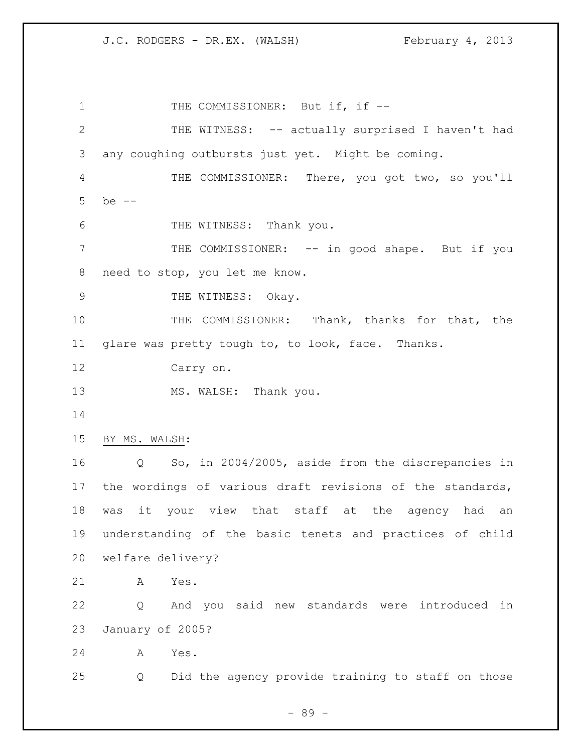THE COMMISSIONER: But if, if --

THE WITNESS: -- actually surprised I haven't had any coughing outbursts just yet. Might be coming.

THE COMMISSIONER: There, you got two, so you'll be --

THE WITNESS: Thank you.

THE COMMISSIONER: -- in good shape. But if you need to stop, you let me know.

THE WITNESS: Okay.

THE COMMISSIONER: Thank, thanks for that, the glare was pretty tough to, to look, face. Thanks.

Carry on.

MS. WALSH: Thank you.

BY MS. WALSH:

Q So, in 2004/2005, aside from the discrepancies in the wordings of various draft revisions of the standards, was it your view that staff at the agency had an understanding of the basic tenets and practices of child welfare delivery?

A Yes.

Q And you said new standards were introduced in January of 2005?

A Yes.

Q Did the agency provide training to staff on those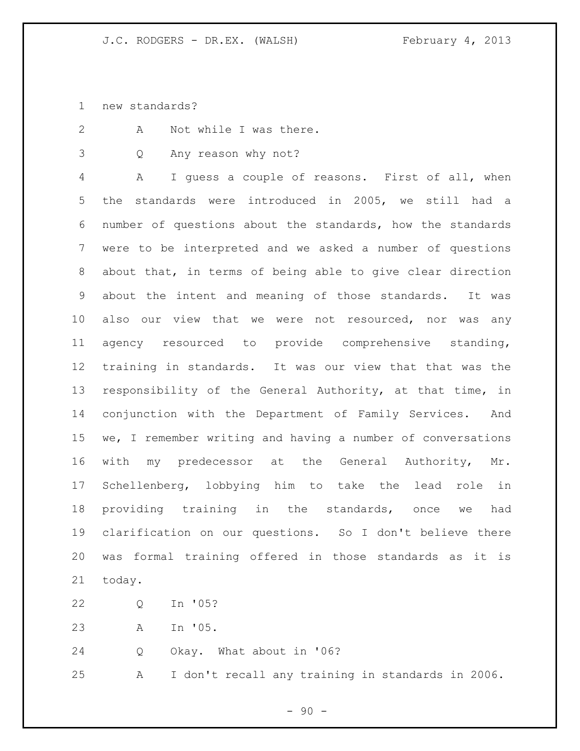new standards?

A Not while I was there.

Q Any reason why not?

A I guess a couple of reasons. First of all, when the standards were introduced in 2005, we still had a number of questions about the standards, how the standards were to be interpreted and we asked a number of questions about that, in terms of being able to give clear direction about the intent and meaning of those standards. It was also our view that we were not resourced, nor was any agency resourced to provide comprehensive standing, training in standards. It was our view that that was the responsibility of the General Authority, at that time, in conjunction with the Department of Family Services. And we, I remember writing and having a number of conversations with my predecessor at the General Authority, Mr. Schellenberg, lobbying him to take the lead role in providing training in the standards, once we had clarification on our questions. So I don't believe there was formal training offered in those standards as it is today.

Q In '05?

A In '05.

Q Okay. What about in '06?

A I don't recall any training in standards in 2006.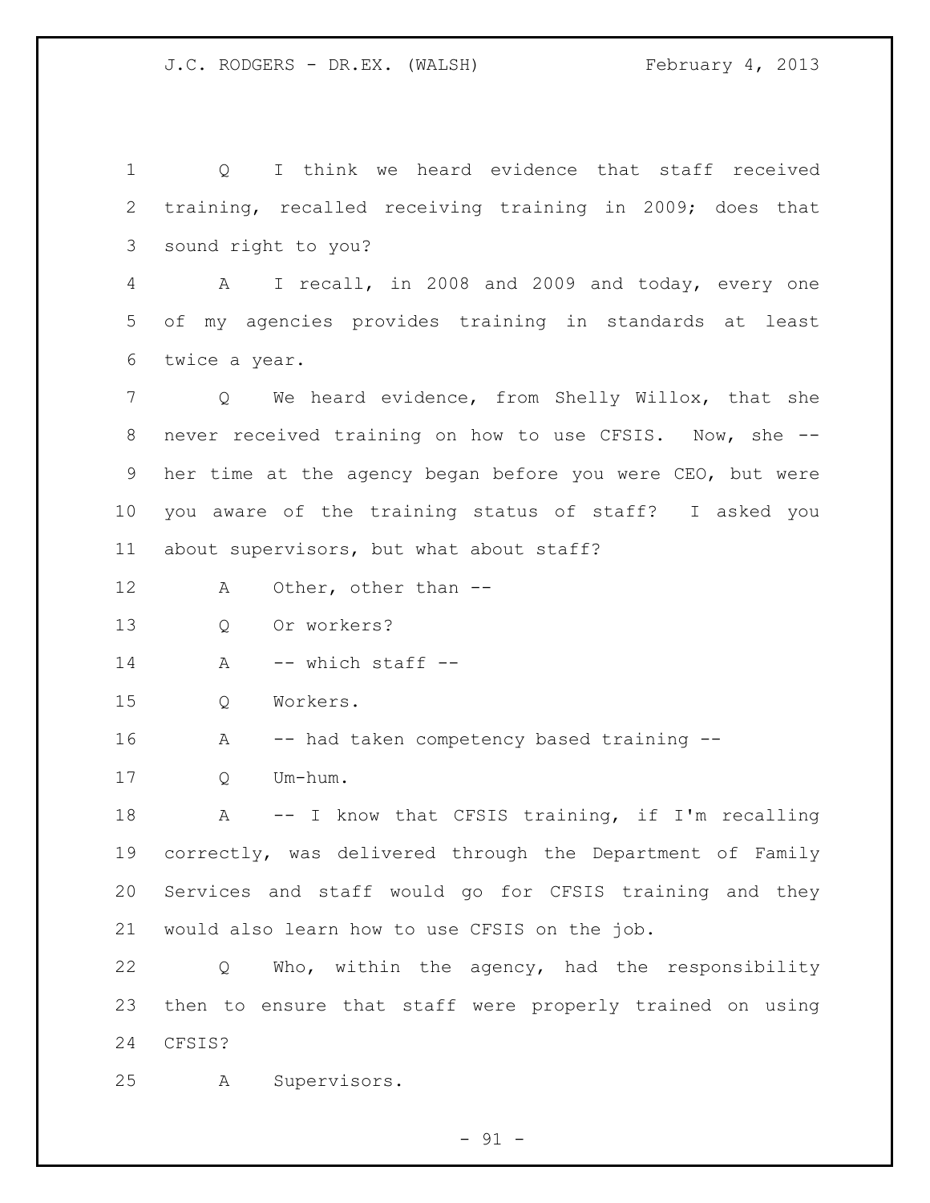Q I think we heard evidence that staff received training, recalled receiving training in 2009; does that sound right to you?

A I recall, in 2008 and 2009 and today, every one of my agencies provides training in standards at least twice a year.

Q We heard evidence, from Shelly Willox, that she never received training on how to use CFSIS. Now, she -- her time at the agency began before you were CEO, but were you aware of the training status of staff? I asked you about supervisors, but what about staff?

A Other, other than --

Q Or workers?

A -- which staff --

Q Workers.

A -- had taken competency based training --

Q Um-hum.

A -- I know that CFSIS training, if I'm recalling correctly, was delivered through the Department of Family Services and staff would go for CFSIS training and they would also learn how to use CFSIS on the job.

Q Who, within the agency, had the responsibility then to ensure that staff were properly trained on using CFSIS?

A Supervisors.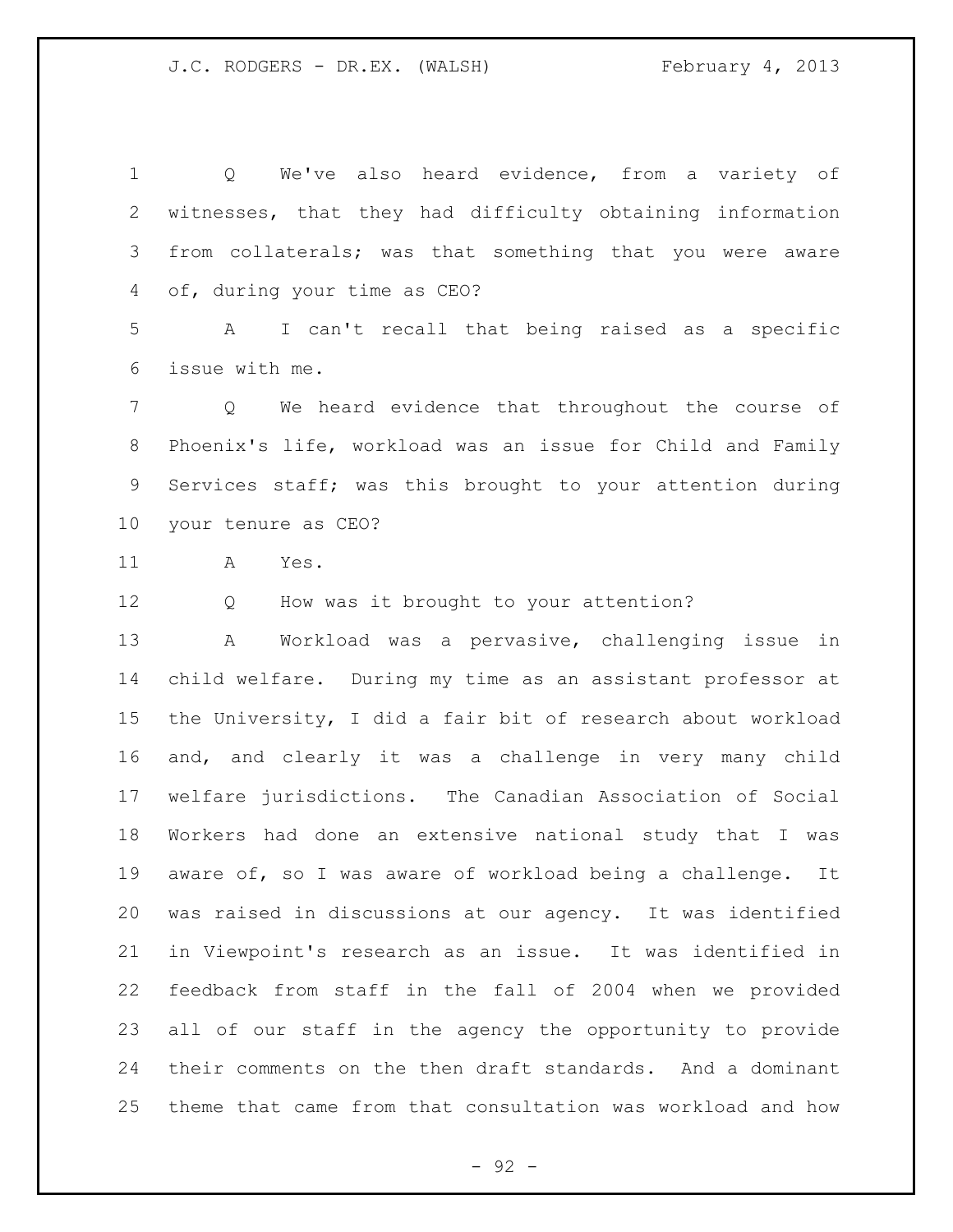Q We've also heard evidence, from a variety of witnesses, that they had difficulty obtaining information from collaterals; was that something that you were aware of, during your time as CEO?

A I can't recall that being raised as a specific issue with me.

Q We heard evidence that throughout the course of Phoenix's life, workload was an issue for Child and Family Services staff; was this brought to your attention during your tenure as CEO?

A Yes.

Q How was it brought to your attention?

A Workload was a pervasive, challenging issue in child welfare. During my time as an assistant professor at the University, I did a fair bit of research about workload and, and clearly it was a challenge in very many child welfare jurisdictions. The Canadian Association of Social Workers had done an extensive national study that I was aware of, so I was aware of workload being a challenge. It was raised in discussions at our agency. It was identified in Viewpoint's research as an issue. It was identified in feedback from staff in the fall of 2004 when we provided all of our staff in the agency the opportunity to provide their comments on the then draft standards. And a dominant theme that came from that consultation was workload and how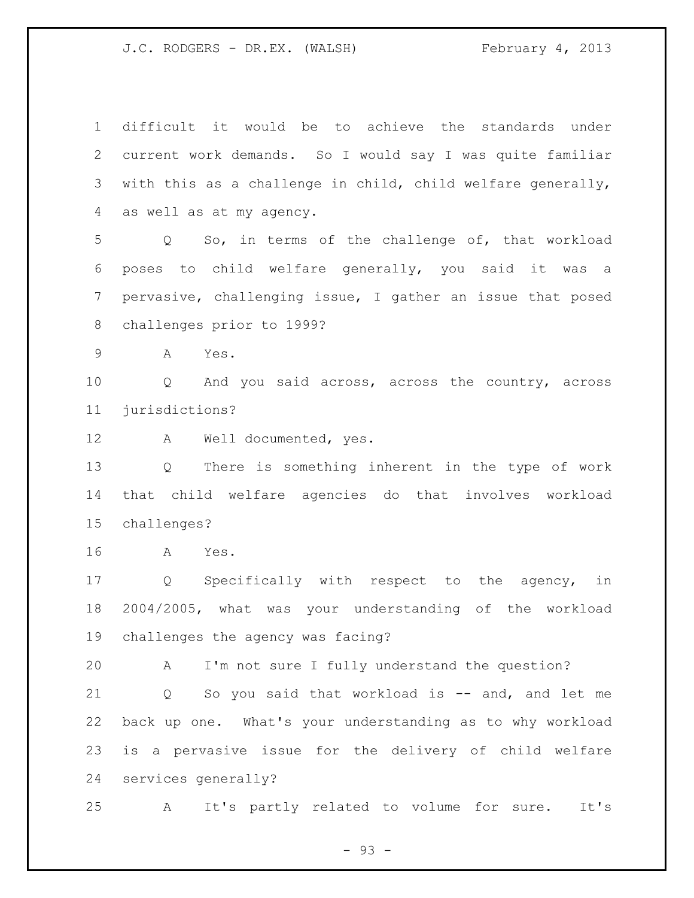difficult it would be to achieve the standards under current work demands. So I would say I was quite familiar with this as a challenge in child, child welfare generally, as well as at my agency.

Q So, in terms of the challenge of, that workload poses to child welfare generally, you said it was a pervasive, challenging issue, I gather an issue that posed challenges prior to 1999?

A Yes.

Q And you said across, across the country, across jurisdictions?

A Well documented, yes.

Q There is something inherent in the type of work that child welfare agencies do that involves workload challenges?

A Yes.

Q Specifically with respect to the agency, in 2004/2005, what was your understanding of the workload challenges the agency was facing?

A I'm not sure I fully understand the question?

Q So you said that workload is -- and, and let me back up one. What's your understanding as to why workload is a pervasive issue for the delivery of child welfare services generally?

A It's partly related to volume for sure. It's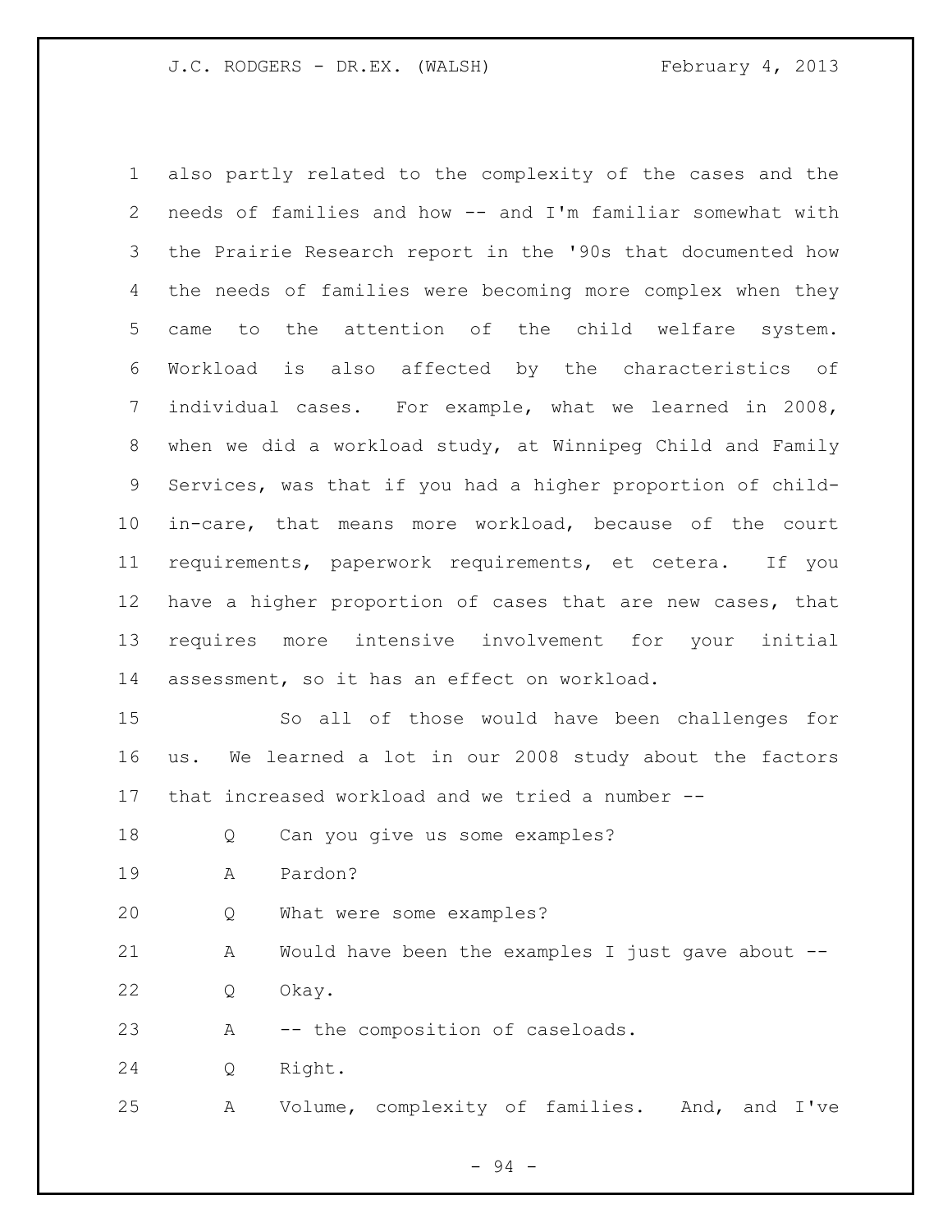also partly related to the complexity of the cases and the needs of families and how -- and I'm familiar somewhat with the Prairie Research report in the '90s that documented how the needs of families were becoming more complex when they came to the attention of the child welfare system. Workload is also affected by the characteristics of individual cases. For example, what we learned in 2008, when we did a workload study, at Winnipeg Child and Family Services, was that if you had a higher proportion of child-in-care, that means more workload, because of the court requirements, paperwork requirements, et cetera. If you have a higher proportion of cases that are new cases, that requires more intensive involvement for your initial assessment, so it has an effect on workload.

So all of those would have been challenges for us. We learned a lot in our 2008 study about the factors that increased workload and we tried a number --

Q Can you give us some examples?

A Pardon?

Q What were some examples?

A Would have been the examples I just gave about --

Q Okay.

A -- the composition of caseloads.

Q Right.

A Volume, complexity of families. And, and I've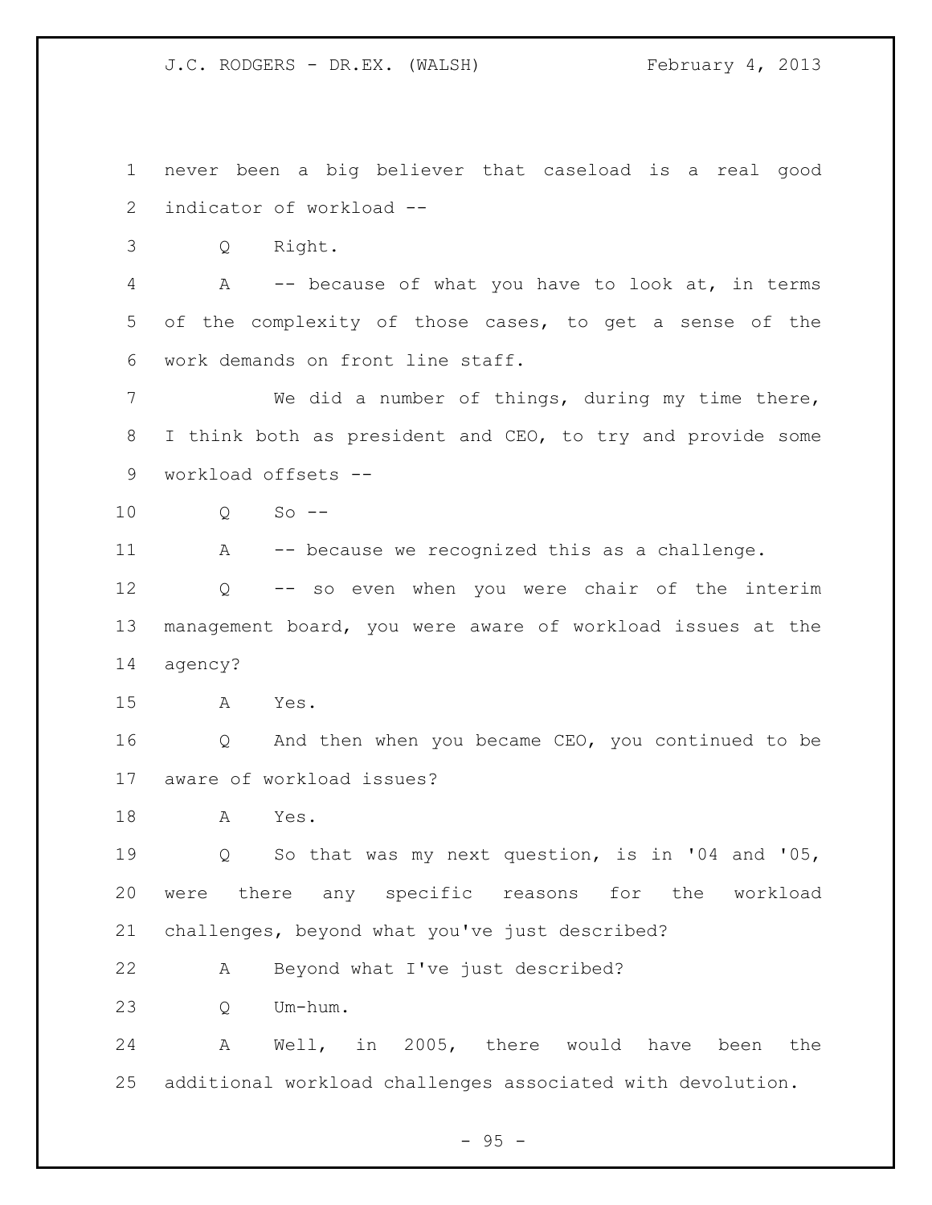never been a big believer that caseload is a real good indicator of workload --

Q Right.

A -- because of what you have to look at, in terms of the complexity of those cases, to get a sense of the work demands on front line staff.

We did a number of things, during my time there, I think both as president and CEO, to try and provide some workload offsets --

Q So --

A -- because we recognized this as a challenge.

Q -- so even when you were chair of the interim management board, you were aware of workload issues at the agency?

A Yes.

Q And then when you became CEO, you continued to be aware of workload issues?

A Yes.

Q So that was my next question, is in '04 and '05, were there any specific reasons for the workload challenges, beyond what you've just described?

A Beyond what I've just described?

Q Um-hum.

A Well, in 2005, there would have been the additional workload challenges associated with devolution.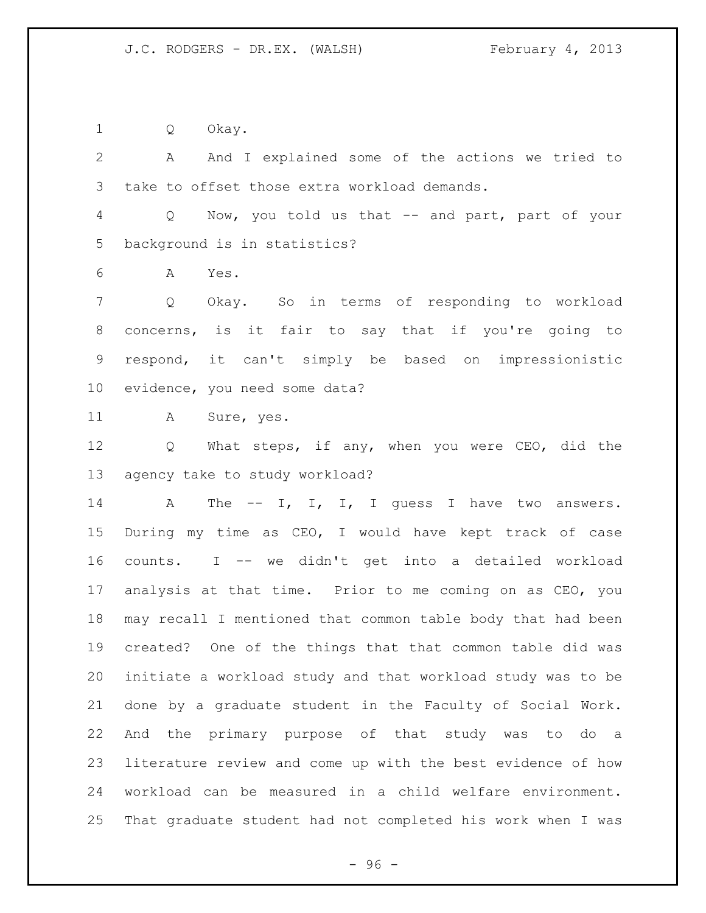Q Okay.

A And I explained some of the actions we tried to take to offset those extra workload demands.

Q Now, you told us that -- and part, part of your background is in statistics?

A Yes.

Q Okay. So in terms of responding to workload concerns, is it fair to say that if you're going to respond, it can't simply be based on impressionistic evidence, you need some data?

A Sure, yes.

Q What steps, if any, when you were CEO, did the agency take to study workload?

A The -- I, I, I, I guess I have two answers. During my time as CEO, I would have kept track of case counts. I -- we didn't get into a detailed workload analysis at that time. Prior to me coming on as CEO, you may recall I mentioned that common table body that had been created? One of the things that that common table did was initiate a workload study and that workload study was to be done by a graduate student in the Faculty of Social Work. And the primary purpose of that study was to do a literature review and come up with the best evidence of how workload can be measured in a child welfare environment. That graduate student had not completed his work when I was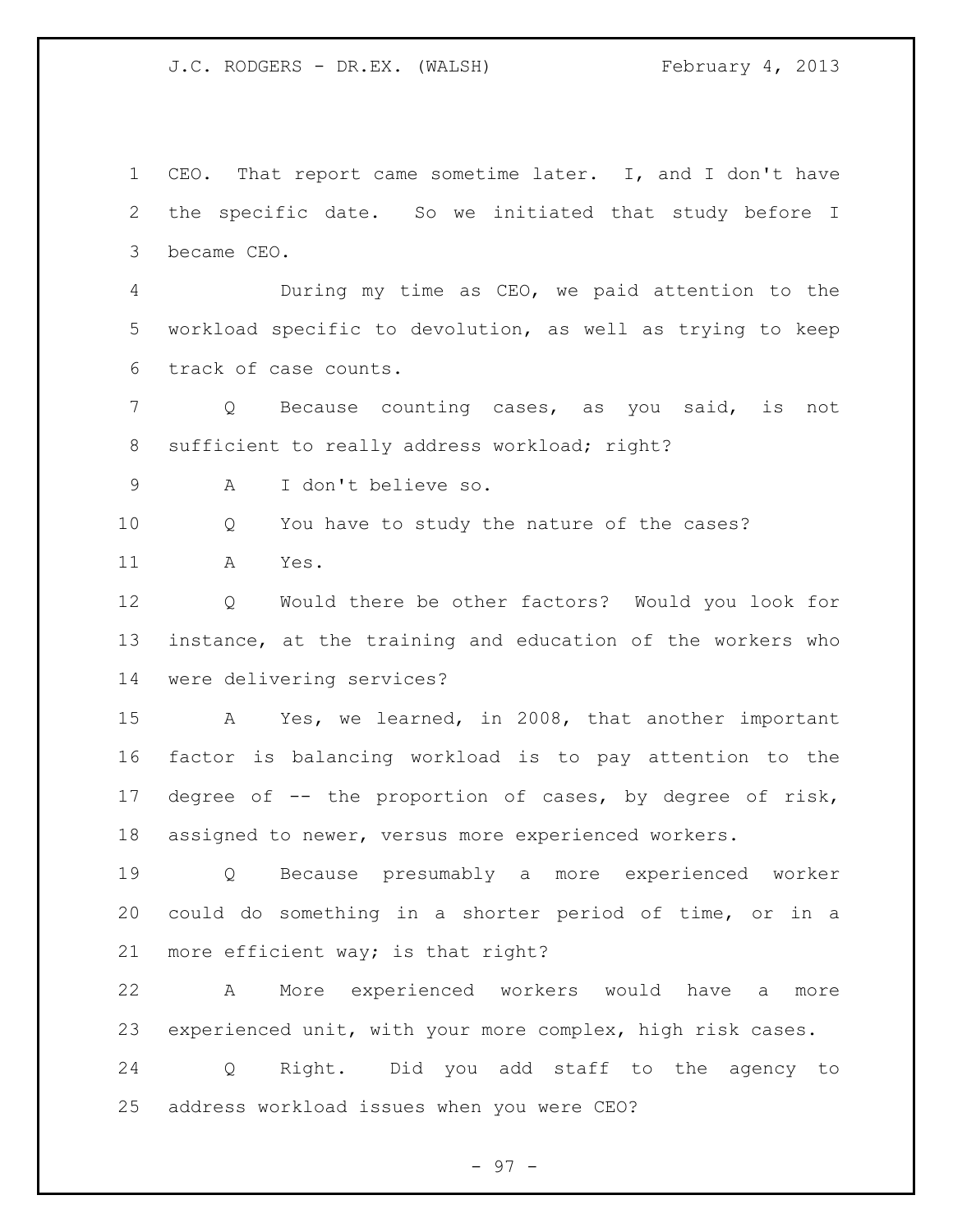CEO. That report came sometime later. I, and I don't have the specific date. So we initiated that study before I became CEO.

During my time as CEO, we paid attention to the workload specific to devolution, as well as trying to keep track of case counts.

Q Because counting cases, as you said, is not sufficient to really address workload; right?

A I don't believe so.

Q You have to study the nature of the cases?

A Yes.

Q Would there be other factors? Would you look for instance, at the training and education of the workers who were delivering services?

A Yes, we learned, in 2008, that another important factor is balancing workload is to pay attention to the degree of -- the proportion of cases, by degree of risk, assigned to newer, versus more experienced workers.

Q Because presumably a more experienced worker could do something in a shorter period of time, or in a more efficient way; is that right?

A More experienced workers would have a more experienced unit, with your more complex, high risk cases.

Q Right. Did you add staff to the agency to address workload issues when you were CEO?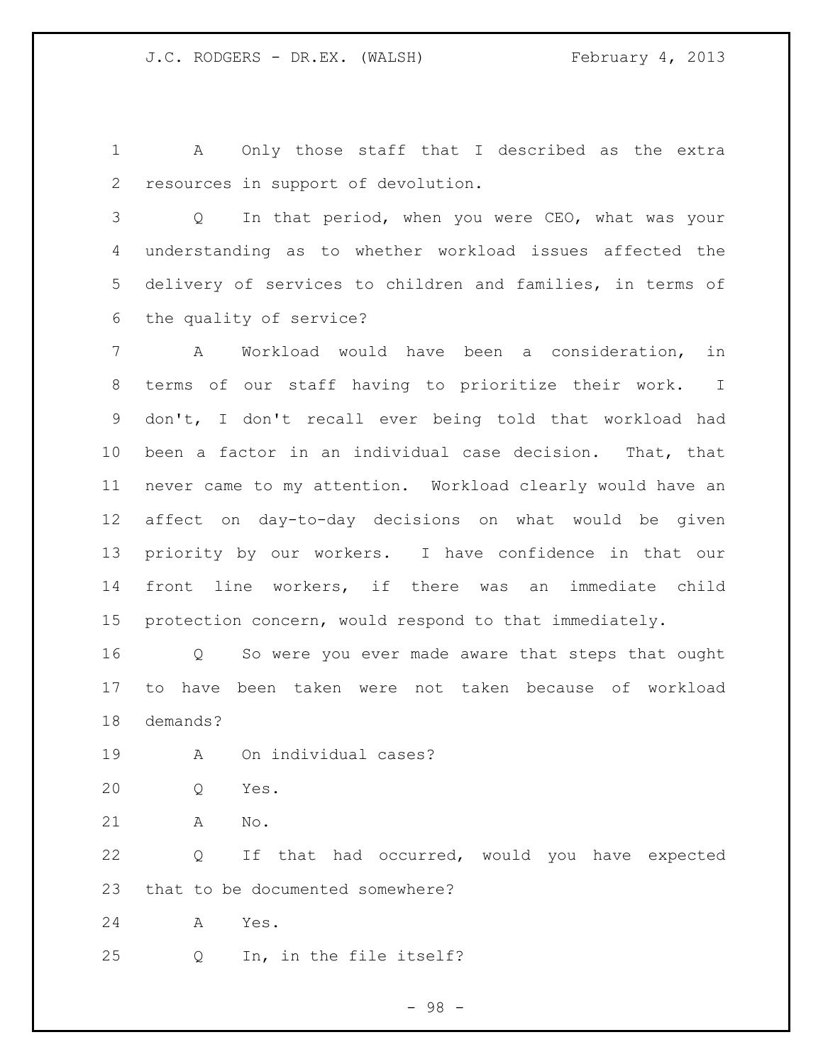A Only those staff that I described as the extra resources in support of devolution.

Q In that period, when you were CEO, what was your understanding as to whether workload issues affected the delivery of services to children and families, in terms of the quality of service?

A Workload would have been a consideration, in terms of our staff having to prioritize their work. I don't, I don't recall ever being told that workload had been a factor in an individual case decision. That, that never came to my attention. Workload clearly would have an affect on day-to-day decisions on what would be given priority by our workers. I have confidence in that our front line workers, if there was an immediate child protection concern, would respond to that immediately.

Q So were you ever made aware that steps that ought to have been taken were not taken because of workload demands?

A On individual cases?

Q Yes.

A No.

Q If that had occurred, would you have expected that to be documented somewhere?

A Yes.

Q In, in the file itself?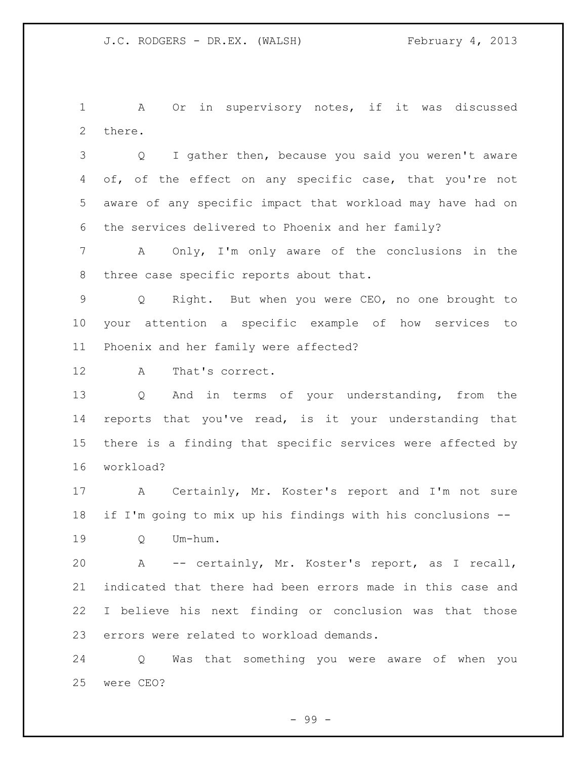A Or in supervisory notes, if it was discussed there.

Q I gather then, because you said you weren't aware of, of the effect on any specific case, that you're not aware of any specific impact that workload may have had on the services delivered to Phoenix and her family?

A Only, I'm only aware of the conclusions in the three case specific reports about that.

Q Right. But when you were CEO, no one brought to your attention a specific example of how services to Phoenix and her family were affected?

A That's correct.

Q And in terms of your understanding, from the reports that you've read, is it your understanding that there is a finding that specific services were affected by workload?

A Certainly, Mr. Koster's report and I'm not sure if I'm going to mix up his findings with his conclusions --

Q Um-hum.

A -- certainly, Mr. Koster's report, as I recall, indicated that there had been errors made in this case and I believe his next finding or conclusion was that those errors were related to workload demands.

Q Was that something you were aware of when you were CEO?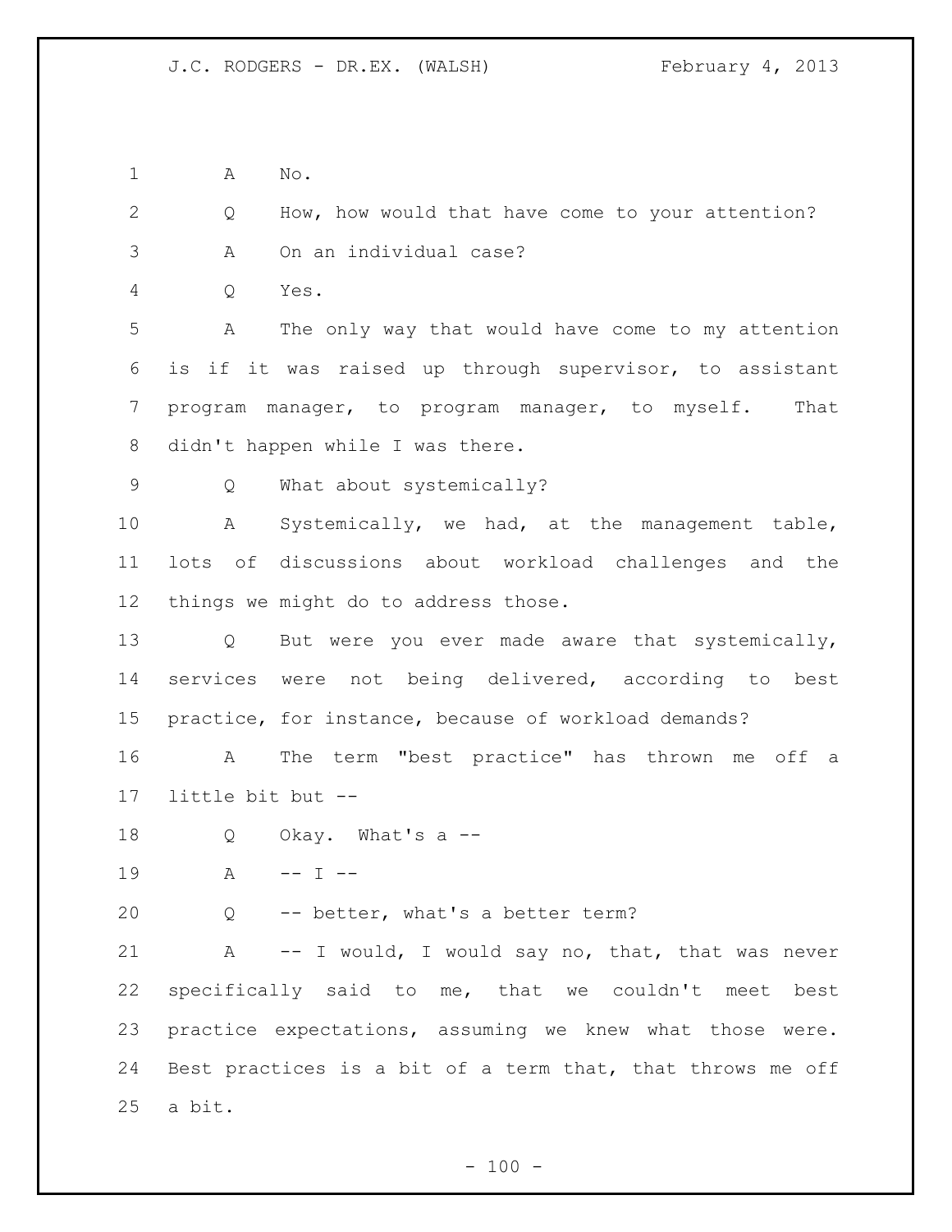A No.

Q How, how would that have come to your attention?

A On an individual case?

Q Yes.

A The only way that would have come to my attention is if it was raised up through supervisor, to assistant program manager, to program manager, to myself. That didn't happen while I was there.

Q What about systemically?

A Systemically, we had, at the management table, lots of discussions about workload challenges and the things we might do to address those.

Q But were you ever made aware that systemically, services were not being delivered, according to best practice, for instance, because of workload demands?

A The term "best practice" has thrown me off a little bit but --

Q Okay. What's a --

A -- I --

Q -- better, what's a better term?

A -- I would, I would say no, that, that was never specifically said to me, that we couldn't meet best practice expectations, assuming we knew what those were. Best practices is a bit of a term that, that throws me off a bit.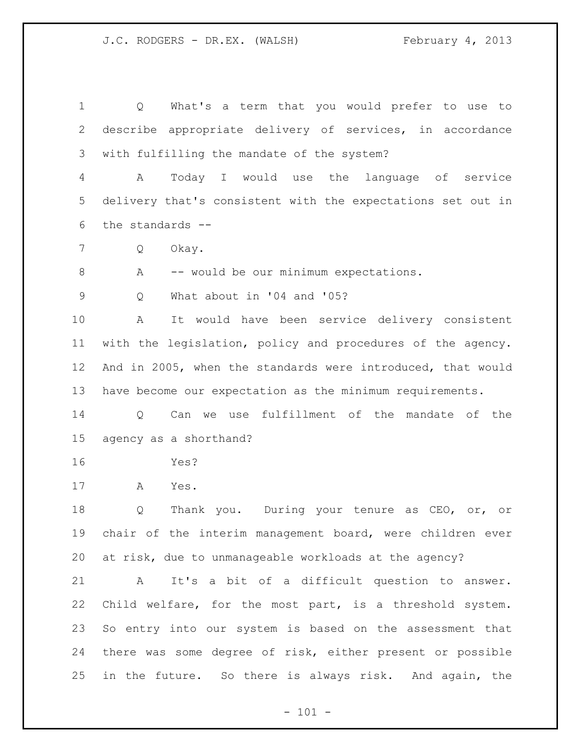Q What's a term that you would prefer to use to describe appropriate delivery of services, in accordance with fulfilling the mandate of the system?

A Today I would use the language of service delivery that's consistent with the expectations set out in the standards --

Q Okay.

A -- would be our minimum expectations.

Q What about in '04 and '05?

A It would have been service delivery consistent with the legislation, policy and procedures of the agency. And in 2005, when the standards were introduced, that would have become our expectation as the minimum requirements.

Q Can we use fulfillment of the mandate of the agency as a shorthand?

Yes?

A Yes.

Q Thank you. During your tenure as CEO, or, or chair of the interim management board, were children ever at risk, due to unmanageable workloads at the agency?

A It's a bit of a difficult question to answer. Child welfare, for the most part, is a threshold system. So entry into our system is based on the assessment that there was some degree of risk, either present or possible in the future. So there is always risk. And again, the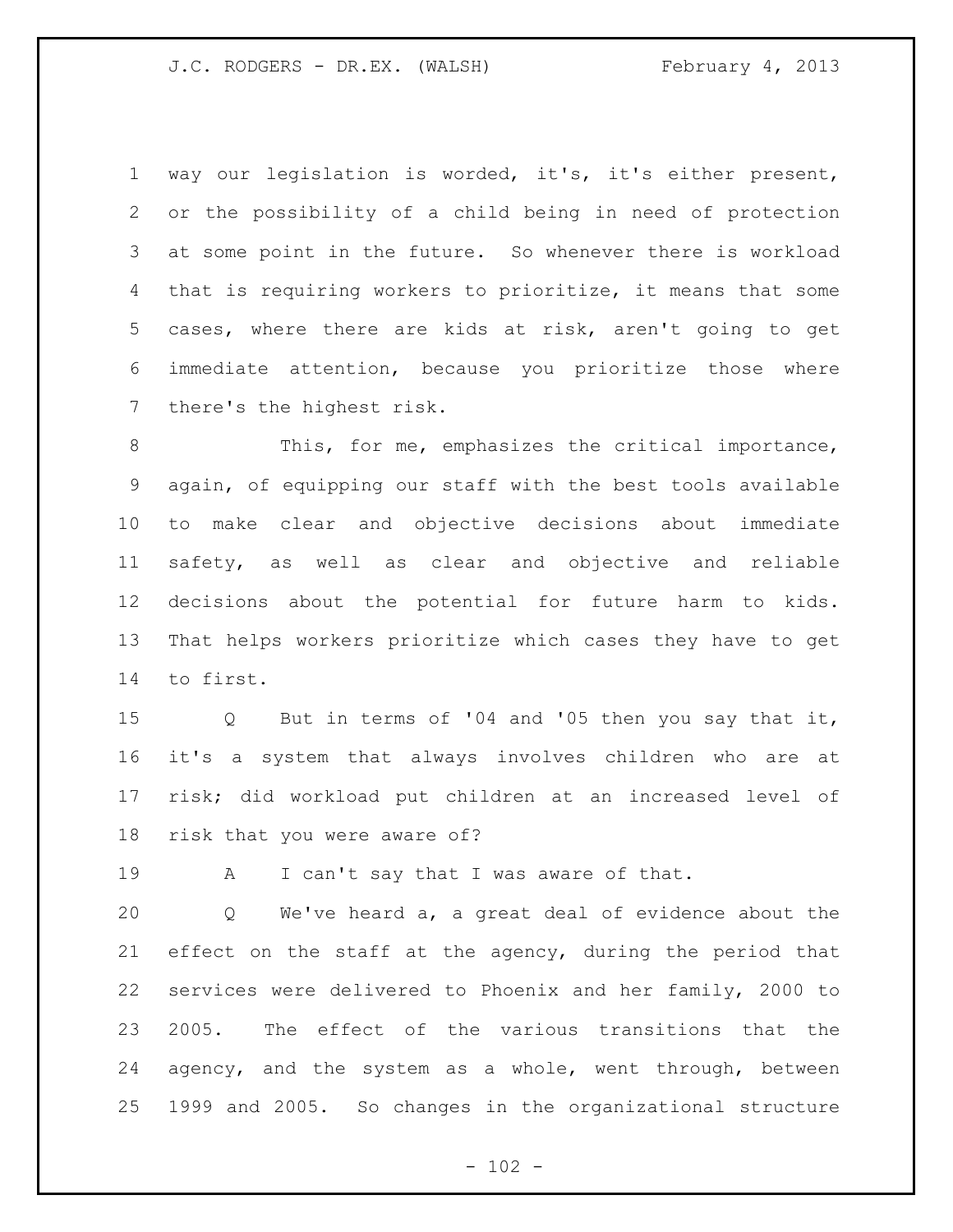way our legislation is worded, it's, it's either present, or the possibility of a child being in need of protection at some point in the future. So whenever there is workload that is requiring workers to prioritize, it means that some cases, where there are kids at risk, aren't going to get immediate attention, because you prioritize those where there's the highest risk.

This, for me, emphasizes the critical importance, again, of equipping our staff with the best tools available to make clear and objective decisions about immediate safety, as well as clear and objective and reliable decisions about the potential for future harm to kids. That helps workers prioritize which cases they have to get to first.

Q But in terms of '04 and '05 then you say that it, it's a system that always involves children who are at risk; did workload put children at an increased level of risk that you were aware of?

A I can't say that I was aware of that.

Q We've heard a, a great deal of evidence about the effect on the staff at the agency, during the period that services were delivered to Phoenix and her family, 2000 to 2005. The effect of the various transitions that the agency, and the system as a whole, went through, between 1999 and 2005. So changes in the organizational structure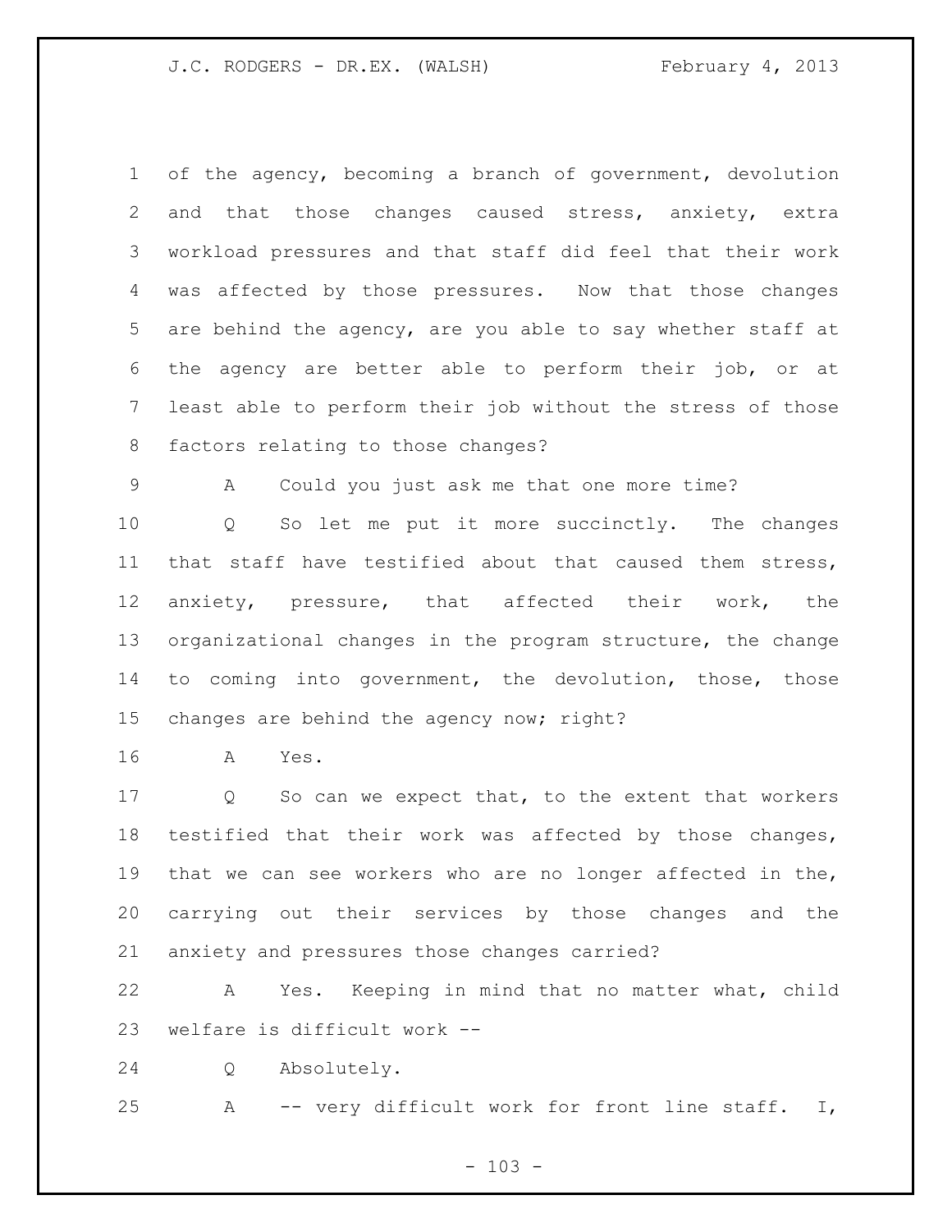of the agency, becoming a branch of government, devolution and that those changes caused stress, anxiety, extra workload pressures and that staff did feel that their work was affected by those pressures. Now that those changes are behind the agency, are you able to say whether staff at the agency are better able to perform their job, or at least able to perform their job without the stress of those factors relating to those changes?

A Could you just ask me that one more time?

Q So let me put it more succinctly. The changes that staff have testified about that caused them stress, anxiety, pressure, that affected their work, the organizational changes in the program structure, the change to coming into government, the devolution, those, those changes are behind the agency now; right?

A Yes.

Q So can we expect that, to the extent that workers testified that their work was affected by those changes, that we can see workers who are no longer affected in the, carrying out their services by those changes and the anxiety and pressures those changes carried?

A Yes. Keeping in mind that no matter what, child welfare is difficult work --

Q Absolutely.

A -- very difficult work for front line staff. I,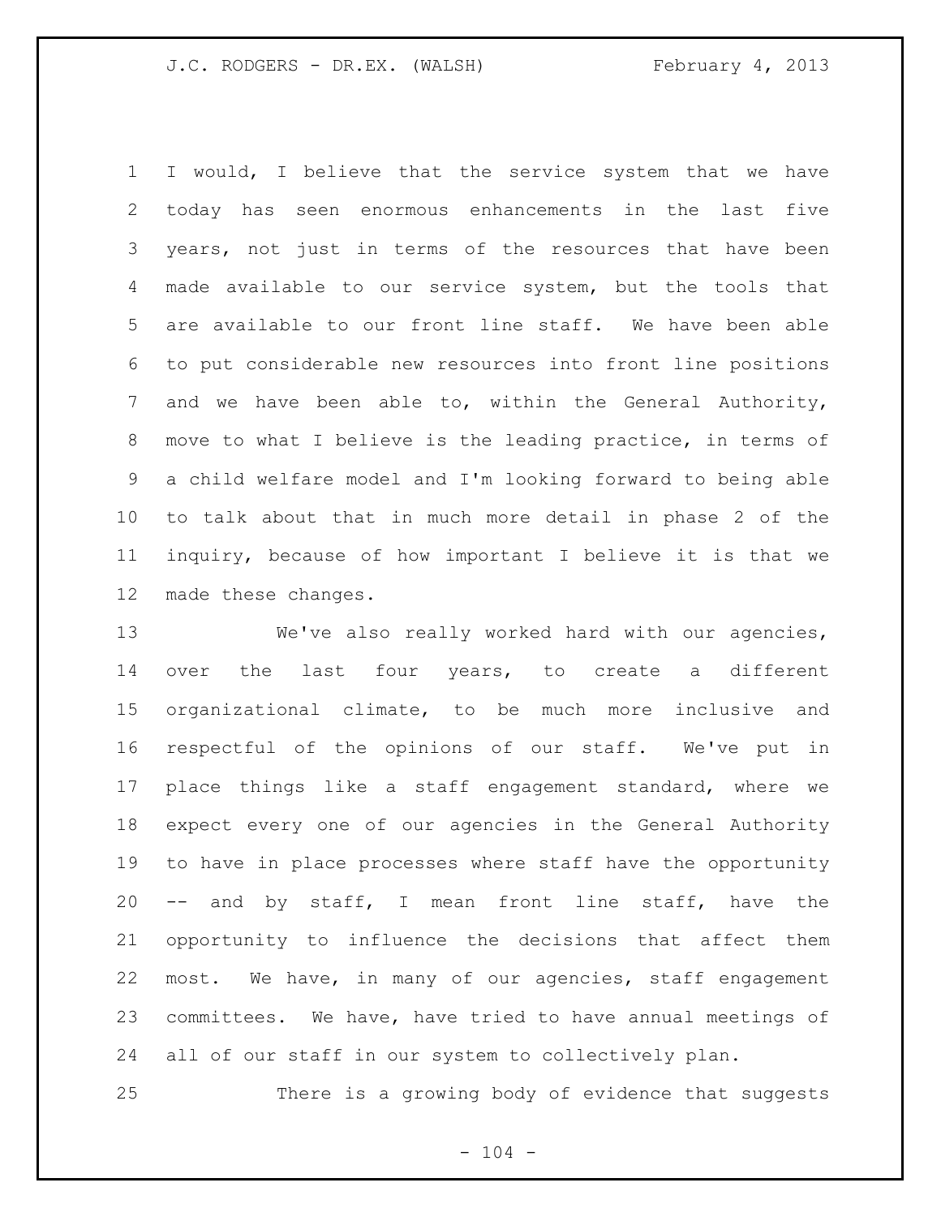I would, I believe that the service system that we have today has seen enormous enhancements in the last five years, not just in terms of the resources that have been made available to our service system, but the tools that are available to our front line staff. We have been able to put considerable new resources into front line positions and we have been able to, within the General Authority, move to what I believe is the leading practice, in terms of a child welfare model and I'm looking forward to being able to talk about that in much more detail in phase 2 of the inquiry, because of how important I believe it is that we made these changes.

We've also really worked hard with our agencies, over the last four years, to create a different organizational climate, to be much more inclusive and respectful of the opinions of our staff. We've put in place things like a staff engagement standard, where we expect every one of our agencies in the General Authority to have in place processes where staff have the opportunity -- and by staff, I mean front line staff, have the opportunity to influence the decisions that affect them most. We have, in many of our agencies, staff engagement committees. We have, have tried to have annual meetings of all of our staff in our system to collectively plan.

There is a growing body of evidence that suggests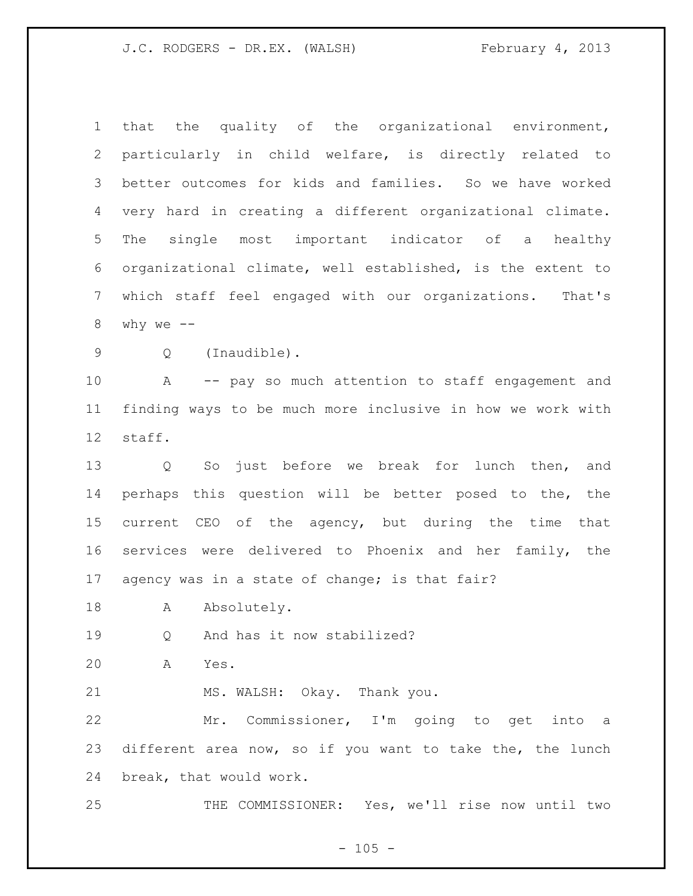that the quality of the organizational environment, particularly in child welfare, is directly related to better outcomes for kids and families. So we have worked very hard in creating a different organizational climate. The single most important indicator of a healthy organizational climate, well established, is the extent to which staff feel engaged with our organizations. That's why we --

Q (Inaudible).

A -- pay so much attention to staff engagement and finding ways to be much more inclusive in how we work with staff.

Q So just before we break for lunch then, and perhaps this question will be better posed to the, the current CEO of the agency, but during the time that services were delivered to Phoenix and her family, the agency was in a state of change; is that fair?

A Absolutely.

Q And has it now stabilized?

A Yes.

MS. WALSH: Okay. Thank you.

Mr. Commissioner, I'm going to get into a different area now, so if you want to take the, the lunch break, that would work.

THE COMMISSIONER: Yes, we'll rise now until two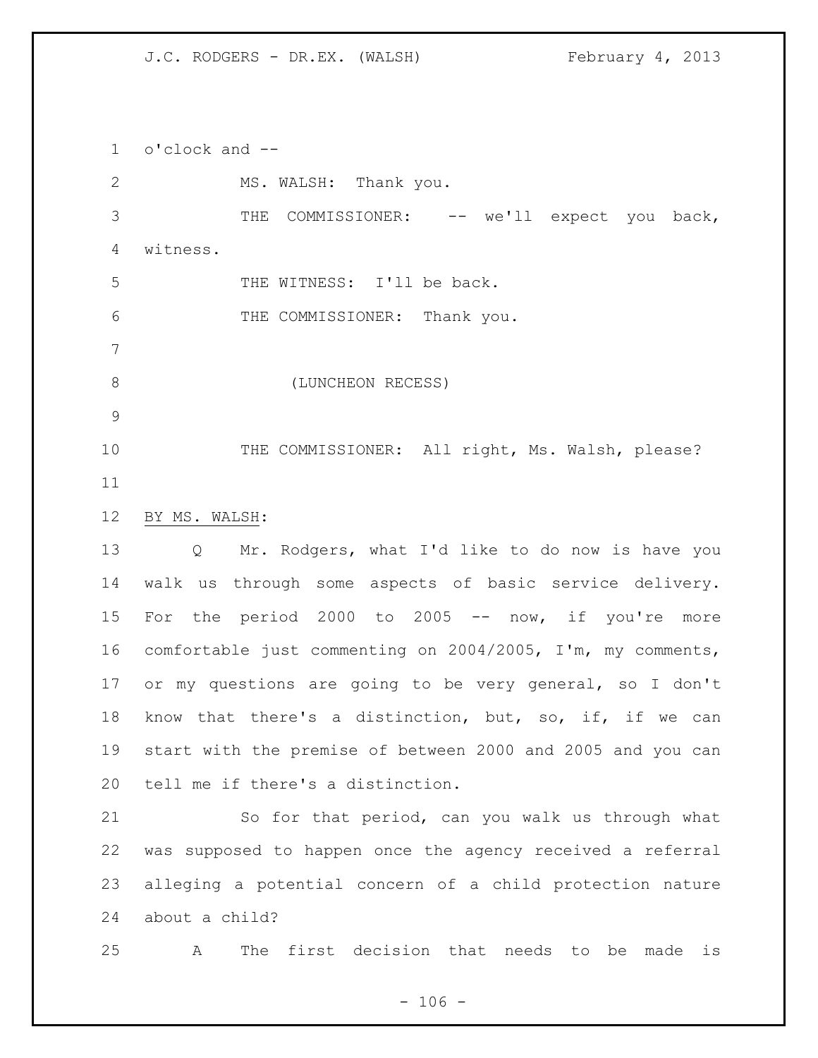o'clock and --

MS. WALSH: Thank you.

THE COMMISSIONER: -- we'll expect you back, witness.

THE WITNESS: I'll be back.

THE COMMISSIONER: Thank you.

(LUNCHEON RECESS)

THE COMMISSIONER: All right, Ms. Walsh, please?

BY MS. WALSH:

Q Mr. Rodgers, what I'd like to do now is have you walk us through some aspects of basic service delivery. For the period 2000 to 2005 -- now, if you're more comfortable just commenting on 2004/2005, I'm, my comments, or my questions are going to be very general, so I don't know that there's a distinction, but, so, if, if we can start with the premise of between 2000 and 2005 and you can tell me if there's a distinction.

So for that period, can you walk us through what was supposed to happen once the agency received a referral alleging a potential concern of a child protection nature about a child?

A The first decision that needs to be made is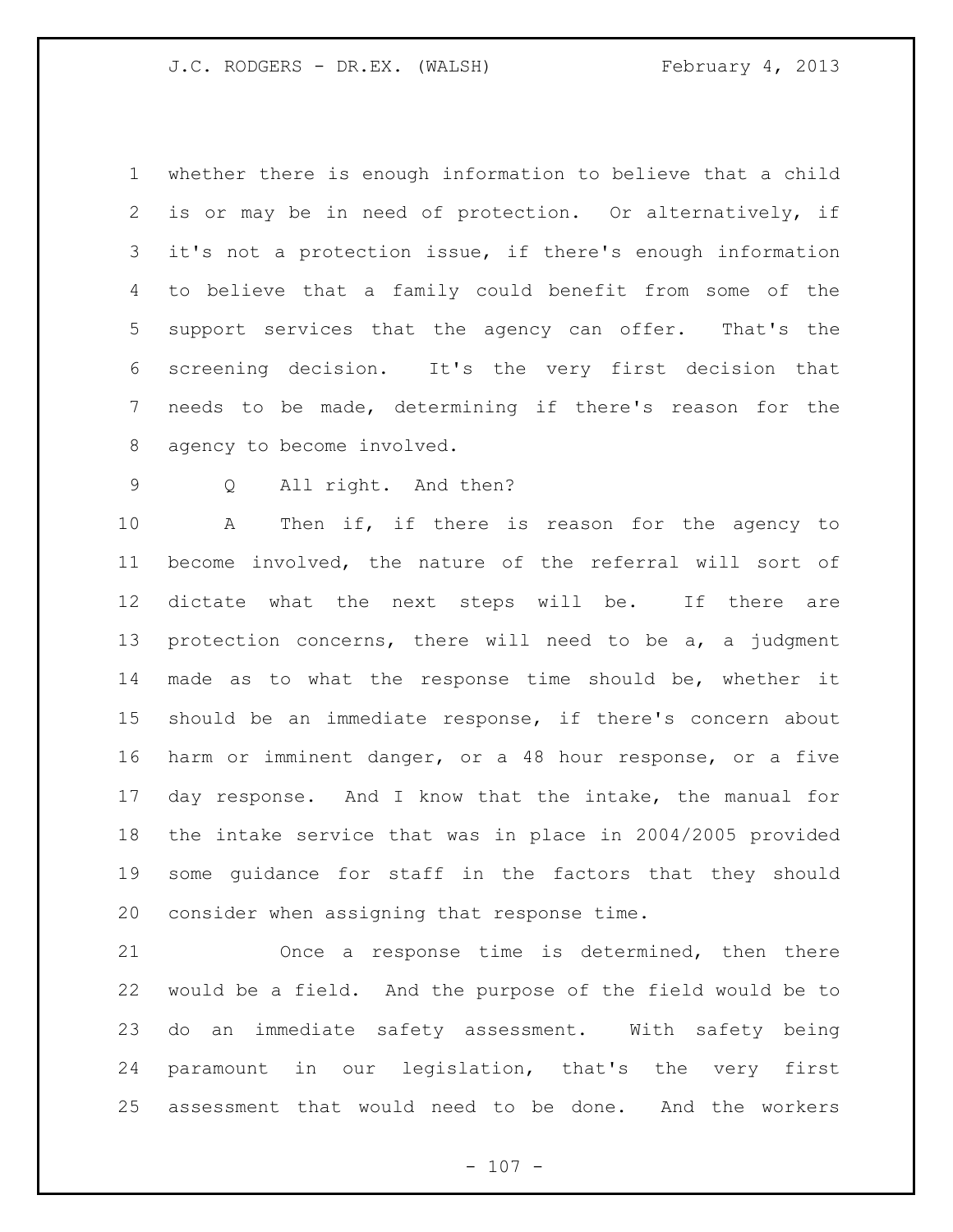whether there is enough information to believe that a child is or may be in need of protection. Or alternatively, if it's not a protection issue, if there's enough information to believe that a family could benefit from some of the support services that the agency can offer. That's the screening decision. It's the very first decision that needs to be made, determining if there's reason for the agency to become involved.

Q All right. And then?

A Then if, if there is reason for the agency to become involved, the nature of the referral will sort of dictate what the next steps will be. If there are protection concerns, there will need to be a, a judgment made as to what the response time should be, whether it should be an immediate response, if there's concern about harm or imminent danger, or a 48 hour response, or a five day response. And I know that the intake, the manual for the intake service that was in place in 2004/2005 provided some guidance for staff in the factors that they should consider when assigning that response time.

Once a response time is determined, then there would be a field. And the purpose of the field would be to do an immediate safety assessment. With safety being paramount in our legislation, that's the very first assessment that would need to be done. And the workers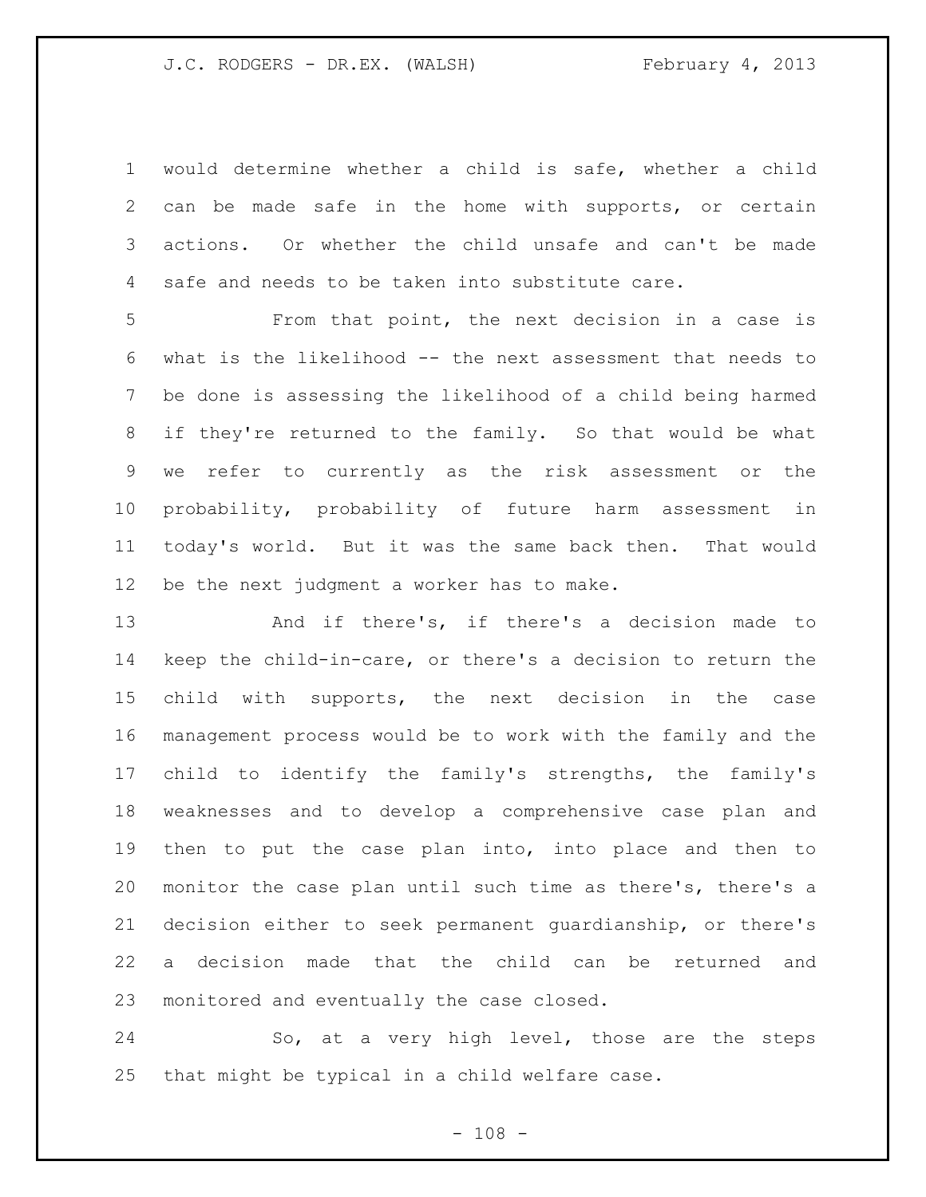would determine whether a child is safe, whether a child can be made safe in the home with supports, or certain actions. Or whether the child unsafe and can't be made safe and needs to be taken into substitute care.

From that point, the next decision in a case is what is the likelihood -- the next assessment that needs to be done is assessing the likelihood of a child being harmed if they're returned to the family. So that would be what we refer to currently as the risk assessment or the probability, probability of future harm assessment in today's world. But it was the same back then. That would be the next judgment a worker has to make.

And if there's, if there's a decision made to keep the child-in-care, or there's a decision to return the child with supports, the next decision in the case management process would be to work with the family and the child to identify the family's strengths, the family's weaknesses and to develop a comprehensive case plan and then to put the case plan into, into place and then to monitor the case plan until such time as there's, there's a decision either to seek permanent guardianship, or there's a decision made that the child can be returned and monitored and eventually the case closed.

So, at a very high level, those are the steps that might be typical in a child welfare case.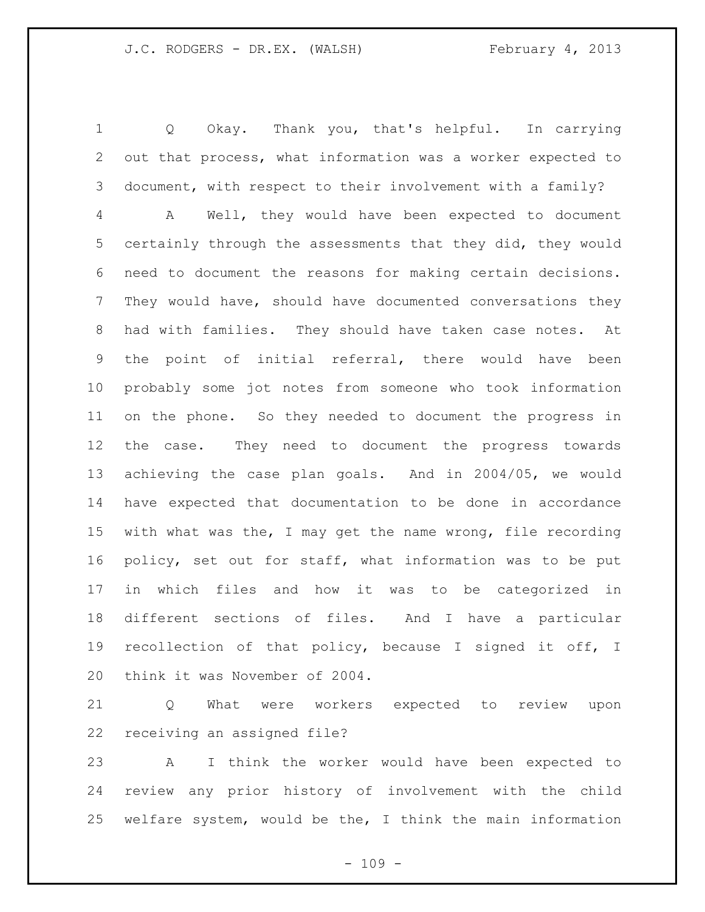Q Okay. Thank you, that's helpful. In carrying out that process, what information was a worker expected to document, with respect to their involvement with a family?

A Well, they would have been expected to document certainly through the assessments that they did, they would need to document the reasons for making certain decisions. They would have, should have documented conversations they had with families. They should have taken case notes. At the point of initial referral, there would have been probably some jot notes from someone who took information on the phone. So they needed to document the progress in the case. They need to document the progress towards achieving the case plan goals. And in 2004/05, we would have expected that documentation to be done in accordance with what was the, I may get the name wrong, file recording policy, set out for staff, what information was to be put in which files and how it was to be categorized in different sections of files. And I have a particular recollection of that policy, because I signed it off, I think it was November of 2004.

Q What were workers expected to review upon receiving an assigned file?

A I think the worker would have been expected to review any prior history of involvement with the child welfare system, would be the, I think the main information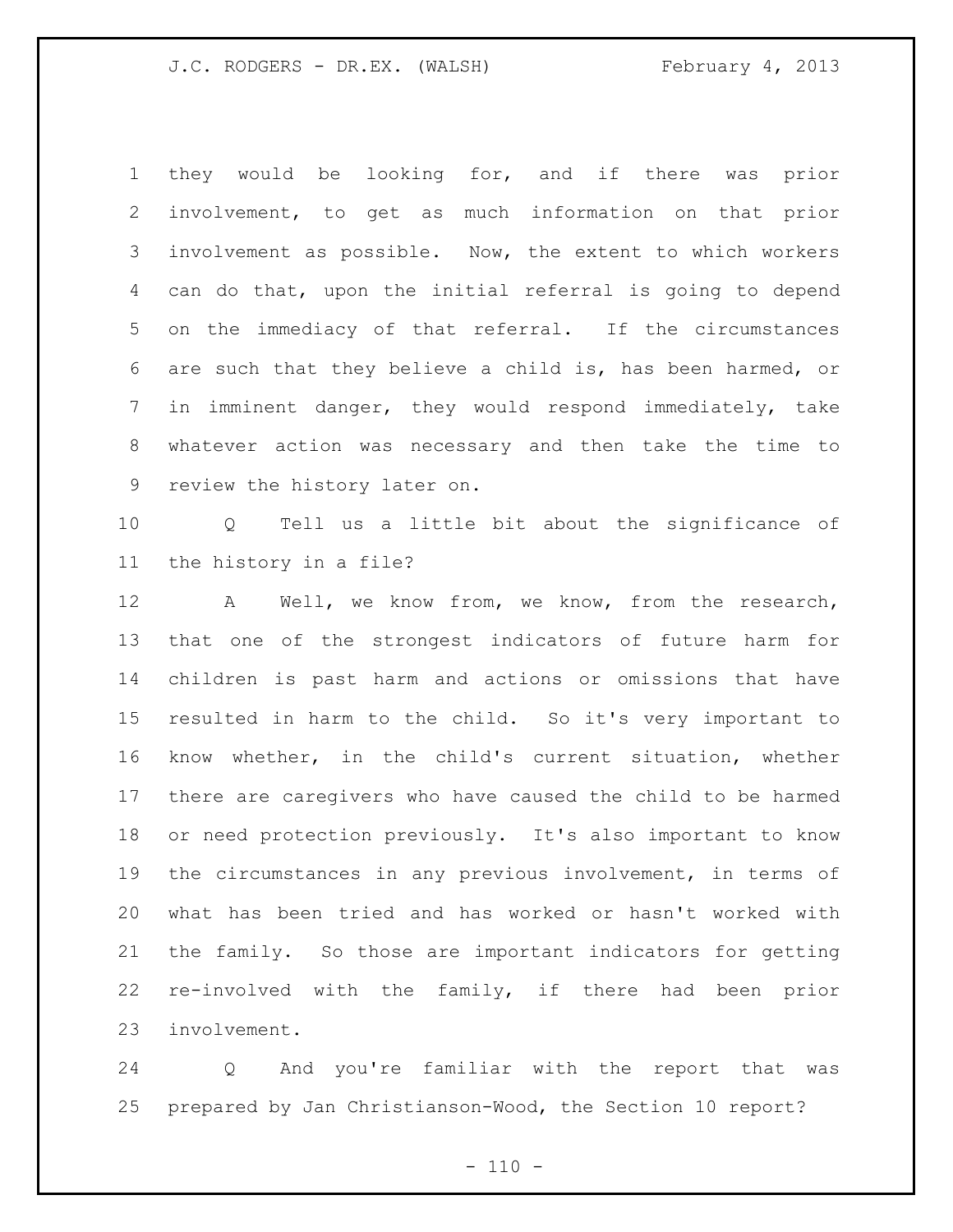they would be looking for, and if there was prior involvement, to get as much information on that prior involvement as possible. Now, the extent to which workers can do that, upon the initial referral is going to depend on the immediacy of that referral. If the circumstances are such that they believe a child is, has been harmed, or in imminent danger, they would respond immediately, take whatever action was necessary and then take the time to review the history later on.

Q Tell us a little bit about the significance of the history in a file?

A Well, we know from, we know, from the research, that one of the strongest indicators of future harm for children is past harm and actions or omissions that have resulted in harm to the child. So it's very important to know whether, in the child's current situation, whether there are caregivers who have caused the child to be harmed or need protection previously. It's also important to know the circumstances in any previous involvement, in terms of what has been tried and has worked or hasn't worked with the family. So those are important indicators for getting re-involved with the family, if there had been prior involvement.

Q And you're familiar with the report that was prepared by Jan Christianson-Wood, the Section 10 report?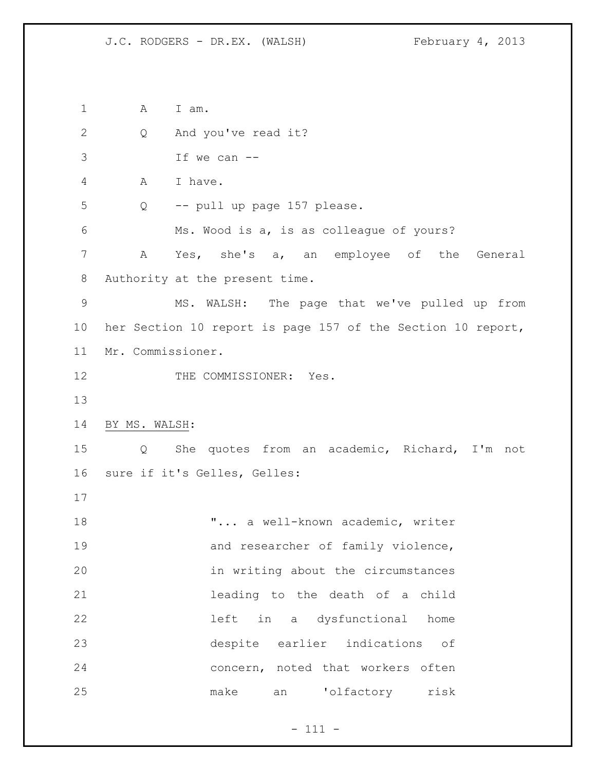A I am.

Q And you've read it?

If we can --

A I have.

Q -- pull up page 157 please.

Ms. Wood is a, is as colleague of yours?

A Yes, she's a, an employee of the General Authority at the present time.

MS. WALSH: The page that we've pulled up from her Section 10 report is page 157 of the Section 10 report, Mr. Commissioner.

THE COMMISSIONER: Yes.

BY MS. WALSH:

Q She quotes from an academic, Richard, I'm not sure if it's Gelles, Gelles:

> "... a well-known academic, writer and researcher of family violence, in writing about the circumstances leading to the death of a child left in a dysfunctional home despite earlier indications of concern, noted that workers often make an 'olfactory risk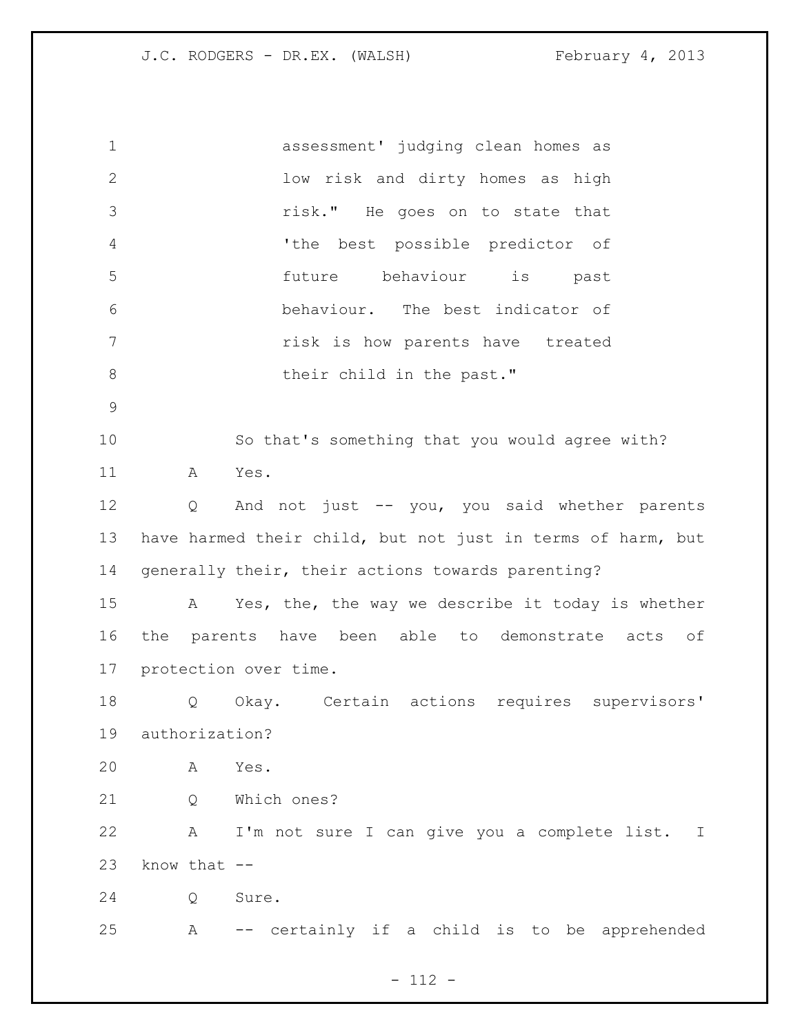assessment' judging clean homes as low risk and dirty homes as high risk." He goes on to state that 'the best possible predictor of future behaviour is past behaviour. The best indicator of risk is how parents have treated their child in the past."

So that's something that you would agree with?

A Yes.

Q And not just -- you, you said whether parents have harmed their child, but not just in terms of harm, but generally their, their actions towards parenting?

A Yes, the, the way we describe it today is whether the parents have been able to demonstrate acts of protection over time.

Q Okay. Certain actions requires supervisors' authorization?

A Yes.

Q Which ones?

A I'm not sure I can give you a complete list. I know that --

Q Sure.

A -- certainly if a child is to be apprehended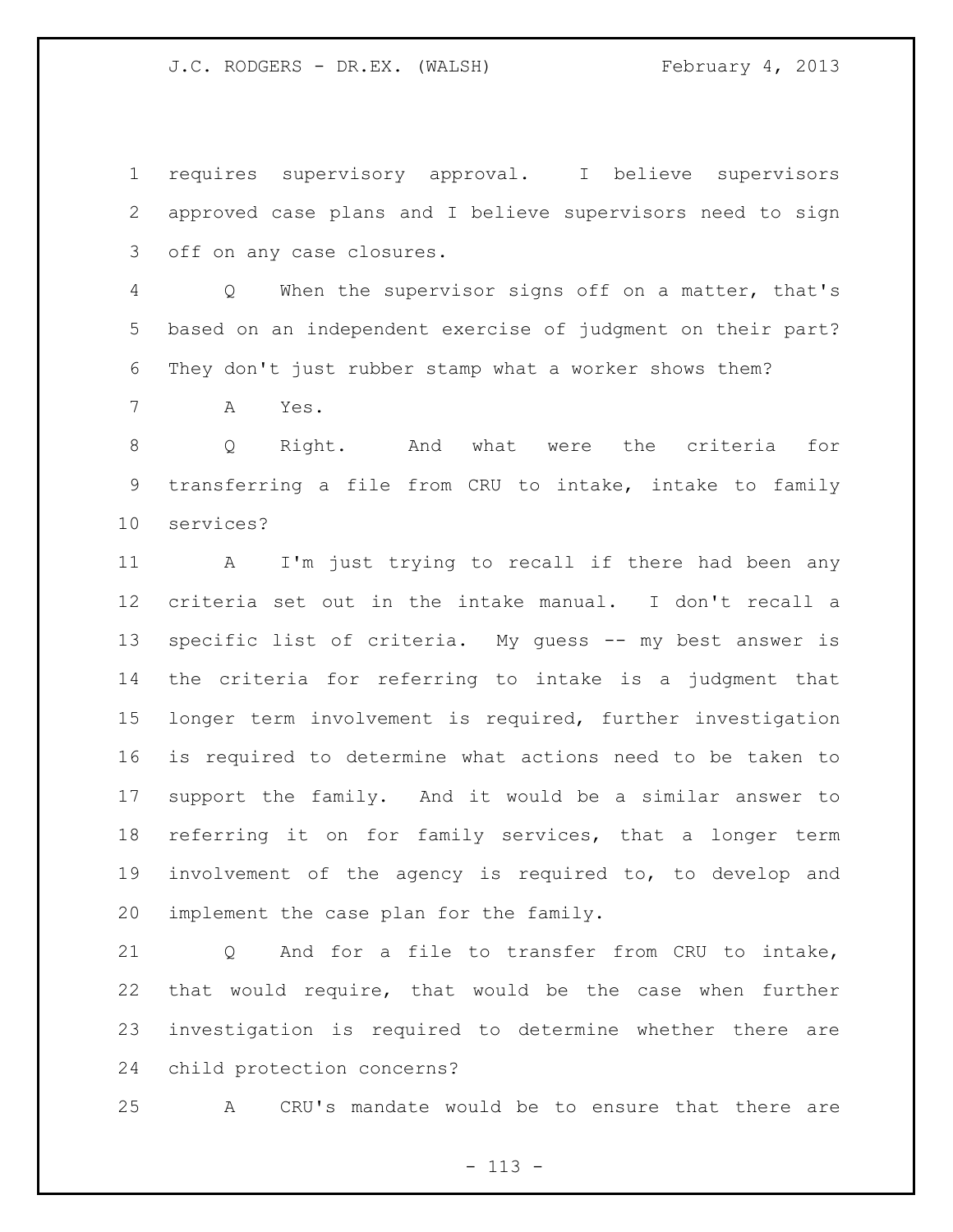requires supervisory approval. I believe supervisors approved case plans and I believe supervisors need to sign off on any case closures.

Q When the supervisor signs off on a matter, that's based on an independent exercise of judgment on their part? They don't just rubber stamp what a worker shows them?

A Yes.

Q Right. And what were the criteria for transferring a file from CRU to intake, intake to family services?

A I'm just trying to recall if there had been any criteria set out in the intake manual. I don't recall a specific list of criteria. My guess -- my best answer is the criteria for referring to intake is a judgment that longer term involvement is required, further investigation is required to determine what actions need to be taken to support the family. And it would be a similar answer to referring it on for family services, that a longer term involvement of the agency is required to, to develop and implement the case plan for the family.

Q And for a file to transfer from CRU to intake, that would require, that would be the case when further investigation is required to determine whether there are child protection concerns?

A CRU's mandate would be to ensure that there are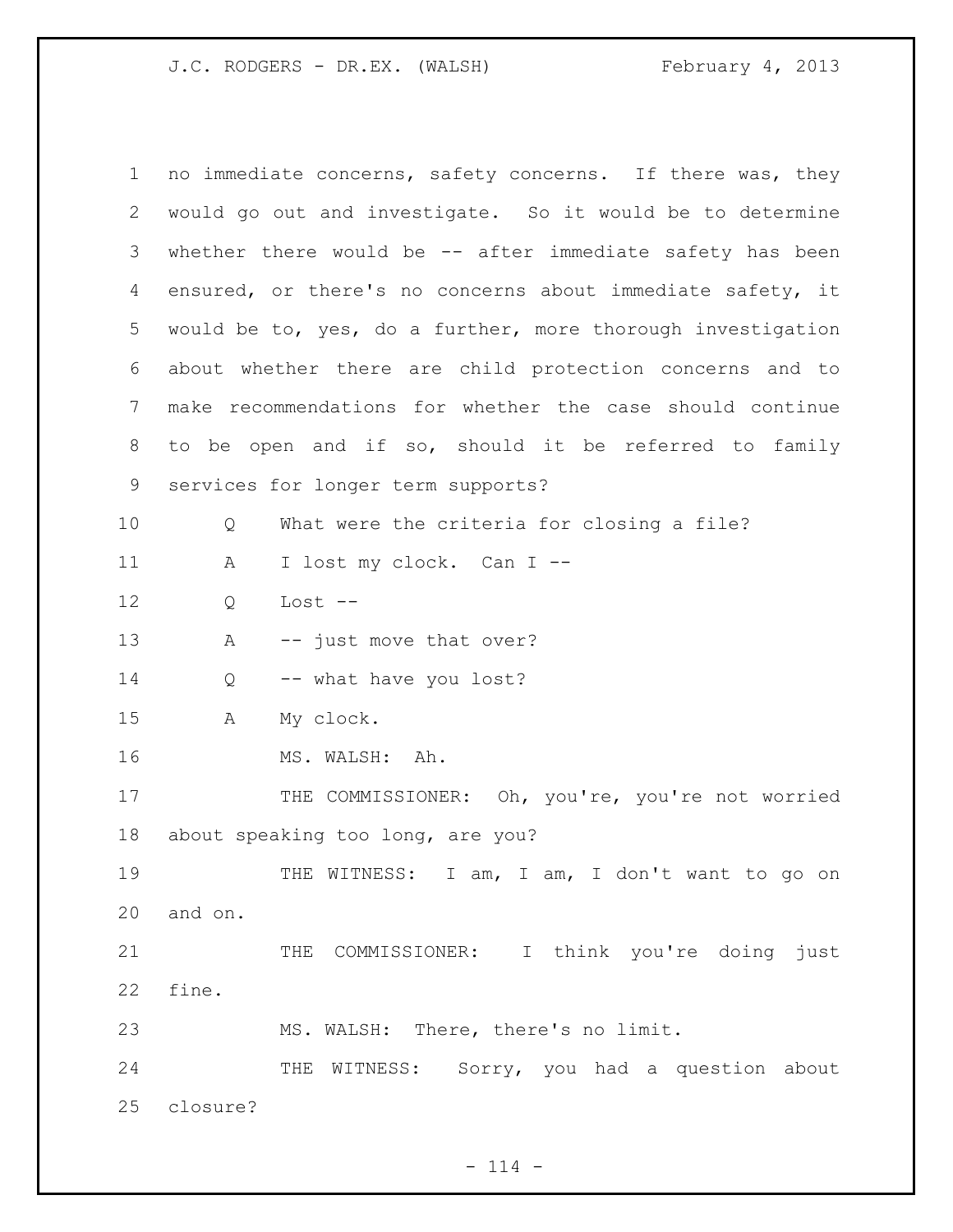no immediate concerns, safety concerns. If there was, they would go out and investigate. So it would be to determine whether there would be -- after immediate safety has been ensured, or there's no concerns about immediate safety, it would be to, yes, do a further, more thorough investigation about whether there are child protection concerns and to make recommendations for whether the case should continue to be open and if so, should it be referred to family services for longer term supports?

Q What were the criteria for closing a file?

A I lost my clock. Can I --

Q Lost --

A -- just move that over?

Q -- what have you lost?

A My clock.

MS. WALSH: Ah.

THE COMMISSIONER: Oh, you're, you're not worried about speaking too long, are you?

THE WITNESS: I am, I am, I don't want to go on and on.

THE COMMISSIONER: I think you're doing just fine.

MS. WALSH: There, there's no limit.

THE WITNESS: Sorry, you had a question about closure?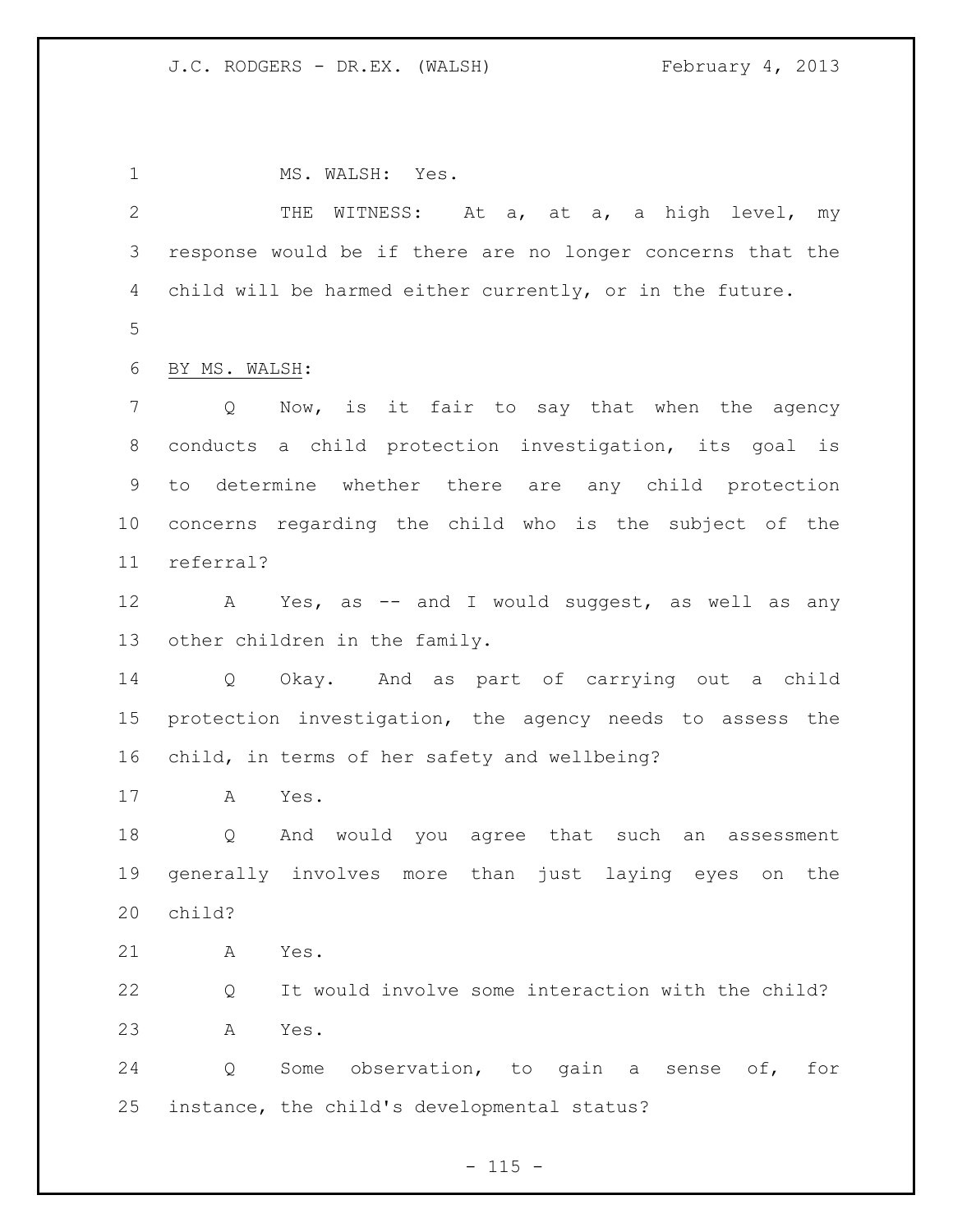MS. WALSH: Yes.

THE WITNESS: At a, at a, a high level, my response would be if there are no longer concerns that the child will be harmed either currently, or in the future.

BY MS. WALSH:

Q Now, is it fair to say that when the agency conducts a child protection investigation, its goal is to determine whether there are any child protection concerns regarding the child who is the subject of the referral?

A Yes, as -- and I would suggest, as well as any other children in the family.

Q Okay. And as part of carrying out a child protection investigation, the agency needs to assess the child, in terms of her safety and wellbeing?

A Yes.

Q And would you agree that such an assessment generally involves more than just laying eyes on the child?

A Yes.

Q It would involve some interaction with the child?

A Yes.

Q Some observation, to gain a sense of, for instance, the child's developmental status?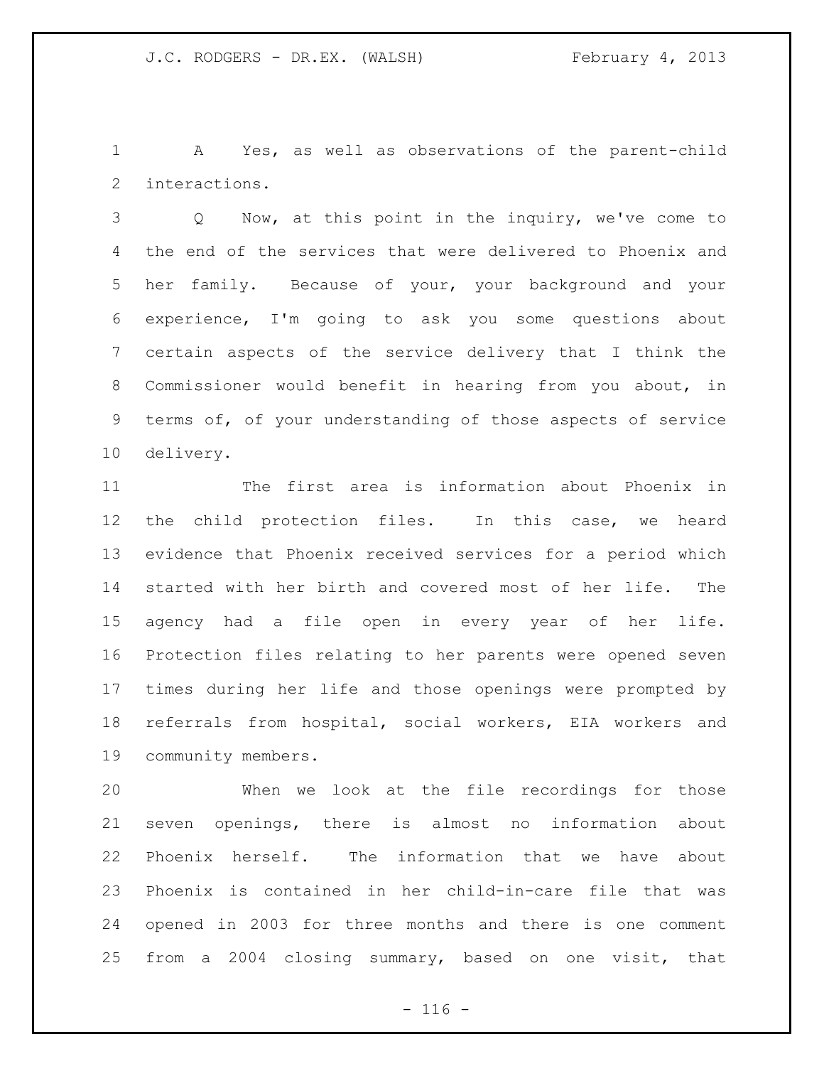A Yes, as well as observations of the parent-child interactions.

Q Now, at this point in the inquiry, we've come to the end of the services that were delivered to Phoenix and her family. Because of your, your background and your experience, I'm going to ask you some questions about certain aspects of the service delivery that I think the Commissioner would benefit in hearing from you about, in terms of, of your understanding of those aspects of service delivery.

The first area is information about Phoenix in the child protection files. In this case, we heard evidence that Phoenix received services for a period which started with her birth and covered most of her life. The agency had a file open in every year of her life. Protection files relating to her parents were opened seven times during her life and those openings were prompted by referrals from hospital, social workers, EIA workers and community members.

When we look at the file recordings for those seven openings, there is almost no information about Phoenix herself. The information that we have about Phoenix is contained in her child-in-care file that was opened in 2003 for three months and there is one comment from a 2004 closing summary, based on one visit, that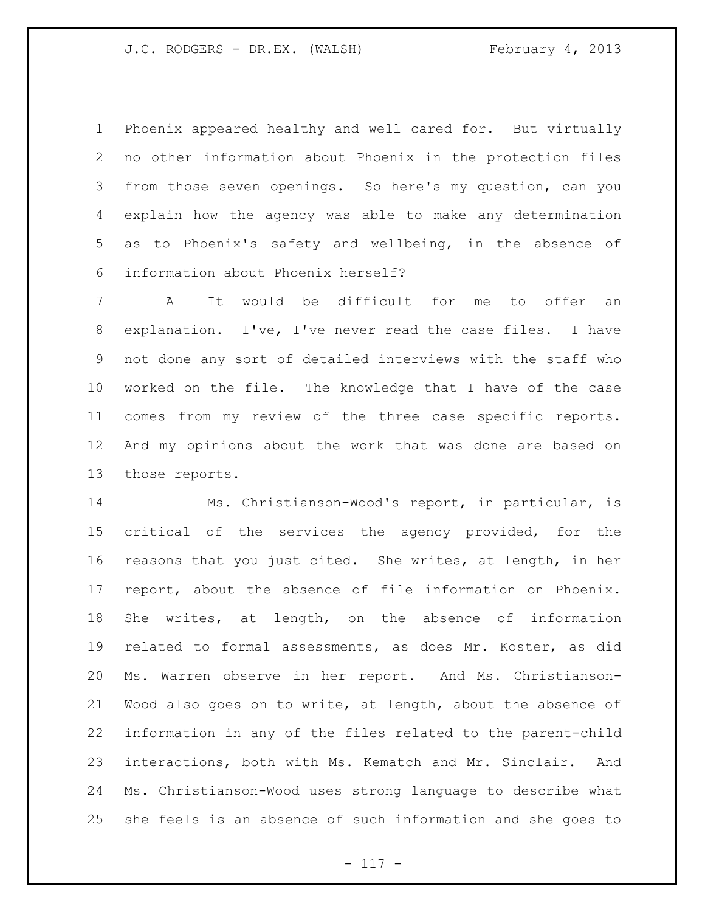Phoenix appeared healthy and well cared for. But virtually no other information about Phoenix in the protection files from those seven openings. So here's my question, can you explain how the agency was able to make any determination as to Phoenix's safety and wellbeing, in the absence of information about Phoenix herself?

A It would be difficult for me to offer an explanation. I've, I've never read the case files. I have not done any sort of detailed interviews with the staff who worked on the file. The knowledge that I have of the case comes from my review of the three case specific reports. And my opinions about the work that was done are based on those reports.

Ms. Christianson-Wood's report, in particular, is critical of the services the agency provided, for the reasons that you just cited. She writes, at length, in her report, about the absence of file information on Phoenix. She writes, at length, on the absence of information related to formal assessments, as does Mr. Koster, as did Ms. Warren observe in her report. And Ms. Christianson-Wood also goes on to write, at length, about the absence of information in any of the files related to the parent-child interactions, both with Ms. Kematch and Mr. Sinclair. And Ms. Christianson-Wood uses strong language to describe what she feels is an absence of such information and she goes to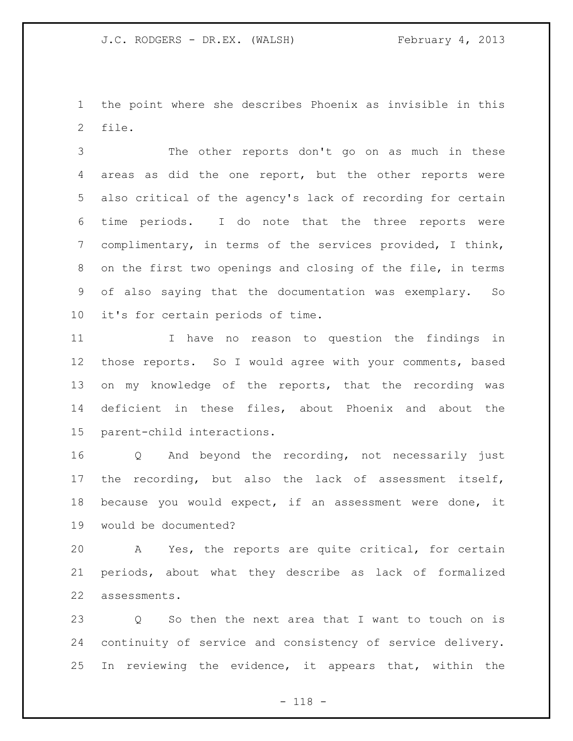the point where she describes Phoenix as invisible in this file.

The other reports don't go on as much in these areas as did the one report, but the other reports were also critical of the agency's lack of recording for certain time periods. I do note that the three reports were complimentary, in terms of the services provided, I think, on the first two openings and closing of the file, in terms of also saying that the documentation was exemplary. So it's for certain periods of time.

I have no reason to question the findings in those reports. So I would agree with your comments, based on my knowledge of the reports, that the recording was deficient in these files, about Phoenix and about the parent-child interactions.

Q And beyond the recording, not necessarily just the recording, but also the lack of assessment itself, because you would expect, if an assessment were done, it would be documented?

A Yes, the reports are quite critical, for certain periods, about what they describe as lack of formalized assessments.

Q So then the next area that I want to touch on is continuity of service and consistency of service delivery. In reviewing the evidence, it appears that, within the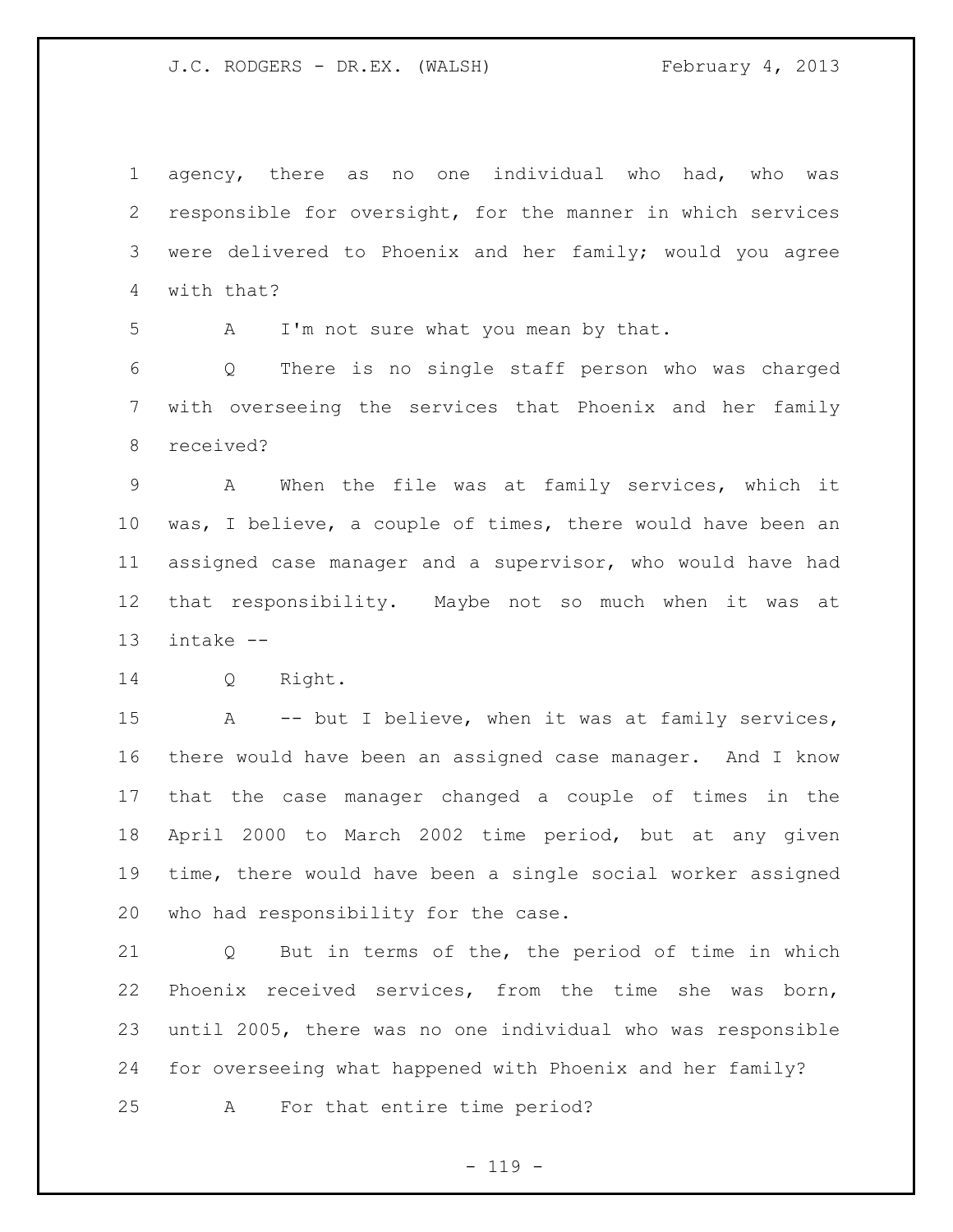agency, there as no one individual who had, who was responsible for oversight, for the manner in which services were delivered to Phoenix and her family; would you agree with that?

A I'm not sure what you mean by that.

Q There is no single staff person who was charged with overseeing the services that Phoenix and her family received?

A When the file was at family services, which it was, I believe, a couple of times, there would have been an assigned case manager and a supervisor, who would have had that responsibility. Maybe not so much when it was at intake --

Q Right.

A -- but I believe, when it was at family services, there would have been an assigned case manager. And I know that the case manager changed a couple of times in the April 2000 to March 2002 time period, but at any given time, there would have been a single social worker assigned who had responsibility for the case.

Q But in terms of the, the period of time in which Phoenix received services, from the time she was born, until 2005, there was no one individual who was responsible for overseeing what happened with Phoenix and her family?

A For that entire time period?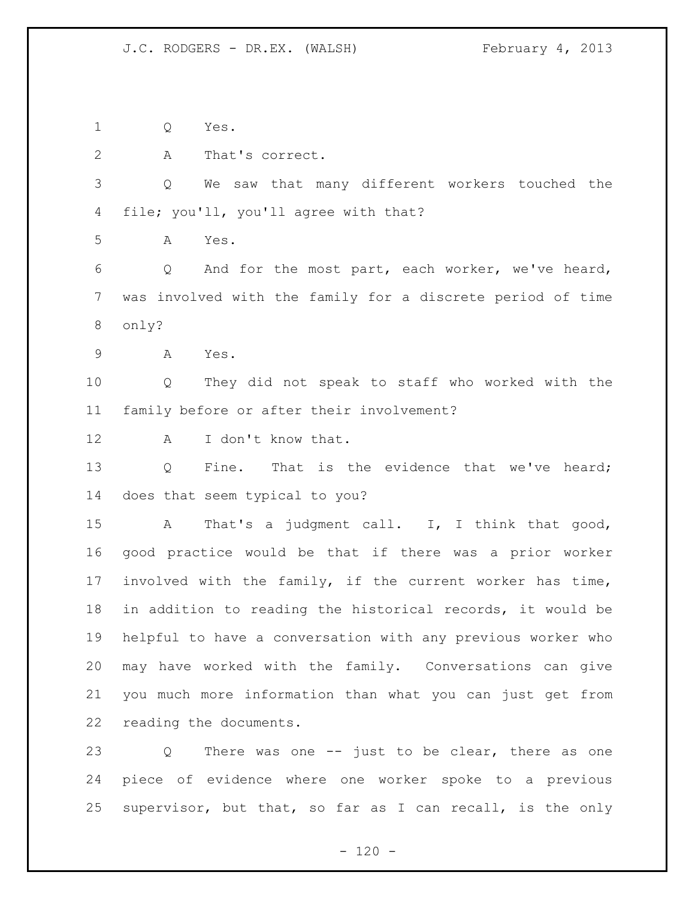Q Yes.

A That's correct.

Q We saw that many different workers touched the file; you'll, you'll agree with that?

A Yes.

Q And for the most part, each worker, we've heard, was involved with the family for a discrete period of time only?

A Yes.

Q They did not speak to staff who worked with the family before or after their involvement?

A I don't know that.

Q Fine. That is the evidence that we've heard; does that seem typical to you?

A That's a judgment call. I, I think that good, good practice would be that if there was a prior worker involved with the family, if the current worker has time, in addition to reading the historical records, it would be helpful to have a conversation with any previous worker who may have worked with the family. Conversations can give you much more information than what you can just get from reading the documents.

Q There was one -- just to be clear, there as one piece of evidence where one worker spoke to a previous supervisor, but that, so far as I can recall, is the only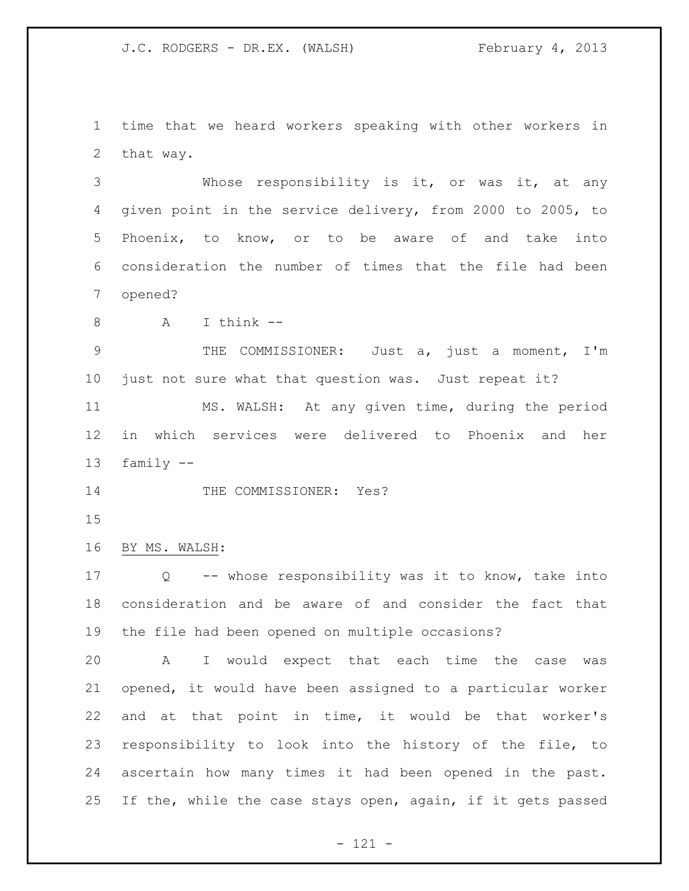time that we heard workers speaking with other workers in that way.

Whose responsibility is it, or was it, at any given point in the service delivery, from 2000 to 2005, to Phoenix, to know, or to be aware of and take into consideration the number of times that the file had been opened?

A I think --

THE COMMISSIONER: Just a, just a moment, I'm just not sure what that question was. Just repeat it?

MS. WALSH: At any given time, during the period in which services were delivered to Phoenix and her family --

THE COMMISSIONER: Yes?

BY MS. WALSH:

Q -- whose responsibility was it to know, take into consideration and be aware of and consider the fact that the file had been opened on multiple occasions?

A I would expect that each time the case was opened, it would have been assigned to a particular worker and at that point in time, it would be that worker's responsibility to look into the history of the file, to ascertain how many times it had been opened in the past. If the, while the case stays open, again, if it gets passed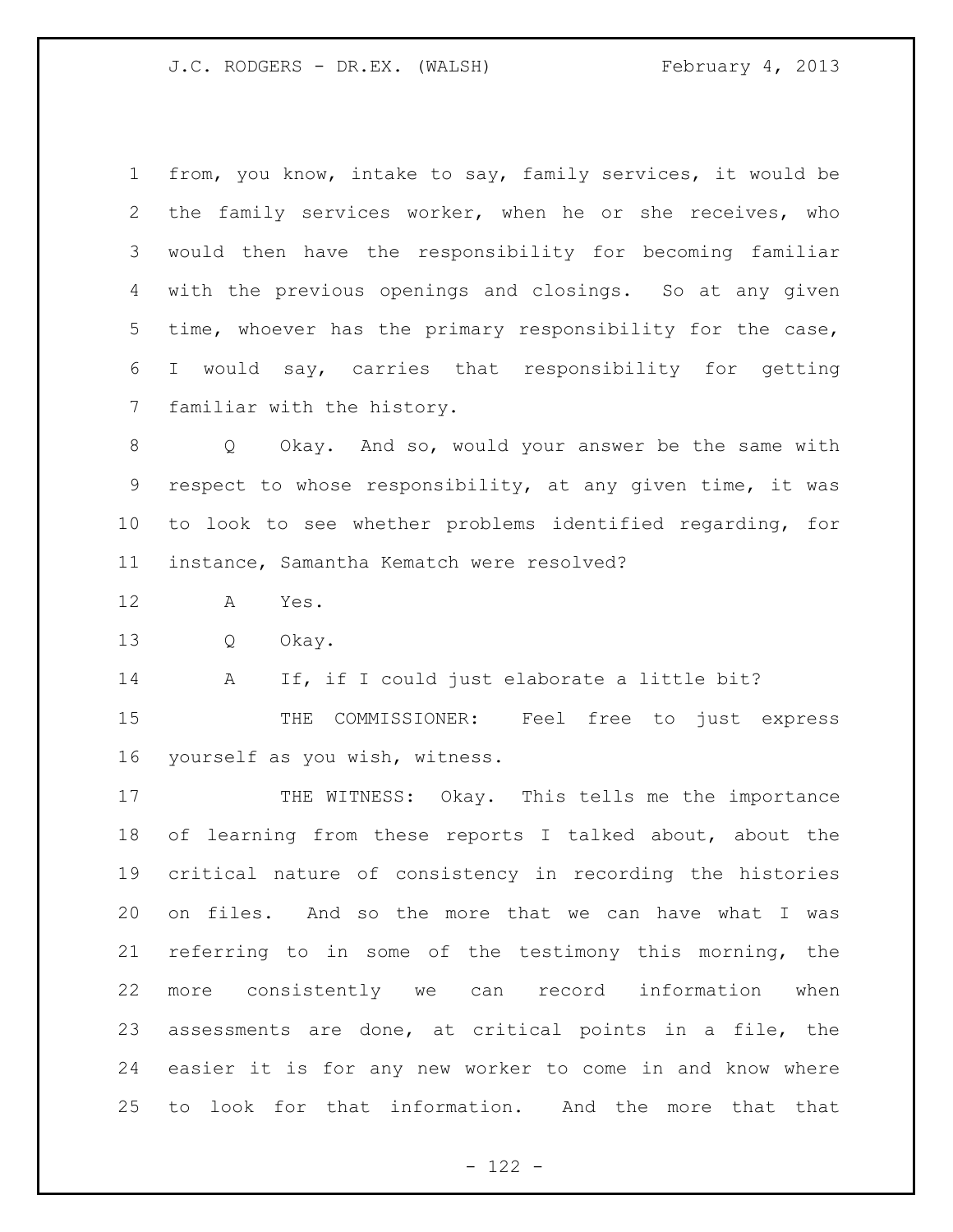from, you know, intake to say, family services, it would be the family services worker, when he or she receives, who would then have the responsibility for becoming familiar with the previous openings and closings. So at any given time, whoever has the primary responsibility for the case, I would say, carries that responsibility for getting familiar with the history.

Q Okay. And so, would your answer be the same with respect to whose responsibility, at any given time, it was to look to see whether problems identified regarding, for instance, Samantha Kematch were resolved?

A Yes.

Q Okay.

A If, if I could just elaborate a little bit?

THE COMMISSIONER: Feel free to just express yourself as you wish, witness.

THE WITNESS: Okay. This tells me the importance of learning from these reports I talked about, about the critical nature of consistency in recording the histories on files. And so the more that we can have what I was referring to in some of the testimony this morning, the more consistently we can record information when assessments are done, at critical points in a file, the easier it is for any new worker to come in and know where to look for that information. And the more that that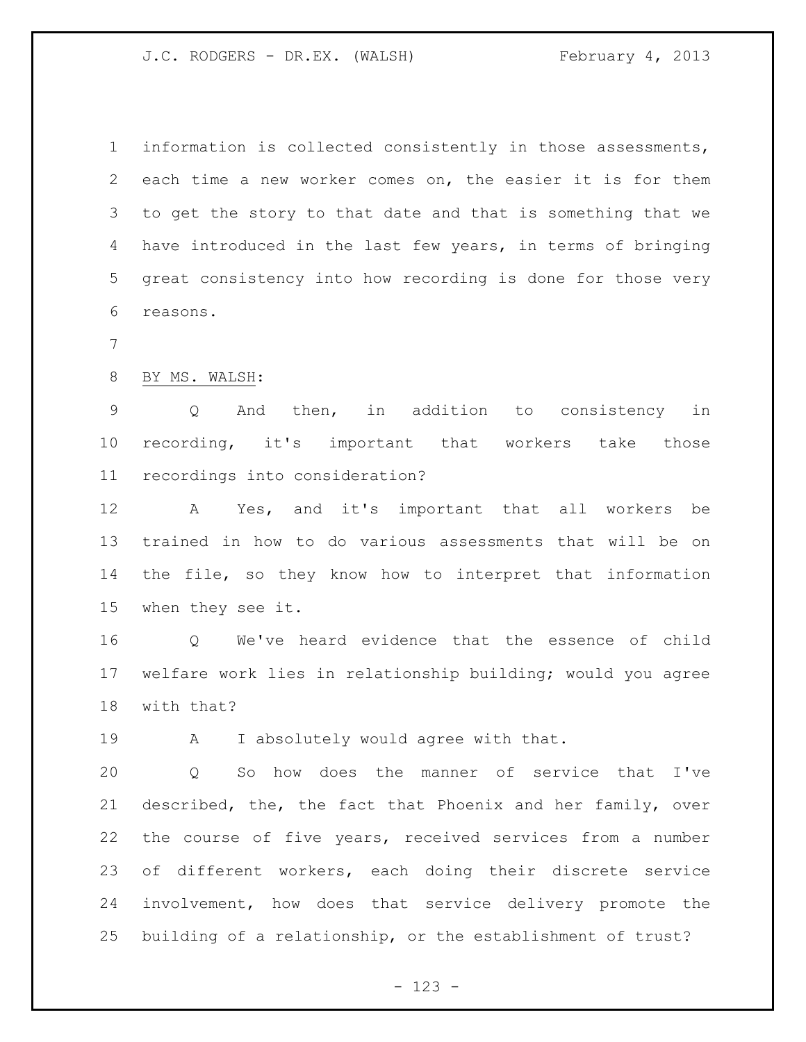information is collected consistently in those assessments, each time a new worker comes on, the easier it is for them to get the story to that date and that is something that we have introduced in the last few years, in terms of bringing great consistency into how recording is done for those very reasons.

BY MS. WALSH:

Q And then, in addition to consistency in recording, it's important that workers take those recordings into consideration?

A Yes, and it's important that all workers be trained in how to do various assessments that will be on the file, so they know how to interpret that information when they see it.

Q We've heard evidence that the essence of child welfare work lies in relationship building; would you agree with that?

A I absolutely would agree with that.

Q So how does the manner of service that I've described, the, the fact that Phoenix and her family, over the course of five years, received services from a number of different workers, each doing their discrete service involvement, how does that service delivery promote the building of a relationship, or the establishment of trust?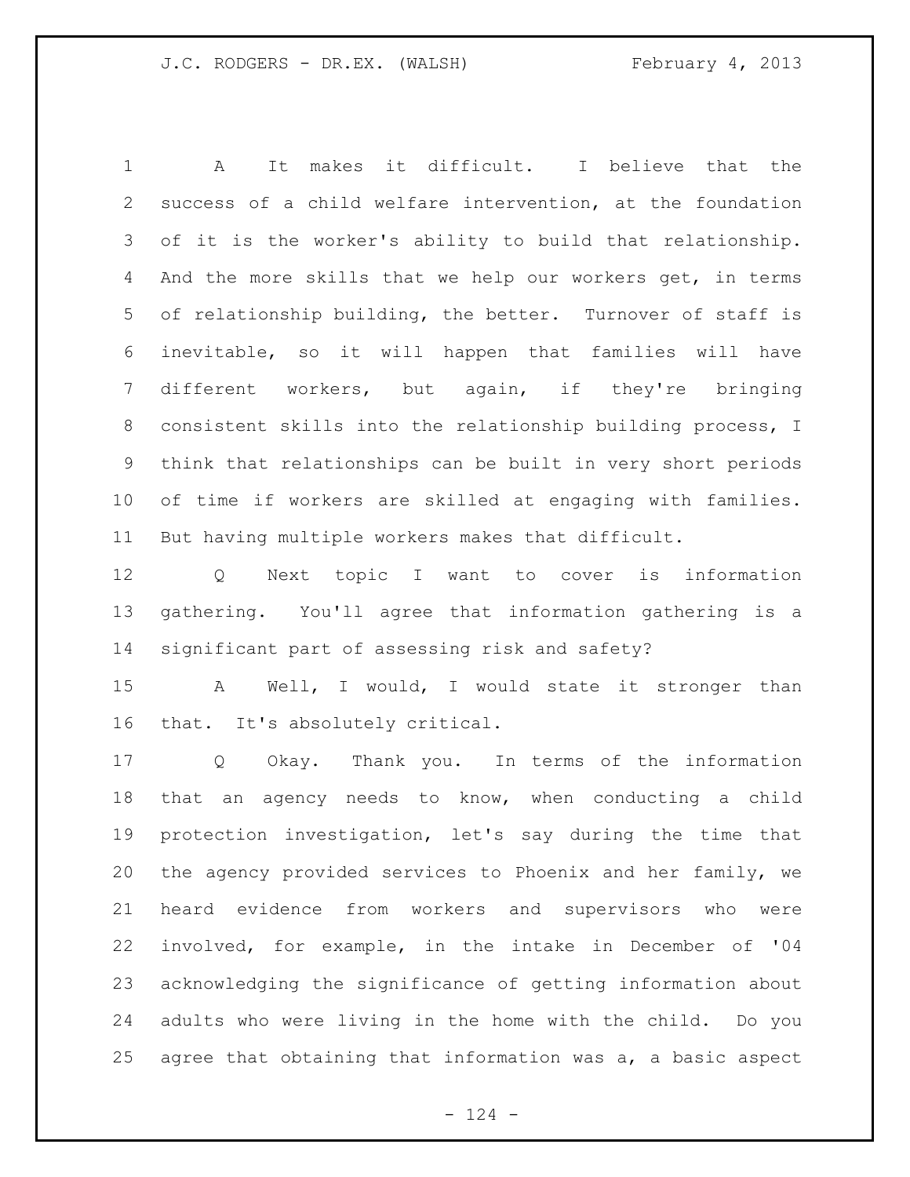A It makes it difficult. I believe that the success of a child welfare intervention, at the foundation of it is the worker's ability to build that relationship. And the more skills that we help our workers get, in terms of relationship building, the better. Turnover of staff is inevitable, so it will happen that families will have different workers, but again, if they're bringing consistent skills into the relationship building process, I think that relationships can be built in very short periods of time if workers are skilled at engaging with families. But having multiple workers makes that difficult.

Q Next topic I want to cover is information gathering. You'll agree that information gathering is a significant part of assessing risk and safety?

A Well, I would, I would state it stronger than that. It's absolutely critical.

Q Okay. Thank you. In terms of the information that an agency needs to know, when conducting a child protection investigation, let's say during the time that the agency provided services to Phoenix and her family, we heard evidence from workers and supervisors who were involved, for example, in the intake in December of '04 acknowledging the significance of getting information about adults who were living in the home with the child. Do you agree that obtaining that information was a, a basic aspect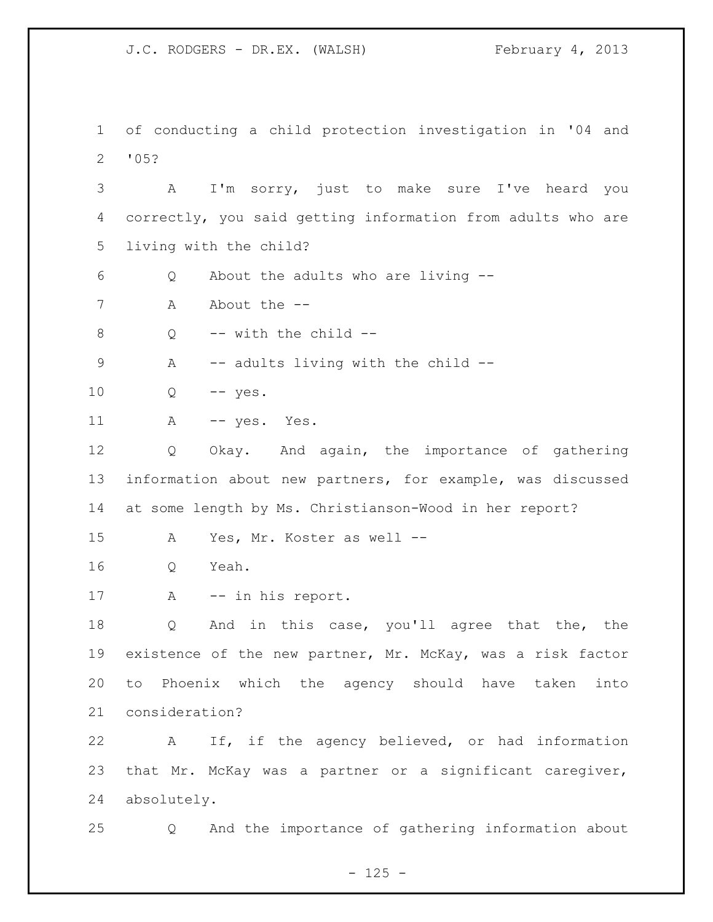of conducting a child protection investigation in '04 and '05?

A I'm sorry, just to make sure I've heard you correctly, you said getting information from adults who are living with the child?

Q About the adults who are living --

A About the --

Q -- with the child --

A -- adults living with the child --

Q -- yes.

A -- yes. Yes.

Q Okay. And again, the importance of gathering information about new partners, for example, was discussed at some length by Ms. Christianson-Wood in her report?

A Yes, Mr. Koster as well --

Q Yeah.

A -- in his report.

Q And in this case, you'll agree that the, the existence of the new partner, Mr. McKay, was a risk factor to Phoenix which the agency should have taken into consideration?

A If, if the agency believed, or had information that Mr. McKay was a partner or a significant caregiver, absolutely.

Q And the importance of gathering information about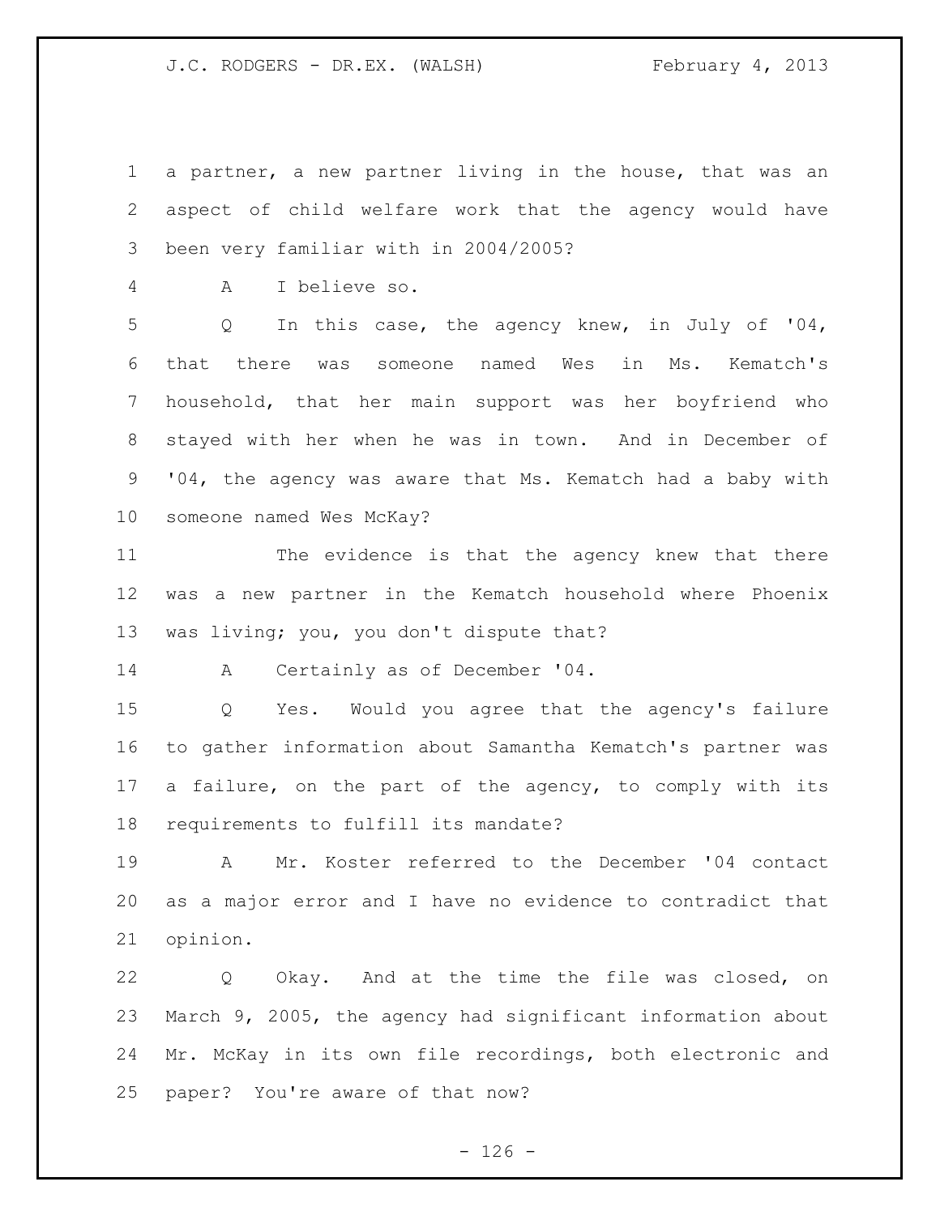a partner, a new partner living in the house, that was an aspect of child welfare work that the agency would have been very familiar with in 2004/2005?

A I believe so.

Q In this case, the agency knew, in July of '04, that there was someone named Wes in Ms. Kematch's household, that her main support was her boyfriend who stayed with her when he was in town. And in December of '04, the agency was aware that Ms. Kematch had a baby with someone named Wes McKay?

The evidence is that the agency knew that there was a new partner in the Kematch household where Phoenix was living; you, you don't dispute that?

A Certainly as of December '04.

Q Yes. Would you agree that the agency's failure to gather information about Samantha Kematch's partner was a failure, on the part of the agency, to comply with its requirements to fulfill its mandate?

A Mr. Koster referred to the December '04 contact as a major error and I have no evidence to contradict that opinion.

Q Okay. And at the time the file was closed, on March 9, 2005, the agency had significant information about Mr. McKay in its own file recordings, both electronic and paper? You're aware of that now?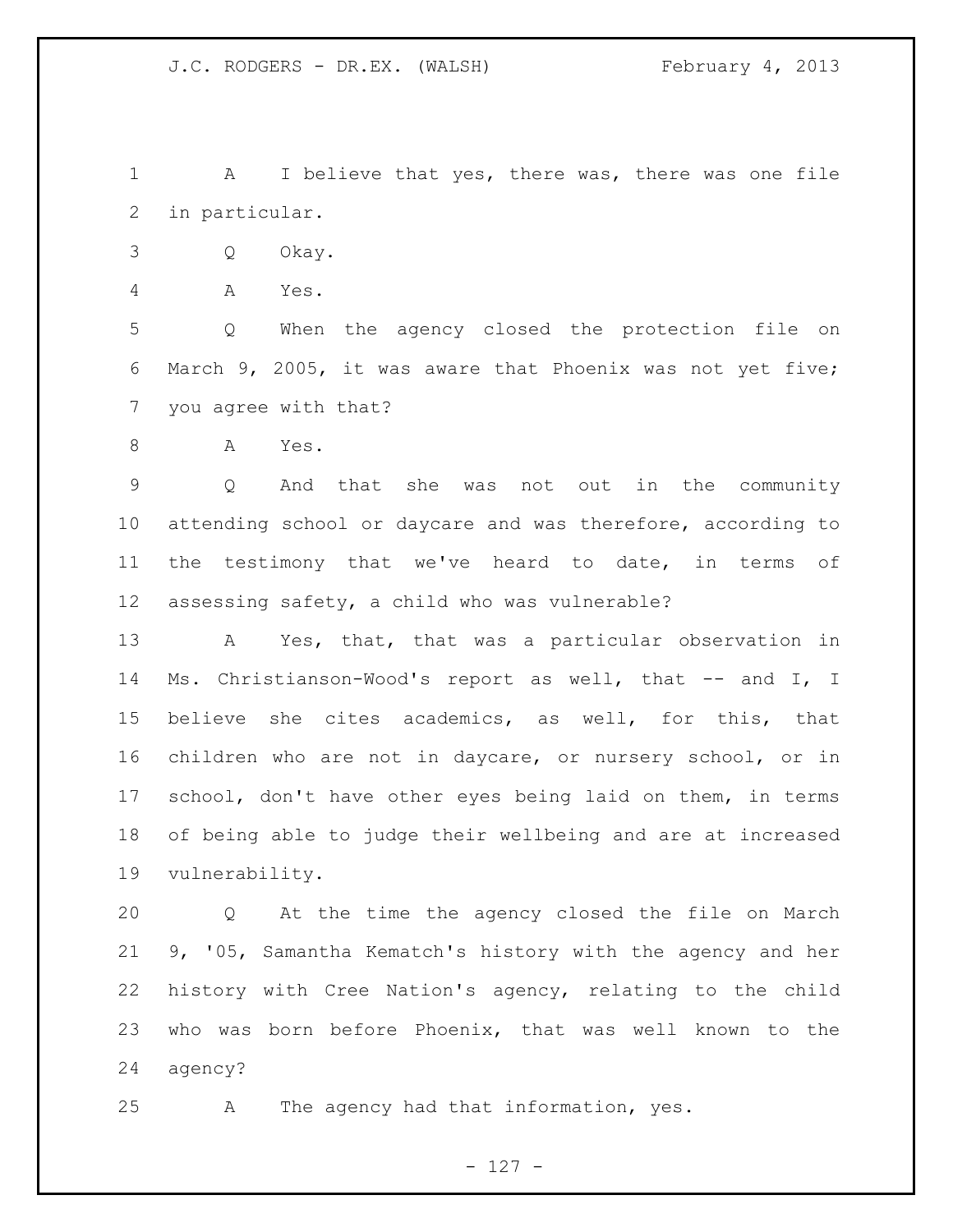A I believe that yes, there was, there was one file in particular.

Q Okay.

A Yes.

Q When the agency closed the protection file on March 9, 2005, it was aware that Phoenix was not yet five; you agree with that?

A Yes.

Q And that she was not out in the community attending school or daycare and was therefore, according to the testimony that we've heard to date, in terms of assessing safety, a child who was vulnerable?

A Yes, that, that was a particular observation in Ms. Christianson-Wood's report as well, that -- and I, I believe she cites academics, as well, for this, that children who are not in daycare, or nursery school, or in school, don't have other eyes being laid on them, in terms of being able to judge their wellbeing and are at increased vulnerability.

Q At the time the agency closed the file on March 9, '05, Samantha Kematch's history with the agency and her history with Cree Nation's agency, relating to the child who was born before Phoenix, that was well known to the agency?

A The agency had that information, yes.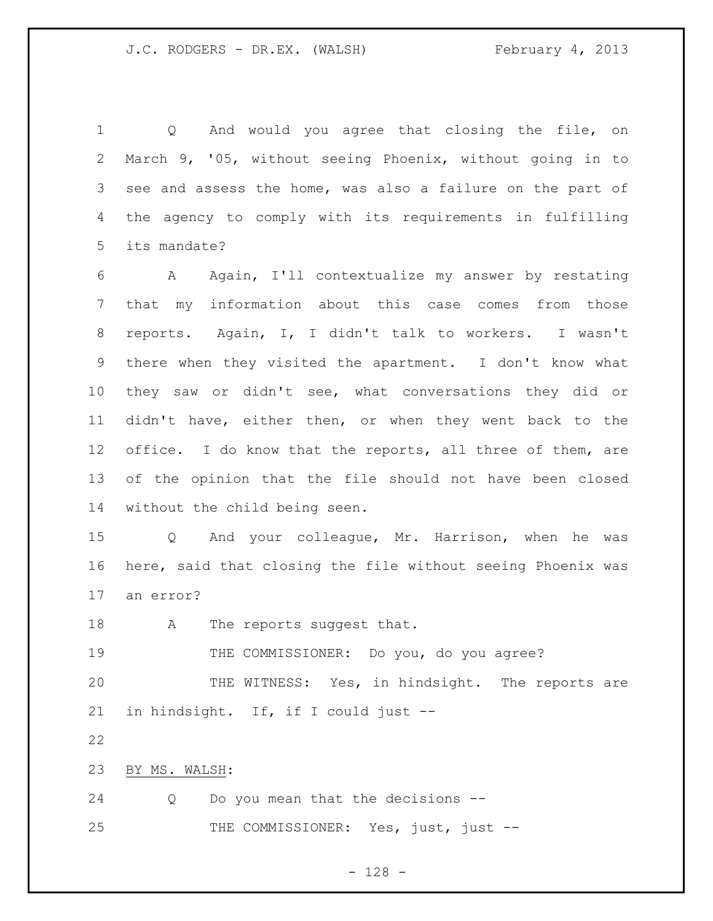Q And would you agree that closing the file, on March 9, '05, without seeing Phoenix, without going in to see and assess the home, was also a failure on the part of the agency to comply with its requirements in fulfilling its mandate?

A Again, I'll contextualize my answer by restating that my information about this case comes from those reports. Again, I, I didn't talk to workers. I wasn't there when they visited the apartment. I don't know what they saw or didn't see, what conversations they did or didn't have, either then, or when they went back to the office. I do know that the reports, all three of them, are of the opinion that the file should not have been closed without the child being seen.

Q And your colleague, Mr. Harrison, when he was here, said that closing the file without seeing Phoenix was an error?

A The reports suggest that.

THE COMMISSIONER: Do you, do you agree?

THE WITNESS: Yes, in hindsight. The reports are in hindsight. If, if I could just --

BY MS. WALSH:

Q Do you mean that the decisions --

THE COMMISSIONER: Yes, just, just --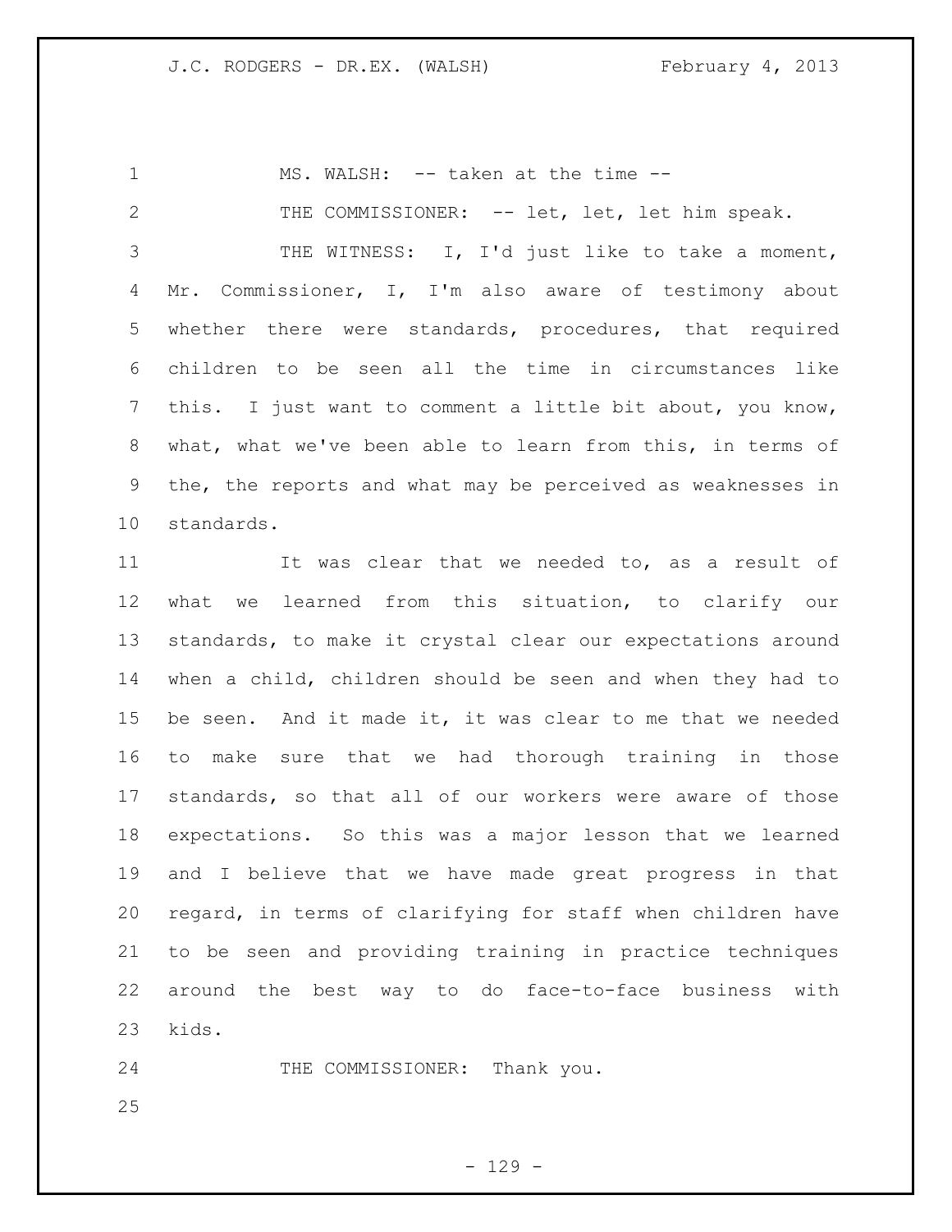MS. WALSH: -- taken at the time --

THE COMMISSIONER: -- let, let, let him speak.

THE WITNESS: I, I'd just like to take a moment, Mr. Commissioner, I, I'm also aware of testimony about whether there were standards, procedures, that required children to be seen all the time in circumstances like this. I just want to comment a little bit about, you know, what, what we've been able to learn from this, in terms of the, the reports and what may be perceived as weaknesses in standards.

It was clear that we needed to, as a result of what we learned from this situation, to clarify our standards, to make it crystal clear our expectations around when a child, children should be seen and when they had to be seen. And it made it, it was clear to me that we needed to make sure that we had thorough training in those standards, so that all of our workers were aware of those expectations. So this was a major lesson that we learned and I believe that we have made great progress in that regard, in terms of clarifying for staff when children have to be seen and providing training in practice techniques around the best way to do face-to-face business with kids.

THE COMMISSIONER: Thank you.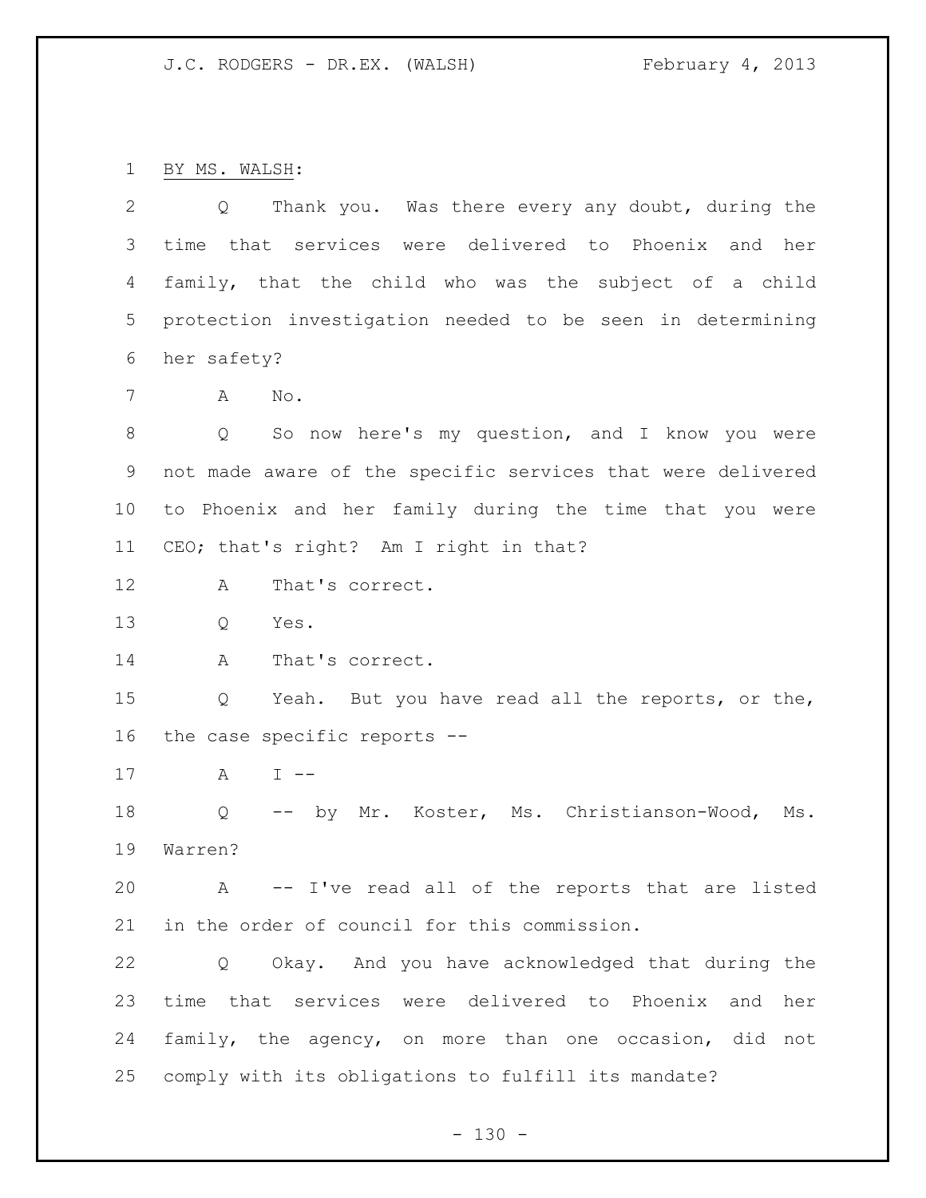BY MS. WALSH:

Q Thank you. Was there every any doubt, during the time that services were delivered to Phoenix and her family, that the child who was the subject of a child protection investigation needed to be seen in determining her safety?

A No.

Q So now here's my question, and I know you were not made aware of the specific services that were delivered to Phoenix and her family during the time that you were CEO; that's right? Am I right in that?

A That's correct.

Q Yes.

A That's correct.

Q Yeah. But you have read all the reports, or the, the case specific reports --

A I --

Q -- by Mr. Koster, Ms. Christianson-Wood, Ms. Warren?

A -- I've read all of the reports that are listed in the order of council for this commission.

Q Okay. And you have acknowledged that during the time that services were delivered to Phoenix and her family, the agency, on more than one occasion, did not comply with its obligations to fulfill its mandate?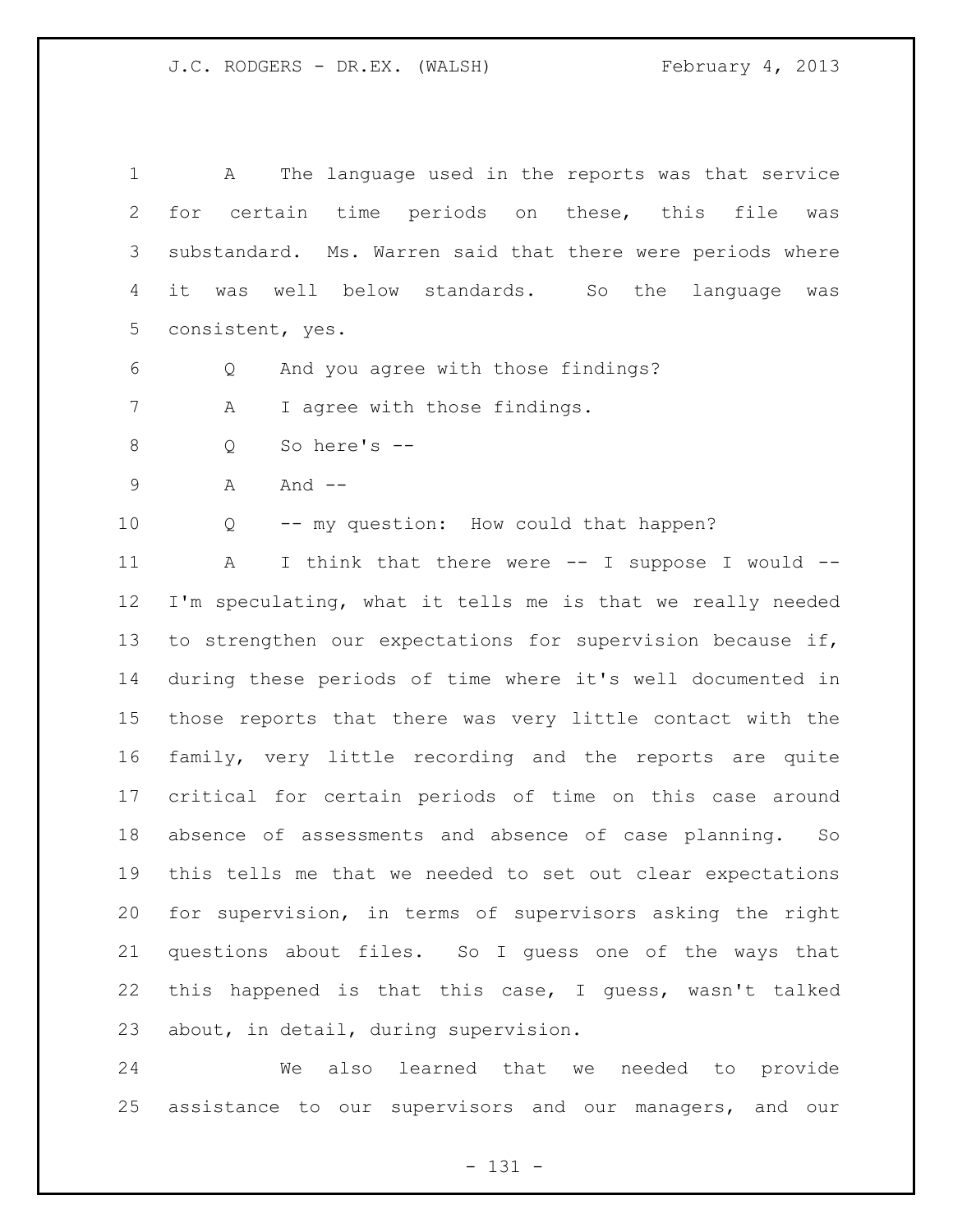A The language used in the reports was that service for certain time periods on these, this file was substandard. Ms. Warren said that there were periods where it was well below standards. So the language was consistent, yes.

Q And you agree with those findings?

A I agree with those findings.

Q So here's --

A And --

Q -- my question: How could that happen?

A I think that there were -- I suppose I would -- I'm speculating, what it tells me is that we really needed to strengthen our expectations for supervision because if, during these periods of time where it's well documented in those reports that there was very little contact with the family, very little recording and the reports are quite critical for certain periods of time on this case around absence of assessments and absence of case planning. So this tells me that we needed to set out clear expectations for supervision, in terms of supervisors asking the right questions about files. So I guess one of the ways that this happened is that this case, I guess, wasn't talked about, in detail, during supervision.

We also learned that we needed to provide assistance to our supervisors and our managers, and our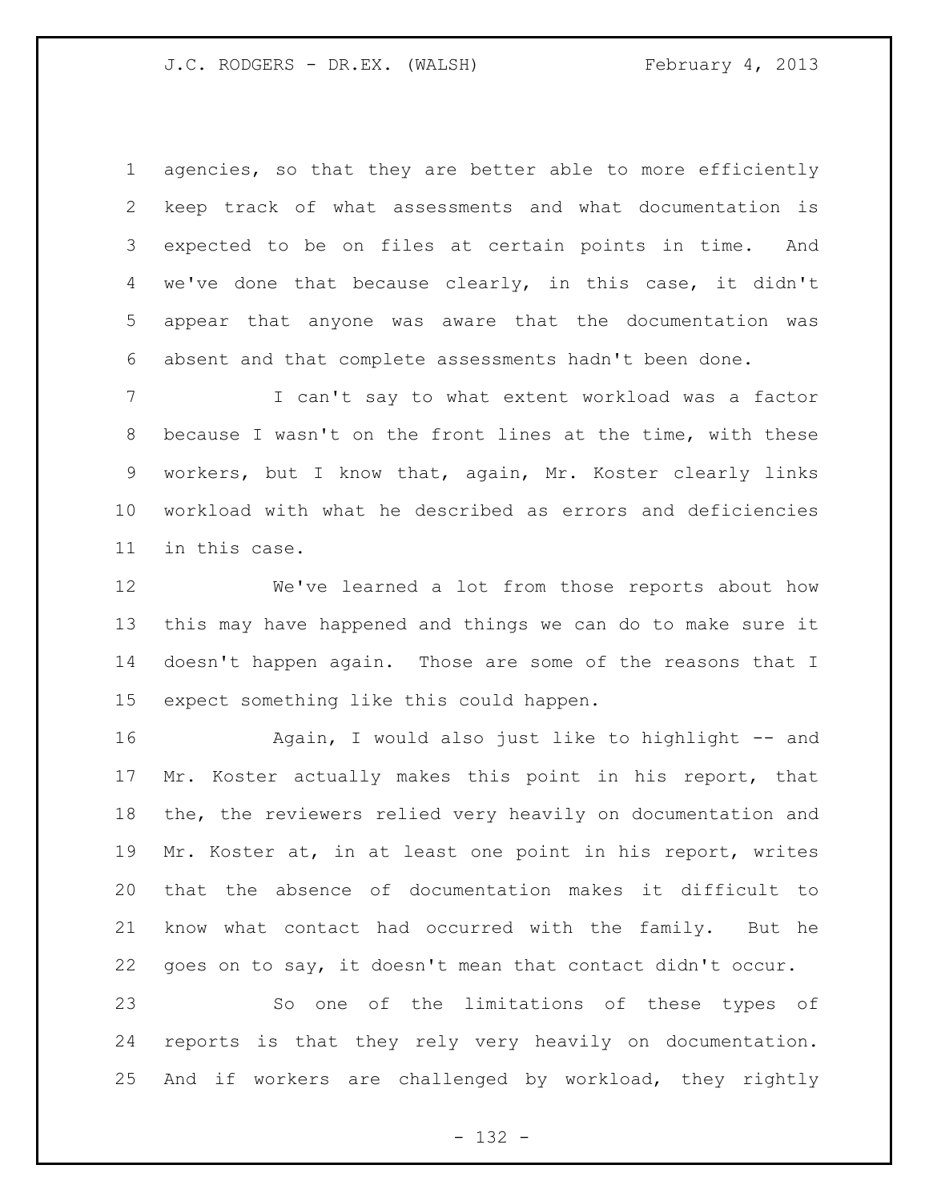agencies, so that they are better able to more efficiently keep track of what assessments and what documentation is expected to be on files at certain points in time. And we've done that because clearly, in this case, it didn't appear that anyone was aware that the documentation was absent and that complete assessments hadn't been done.

I can't say to what extent workload was a factor because I wasn't on the front lines at the time, with these workers, but I know that, again, Mr. Koster clearly links workload with what he described as errors and deficiencies in this case.

We've learned a lot from those reports about how this may have happened and things we can do to make sure it doesn't happen again. Those are some of the reasons that I expect something like this could happen.

Again, I would also just like to highlight -- and Mr. Koster actually makes this point in his report, that the, the reviewers relied very heavily on documentation and Mr. Koster at, in at least one point in his report, writes that the absence of documentation makes it difficult to know what contact had occurred with the family. But he goes on to say, it doesn't mean that contact didn't occur.

So one of the limitations of these types of reports is that they rely very heavily on documentation. And if workers are challenged by workload, they rightly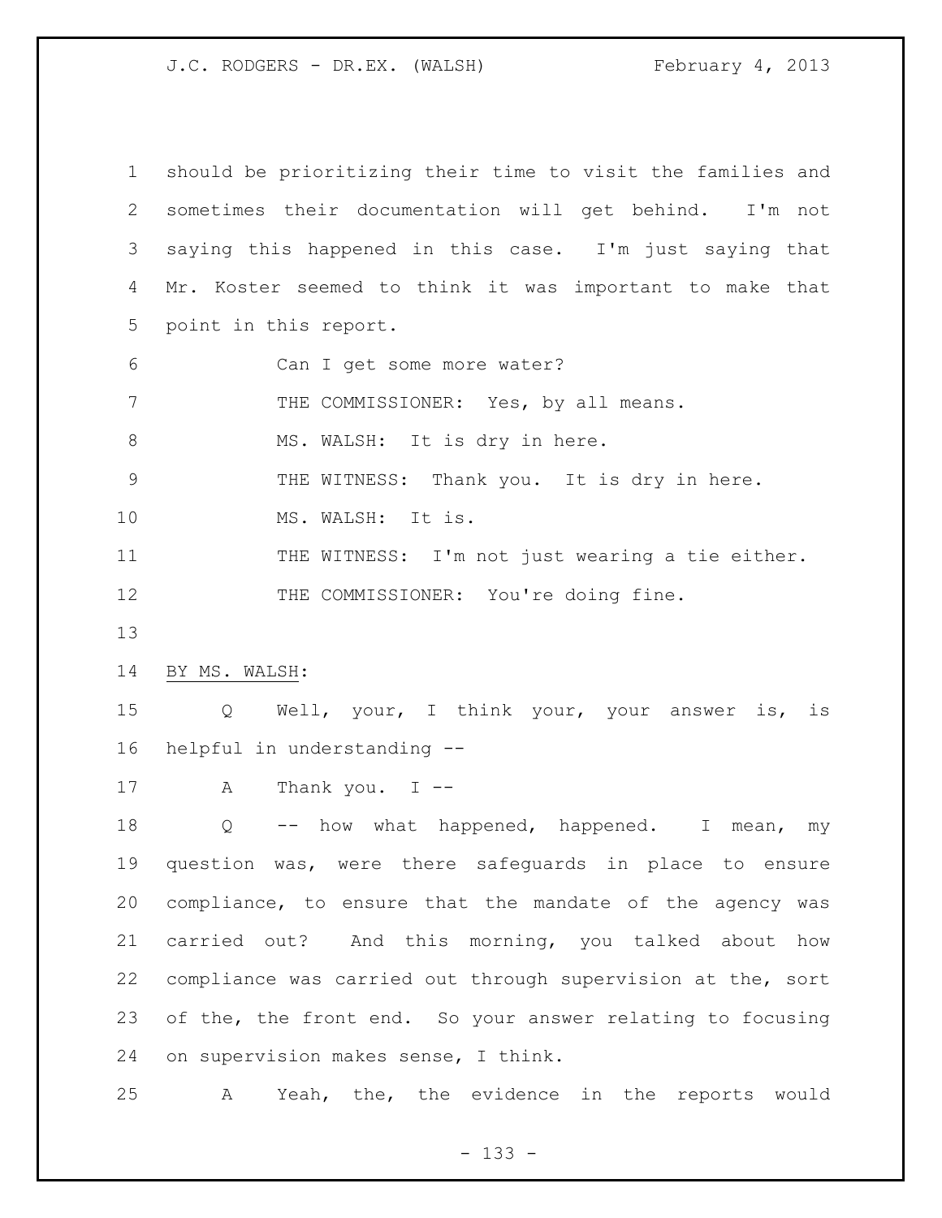should be prioritizing their time to visit the families and sometimes their documentation will get behind. I'm not saying this happened in this case. I'm just saying that Mr. Koster seemed to think it was important to make that point in this report.

Can I get some more water?

THE COMMISSIONER: Yes, by all means.

MS. WALSH: It is dry in here.

THE WITNESS: Thank you. It is dry in here.

MS. WALSH: It is.

THE WITNESS: I'm not just wearing a tie either.

THE COMMISSIONER: You're doing fine.

BY MS. WALSH:

Q Well, your, I think your, your answer is, is helpful in understanding --

A Thank you. I --

Q -- how what happened, happened. I mean, my question was, were there safeguards in place to ensure compliance, to ensure that the mandate of the agency was carried out? And this morning, you talked about how compliance was carried out through supervision at the, sort of the, the front end. So your answer relating to focusing on supervision makes sense, I think.

A Yeah, the, the evidence in the reports would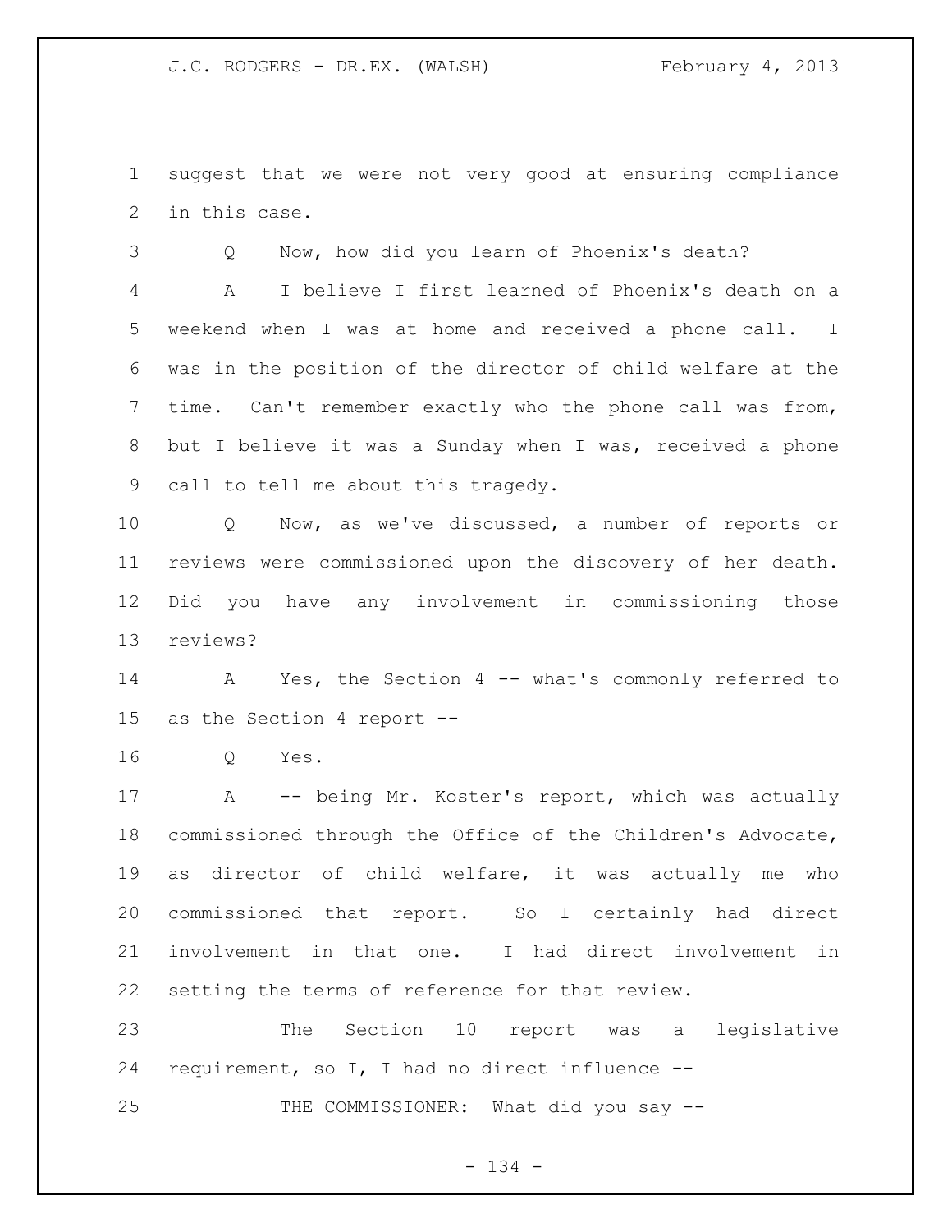suggest that we were not very good at ensuring compliance in this case.

Q Now, how did you learn of Phoenix's death?

A I believe I first learned of Phoenix's death on a weekend when I was at home and received a phone call. I was in the position of the director of child welfare at the time. Can't remember exactly who the phone call was from, but I believe it was a Sunday when I was, received a phone call to tell me about this tragedy.

Q Now, as we've discussed, a number of reports or reviews were commissioned upon the discovery of her death. Did you have any involvement in commissioning those reviews?

A Yes, the Section 4 -- what's commonly referred to as the Section 4 report --

Q Yes.

A -- being Mr. Koster's report, which was actually commissioned through the Office of the Children's Advocate, as director of child welfare, it was actually me who commissioned that report. So I certainly had direct involvement in that one. I had direct involvement in setting the terms of reference for that review.

The Section 10 report was a legislative requirement, so I, I had no direct influence --

THE COMMISSIONER: What did you say --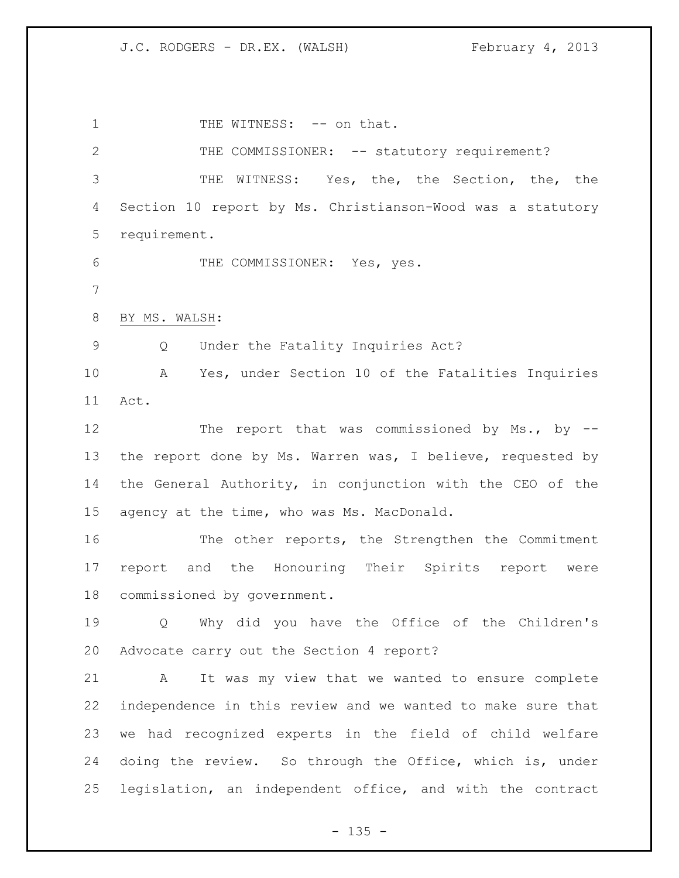THE WITNESS: -- on that.

THE COMMISSIONER: -- statutory requirement?

THE WITNESS: Yes, the, the Section, the, the Section 10 report by Ms. Christianson-Wood was a statutory requirement.

THE COMMISSIONER: Yes, yes.

BY MS. WALSH:

Q Under the Fatality Inquiries Act?

A Yes, under Section 10 of the Fatalities Inquiries Act.

The report that was commissioned by Ms., by -- the report done by Ms. Warren was, I believe, requested by the General Authority, in conjunction with the CEO of the agency at the time, who was Ms. MacDonald.

The other reports, the Strengthen the Commitment report and the Honouring Their Spirits report were commissioned by government.

Q Why did you have the Office of the Children's Advocate carry out the Section 4 report?

A It was my view that we wanted to ensure complete independence in this review and we wanted to make sure that we had recognized experts in the field of child welfare doing the review. So through the Office, which is, under legislation, an independent office, and with the contract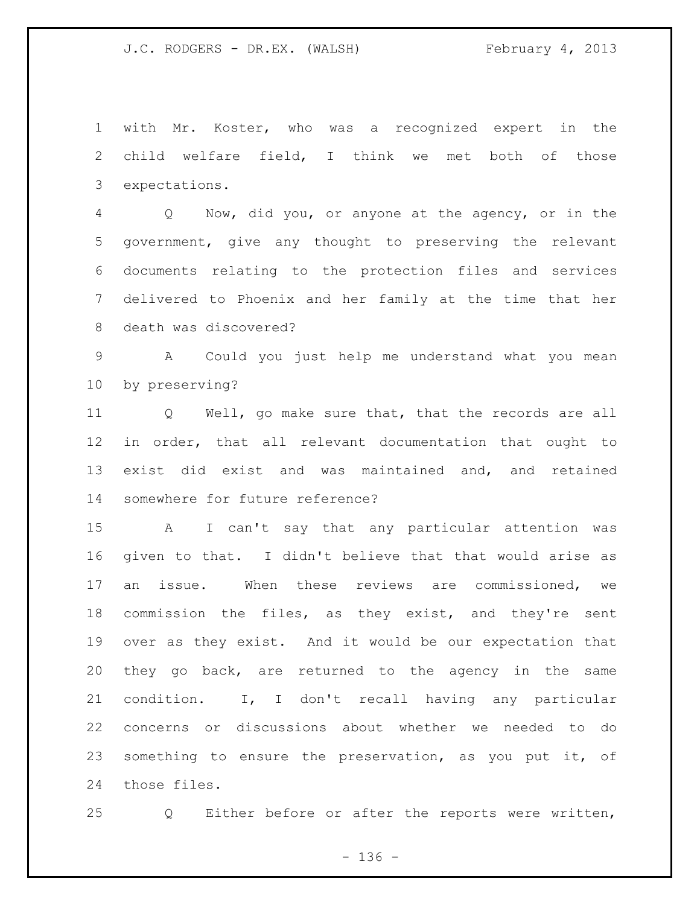1 with Mr. Koster, who was a recognized expert in the
2 child welfare field, I think we met both of those
3 expectations.

4 Q Now, did you, or anyone at the agency, or in the
5 government, give any thought to preserving the relevant
6 documents relating to the protection files and services
7 delivered to Phoenix and her family at the time that her
8 death was discovered?

9 A Could you just help me understand what you mean
10 by preserving?

11 Q Well, go make sure that, that the records are all
12 in order, that all relevant documentation that ought to
13 exist did exist and was maintained and, and retained
14 somewhere for future reference?

15 A I can't say that any particular attention was
16 given to that. I didn't believe that that would arise as
17 an issue. When these reviews are commissioned, we
18 commission the files, as they exist, and they're sent
19 over as they exist. And it would be our expectation that
20 they go back, are returned to the agency in the same
21 condition. I, I don't recall having any particular
22 concerns or discussions about whether we needed to do
23 something to ensure the preservation, as you put it, of
24 those files.

25 Q Either before or after the reports were written,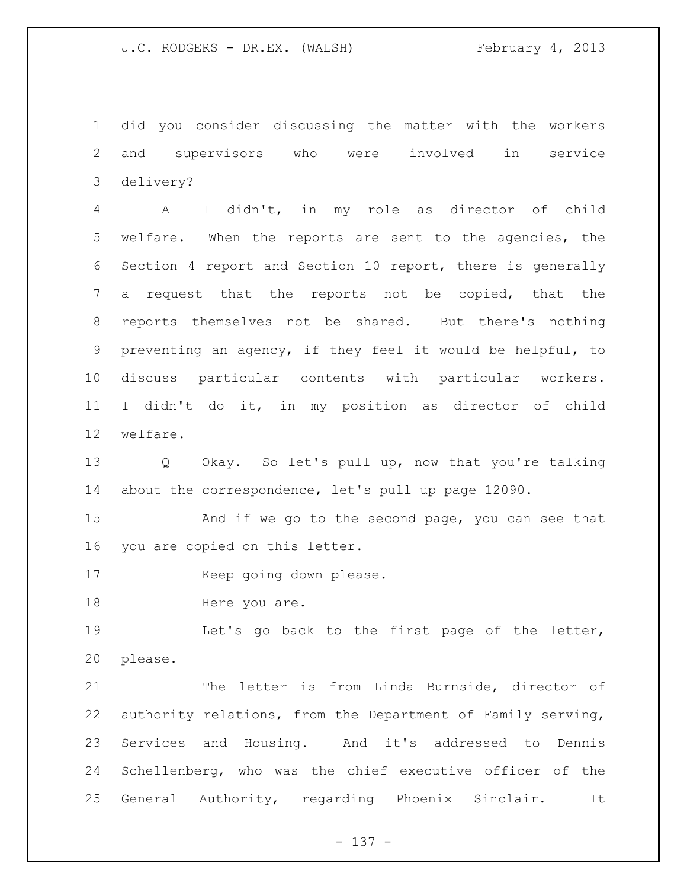did you consider discussing the matter with the workers and supervisors who were involved in service delivery?

A I didn't, in my role as director of child welfare. When the reports are sent to the agencies, the Section 4 report and Section 10 report, there is generally a request that the reports not be copied, that the reports themselves not be shared. But there's nothing preventing an agency, if they feel it would be helpful, to discuss particular contents with particular workers. I didn't do it, in my position as director of child welfare.

Q Okay. So let's pull up, now that you're talking about the correspondence, let's pull up page 12090.

And if we go to the second page, you can see that you are copied on this letter.

Keep going down please.

Here you are.

Let's go back to the first page of the letter, please.

The letter is from Linda Burnside, director of authority relations, from the Department of Family serving, Services and Housing. And it's addressed to Dennis Schellenberg, who was the chief executive officer of the General Authority, regarding Phoenix Sinclair. It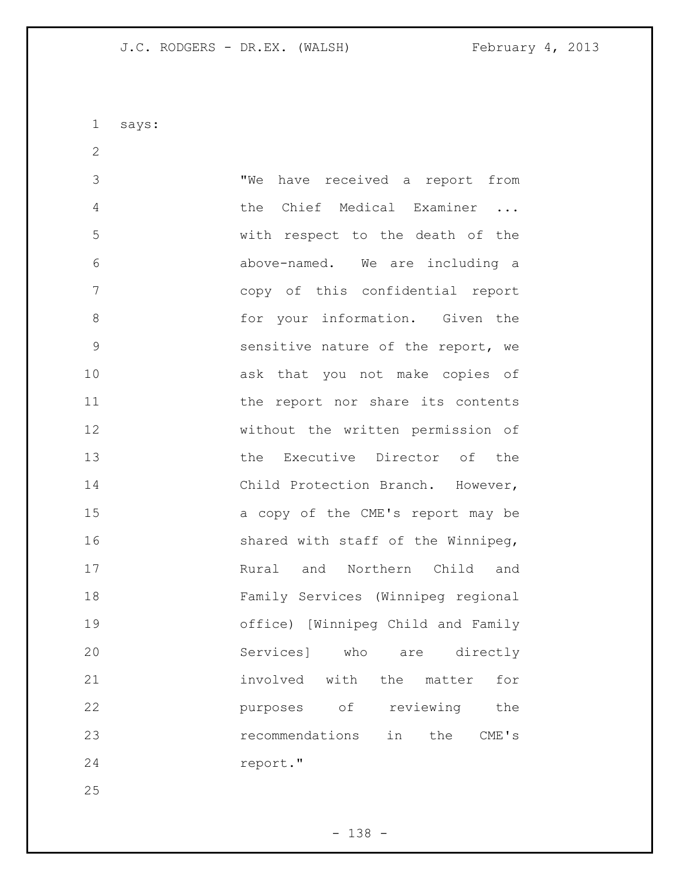says:

> "We have received a report from the Chief Medical Examiner ... with respect to the death of the above-named. We are including a copy of this confidential report for your information. Given the sensitive nature of the report, we ask that you not make copies of the report nor share its contents without the written permission of the Executive Director of the Child Protection Branch. However, a copy of the CME's report may be shared with staff of the Winnipeg, Rural and Northern Child and Family Services (Winnipeg regional office) [Winnipeg Child and Family Services] who are directly involved with the matter for purposes of reviewing the recommendations in the CME's report."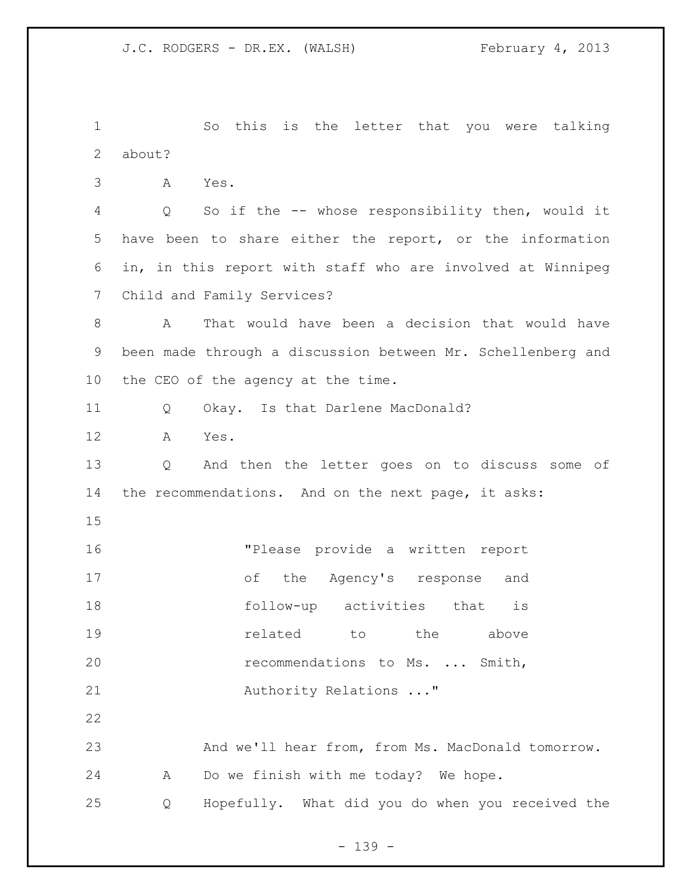So this is the letter that you were talking about?

A Yes.

Q So if the -- whose responsibility then, would it have been to share either the report, or the information in, in this report with staff who are involved at Winnipeg Child and Family Services?

A That would have been a decision that would have been made through a discussion between Mr. Schellenberg and the CEO of the agency at the time.

Q Okay. Is that Darlene MacDonald?

A Yes.

Q And then the letter goes on to discuss some of the recommendations. And on the next page, it asks:

> "Please provide a written report of the Agency's response and follow-up activities that is related to the above recommendations to Ms. ... Smith, Authority Relations ..."

And we'll hear from, from Ms. MacDonald tomorrow.

A Do we finish with me today? We hope.

Q Hopefully. What did you do when you received the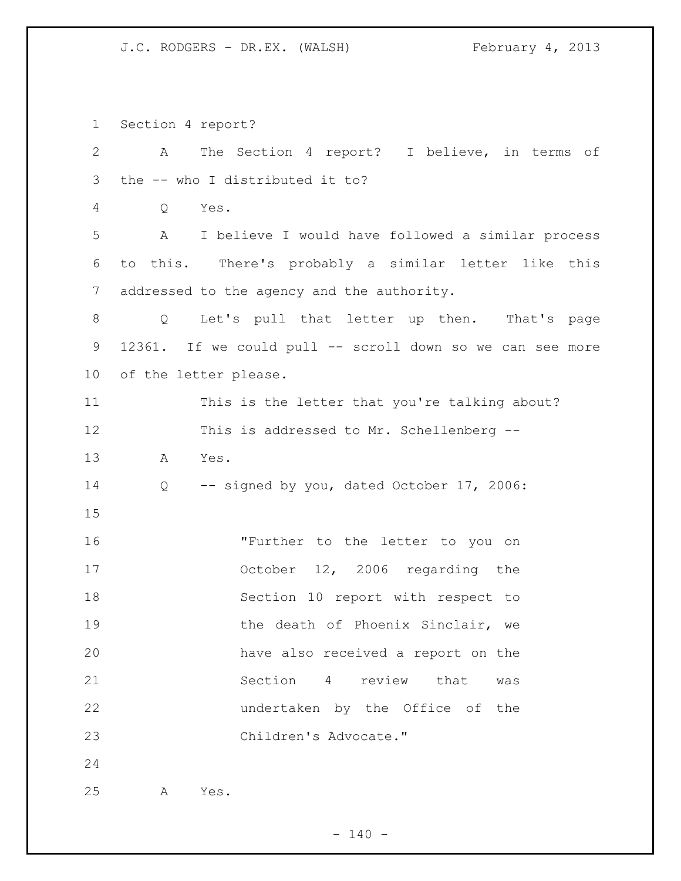Section 4 report?

A The Section 4 report? I believe, in terms of the -- who I distributed it to?

Q Yes.

A I believe I would have followed a similar process to this. There's probably a similar letter like this addressed to the agency and the authority.

Q Let's pull that letter up then. That's page 12361. If we could pull -- scroll down so we can see more of the letter please.

This is the letter that you're talking about? This is addressed to Mr. Schellenberg --

A Yes.

Q -- signed by you, dated October 17, 2006:

> "Further to the letter to you on October 12, 2006 regarding the Section 10 report with respect to the death of Phoenix Sinclair, we have also received a report on the Section 4 review that was undertaken by the Office of the Children's Advocate."

A Yes.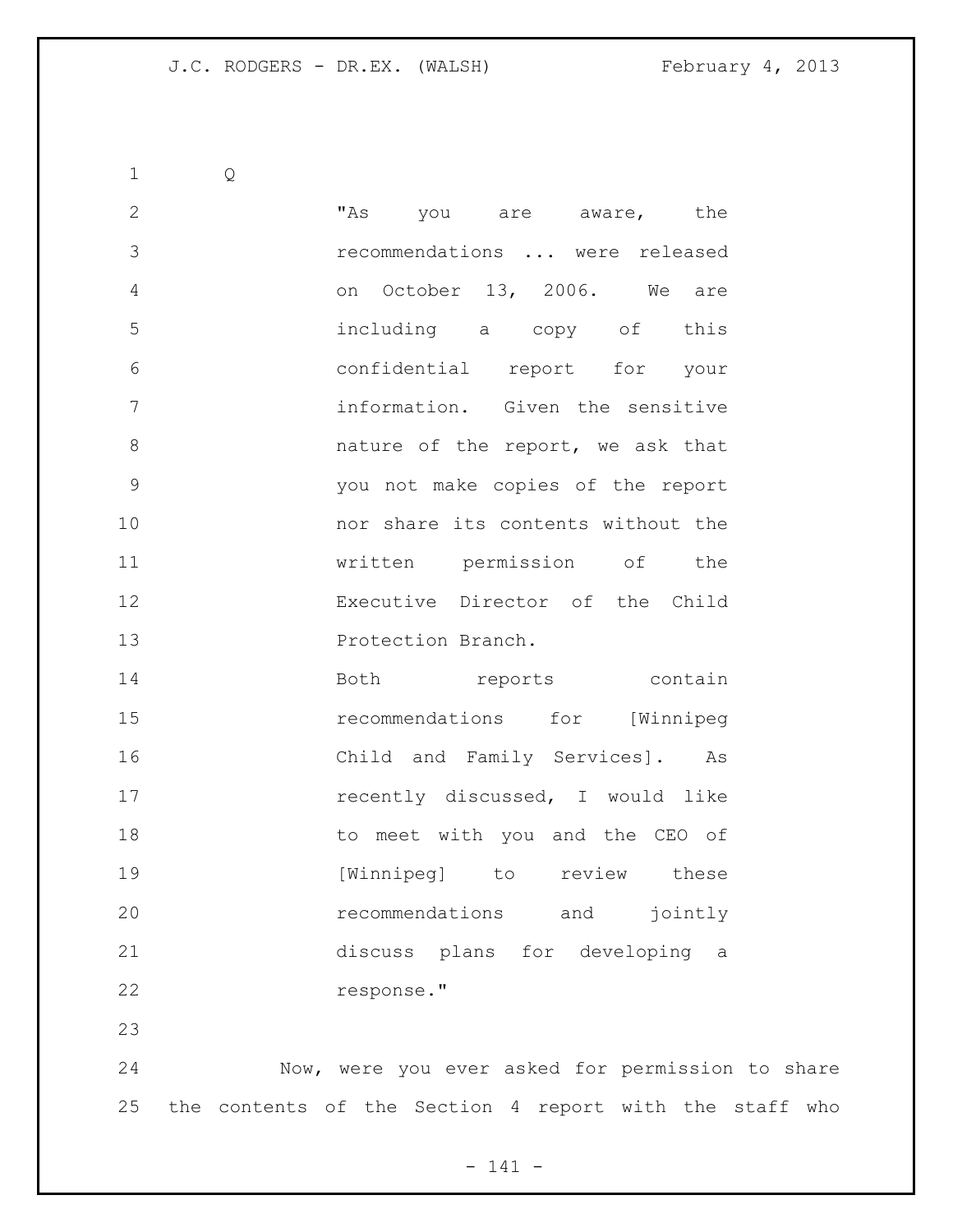Q

> "As you are aware, the recommendations ... were released on October 13, 2006. We are including a copy of this confidential report for your information. Given the sensitive nature of the report, we ask that you not make copies of the report nor share its contents without the written permission of the Executive Director of the Child Protection Branch.
>
> Both reports contain recommendations for [Winnipeg Child and Family Services]. As recently discussed, I would like to meet with you and the CEO of [Winnipeg] to review these recommendations and jointly discuss plans for developing a response."

Now, were you ever asked for permission to share the contents of the Section 4 report with the staff who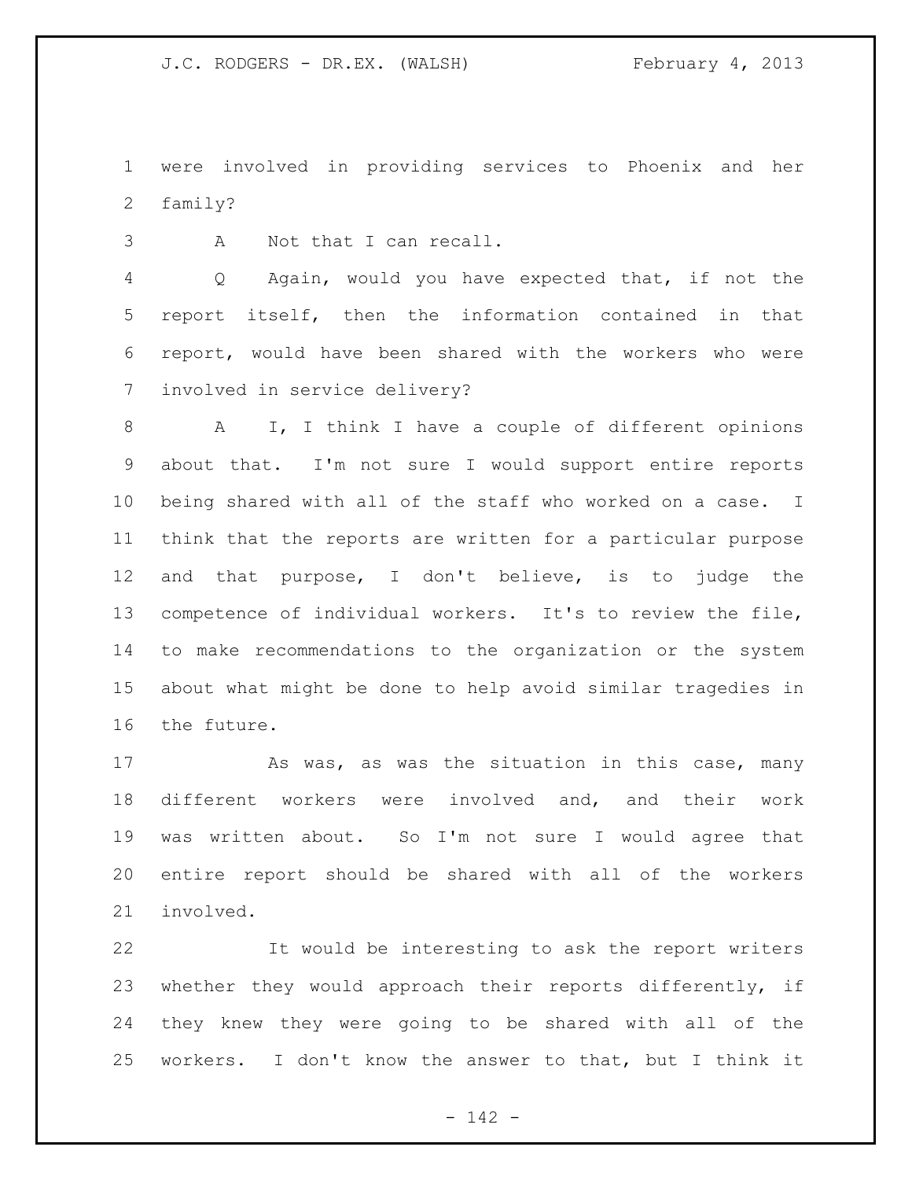were involved in providing services to Phoenix and her family?

A Not that I can recall.

Q Again, would you have expected that, if not the report itself, then the information contained in that report, would have been shared with the workers who were involved in service delivery?

A I, I think I have a couple of different opinions about that. I'm not sure I would support entire reports being shared with all of the staff who worked on a case. I think that the reports are written for a particular purpose and that purpose, I don't believe, is to judge the competence of individual workers. It's to review the file, to make recommendations to the organization or the system about what might be done to help avoid similar tragedies in the future.

As was, as was the situation in this case, many different workers were involved and, and their work was written about. So I'm not sure I would agree that entire report should be shared with all of the workers involved.

It would be interesting to ask the report writers whether they would approach their reports differently, if they knew they were going to be shared with all of the workers. I don't know the answer to that, but I think it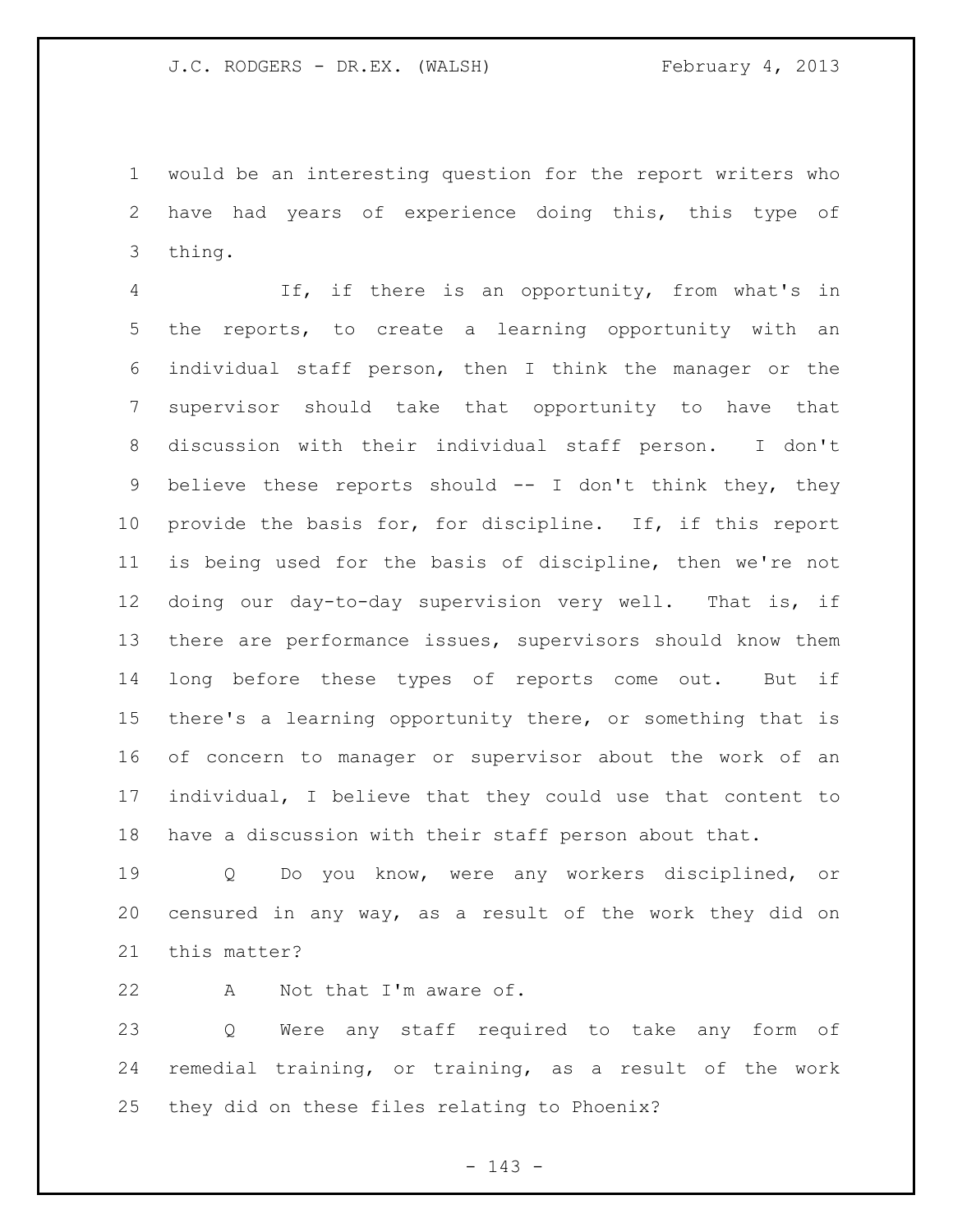would be an interesting question for the report writers who have had years of experience doing this, this type of thing.

If, if there is an opportunity, from what's in the reports, to create a learning opportunity with an individual staff person, then I think the manager or the supervisor should take that opportunity to have that discussion with their individual staff person. I don't believe these reports should -- I don't think they, they provide the basis for, for discipline. If, if this report is being used for the basis of discipline, then we're not doing our day-to-day supervision very well. That is, if there are performance issues, supervisors should know them long before these types of reports come out. But if there's a learning opportunity there, or something that is of concern to manager or supervisor about the work of an individual, I believe that they could use that content to have a discussion with their staff person about that.

Q Do you know, were any workers disciplined, or censured in any way, as a result of the work they did on this matter?

A Not that I'm aware of.

Q Were any staff required to take any form of remedial training, or training, as a result of the work they did on these files relating to Phoenix?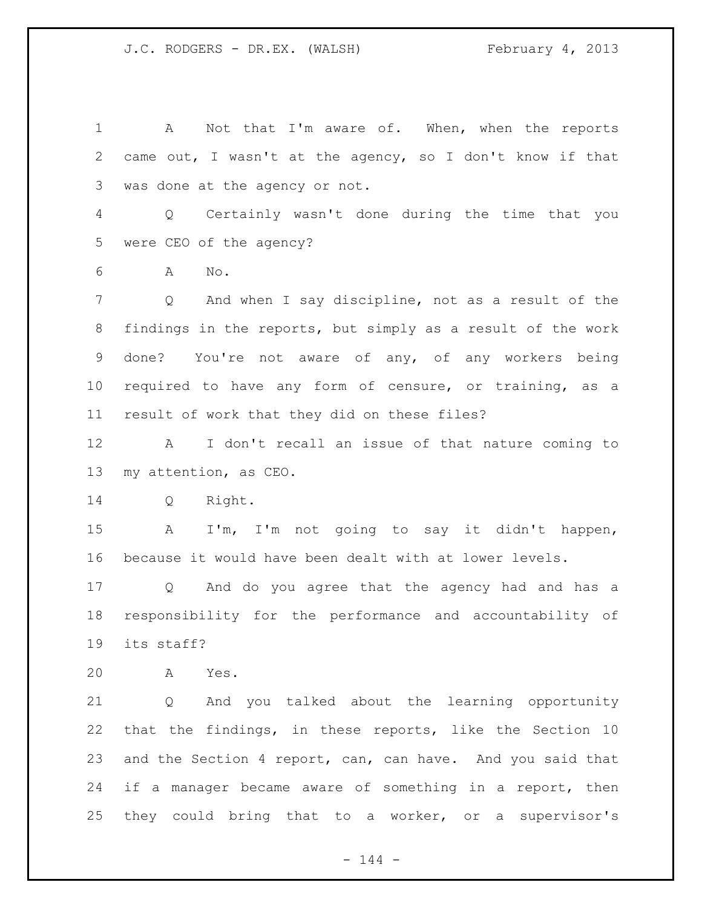A Not that I'm aware of. When, when the reports came out, I wasn't at the agency, so I don't know if that was done at the agency or not.

Q Certainly wasn't done during the time that you were CEO of the agency?

A No.

Q And when I say discipline, not as a result of the findings in the reports, but simply as a result of the work done? You're not aware of any, of any workers being required to have any form of censure, or training, as a result of work that they did on these files?

A I don't recall an issue of that nature coming to my attention, as CEO.

Q Right.

A I'm, I'm not going to say it didn't happen, because it would have been dealt with at lower levels.

Q And do you agree that the agency had and has a responsibility for the performance and accountability of its staff?

A Yes.

Q And you talked about the learning opportunity that the findings, in these reports, like the Section 10 and the Section 4 report, can, can have. And you said that if a manager became aware of something in a report, then they could bring that to a worker, or a supervisor's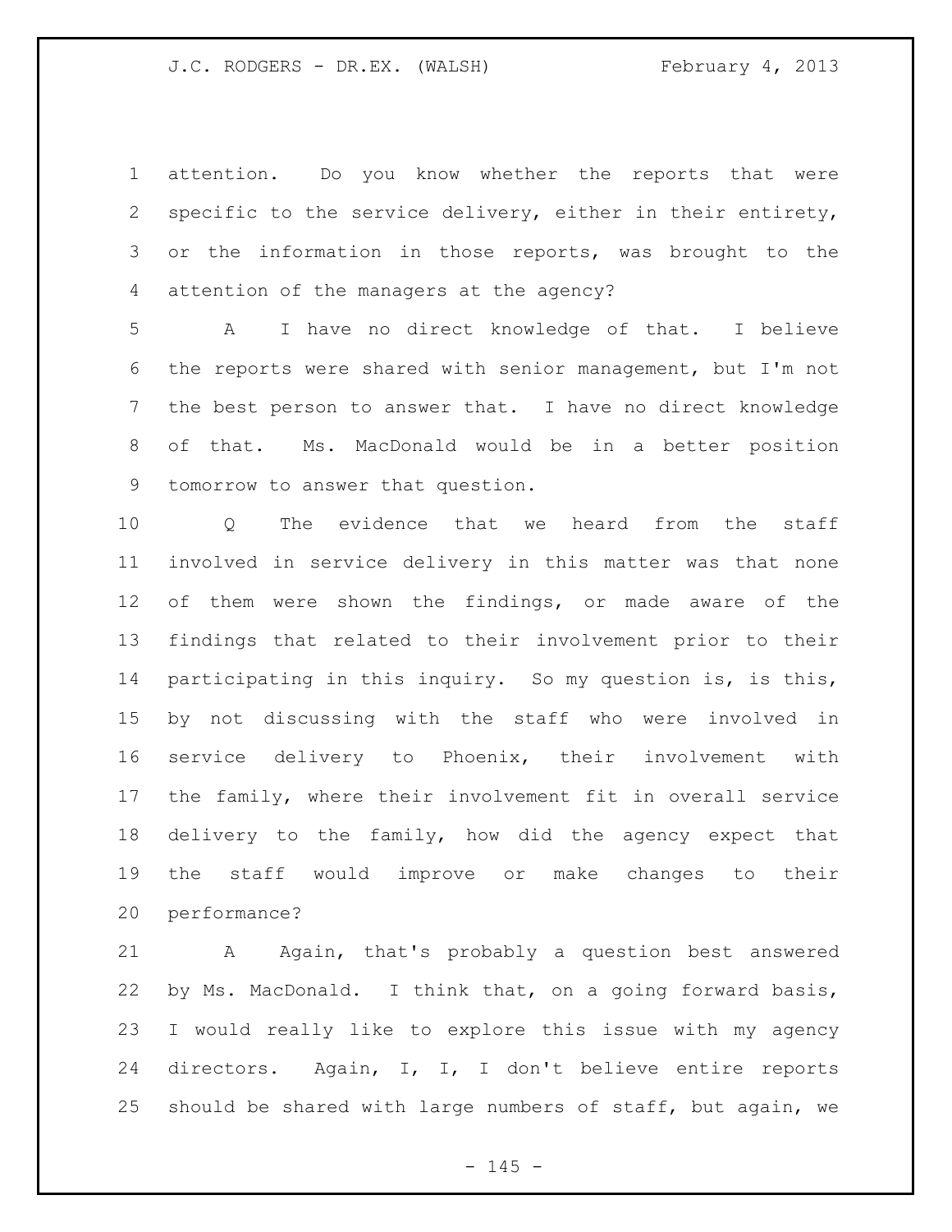attention. Do you know whether the reports that were specific to the service delivery, either in their entirety, or the information in those reports, was brought to the attention of the managers at the agency?

A I have no direct knowledge of that. I believe the reports were shared with senior management, but I'm not the best person to answer that. I have no direct knowledge of that. Ms. MacDonald would be in a better position tomorrow to answer that question.

Q The evidence that we heard from the staff involved in service delivery in this matter was that none of them were shown the findings, or made aware of the findings that related to their involvement prior to their participating in this inquiry. So my question is, is this, by not discussing with the staff who were involved in service delivery to Phoenix, their involvement with the family, where their involvement fit in overall service delivery to the family, how did the agency expect that the staff would improve or make changes to their performance?

A Again, that's probably a question best answered by Ms. MacDonald. I think that, on a going forward basis, I would really like to explore this issue with my agency directors. Again, I, I, I don't believe entire reports should be shared with large numbers of staff, but again, we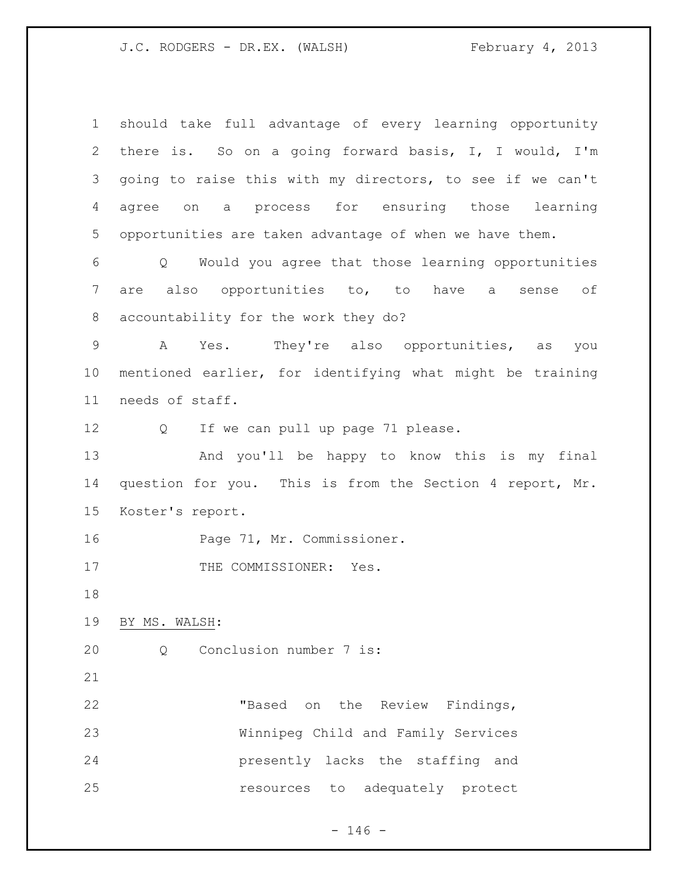should take full advantage of every learning opportunity there is. So on a going forward basis, I, I would, I'm going to raise this with my directors, to see if we can't agree on a process for ensuring those learning opportunities are taken advantage of when we have them.

Q Would you agree that those learning opportunities are also opportunities to, to have a sense of accountability for the work they do?

A Yes. They're also opportunities, as you mentioned earlier, for identifying what might be training needs of staff.

Q If we can pull up page 71 please.

And you'll be happy to know this is my final question for you. This is from the Section 4 report, Mr. Koster's report.

Page 71, Mr. Commissioner.

THE COMMISSIONER: Yes.

BY MS. WALSH:

Q Conclusion number 7 is:

> "Based on the Review Findings, Winnipeg Child and Family Services presently lacks the staffing and resources to adequately protect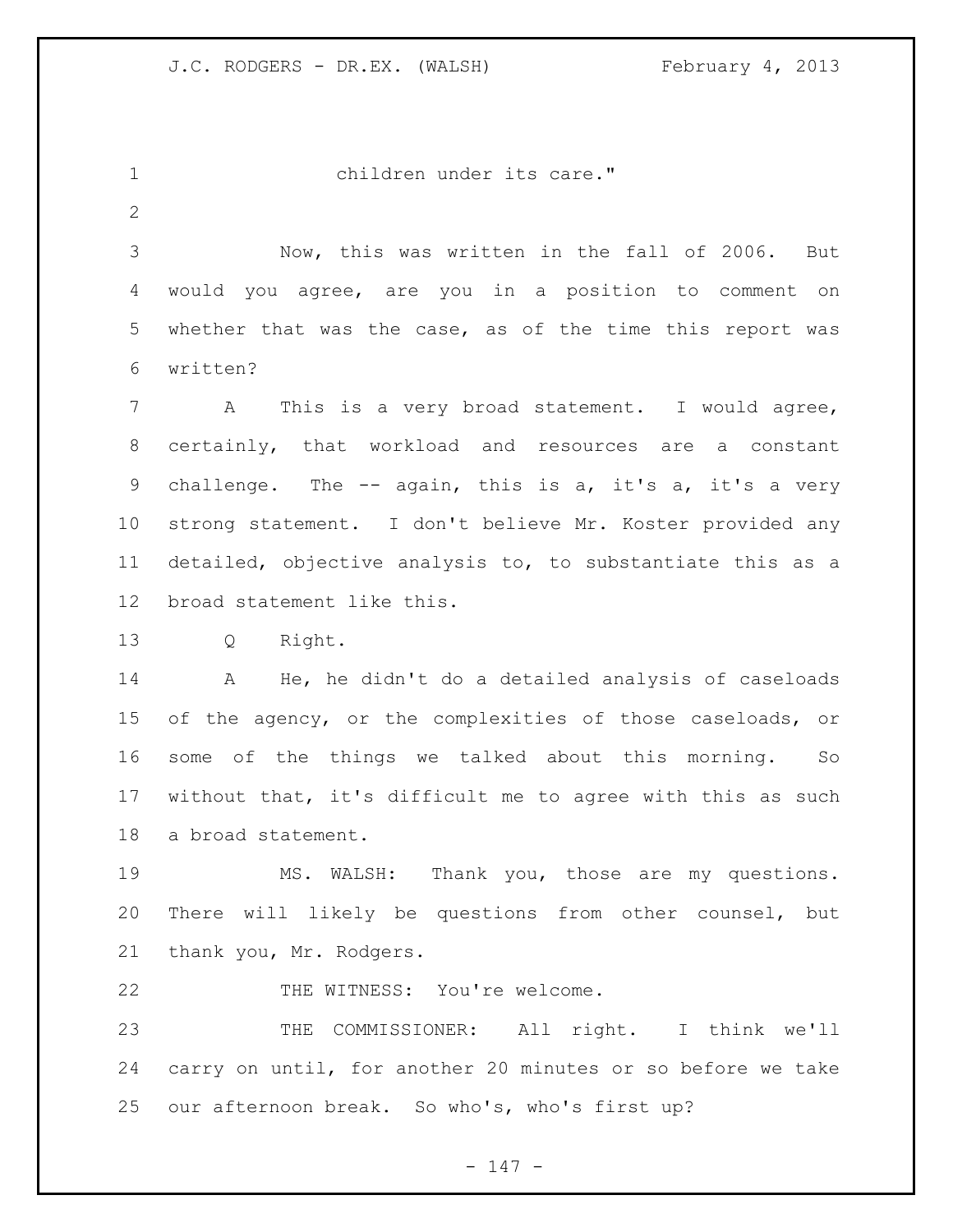children under its care."

Now, this was written in the fall of 2006. But would you agree, are you in a position to comment on whether that was the case, as of the time this report was written?

A This is a very broad statement. I would agree, certainly, that workload and resources are a constant challenge. The -- again, this is a, it's a, it's a very strong statement. I don't believe Mr. Koster provided any detailed, objective analysis to, to substantiate this as a broad statement like this.

Q Right.

A He, he didn't do a detailed analysis of caseloads of the agency, or the complexities of those caseloads, or some of the things we talked about this morning. So without that, it's difficult me to agree with this as such a broad statement.

MS. WALSH: Thank you, those are my questions. There will likely be questions from other counsel, but thank you, Mr. Rodgers.

THE WITNESS: You're welcome.

THE COMMISSIONER: All right. I think we'll carry on until, for another 20 minutes or so before we take our afternoon break. So who's, who's first up?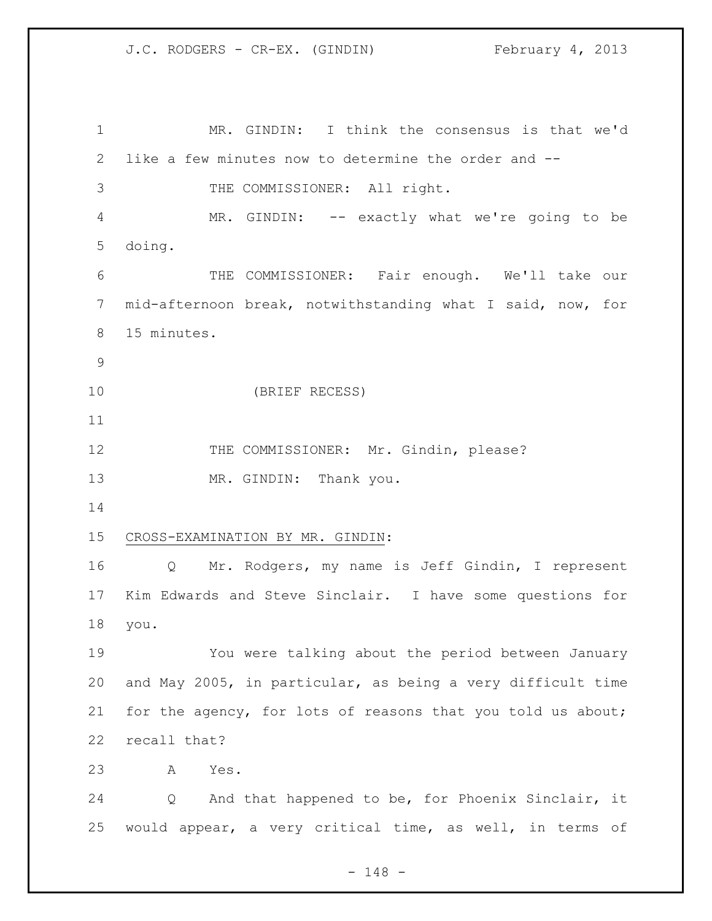MR. GINDIN: I think the consensus is that we'd like a few minutes now to determine the order and --

THE COMMISSIONER: All right.

MR. GINDIN: -- exactly what we're going to be doing.

THE COMMISSIONER: Fair enough. We'll take our mid-afternoon break, notwithstanding what I said, now, for 15 minutes.

(BRIEF RECESS)

THE COMMISSIONER: Mr. Gindin, please?

MR. GINDIN: Thank you.

CROSS-EXAMINATION BY MR. GINDIN:

Q Mr. Rodgers, my name is Jeff Gindin, I represent Kim Edwards and Steve Sinclair. I have some questions for you.

You were talking about the period between January and May 2005, in particular, as being a very difficult time for the agency, for lots of reasons that you told us about; recall that?

A Yes.

Q And that happened to be, for Phoenix Sinclair, it would appear, a very critical time, as well, in terms of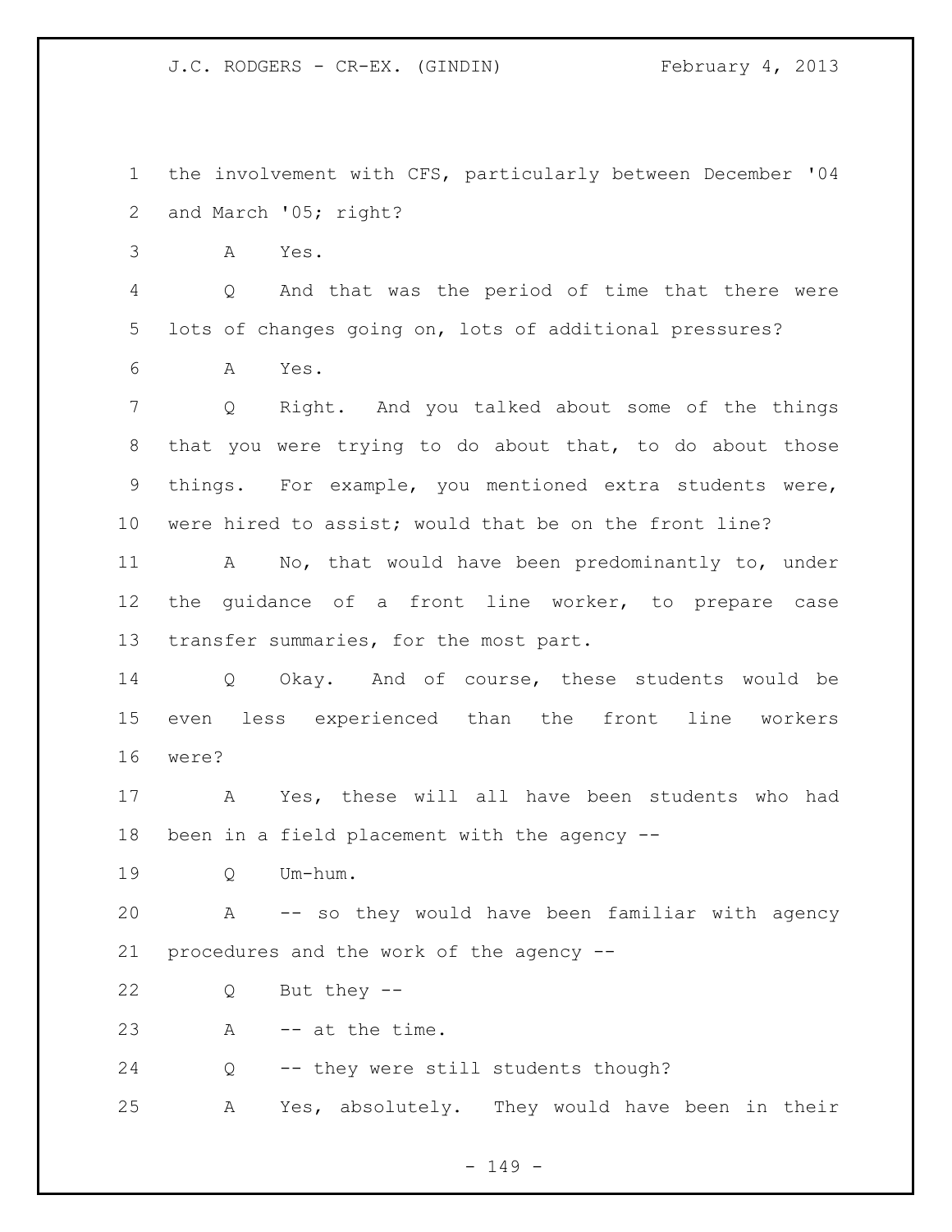the involvement with CFS, particularly between December '04 and March '05; right?

A Yes.

Q And that was the period of time that there were lots of changes going on, lots of additional pressures?

A Yes.

Q Right. And you talked about some of the things that you were trying to do about that, to do about those things. For example, you mentioned extra students were, were hired to assist; would that be on the front line?

A No, that would have been predominantly to, under the guidance of a front line worker, to prepare case transfer summaries, for the most part.

Q Okay. And of course, these students would be even less experienced than the front line workers were?

A Yes, these will all have been students who had been in a field placement with the agency --

Q Um-hum.

A -- so they would have been familiar with agency procedures and the work of the agency --

Q But they --

A -- at the time.

Q -- they were still students though?

A Yes, absolutely. They would have been in their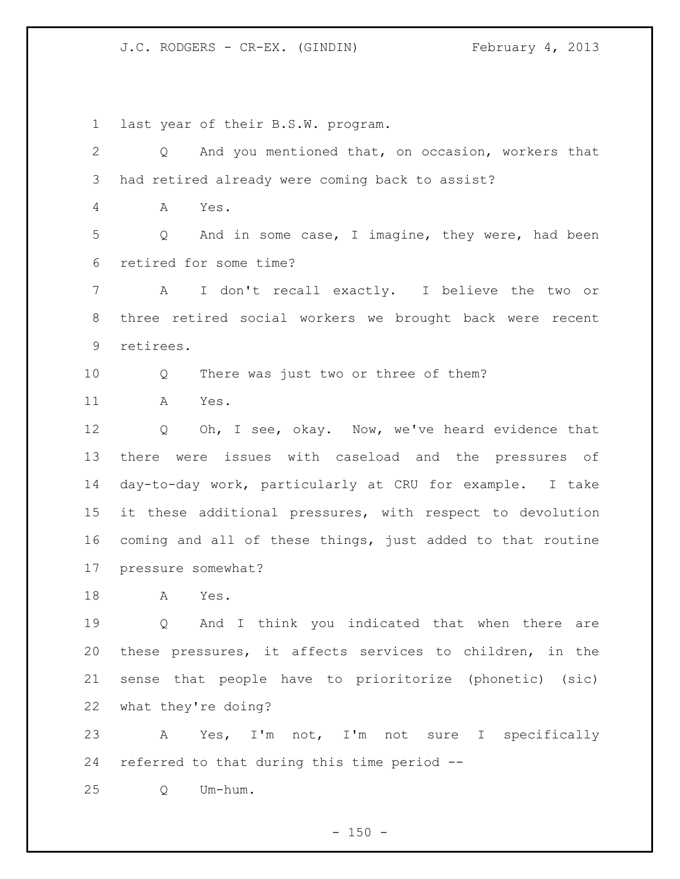last year of their B.S.W. program.

Q And you mentioned that, on occasion, workers that had retired already were coming back to assist?

A Yes.

Q And in some case, I imagine, they were, had been retired for some time?

A I don't recall exactly. I believe the two or three retired social workers we brought back were recent retirees.

Q There was just two or three of them?

A Yes.

Q Oh, I see, okay. Now, we've heard evidence that there were issues with caseload and the pressures of day-to-day work, particularly at CRU for example. I take it these additional pressures, with respect to devolution coming and all of these things, just added to that routine pressure somewhat?

A Yes.

Q And I think you indicated that when there are these pressures, it affects services to children, in the sense that people have to prioritize (phonetic) (sic) what they're doing?

A Yes, I'm not, I'm not sure I specifically referred to that during this time period --

Q Um-hum.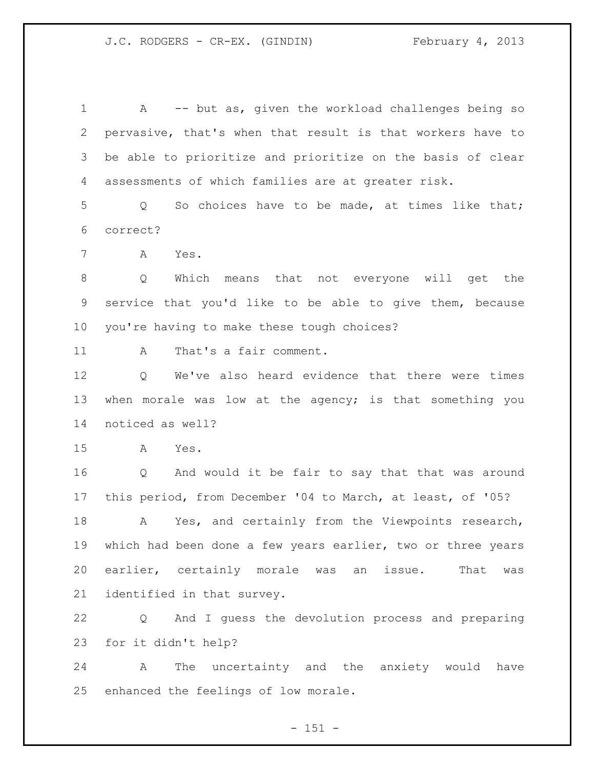A -- but as, given the workload challenges being so pervasive, that's when that result is that workers have to be able to prioritize and prioritize on the basis of clear assessments of which families are at greater risk.

Q So choices have to be made, at times like that; correct?

A Yes.

Q Which means that not everyone will get the service that you'd like to be able to give them, because you're having to make these tough choices?

A That's a fair comment.

Q We've also heard evidence that there were times when morale was low at the agency; is that something you noticed as well?

A Yes.

Q And would it be fair to say that that was around this period, from December '04 to March, at least, of '05?

A Yes, and certainly from the Viewpoints research, which had been done a few years earlier, two or three years earlier, certainly morale was an issue. That was identified in that survey.

Q And I guess the devolution process and preparing for it didn't help?

A The uncertainty and the anxiety would have enhanced the feelings of low morale.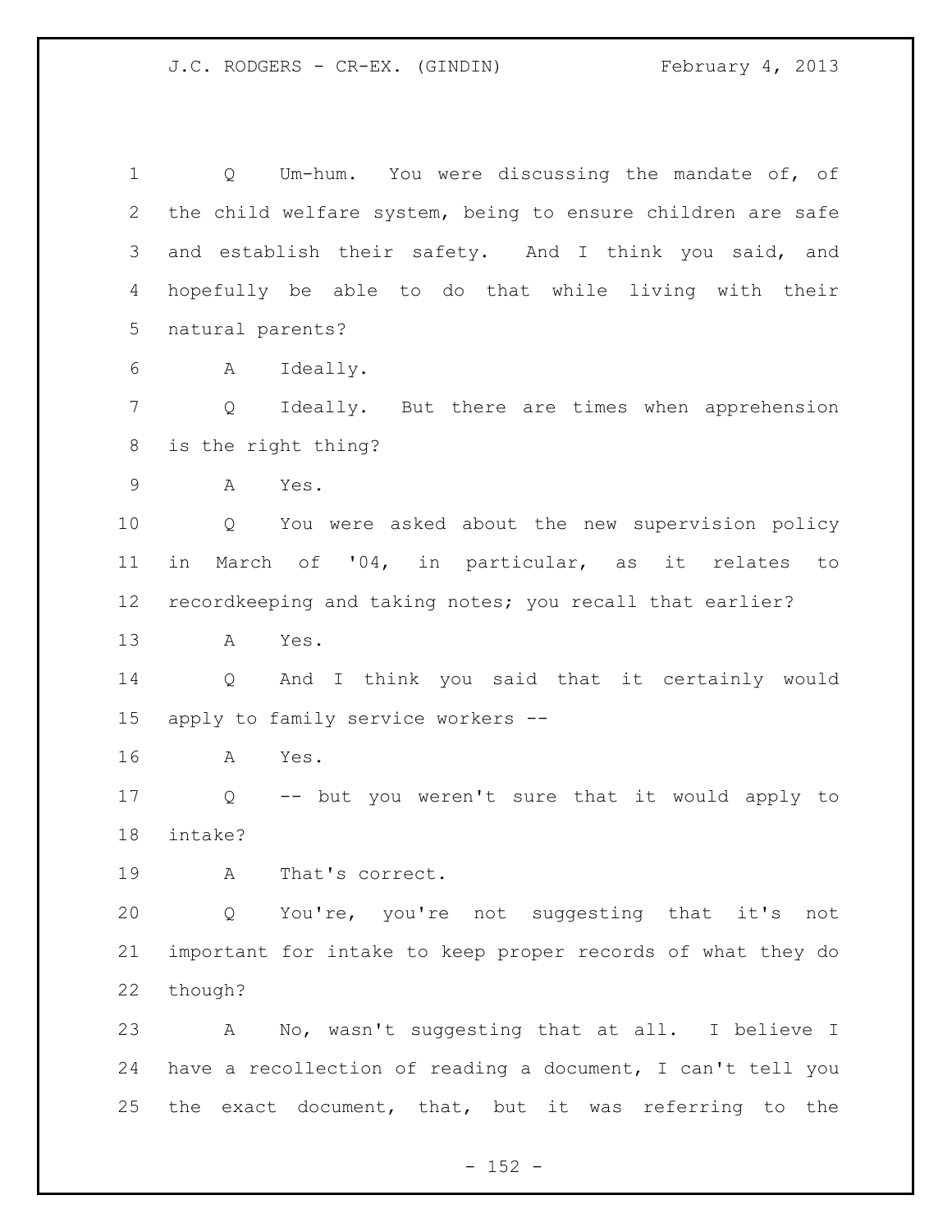Q Um-hum. You were discussing the mandate of, of the child welfare system, being to ensure children are safe and establish their safety. And I think you said, and hopefully be able to do that while living with their natural parents?

A Ideally.

Q Ideally. But there are times when apprehension is the right thing?

A Yes.

Q You were asked about the new supervision policy in March of '04, in particular, as it relates to recordkeeping and taking notes; you recall that earlier?

A Yes.

Q And I think you said that it certainly would apply to family service workers --

A Yes.

Q -- but you weren't sure that it would apply to intake?

A That's correct.

Q You're, you're not suggesting that it's not important for intake to keep proper records of what they do though?

A No, wasn't suggesting that at all. I believe I have a recollection of reading a document, I can't tell you the exact document, that, but it was referring to the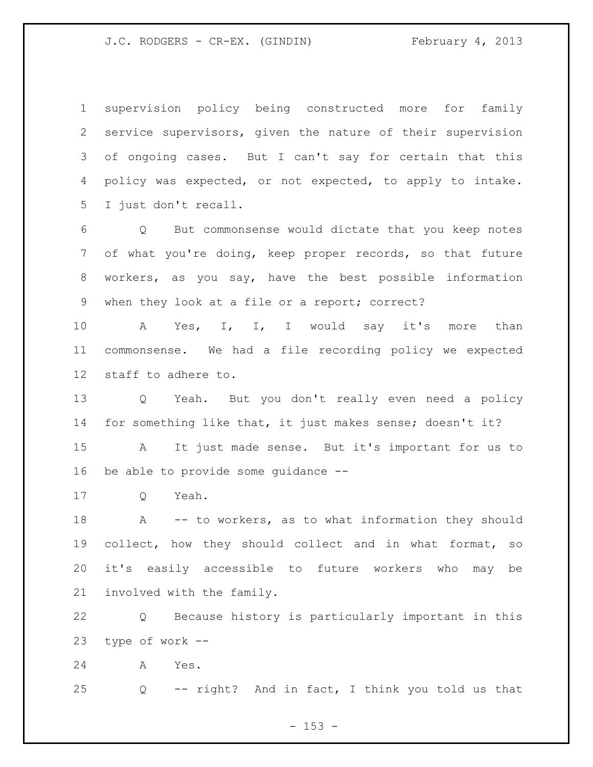supervision policy being constructed more for family service supervisors, given the nature of their supervision of ongoing cases. But I can't say for certain that this policy was expected, or not expected, to apply to intake. I just don't recall.

Q But commonsense would dictate that you keep notes of what you're doing, keep proper records, so that future workers, as you say, have the best possible information when they look at a file or a report; correct?

A Yes, I, I, I would say it's more than commonsense. We had a file recording policy we expected staff to adhere to.

Q Yeah. But you don't really even need a policy for something like that, it just makes sense; doesn't it?

A It just made sense. But it's important for us to be able to provide some guidance --

Q Yeah.

A -- to workers, as to what information they should collect, how they should collect and in what format, so it's easily accessible to future workers who may be involved with the family.

Q Because history is particularly important in this type of work --

A Yes.

Q -- right? And in fact, I think you told us that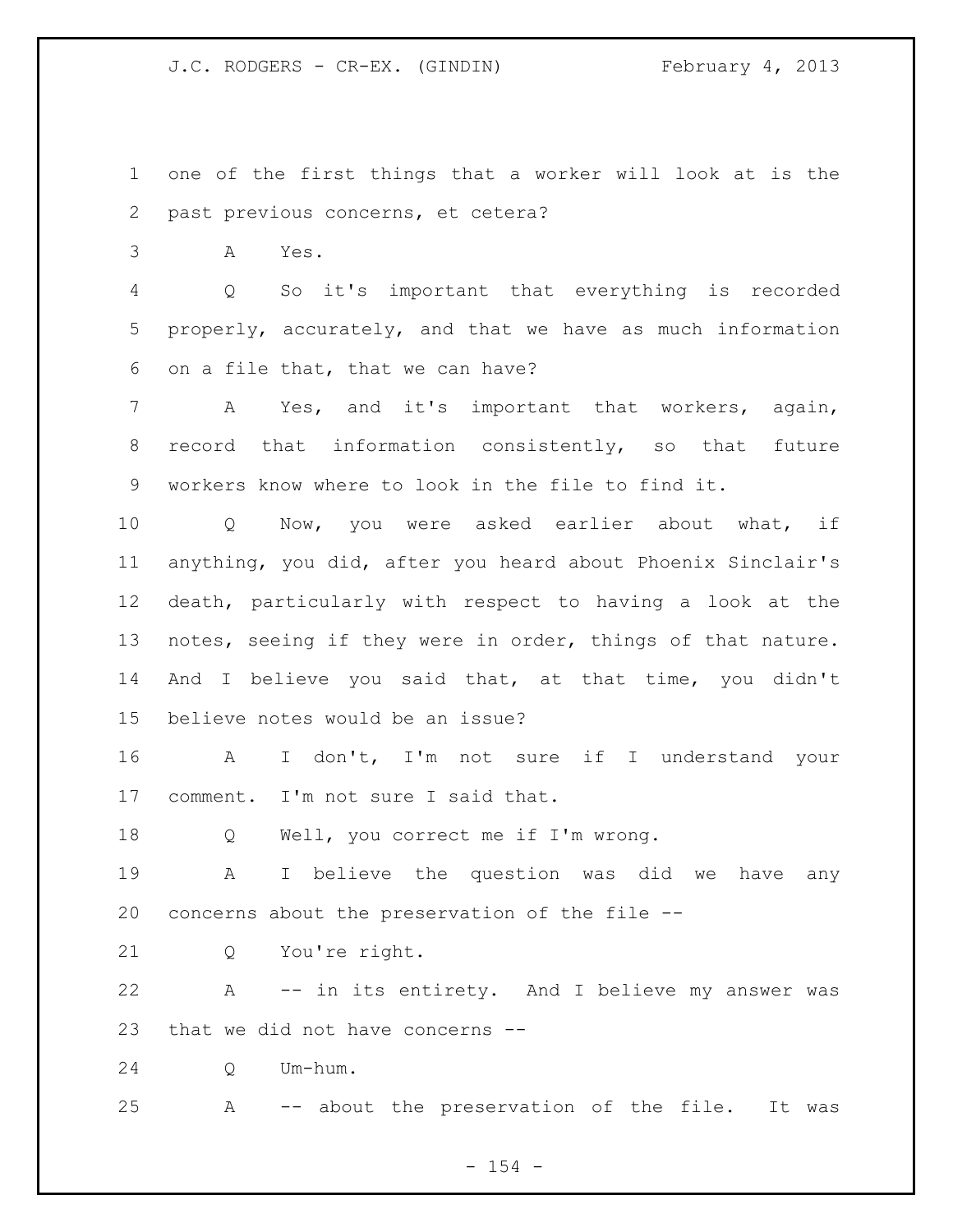one of the first things that a worker will look at is the past previous concerns, et cetera?

A Yes.

Q So it's important that everything is recorded properly, accurately, and that we have as much information on a file that, that we can have?

A Yes, and it's important that workers, again, record that information consistently, so that future workers know where to look in the file to find it.

Q Now, you were asked earlier about what, if anything, you did, after you heard about Phoenix Sinclair's death, particularly with respect to having a look at the notes, seeing if they were in order, things of that nature. And I believe you said that, at that time, you didn't believe notes would be an issue?

A I don't, I'm not sure if I understand your comment. I'm not sure I said that.

Q Well, you correct me if I'm wrong.

A I believe the question was did we have any concerns about the preservation of the file --

Q You're right.

A -- in its entirety. And I believe my answer was that we did not have concerns --

Q Um-hum.

A -- about the preservation of the file. It was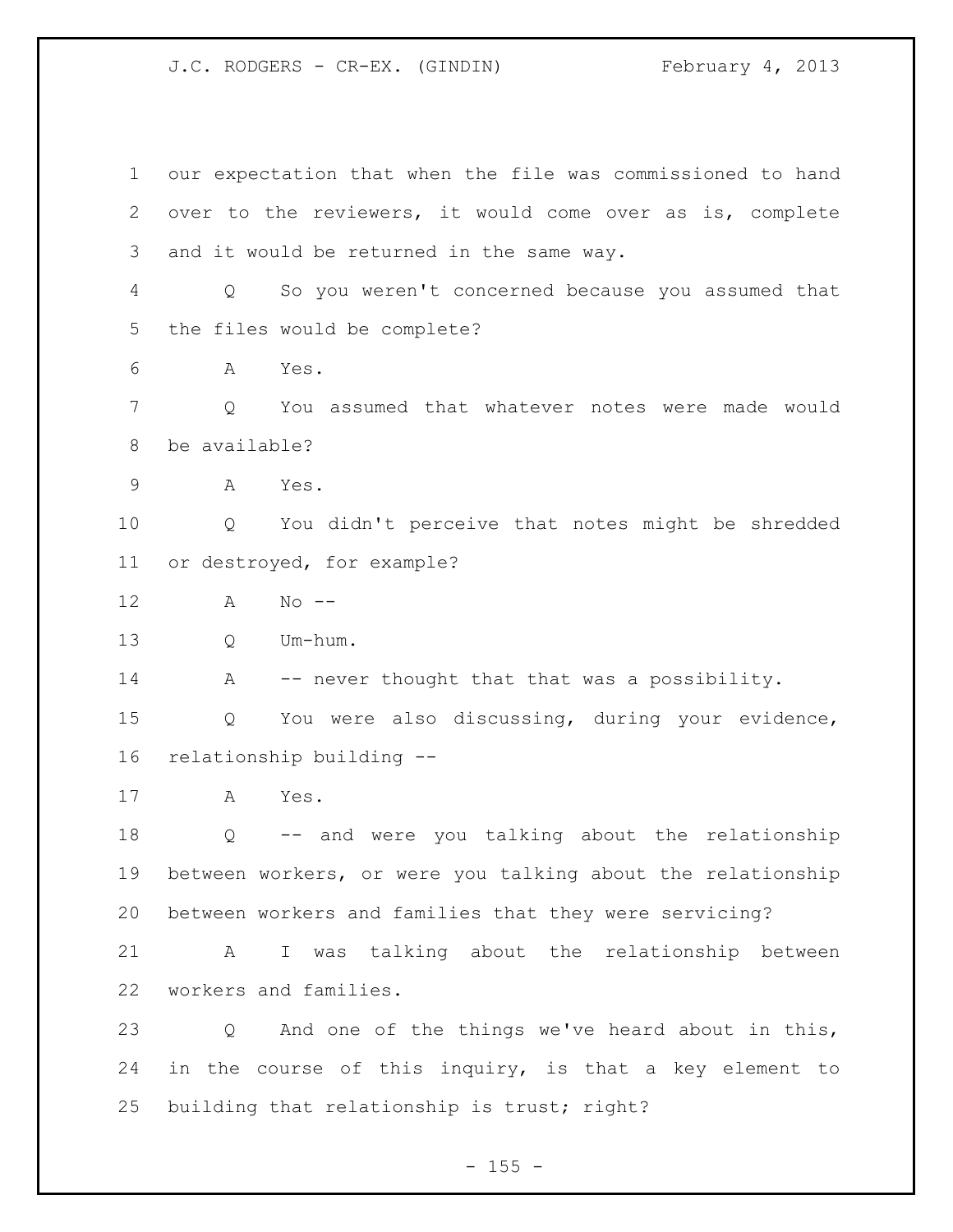our expectation that when the file was commissioned to hand over to the reviewers, it would come over as is, complete and it would be returned in the same way.

Q So you weren't concerned because you assumed that the files would be complete?

A Yes.

Q You assumed that whatever notes were made would be available?

A Yes.

Q You didn't perceive that notes might be shredded or destroyed, for example?

A No --

Q Um-hum.

A -- never thought that that was a possibility.

Q You were also discussing, during your evidence, relationship building --

A Yes.

Q -- and were you talking about the relationship between workers, or were you talking about the relationship between workers and families that they were servicing?

A I was talking about the relationship between workers and families.

Q And one of the things we've heard about in this, in the course of this inquiry, is that a key element to building that relationship is trust; right?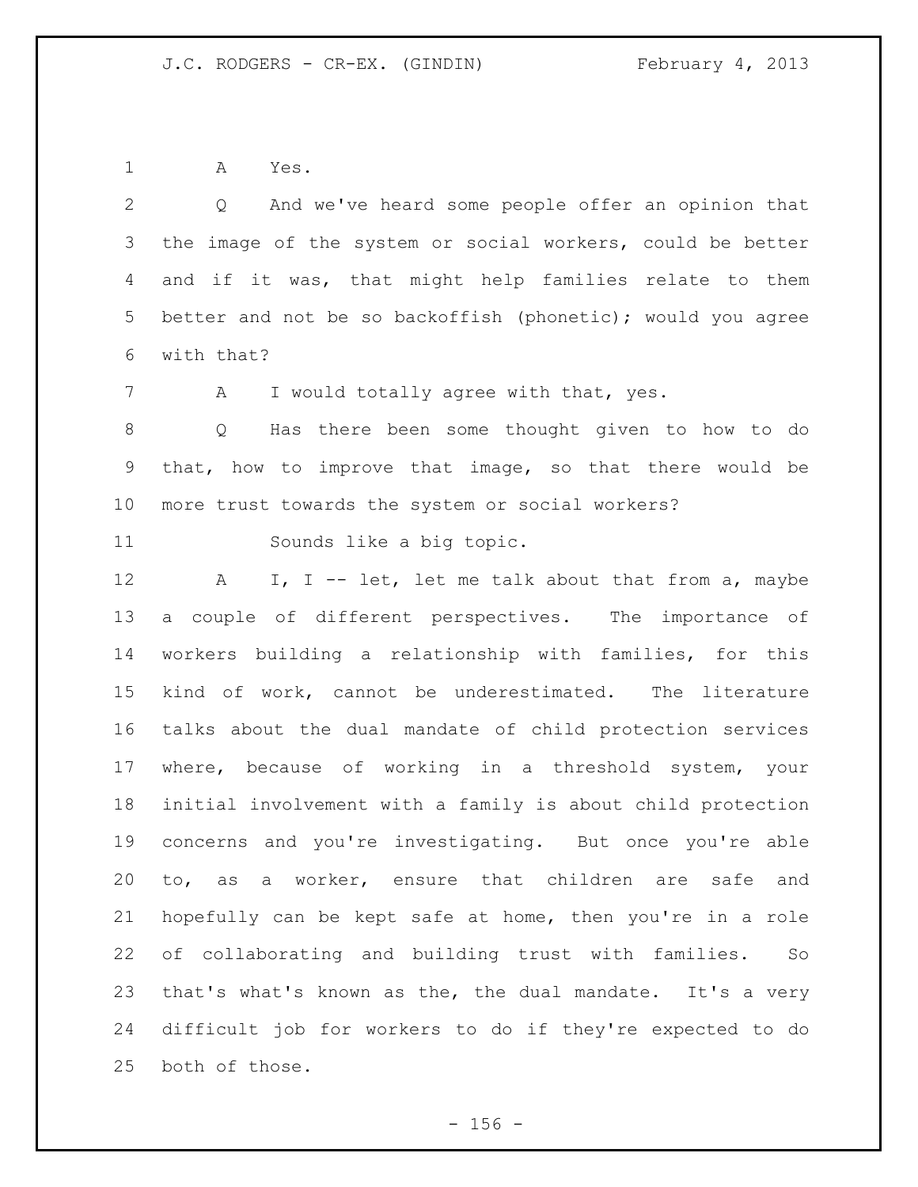A Yes.

Q And we've heard some people offer an opinion that the image of the system or social workers, could be better and if it was, that might help families relate to them better and not be so backoffish (phonetic); would you agree with that?

A I would totally agree with that, yes.

Q Has there been some thought given to how to do that, how to improve that image, so that there would be more trust towards the system or social workers?

Sounds like a big topic.

A I, I -- let, let me talk about that from a, maybe a couple of different perspectives. The importance of workers building a relationship with families, for this kind of work, cannot be underestimated. The literature talks about the dual mandate of child protection services where, because of working in a threshold system, your initial involvement with a family is about child protection concerns and you're investigating. But once you're able to, as a worker, ensure that children are safe and hopefully can be kept safe at home, then you're in a role of collaborating and building trust with families. So that's what's known as the, the dual mandate. It's a very difficult job for workers to do if they're expected to do both of those.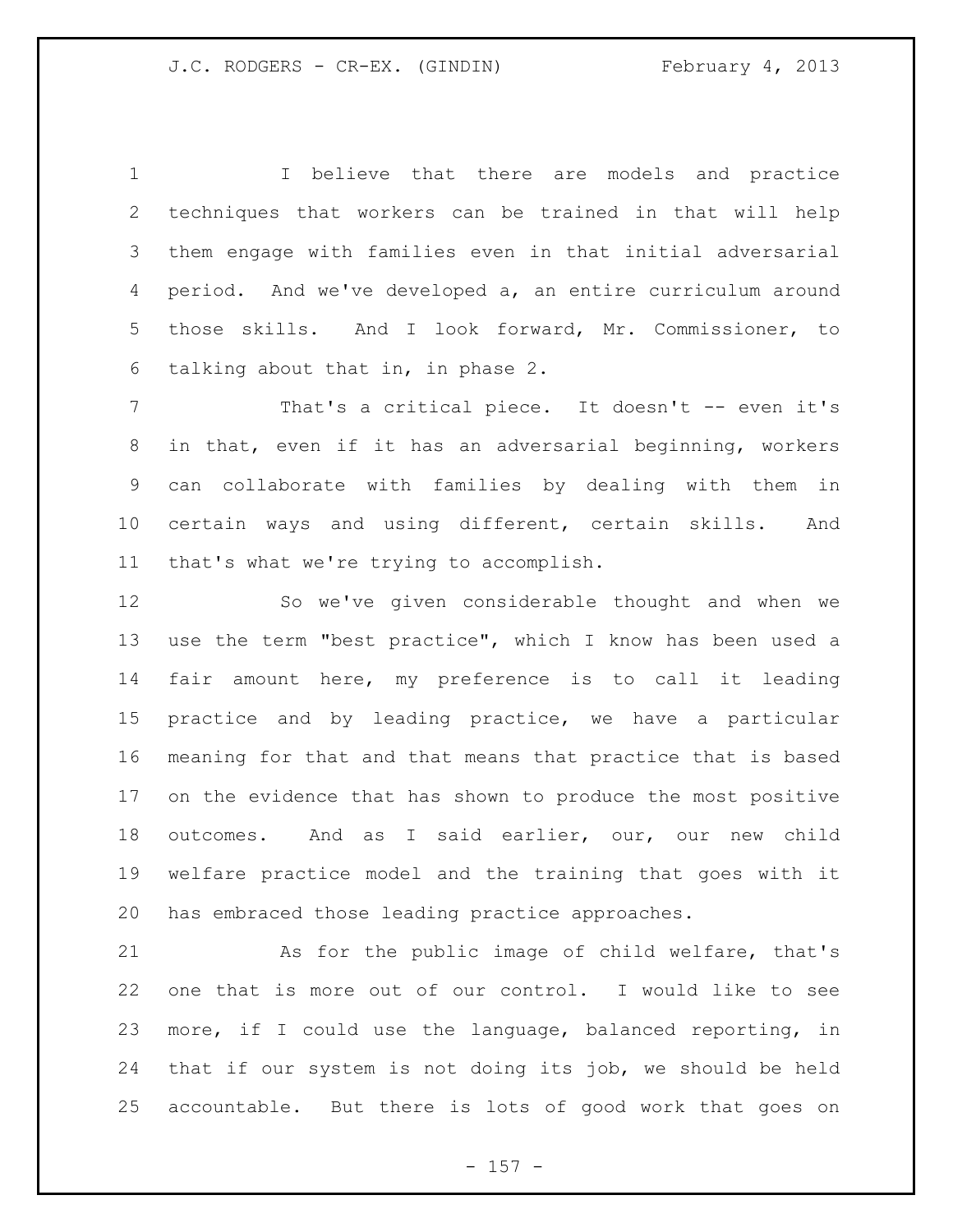I believe that there are models and practice techniques that workers can be trained in that will help them engage with families even in that initial adversarial period. And we've developed a, an entire curriculum around those skills. And I look forward, Mr. Commissioner, to talking about that in, in phase 2.

That's a critical piece. It doesn't -- even it's in that, even if it has an adversarial beginning, workers can collaborate with families by dealing with them in certain ways and using different, certain skills. And that's what we're trying to accomplish.

So we've given considerable thought and when we use the term "best practice", which I know has been used a fair amount here, my preference is to call it leading practice and by leading practice, we have a particular meaning for that and that means that practice that is based on the evidence that has shown to produce the most positive outcomes. And as I said earlier, our, our new child welfare practice model and the training that goes with it has embraced those leading practice approaches.

As for the public image of child welfare, that's one that is more out of our control. I would like to see more, if I could use the language, balanced reporting, in that if our system is not doing its job, we should be held accountable. But there is lots of good work that goes on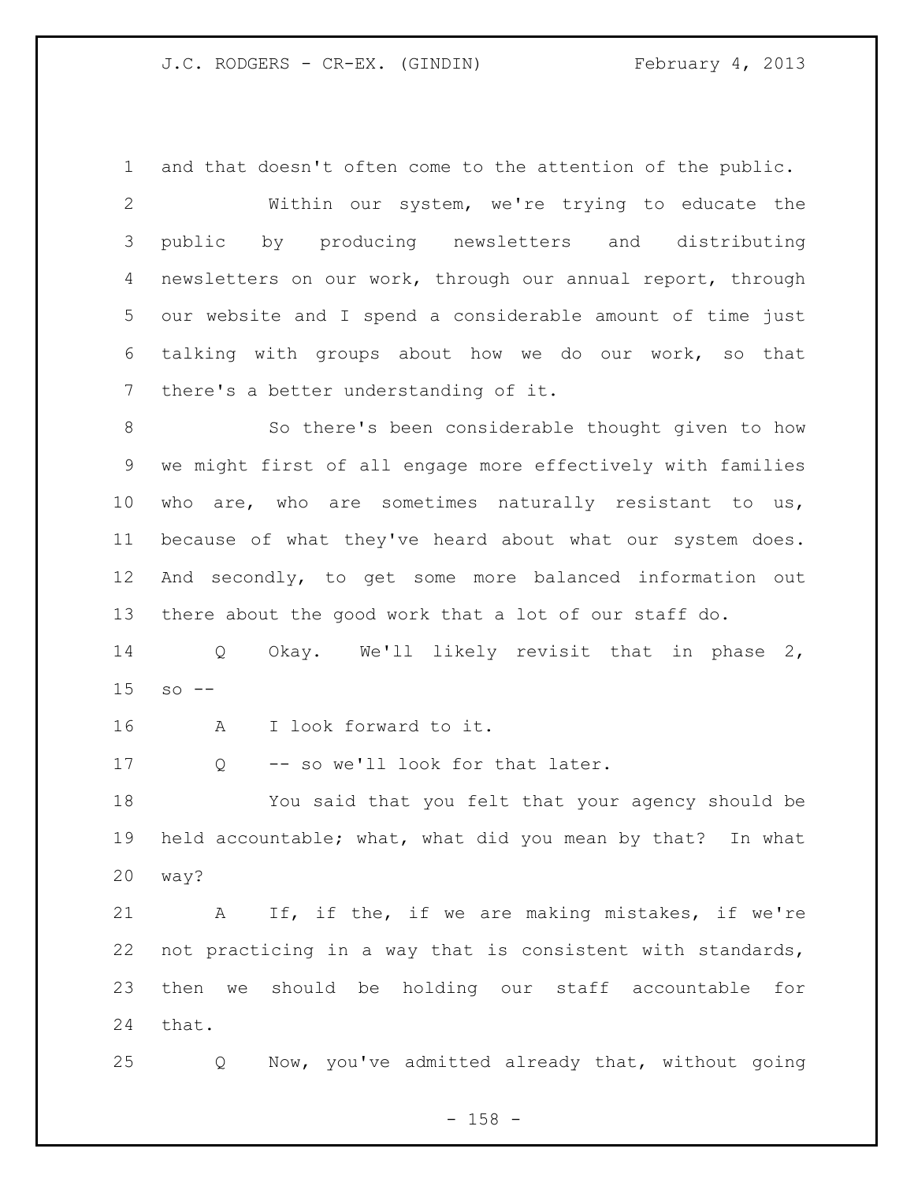and that doesn't often come to the attention of the public.

Within our system, we're trying to educate the public by producing newsletters and distributing newsletters on our work, through our annual report, through our website and I spend a considerable amount of time just talking with groups about how we do our work, so that there's a better understanding of it.

So there's been considerable thought given to how we might first of all engage more effectively with families who are, who are sometimes naturally resistant to us, because of what they've heard about what our system does. And secondly, to get some more balanced information out there about the good work that a lot of our staff do.

Q Okay. We'll likely revisit that in phase 2, so --

A I look forward to it.

Q -- so we'll look for that later.

You said that you felt that your agency should be held accountable; what, what did you mean by that? In what way?

A If, if the, if we are making mistakes, if we're not practicing in a way that is consistent with standards, then we should be holding our staff accountable for that.

Q Now, you've admitted already that, without going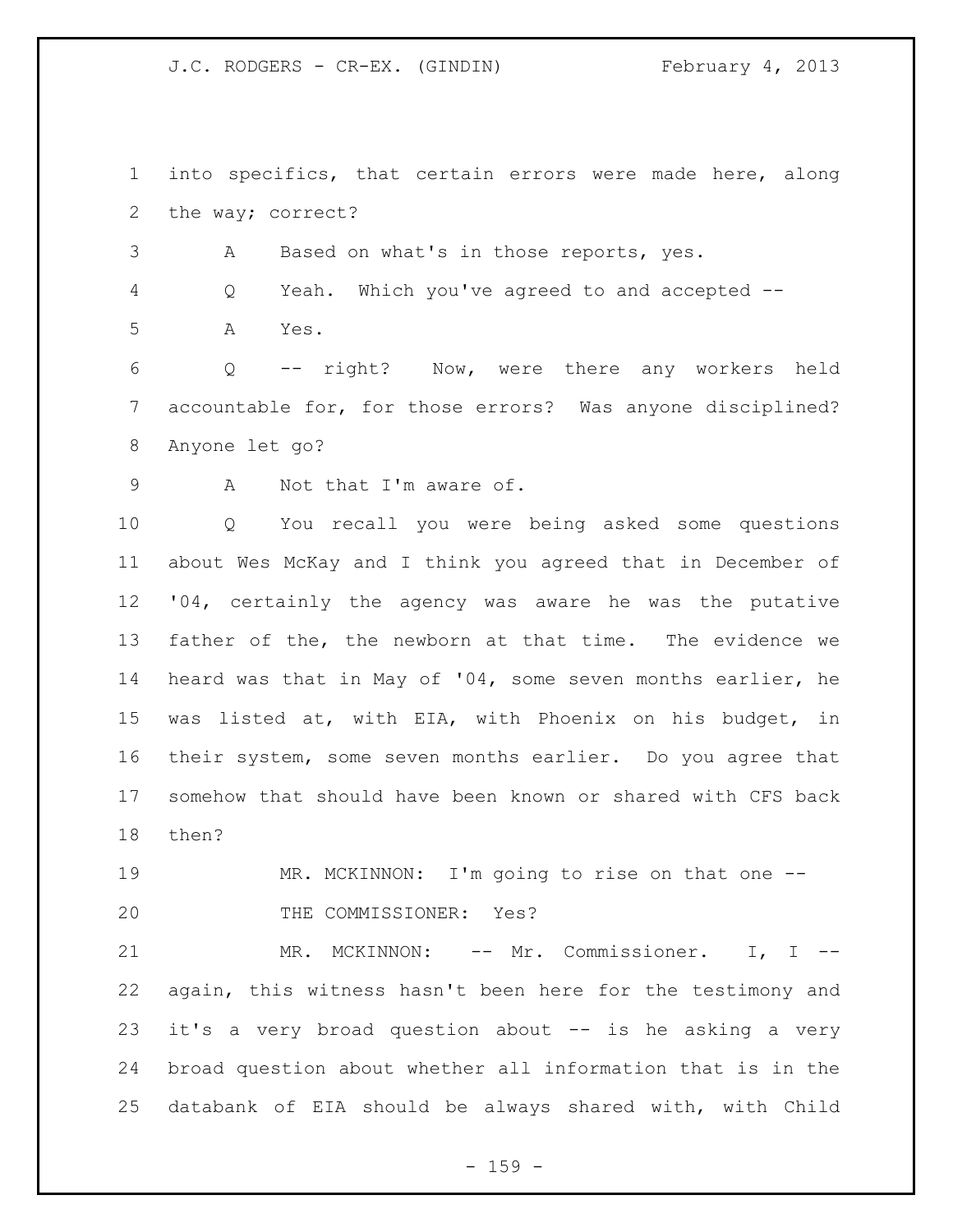1 into specifics, that certain errors were made here, along
2 the way; correct?

3 A Based on what's in those reports, yes.

4 Q Yeah. Which you've agreed to and accepted --

5 A Yes.

6 Q -- right? Now, were there any workers held
7 accountable for, for those errors? Was anyone disciplined?
8 Anyone let go?

9 A Not that I'm aware of.

10 Q You recall you were being asked some questions
11 about Wes McKay and I think you agreed that in December of
12 '04, certainly the agency was aware he was the putative
13 father of the, the newborn at that time. The evidence we
14 heard was that in May of '04, some seven months earlier, he
15 was listed at, with EIA, with Phoenix on his budget, in
16 their system, some seven months earlier. Do you agree that
17 somehow that should have been known or shared with CFS back
18 then?

19 MR. MCKINNON: I'm going to rise on that one --

20 THE COMMISSIONER: Yes?

21 MR. MCKINNON: -- Mr. Commissioner. I, I --
22 again, this witness hasn't been here for the testimony and
23 it's a very broad question about -- is he asking a very
24 broad question about whether all information that is in the
25 databank of EIA should be always shared with, with Child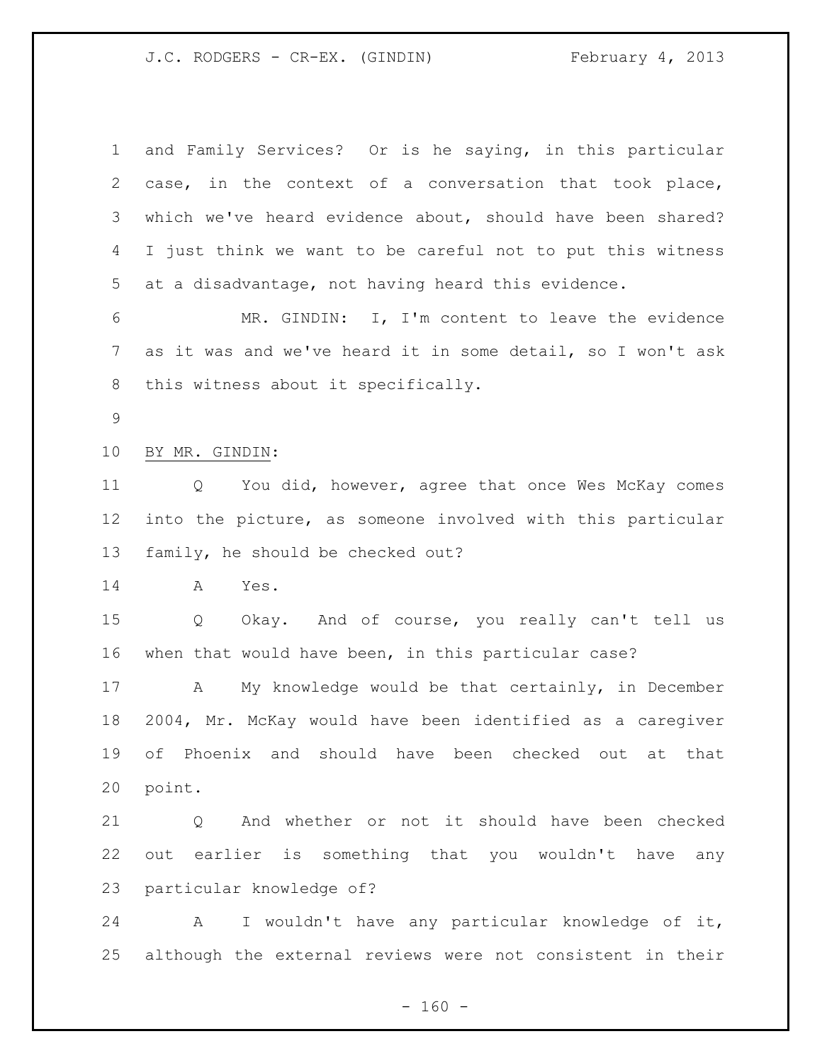and Family Services? Or is he saying, in this particular case, in the context of a conversation that took place, which we've heard evidence about, should have been shared? I just think we want to be careful not to put this witness at a disadvantage, not having heard this evidence.

MR. GINDIN: I, I'm content to leave the evidence as it was and we've heard it in some detail, so I won't ask this witness about it specifically.

BY MR. GINDIN:

Q You did, however, agree that once Wes McKay comes into the picture, as someone involved with this particular family, he should be checked out?

A Yes.

Q Okay. And of course, you really can't tell us when that would have been, in this particular case?

A My knowledge would be that certainly, in December 2004, Mr. McKay would have been identified as a caregiver of Phoenix and should have been checked out at that point.

Q And whether or not it should have been checked out earlier is something that you wouldn't have any particular knowledge of?

A I wouldn't have any particular knowledge of it, although the external reviews were not consistent in their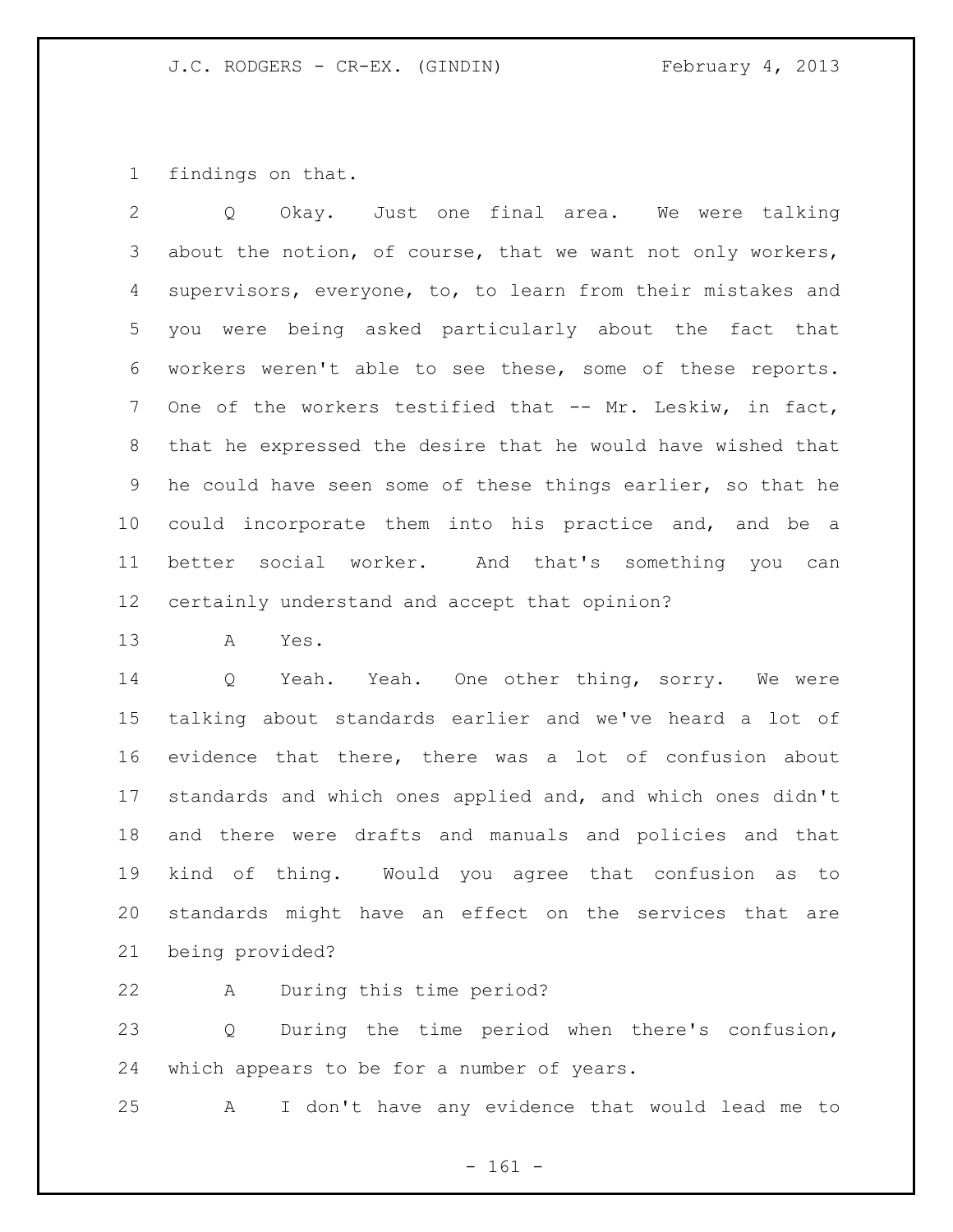findings on that.

Q Okay. Just one final area. We were talking about the notion, of course, that we want not only workers, supervisors, everyone, to, to learn from their mistakes and you were being asked particularly about the fact that workers weren't able to see these, some of these reports. One of the workers testified that -- Mr. Leskiw, in fact, that he expressed the desire that he would have wished that he could have seen some of these things earlier, so that he could incorporate them into his practice and, and be a better social worker. And that's something you can certainly understand and accept that opinion?

A Yes.

Q Yeah. Yeah. One other thing, sorry. We were talking about standards earlier and we've heard a lot of evidence that there, there was a lot of confusion about standards and which ones applied and, and which ones didn't and there were drafts and manuals and policies and that kind of thing. Would you agree that confusion as to standards might have an effect on the services that are being provided?

A During this time period?

Q During the time period when there's confusion, which appears to be for a number of years.

A I don't have any evidence that would lead me to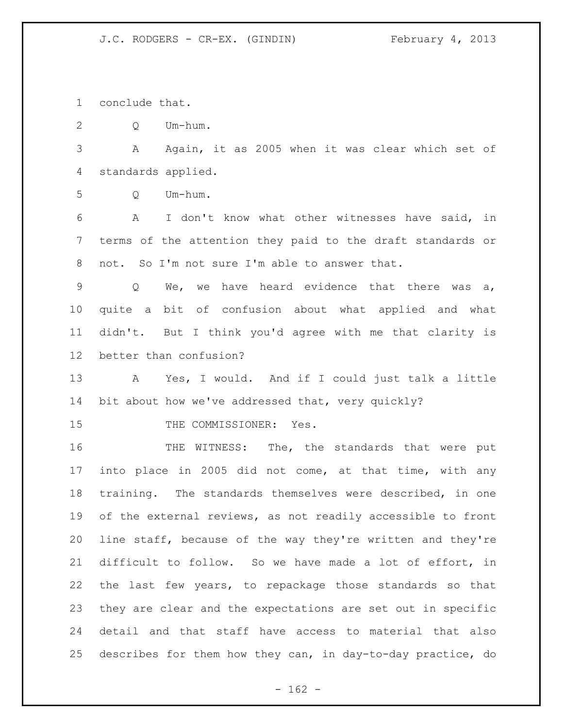conclude that.

Q Um-hum.

A Again, it as 2005 when it was clear which set of standards applied.

Q Um-hum.

A I don't know what other witnesses have said, in terms of the attention they paid to the draft standards or not. So I'm not sure I'm able to answer that.

Q We, we have heard evidence that there was a, quite a bit of confusion about what applied and what didn't. But I think you'd agree with me that clarity is better than confusion?

A Yes, I would. And if I could just talk a little bit about how we've addressed that, very quickly?

THE COMMISSIONER: Yes.

THE WITNESS: The, the standards that were put into place in 2005 did not come, at that time, with any training. The standards themselves were described, in one of the external reviews, as not readily accessible to front line staff, because of the way they're written and they're difficult to follow. So we have made a lot of effort, in the last few years, to repackage those standards so that they are clear and the expectations are set out in specific detail and that staff have access to material that also describes for them how they can, in day-to-day practice, do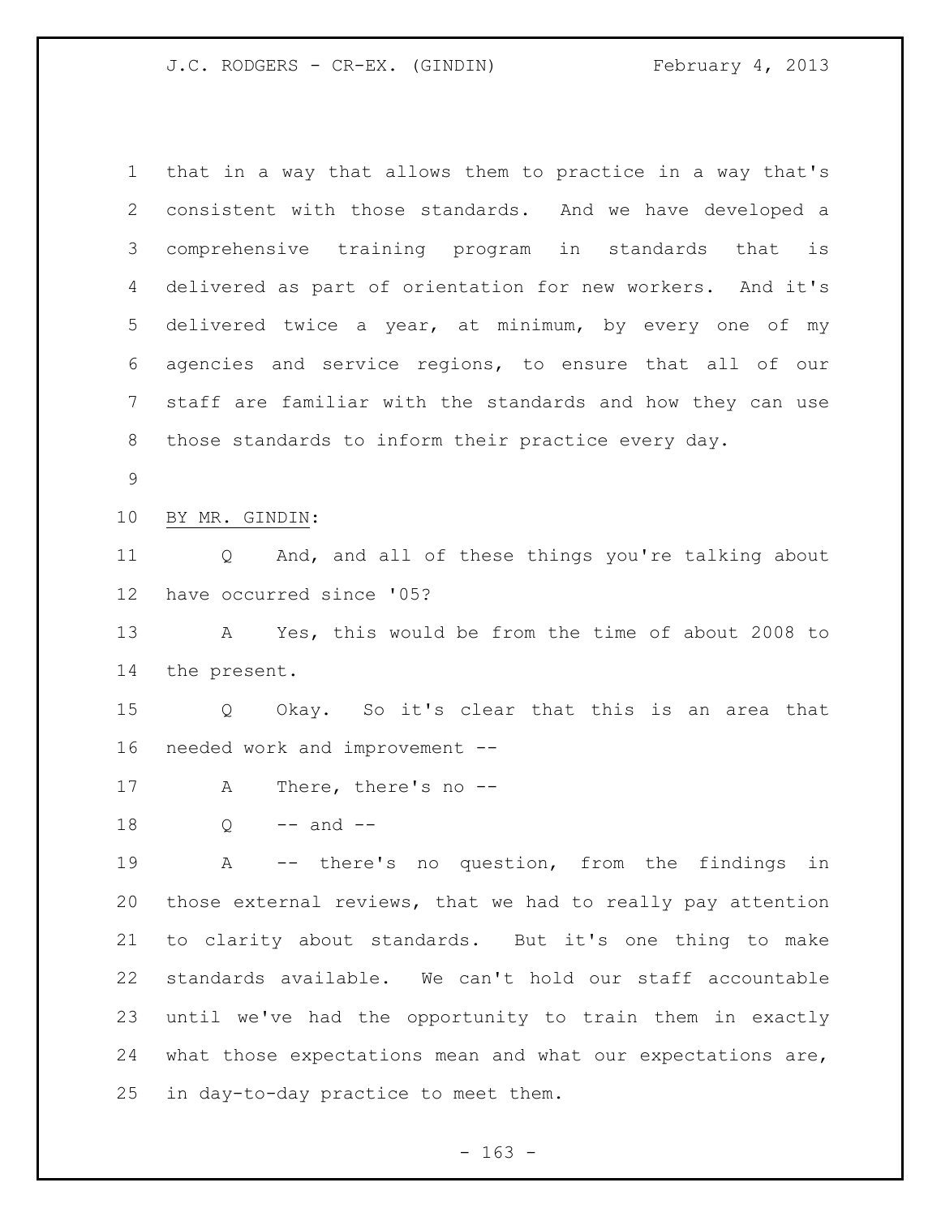that in a way that allows them to practice in a way that's consistent with those standards. And we have developed a comprehensive training program in standards that is delivered as part of orientation for new workers. And it's delivered twice a year, at minimum, by every one of my agencies and service regions, to ensure that all of our staff are familiar with the standards and how they can use those standards to inform their practice every day.

BY MR. GINDIN:

Q And, and all of these things you're talking about have occurred since '05?

A Yes, this would be from the time of about 2008 to the present.

Q Okay. So it's clear that this is an area that needed work and improvement --

A There, there's no --

Q -- and --

A -- there's no question, from the findings in those external reviews, that we had to really pay attention to clarity about standards. But it's one thing to make standards available. We can't hold our staff accountable until we've had the opportunity to train them in exactly what those expectations mean and what our expectations are, in day-to-day practice to meet them.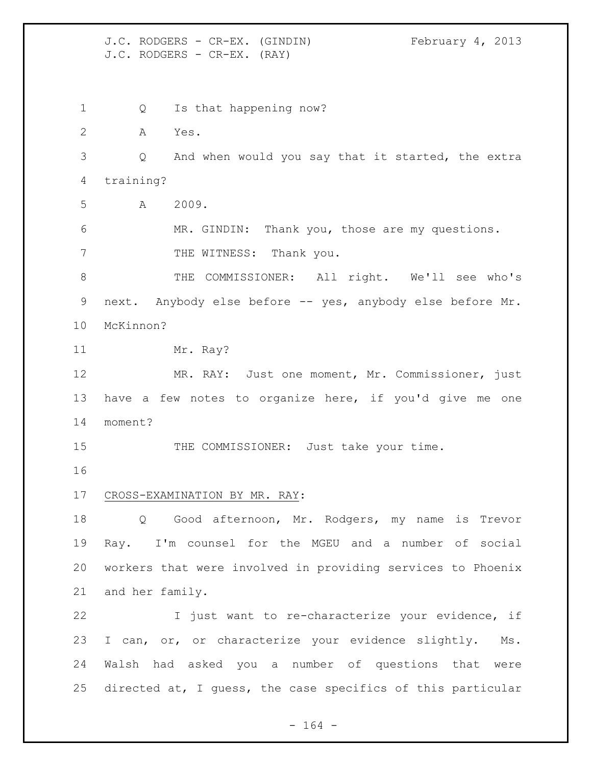Q Is that happening now?

A Yes.

Q And when would you say that it started, the extra training?

A 2009.

MR. GINDIN: Thank you, those are my questions.

THE WITNESS: Thank you.

THE COMMISSIONER: All right. We'll see who's next. Anybody else before -- yes, anybody else before Mr. McKinnon?

Mr. Ray?

MR. RAY: Just one moment, Mr. Commissioner, just have a few notes to organize here, if you'd give me one moment?

THE COMMISSIONER: Just take your time.

CROSS-EXAMINATION BY MR. RAY:

Q Good afternoon, Mr. Rodgers, my name is Trevor Ray. I'm counsel for the MGEU and a number of social workers that were involved in providing services to Phoenix and her family.

I just want to re-characterize your evidence, if I can, or, or characterize your evidence slightly. Ms. Walsh had asked you a number of questions that were directed at, I guess, the case specifics of this particular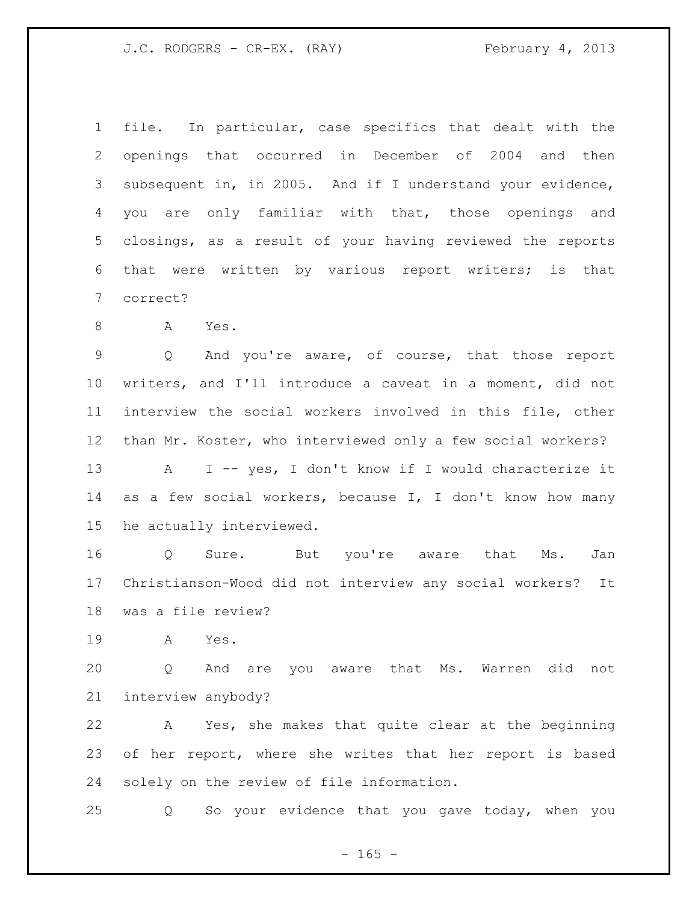file. In particular, case specifics that dealt with the openings that occurred in December of 2004 and then subsequent in, in 2005. And if I understand your evidence, you are only familiar with that, those openings and closings, as a result of your having reviewed the reports that were written by various report writers; is that correct?

A Yes.

Q And you're aware, of course, that those report writers, and I'll introduce a caveat in a moment, did not interview the social workers involved in this file, other than Mr. Koster, who interviewed only a few social workers?

A I -- yes, I don't know if I would characterize it as a few social workers, because I, I don't know how many he actually interviewed.

Q Sure. But you're aware that Ms. Jan Christianson-Wood did not interview any social workers? It was a file review?

A Yes.

Q And are you aware that Ms. Warren did not interview anybody?

A Yes, she makes that quite clear at the beginning of her report, where she writes that her report is based solely on the review of file information.

Q So your evidence that you gave today, when you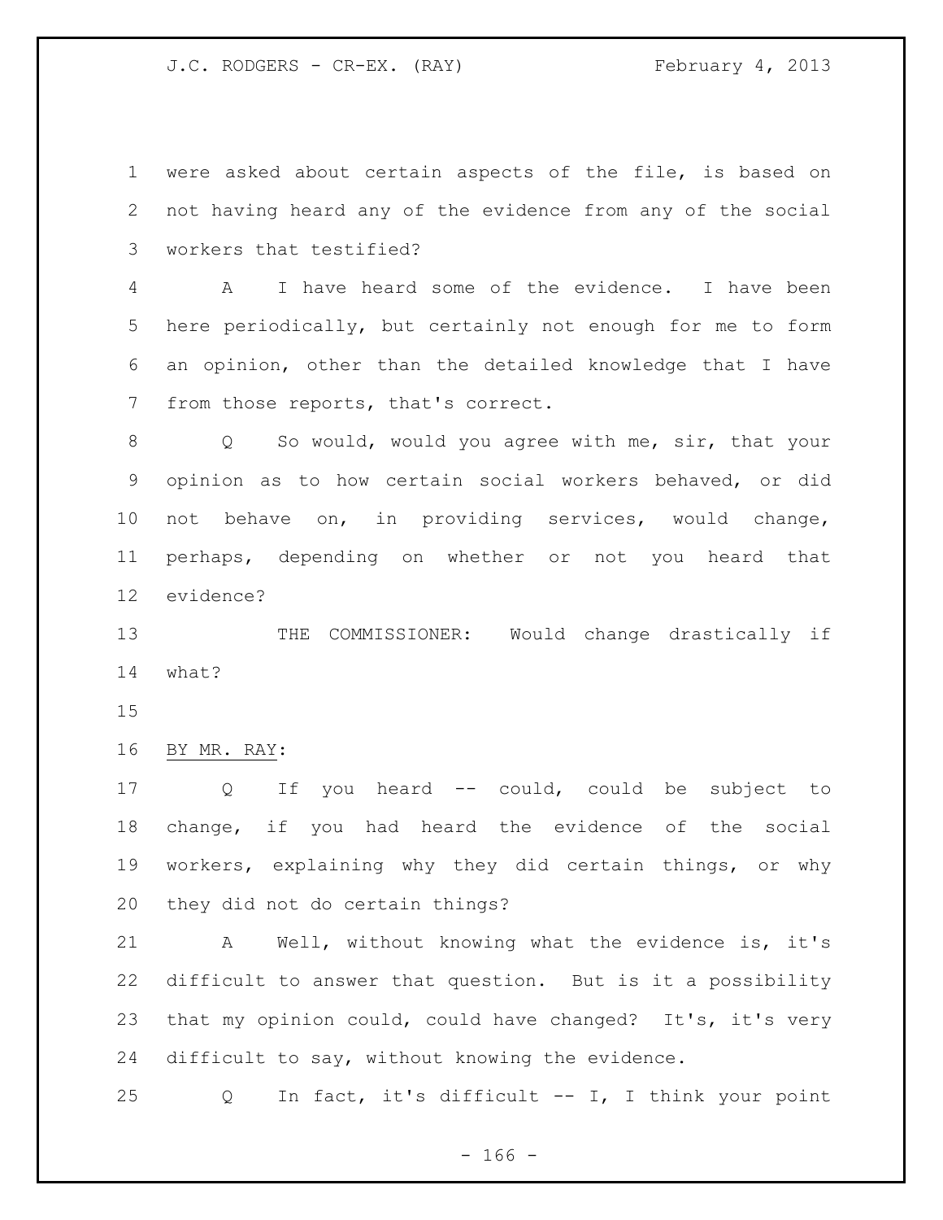were asked about certain aspects of the file, is based on not having heard any of the evidence from any of the social workers that testified?

A I have heard some of the evidence. I have been here periodically, but certainly not enough for me to form an opinion, other than the detailed knowledge that I have from those reports, that's correct.

Q So would, would you agree with me, sir, that your opinion as to how certain social workers behaved, or did not behave on, in providing services, would change, perhaps, depending on whether or not you heard that evidence?

THE COMMISSIONER: Would change drastically if what?

BY MR. RAY:

Q If you heard -- could, could be subject to change, if you had heard the evidence of the social workers, explaining why they did certain things, or why they did not do certain things?

A Well, without knowing what the evidence is, it's difficult to answer that question. But is it a possibility that my opinion could, could have changed? It's, it's very difficult to say, without knowing the evidence.

Q In fact, it's difficult -- I, I think your point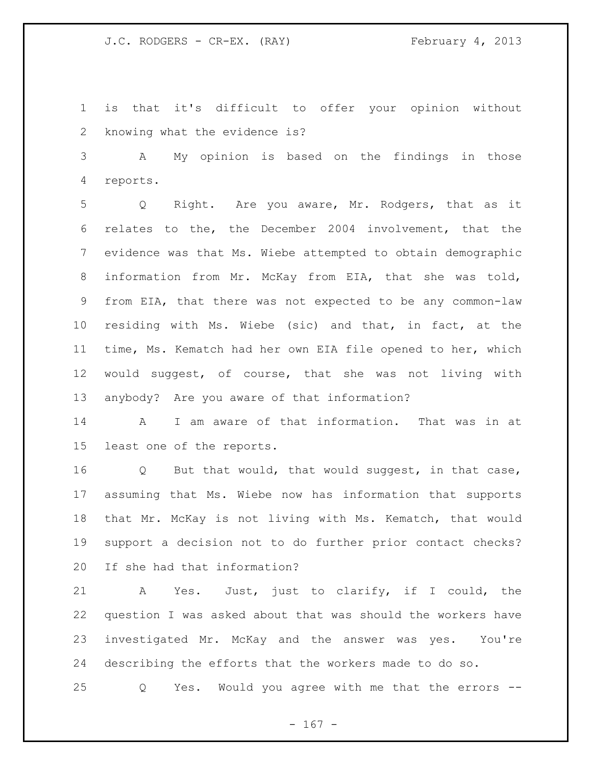is that it's difficult to offer your opinion without knowing what the evidence is?

A My opinion is based on the findings in those reports.

Q Right. Are you aware, Mr. Rodgers, that as it relates to the, the December 2004 involvement, that the evidence was that Ms. Wiebe attempted to obtain demographic information from Mr. McKay from EIA, that she was told, from EIA, that there was not expected to be any common-law residing with Ms. Wiebe (sic) and that, in fact, at the time, Ms. Kematch had her own EIA file opened to her, which would suggest, of course, that she was not living with anybody? Are you aware of that information?

A I am aware of that information. That was in at least one of the reports.

Q But that would, that would suggest, in that case, assuming that Ms. Wiebe now has information that supports that Mr. McKay is not living with Ms. Kematch, that would support a decision not to do further prior contact checks? If she had that information?

A Yes. Just, just to clarify, if I could, the question I was asked about that was should the workers have investigated Mr. McKay and the answer was yes. You're describing the efforts that the workers made to do so.

Q Yes. Would you agree with me that the errors --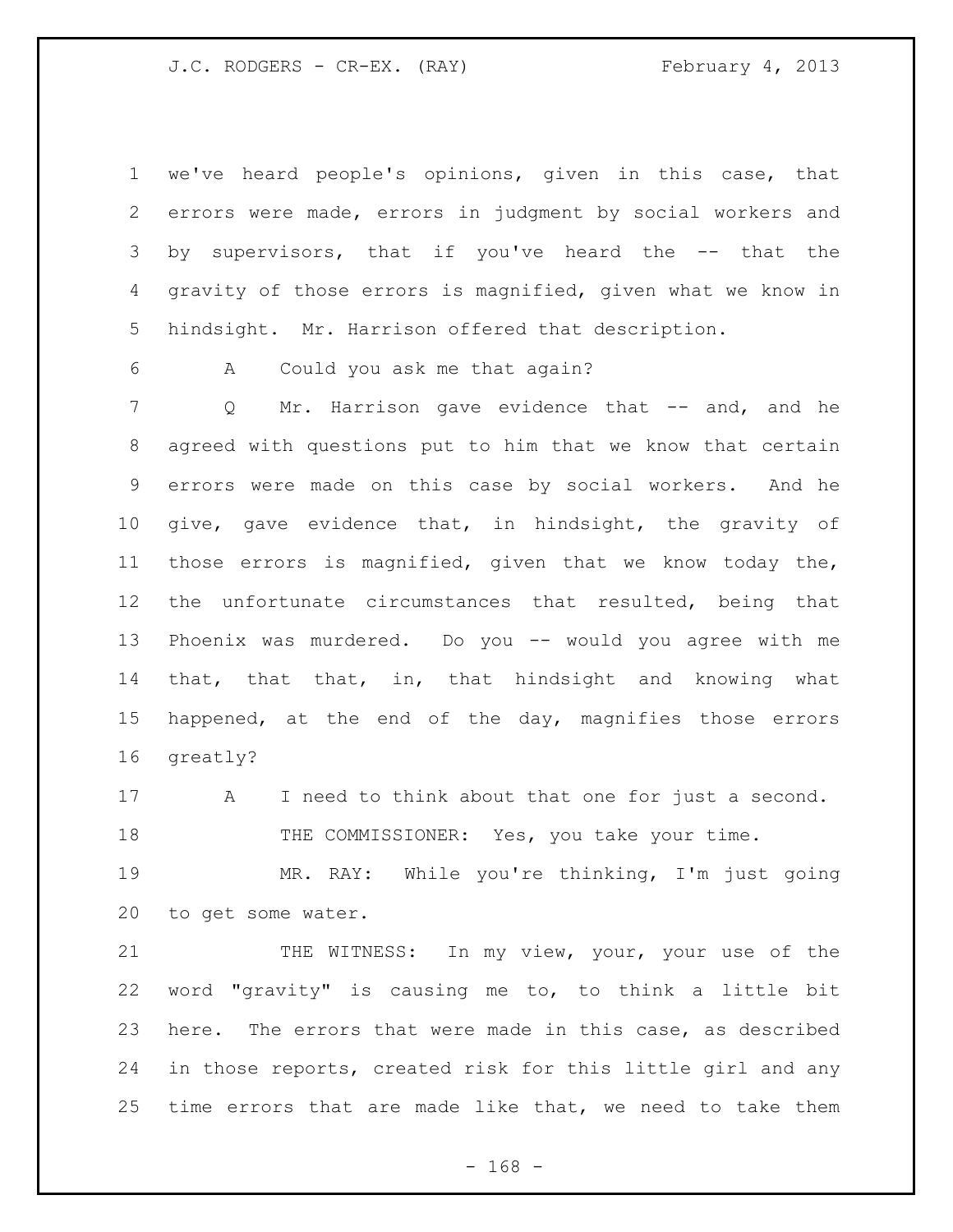we've heard people's opinions, given in this case, that errors were made, errors in judgment by social workers and by supervisors, that if you've heard the -- that the gravity of those errors is magnified, given what we know in hindsight. Mr. Harrison offered that description.

A Could you ask me that again?

Q Mr. Harrison gave evidence that -- and, and he agreed with questions put to him that we know that certain errors were made on this case by social workers. And he give, gave evidence that, in hindsight, the gravity of those errors is magnified, given that we know today the, the unfortunate circumstances that resulted, being that Phoenix was murdered. Do you -- would you agree with me that, that that, in, that hindsight and knowing what happened, at the end of the day, magnifies those errors greatly?

A I need to think about that one for just a second.

THE COMMISSIONER: Yes, you take your time.

MR. RAY: While you're thinking, I'm just going to get some water.

THE WITNESS: In my view, your, your use of the word "gravity" is causing me to, to think a little bit here. The errors that were made in this case, as described in those reports, created risk for this little girl and any time errors that are made like that, we need to take them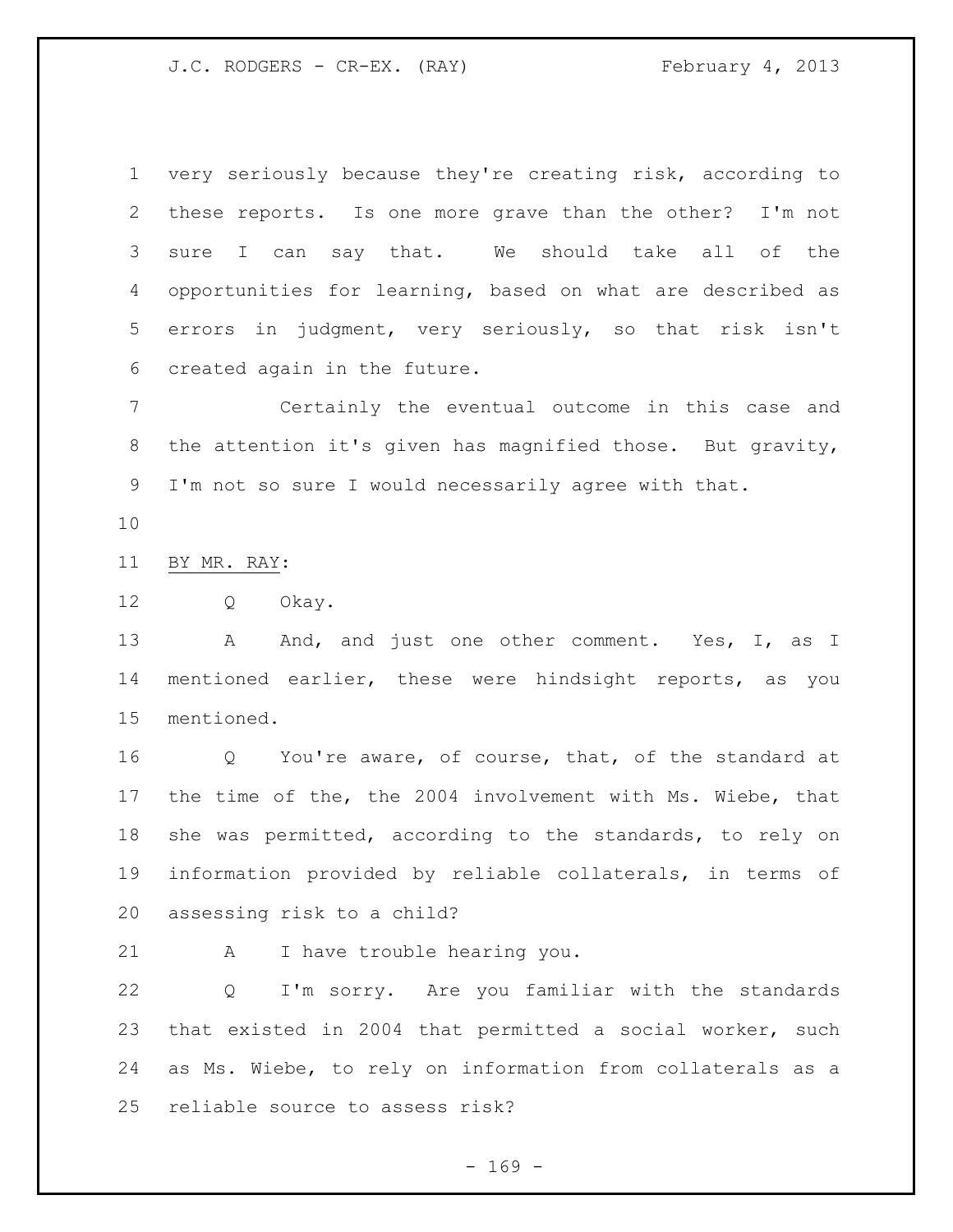very seriously because they're creating risk, according to these reports. Is one more grave than the other? I'm not sure I can say that. We should take all of the opportunities for learning, based on what are described as errors in judgment, very seriously, so that risk isn't created again in the future.

Certainly the eventual outcome in this case and the attention it's given has magnified those. But gravity, I'm not so sure I would necessarily agree with that.

BY MR. RAY:

Q Okay.

A And, and just one other comment. Yes, I, as I mentioned earlier, these were hindsight reports, as you mentioned.

Q You're aware, of course, that, of the standard at the time of the, the 2004 involvement with Ms. Wiebe, that she was permitted, according to the standards, to rely on information provided by reliable collaterals, in terms of assessing risk to a child?

A I have trouble hearing you.

Q I'm sorry. Are you familiar with the standards that existed in 2004 that permitted a social worker, such as Ms. Wiebe, to rely on information from collaterals as a reliable source to assess risk?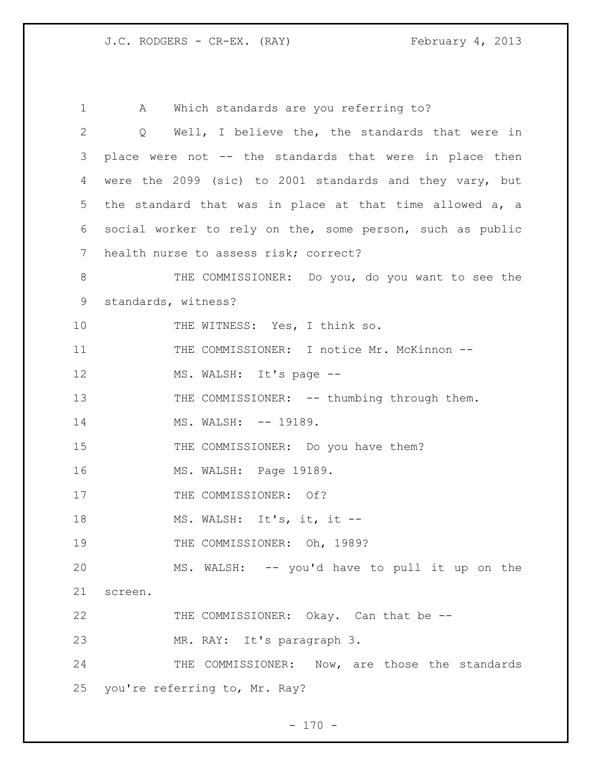A Which standards are you referring to?

Q Well, I believe the, the standards that were in place were not -- the standards that were in place then were the 2099 (sic) to 2001 standards and they vary, but the standard that was in place at that time allowed a, a social worker to rely on the, some person, such as public health nurse to assess risk; correct?

THE COMMISSIONER: Do you, do you want to see the standards, witness?

THE WITNESS: Yes, I think so.

THE COMMISSIONER: I notice Mr. McKinnon --

MS. WALSH: It's page --

THE COMMISSIONER: -- thumbing through them.

MS. WALSH: -- 19189.

THE COMMISSIONER: Do you have them?

MS. WALSH: Page 19189.

THE COMMISSIONER: Of?

MS. WALSH: It's, it, it --

THE COMMISSIONER: Oh, 1989?

MS. WALSH: -- you'd have to pull it up on the screen.

THE COMMISSIONER: Okay. Can that be --

MR. RAY: It's paragraph 3.

THE COMMISSIONER: Now, are those the standards you're referring to, Mr. Ray?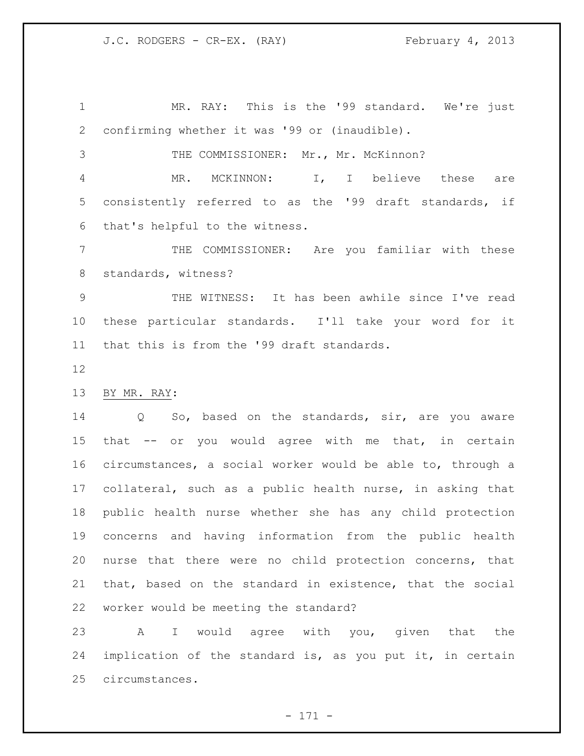MR. RAY: This is the '99 standard. We're just confirming whether it was '99 or (inaudible).

THE COMMISSIONER: Mr., Mr. McKinnon?

MR. MCKINNON: I, I believe these are consistently referred to as the '99 draft standards, if that's helpful to the witness.

THE COMMISSIONER: Are you familiar with these standards, witness?

THE WITNESS: It has been awhile since I've read these particular standards. I'll take your word for it that this is from the '99 draft standards.

BY MR. RAY:

Q So, based on the standards, sir, are you aware that -- or you would agree with me that, in certain circumstances, a social worker would be able to, through a collateral, such as a public health nurse, in asking that public health nurse whether she has any child protection concerns and having information from the public health nurse that there were no child protection concerns, that that, based on the standard in existence, that the social worker would be meeting the standard?

A I would agree with you, given that the implication of the standard is, as you put it, in certain circumstances.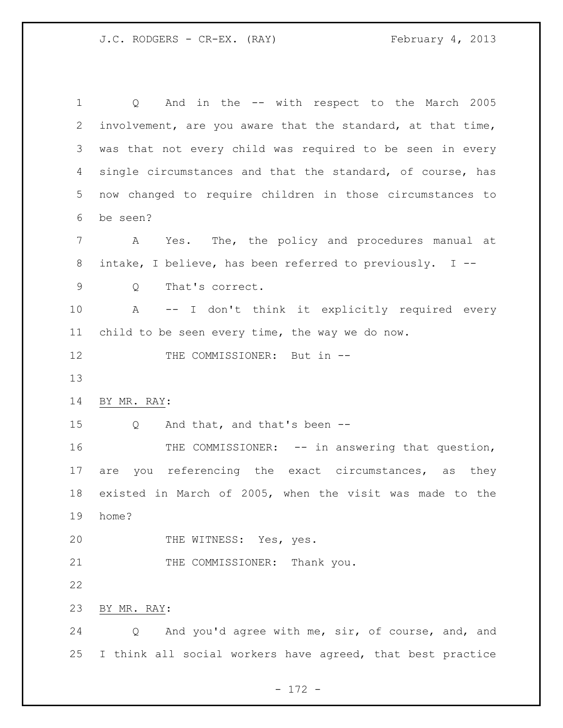Q And in the -- with respect to the March 2005 involvement, are you aware that the standard, at that time, was that not every child was required to be seen in every single circumstances and that the standard, of course, has now changed to require children in those circumstances to be seen?

A Yes. The, the policy and procedures manual at intake, I believe, has been referred to previously. I --

Q That's correct.

A -- I don't think it explicitly required every child to be seen every time, the way we do now.

THE COMMISSIONER: But in --

BY MR. RAY:

Q And that, and that's been --

THE COMMISSIONER: -- in answering that question, are you referencing the exact circumstances, as they existed in March of 2005, when the visit was made to the home?

THE WITNESS: Yes, yes.

THE COMMISSIONER: Thank you.

BY MR. RAY:

Q And you'd agree with me, sir, of course, and, and I think all social workers have agreed, that best practice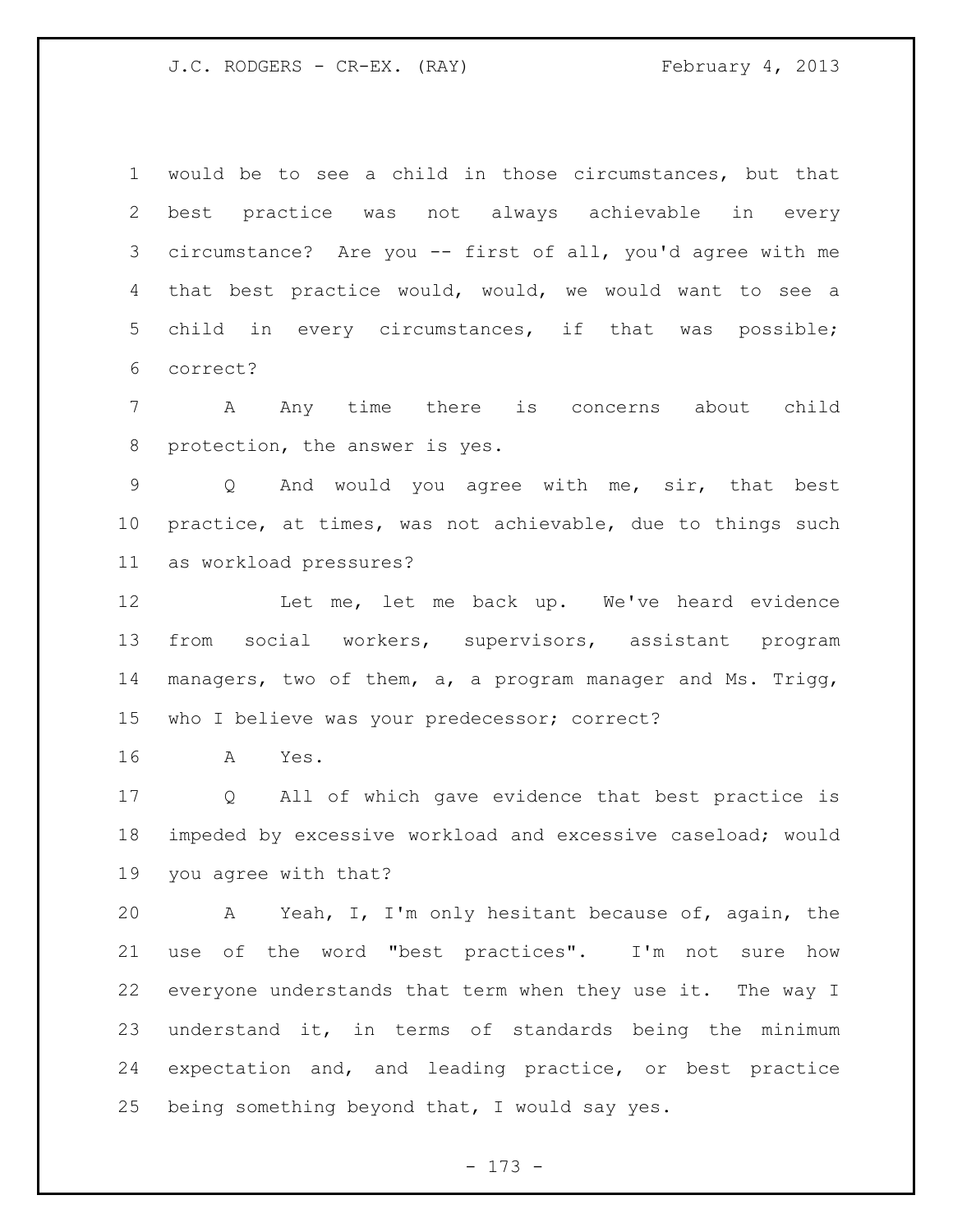would be to see a child in those circumstances, but that best practice was not always achievable in every circumstance? Are you -- first of all, you'd agree with me that best practice would, would, we would want to see a child in every circumstances, if that was possible; correct?

A Any time there is concerns about child protection, the answer is yes.

Q And would you agree with me, sir, that best practice, at times, was not achievable, due to things such as workload pressures?

Let me, let me back up. We've heard evidence from social workers, supervisors, assistant program managers, two of them, a, a program manager and Ms. Trigg, who I believe was your predecessor; correct?

A Yes.

Q All of which gave evidence that best practice is impeded by excessive workload and excessive caseload; would you agree with that?

A Yeah, I, I'm only hesitant because of, again, the use of the word "best practices". I'm not sure how everyone understands that term when they use it. The way I understand it, in terms of standards being the minimum expectation and, and leading practice, or best practice being something beyond that, I would say yes.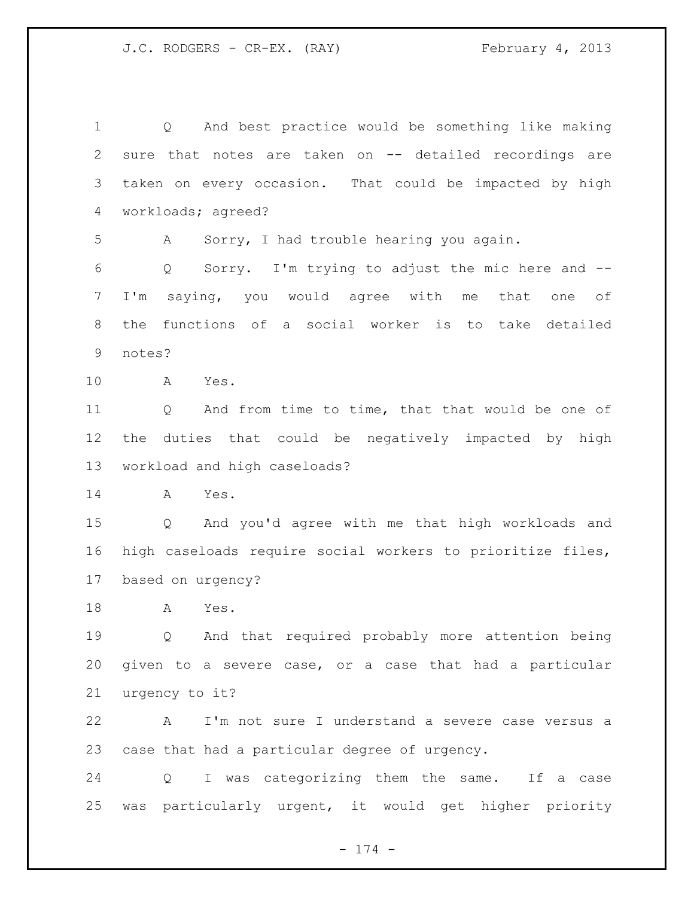Q And best practice would be something like making sure that notes are taken on -- detailed recordings are taken on every occasion. That could be impacted by high workloads; agreed?

A Sorry, I had trouble hearing you again.

Q Sorry. I'm trying to adjust the mic here and -- I'm saying, you would agree with me that one of the functions of a social worker is to take detailed notes?

A Yes.

Q And from time to time, that that would be one of the duties that could be negatively impacted by high workload and high caseloads?

A Yes.

Q And you'd agree with me that high workloads and high caseloads require social workers to prioritize files, based on urgency?

A Yes.

Q And that required probably more attention being given to a severe case, or a case that had a particular urgency to it?

A I'm not sure I understand a severe case versus a case that had a particular degree of urgency.

Q I was categorizing them the same. If a case was particularly urgent, it would get higher priority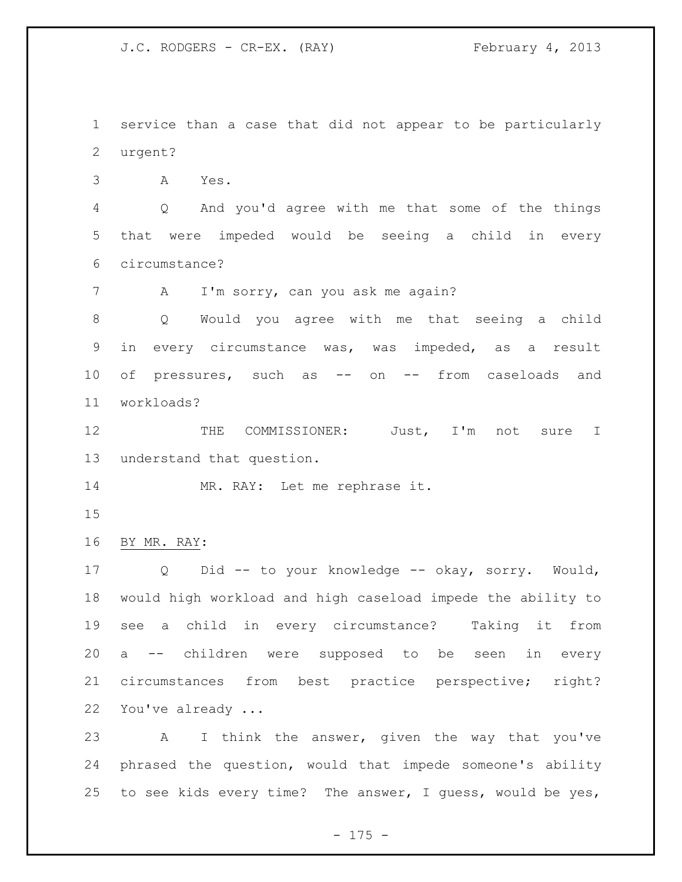service than a case that did not appear to be particularly urgent?

A Yes.

Q And you'd agree with me that some of the things that were impeded would be seeing a child in every circumstance?

A I'm sorry, can you ask me again?

Q Would you agree with me that seeing a child in every circumstance was, was impeded, as a result of pressures, such as -- on -- from caseloads and workloads?

THE COMMISSIONER: Just, I'm not sure I understand that question.

MR. RAY: Let me rephrase it.

BY MR. RAY:

Q Did -- to your knowledge -- okay, sorry. Would, would high workload and high caseload impede the ability to see a child in every circumstance? Taking it from a -- children were supposed to be seen in every circumstances from best practice perspective; right? You've already ...

A I think the answer, given the way that you've phrased the question, would that impede someone's ability to see kids every time? The answer, I guess, would be yes,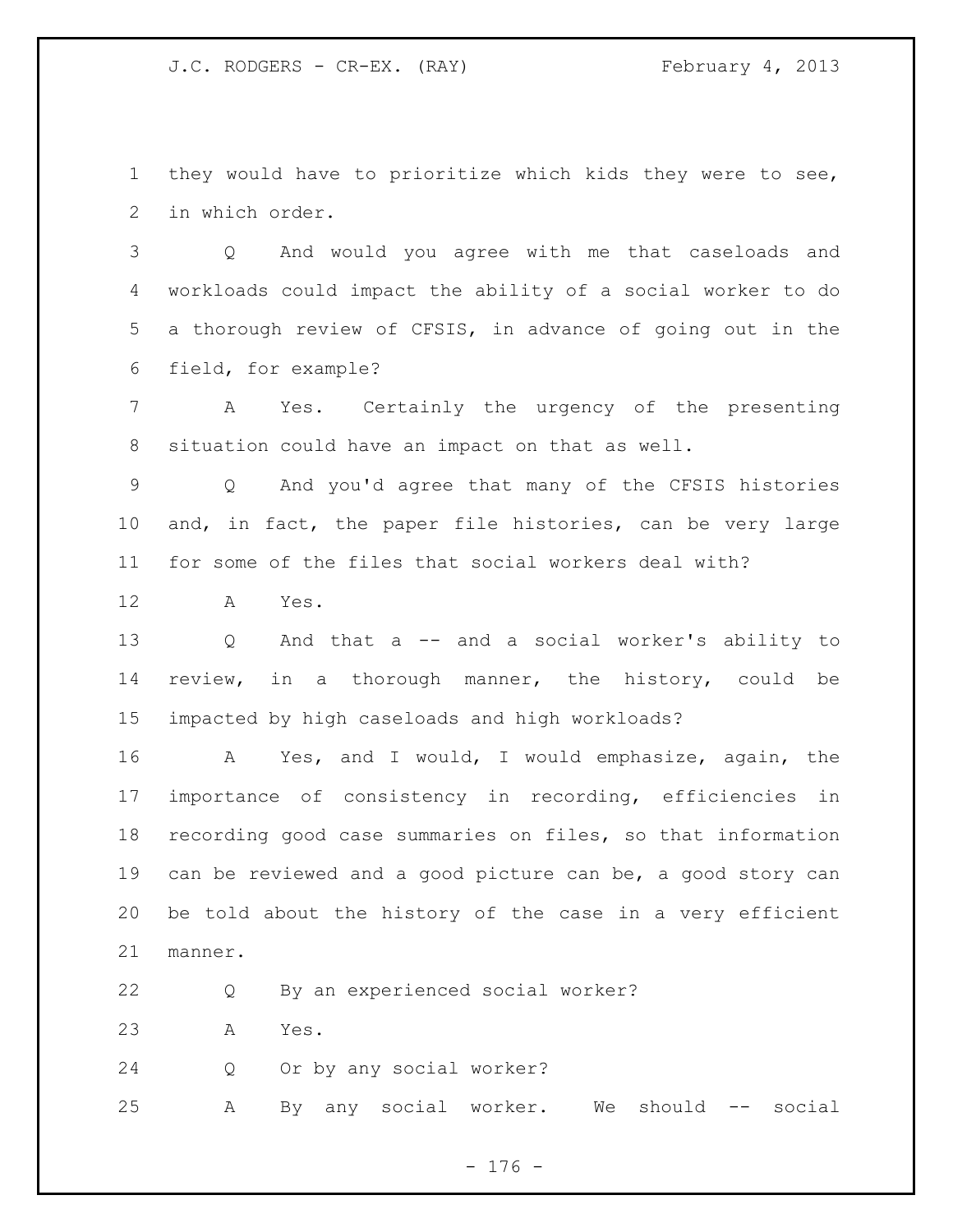they would have to prioritize which kids they were to see, in which order.

Q And would you agree with me that caseloads and workloads could impact the ability of a social worker to do a thorough review of CFSIS, in advance of going out in the field, for example?

A Yes. Certainly the urgency of the presenting situation could have an impact on that as well.

Q And you'd agree that many of the CFSIS histories and, in fact, the paper file histories, can be very large for some of the files that social workers deal with?

A Yes.

Q And that a -- and a social worker's ability to review, in a thorough manner, the history, could be impacted by high caseloads and high workloads?

A Yes, and I would, I would emphasize, again, the importance of consistency in recording, efficiencies in recording good case summaries on files, so that information can be reviewed and a good picture can be, a good story can be told about the history of the case in a very efficient manner.

Q By an experienced social worker?

A Yes.

Q Or by any social worker?

A By any social worker. We should -- social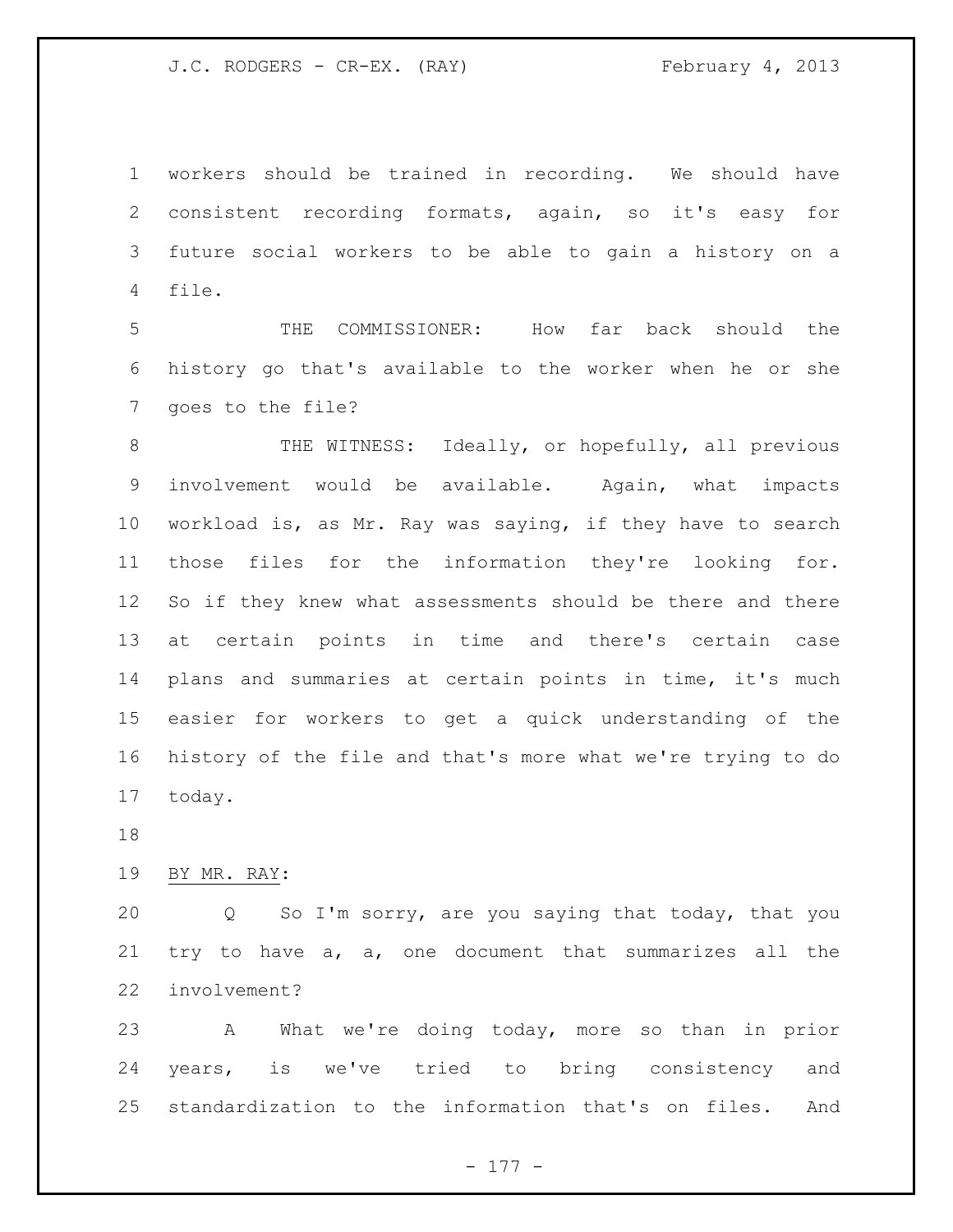workers should be trained in recording. We should have consistent recording formats, again, so it's easy for future social workers to be able to gain a history on a file.

THE COMMISSIONER: How far back should the history go that's available to the worker when he or she goes to the file?

THE WITNESS: Ideally, or hopefully, all previous involvement would be available. Again, what impacts workload is, as Mr. Ray was saying, if they have to search those files for the information they're looking for. So if they knew what assessments should be there and there at certain points in time and there's certain case plans and summaries at certain points in time, it's much easier for workers to get a quick understanding of the history of the file and that's more what we're trying to do today.

BY MR. RAY:

Q So I'm sorry, are you saying that today, that you try to have a, a, one document that summarizes all the involvement?

A What we're doing today, more so than in prior years, is we've tried to bring consistency and standardization to the information that's on files. And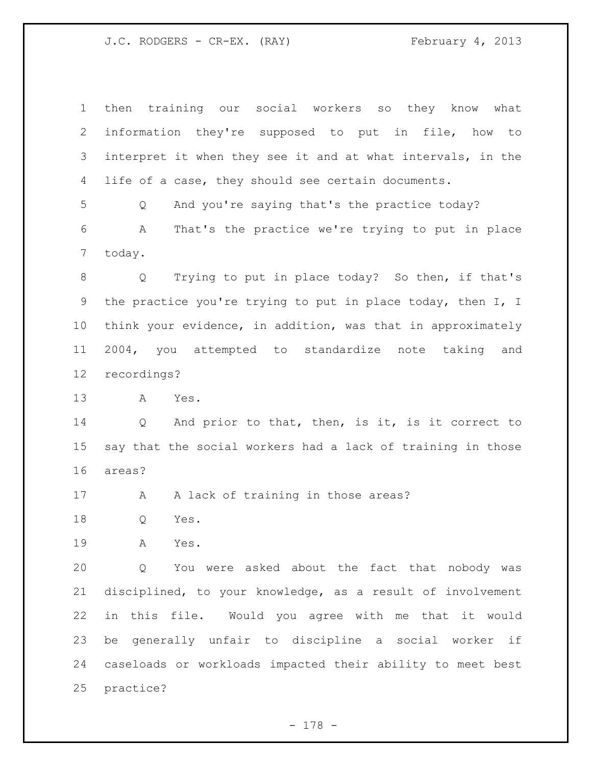then training our social workers so they know what information they're supposed to put in file, how to interpret it when they see it and at what intervals, in the life of a case, they should see certain documents.

Q  And you're saying that's the practice today?

A  That's the practice we're trying to put in place today.

Q  Trying to put in place today? So then, if that's the practice you're trying to put in place today, then I, I think your evidence, in addition, was that in approximately 2004, you attempted to standardize note taking and recordings?

A  Yes.

Q  And prior to that, then, is it, is it correct to say that the social workers had a lack of training in those areas?

A  A lack of training in those areas?

Q  Yes.

A  Yes.

Q  You were asked about the fact that nobody was disciplined, to your knowledge, as a result of involvement in this file. Would you agree with me that it would be generally unfair to discipline a social worker if caseloads or workloads impacted their ability to meet best practice?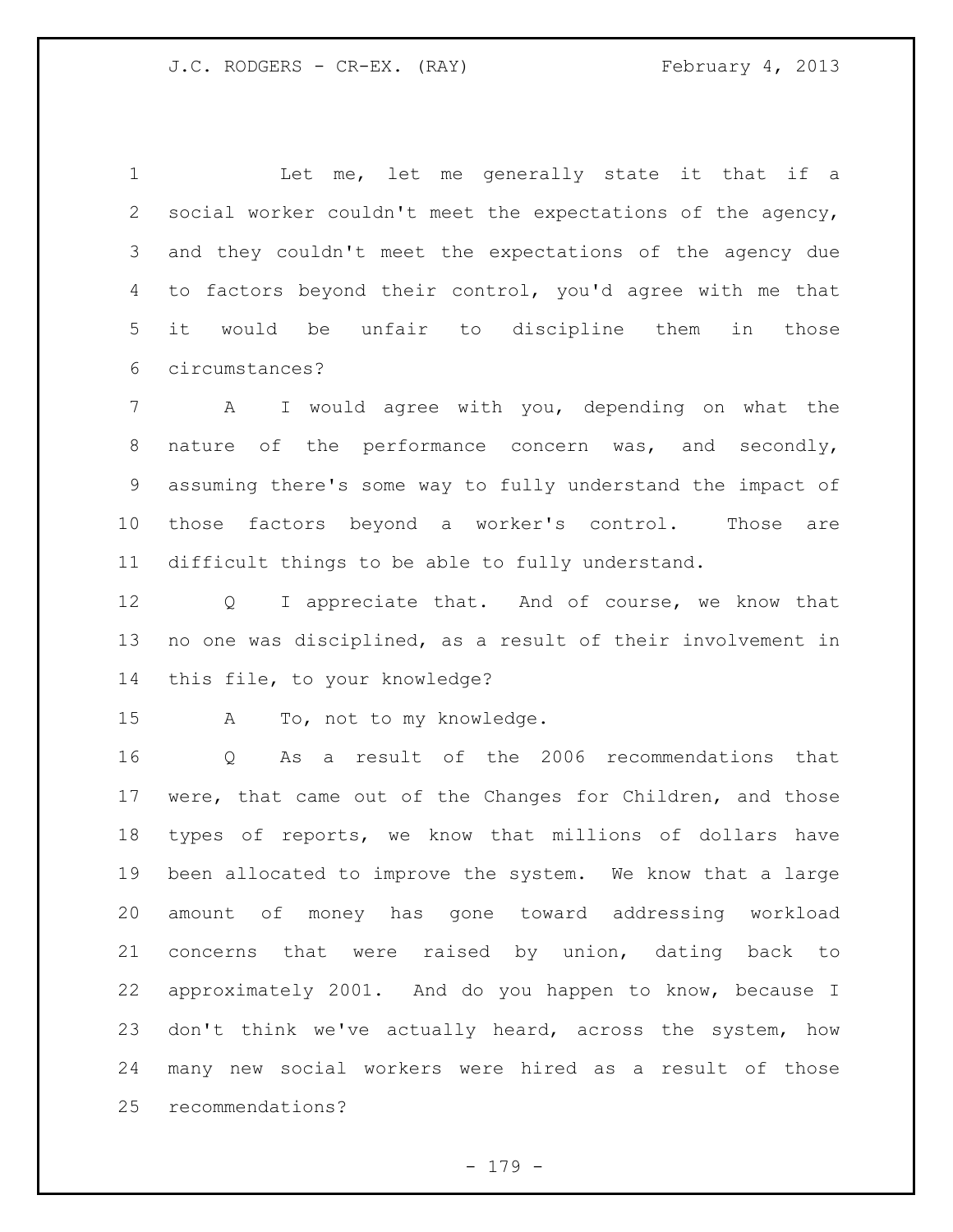Let me, let me generally state it that if a social worker couldn't meet the expectations of the agency, and they couldn't meet the expectations of the agency due to factors beyond their control, you'd agree with me that it would be unfair to discipline them in those circumstances?

A I would agree with you, depending on what the nature of the performance concern was, and secondly, assuming there's some way to fully understand the impact of those factors beyond a worker's control. Those are difficult things to be able to fully understand.

Q I appreciate that. And of course, we know that no one was disciplined, as a result of their involvement in this file, to your knowledge?

A To, not to my knowledge.

Q As a result of the 2006 recommendations that were, that came out of the Changes for Children, and those types of reports, we know that millions of dollars have been allocated to improve the system. We know that a large amount of money has gone toward addressing workload concerns that were raised by union, dating back to approximately 2001. And do you happen to know, because I don't think we've actually heard, across the system, how many new social workers were hired as a result of those recommendations?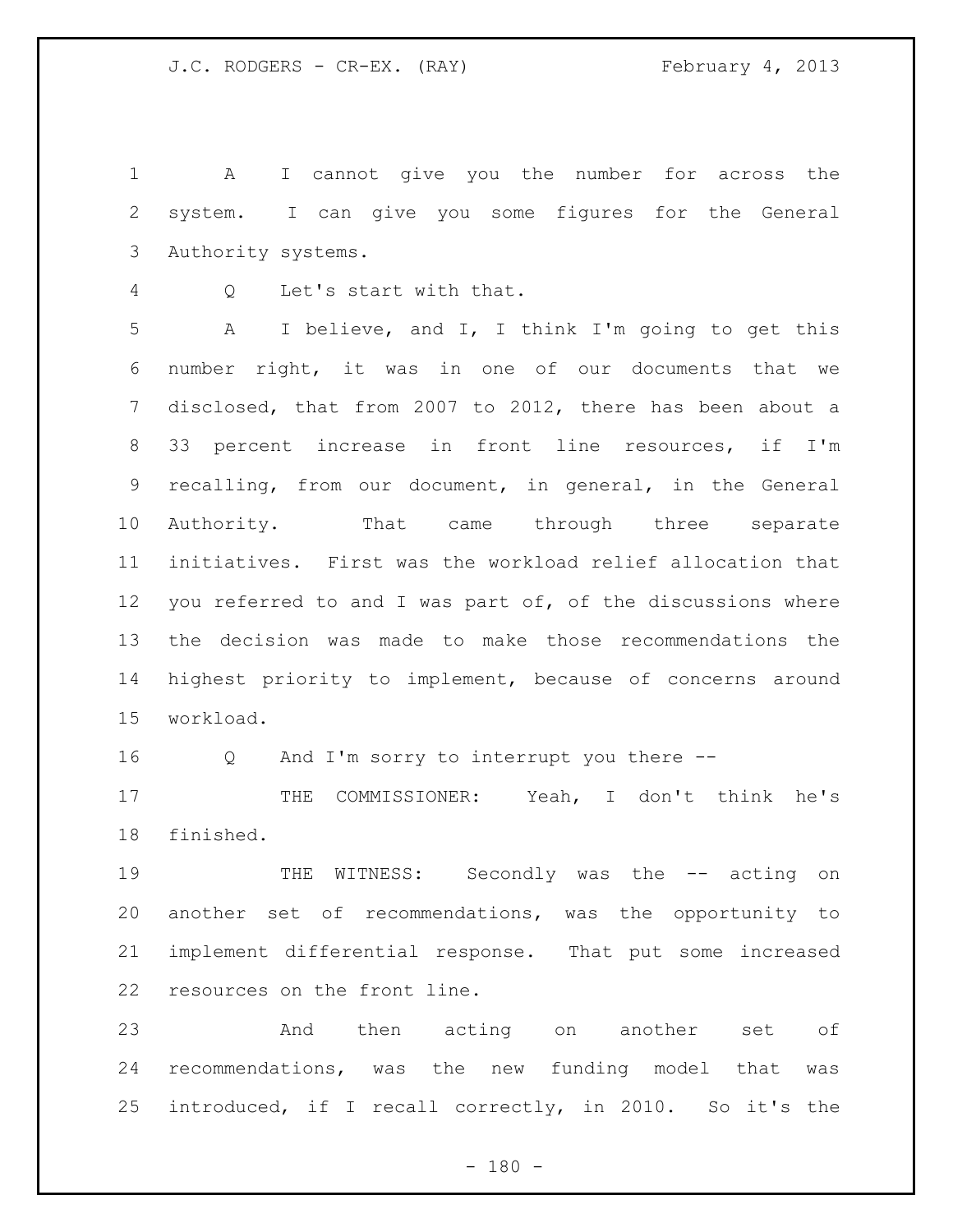A I cannot give you the number for across the system. I can give you some figures for the General Authority systems.

Q Let's start with that.

A I believe, and I, I think I'm going to get this number right, it was in one of our documents that we disclosed, that from 2007 to 2012, there has been about a 33 percent increase in front line resources, if I'm recalling, from our document, in general, in the General Authority. That came through three separate initiatives. First was the workload relief allocation that you referred to and I was part of, of the discussions where the decision was made to make those recommendations the highest priority to implement, because of concerns around workload.

Q And I'm sorry to interrupt you there --

THE COMMISSIONER: Yeah, I don't think he's finished.

THE WITNESS: Secondly was the -- acting on another set of recommendations, was the opportunity to implement differential response. That put some increased resources on the front line.

And then acting on another set of recommendations, was the new funding model that was introduced, if I recall correctly, in 2010. So it's the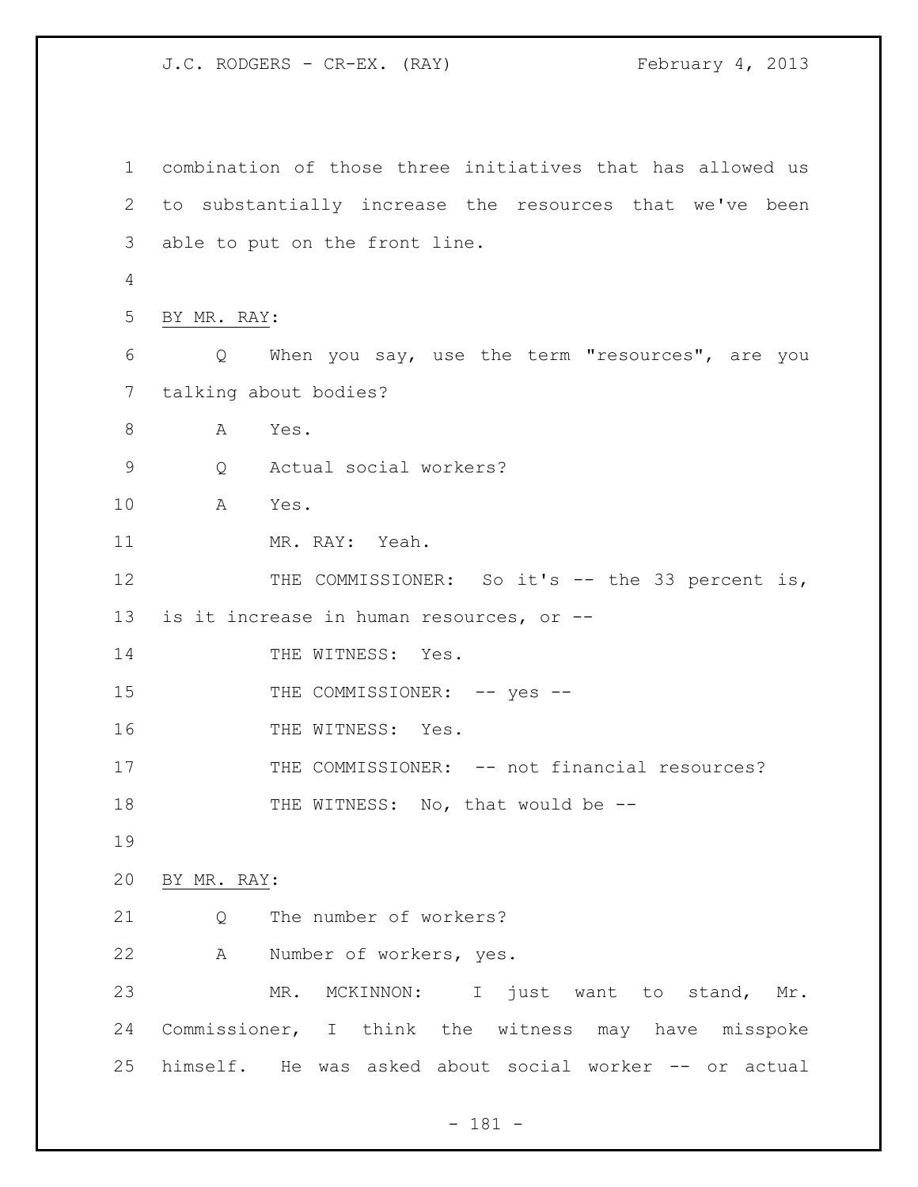combination of those three initiatives that has allowed us to substantially increase the resources that we've been able to put on the front line.

BY MR. RAY:

Q When you say, use the term "resources", are you talking about bodies?

A Yes.

Q Actual social workers?

A Yes.

MR. RAY: Yeah.

THE COMMISSIONER: So it's -- the 33 percent is, is it increase in human resources, or --

THE WITNESS: Yes.

THE COMMISSIONER: -- yes --

THE WITNESS: Yes.

THE COMMISSIONER: -- not financial resources?

THE WITNESS: No, that would be --

BY MR. RAY:

Q The number of workers?

A Number of workers, yes.

MR. MCKINNON: I just want to stand, Mr. Commissioner, I think the witness may have misspoke himself. He was asked about social worker -- or actual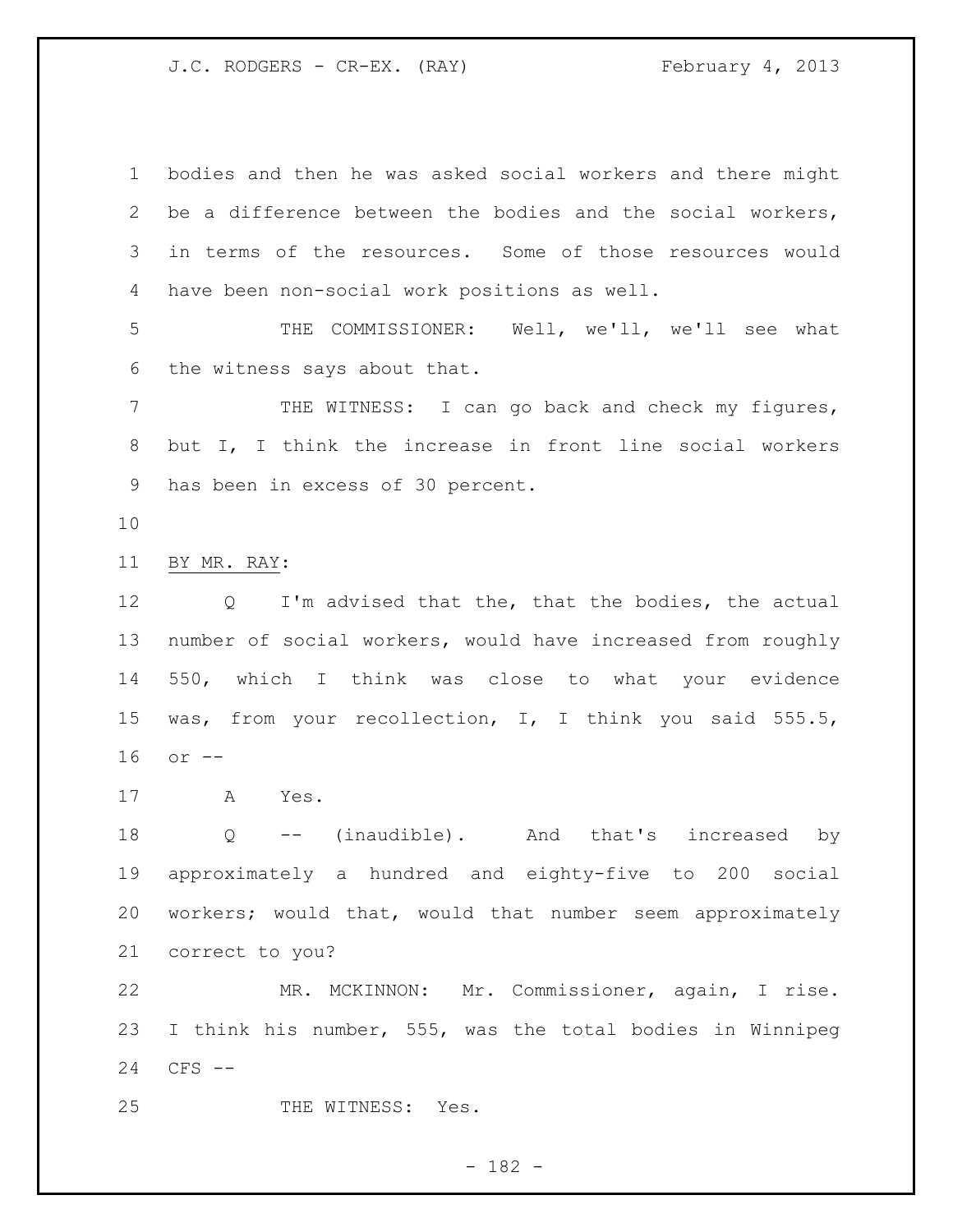bodies and then he was asked social workers and there might be a difference between the bodies and the social workers, in terms of the resources. Some of those resources would have been non-social work positions as well.

THE COMMISSIONER: Well, we'll, we'll see what the witness says about that.

THE WITNESS: I can go back and check my figures, but I, I think the increase in front line social workers has been in excess of 30 percent.

BY MR. RAY:

Q I'm advised that the, that the bodies, the actual number of social workers, would have increased from roughly 550, which I think was close to what your evidence was, from your recollection, I, I think you said 555.5, or --

A Yes.

Q -- (inaudible). And that's increased by approximately a hundred and eighty-five to 200 social workers; would that, would that number seem approximately correct to you?

MR. MCKINNON: Mr. Commissioner, again, I rise. I think his number, 555, was the total bodies in Winnipeg CFS --

THE WITNESS: Yes.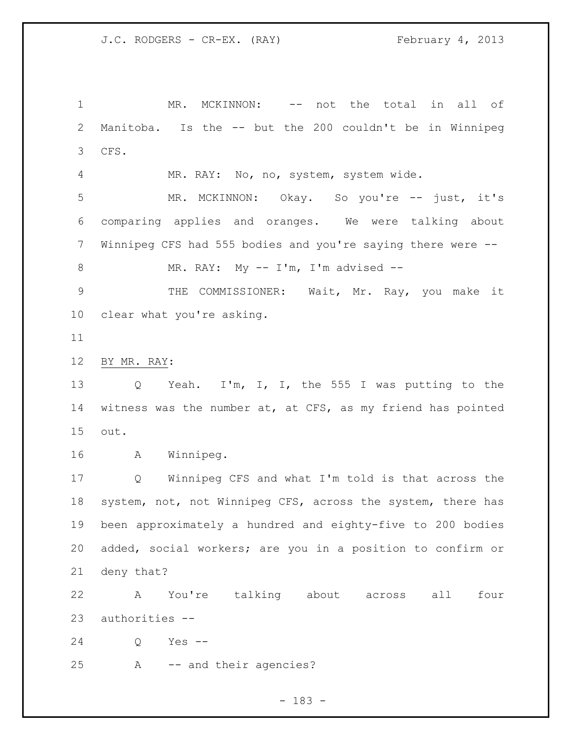MR. MCKINNON: -- not the total in all of Manitoba. Is the -- but the 200 couldn't be in Winnipeg CFS.

MR. RAY: No, no, system, system wide.

MR. MCKINNON: Okay. So you're -- just, it's comparing applies and oranges. We were talking about Winnipeg CFS had 555 bodies and you're saying there were --

MR. RAY: My -- I'm, I'm advised --

THE COMMISSIONER: Wait, Mr. Ray, you make it clear what you're asking.

BY MR. RAY:

Q Yeah. I'm, I, I, the 555 I was putting to the witness was the number at, at CFS, as my friend has pointed out.

A Winnipeg.

Q Winnipeg CFS and what I'm told is that across the system, not, not Winnipeg CFS, across the system, there has been approximately a hundred and eighty-five to 200 bodies added, social workers; are you in a position to confirm or deny that?

A You're talking about across all four authorities --

Q Yes --

A -- and their agencies?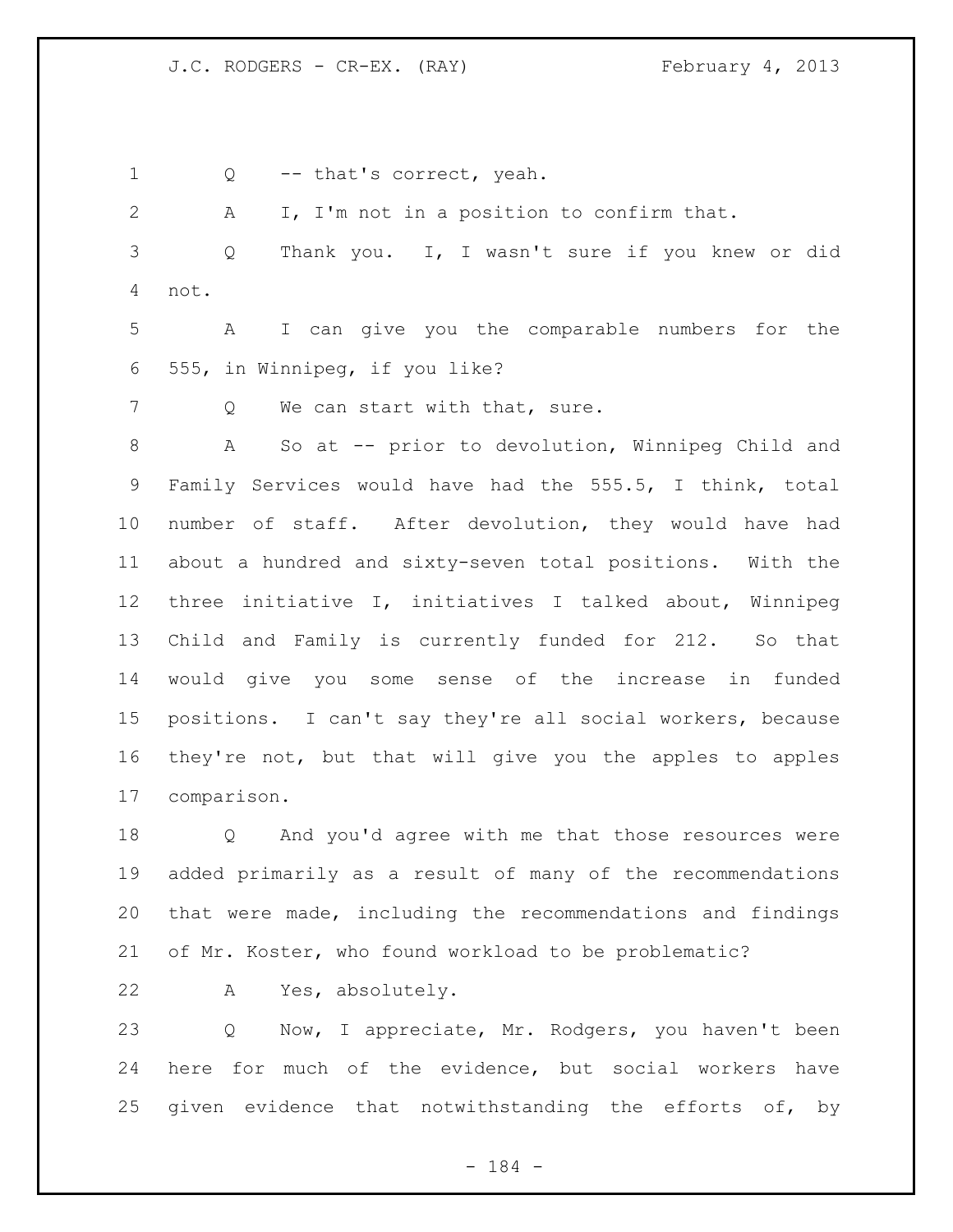Q -- that's correct, yeah.

A I, I'm not in a position to confirm that.

Q Thank you. I, I wasn't sure if you knew or did not.

A I can give you the comparable numbers for the 555, in Winnipeg, if you like?

Q We can start with that, sure.

A So at -- prior to devolution, Winnipeg Child and Family Services would have had the 555.5, I think, total number of staff. After devolution, they would have had about a hundred and sixty-seven total positions. With the three initiative I, initiatives I talked about, Winnipeg Child and Family is currently funded for 212. So that would give you some sense of the increase in funded positions. I can't say they're all social workers, because they're not, but that will give you the apples to apples comparison.

Q And you'd agree with me that those resources were added primarily as a result of many of the recommendations that were made, including the recommendations and findings of Mr. Koster, who found workload to be problematic?

A Yes, absolutely.

Q Now, I appreciate, Mr. Rodgers, you haven't been here for much of the evidence, but social workers have given evidence that notwithstanding the efforts of, by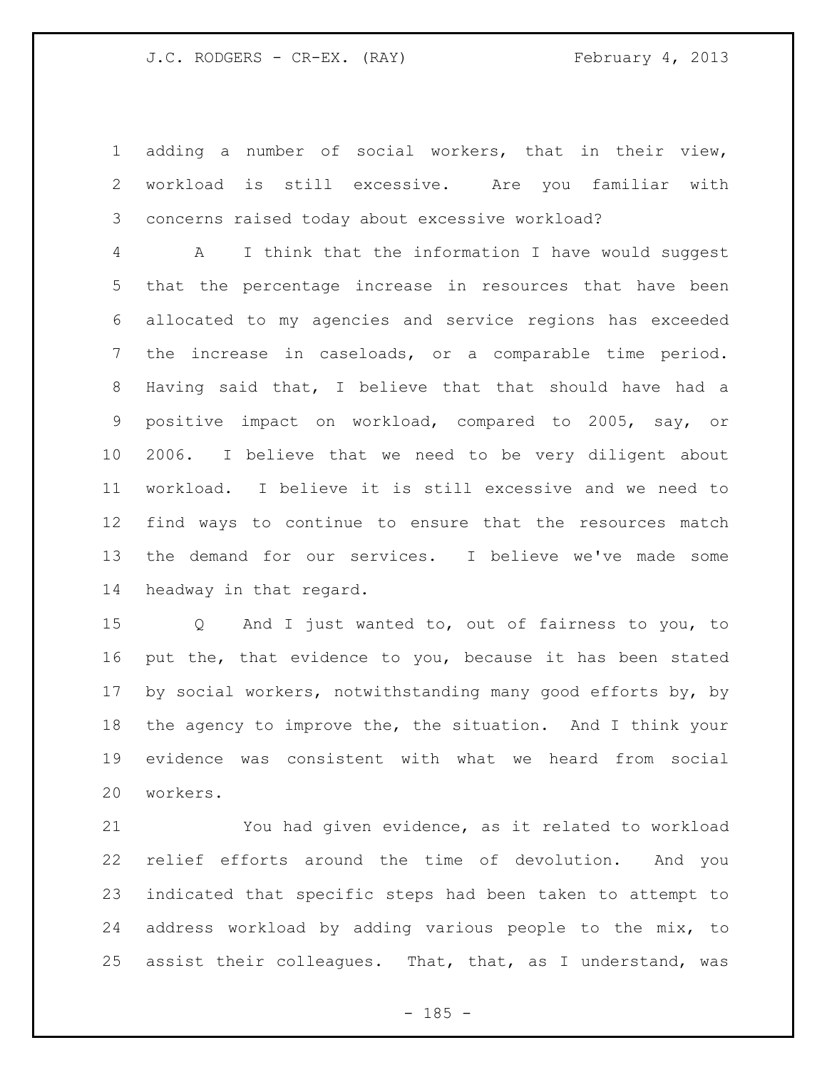adding a number of social workers, that in their view, workload is still excessive. Are you familiar with concerns raised today about excessive workload?

A I think that the information I have would suggest that the percentage increase in resources that have been allocated to my agencies and service regions has exceeded the increase in caseloads, or a comparable time period. Having said that, I believe that that should have had a positive impact on workload, compared to 2005, say, or 2006. I believe that we need to be very diligent about workload. I believe it is still excessive and we need to find ways to continue to ensure that the resources match the demand for our services. I believe we've made some headway in that regard.

Q And I just wanted to, out of fairness to you, to put the, that evidence to you, because it has been stated by social workers, notwithstanding many good efforts by, by the agency to improve the, the situation. And I think your evidence was consistent with what we heard from social workers.

You had given evidence, as it related to workload relief efforts around the time of devolution. And you indicated that specific steps had been taken to attempt to address workload by adding various people to the mix, to assist their colleagues. That, that, as I understand, was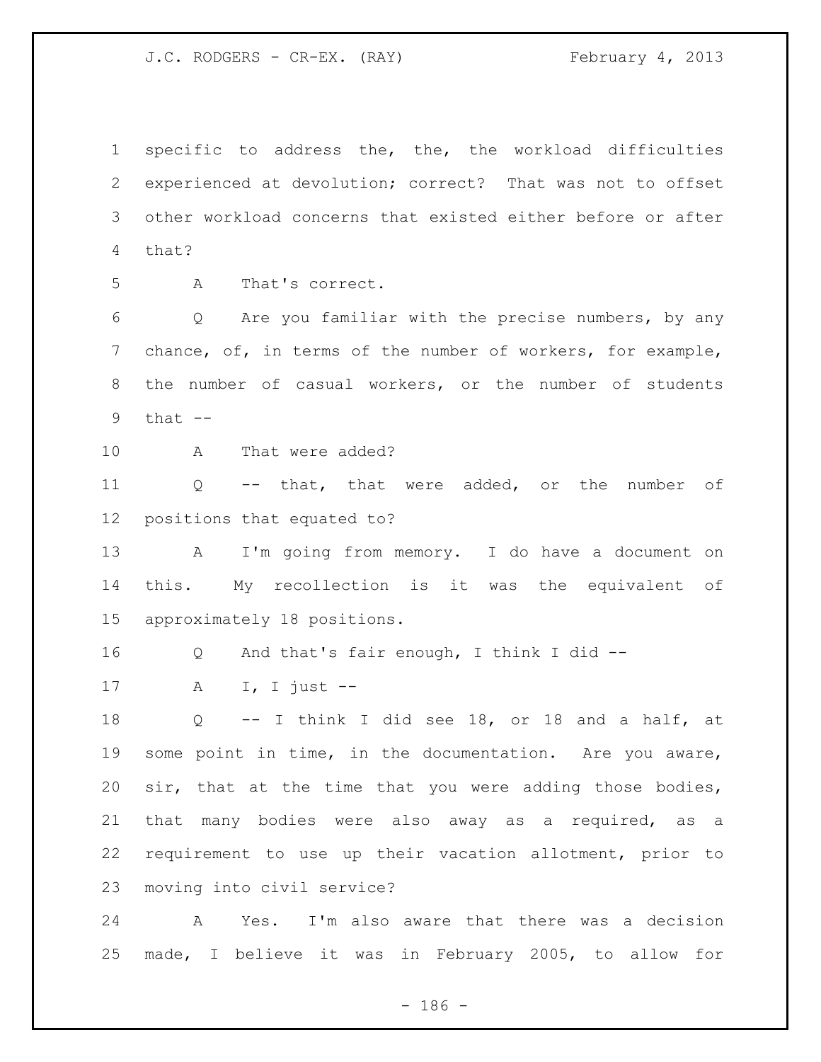1 specific to address the, the, the workload difficulties
2 experienced at devolution; correct? That was not to offset
3 other workload concerns that existed either before or after
4 that?

5 A That's correct.

6 Q Are you familiar with the precise numbers, by any
7 chance, of, in terms of the number of workers, for example,
8 the number of casual workers, or the number of students
9 that --

10 A That were added?

11 Q -- that, that were added, or the number of
12 positions that equated to?

13 A I'm going from memory. I do have a document on
14 this. My recollection is it was the equivalent of
15 approximately 18 positions.

16 Q And that's fair enough, I think I did --

17 A I, I just --

18 Q -- I think I did see 18, or 18 and a half, at
19 some point in time, in the documentation. Are you aware,
20 sir, that at the time that you were adding those bodies,
21 that many bodies were also away as a required, as a
22 requirement to use up their vacation allotment, prior to
23 moving into civil service?

24 A Yes. I'm also aware that there was a decision
25 made, I believe it was in February 2005, to allow for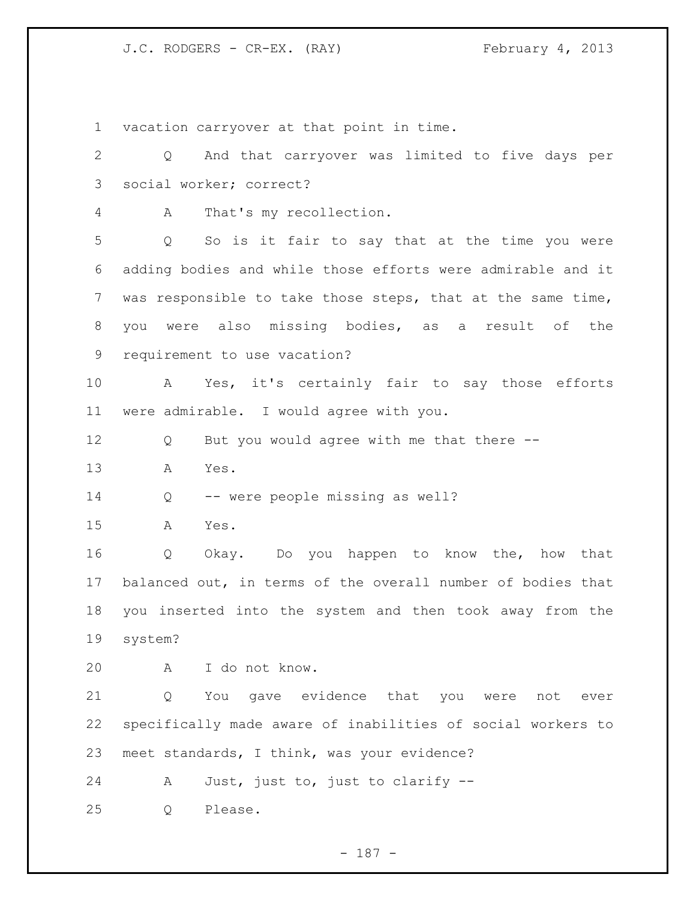vacation carryover at that point in time.

Q And that carryover was limited to five days per social worker; correct?

A That's my recollection.

Q So is it fair to say that at the time you were adding bodies and while those efforts were admirable and it was responsible to take those steps, that at the same time, you were also missing bodies, as a result of the requirement to use vacation?

A Yes, it's certainly fair to say those efforts were admirable. I would agree with you.

Q But you would agree with me that there --

A Yes.

Q -- were people missing as well?

A Yes.

Q Okay. Do you happen to know the, how that balanced out, in terms of the overall number of bodies that you inserted into the system and then took away from the system?

A I do not know.

Q You gave evidence that you were not ever specifically made aware of inabilities of social workers to meet standards, I think, was your evidence?

A Just, just to, just to clarify --

Q Please.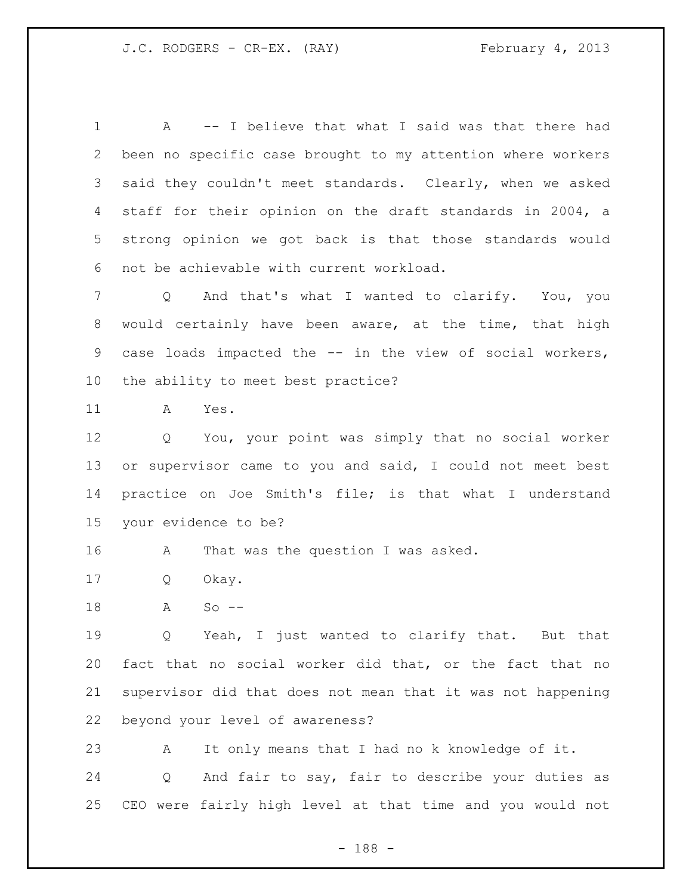A -- I believe that what I said was that there had been no specific case brought to my attention where workers said they couldn't meet standards. Clearly, when we asked staff for their opinion on the draft standards in 2004, a strong opinion we got back is that those standards would not be achievable with current workload.

Q And that's what I wanted to clarify. You, you would certainly have been aware, at the time, that high case loads impacted the -- in the view of social workers, the ability to meet best practice?

A Yes.

Q You, your point was simply that no social worker or supervisor came to you and said, I could not meet best practice on Joe Smith's file; is that what I understand your evidence to be?

A That was the question I was asked.

Q Okay.

A So --

Q Yeah, I just wanted to clarify that. But that fact that no social worker did that, or the fact that no supervisor did that does not mean that it was not happening beyond your level of awareness?

A It only means that I had no k knowledge of it.

Q And fair to say, fair to describe your duties as CEO were fairly high level at that time and you would not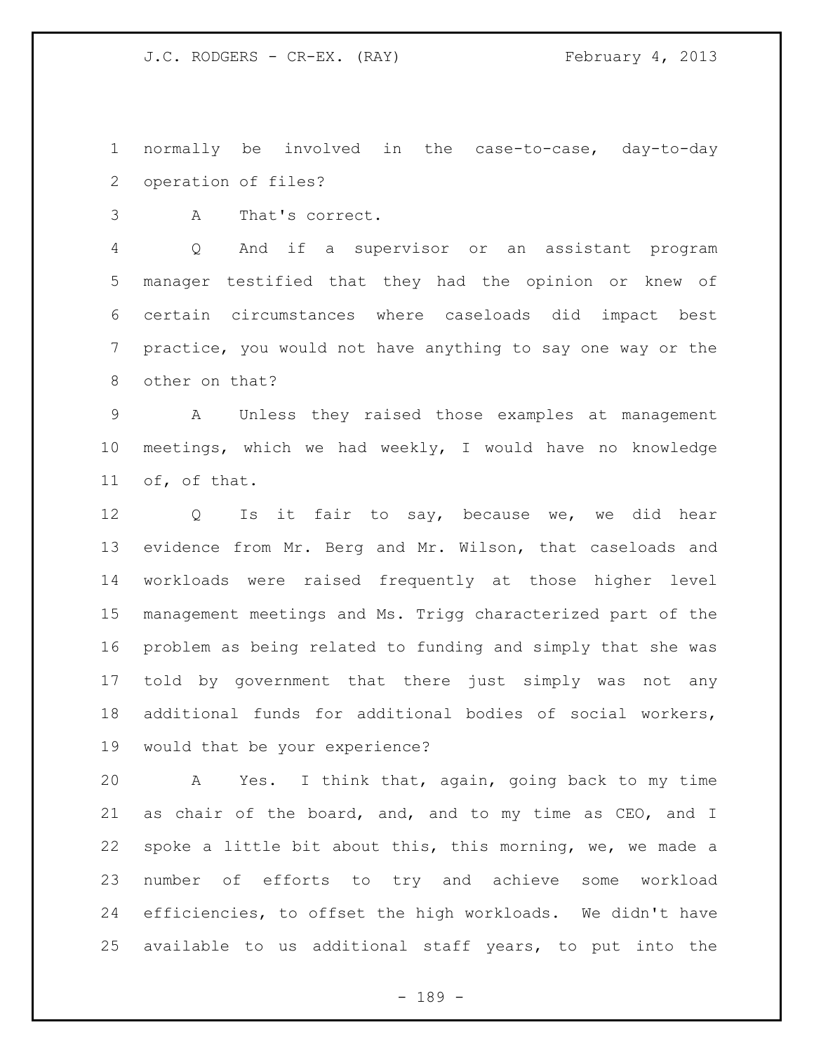normally be involved in the case-to-case, day-to-day operation of files?

A That's correct.

Q And if a supervisor or an assistant program manager testified that they had the opinion or knew of certain circumstances where caseloads did impact best practice, you would not have anything to say one way or the other on that?

A Unless they raised those examples at management meetings, which we had weekly, I would have no knowledge of, of that.

Q Is it fair to say, because we, we did hear evidence from Mr. Berg and Mr. Wilson, that caseloads and workloads were raised frequently at those higher level management meetings and Ms. Trigg characterized part of the problem as being related to funding and simply that she was told by government that there just simply was not any additional funds for additional bodies of social workers, would that be your experience?

A Yes. I think that, again, going back to my time as chair of the board, and, and to my time as CEO, and I spoke a little bit about this, this morning, we, we made a number of efforts to try and achieve some workload efficiencies, to offset the high workloads. We didn't have available to us additional staff years, to put into the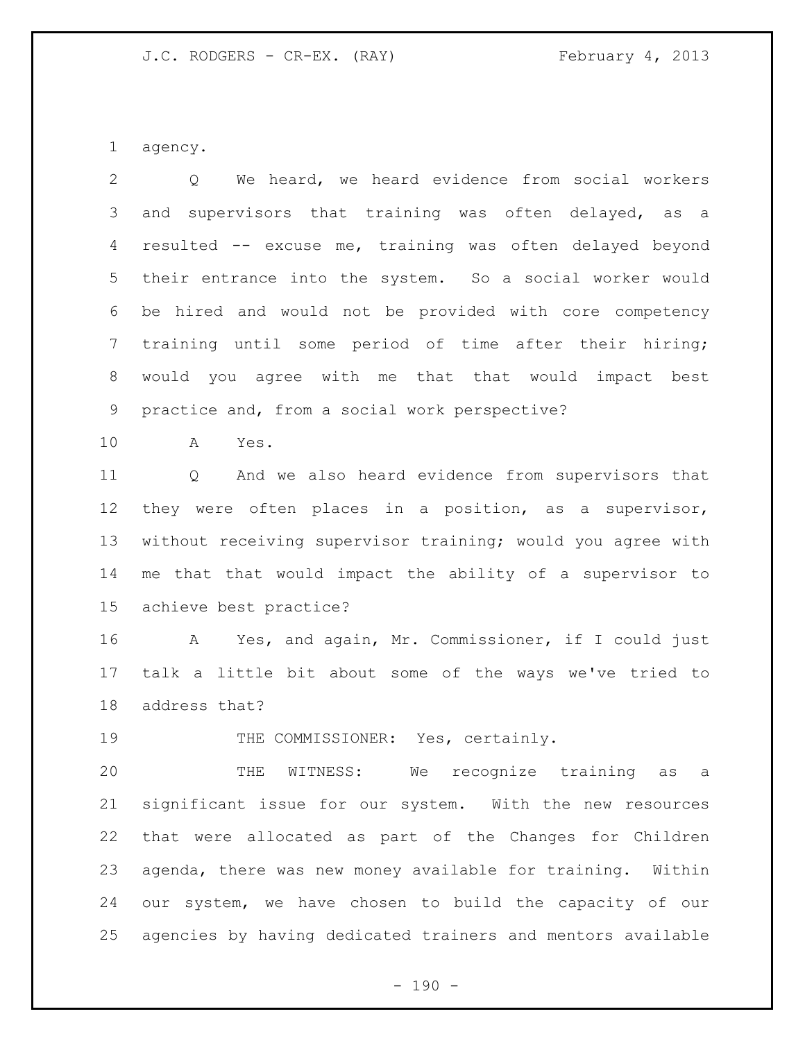agency.

Q We heard, we heard evidence from social workers and supervisors that training was often delayed, as a resulted -- excuse me, training was often delayed beyond their entrance into the system. So a social worker would be hired and would not be provided with core competency training until some period of time after their hiring; would you agree with me that that would impact best practice and, from a social work perspective?

A Yes.

Q And we also heard evidence from supervisors that they were often places in a position, as a supervisor, without receiving supervisor training; would you agree with me that that would impact the ability of a supervisor to achieve best practice?

A Yes, and again, Mr. Commissioner, if I could just talk a little bit about some of the ways we've tried to address that?

THE COMMISSIONER: Yes, certainly.

THE WITNESS: We recognize training as a significant issue for our system. With the new resources that were allocated as part of the Changes for Children agenda, there was new money available for training. Within our system, we have chosen to build the capacity of our agencies by having dedicated trainers and mentors available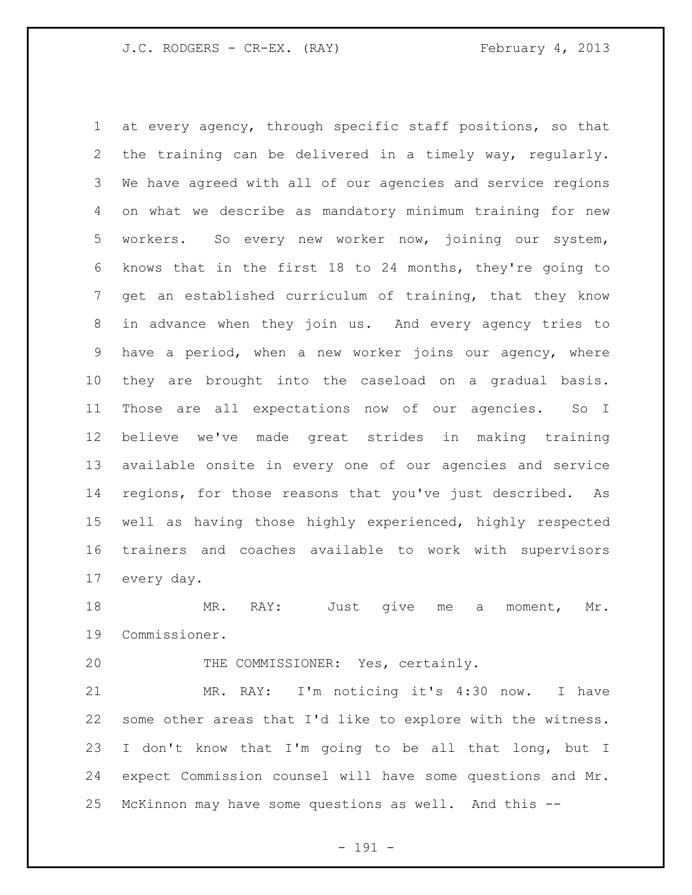at every agency, through specific staff positions, so that the training can be delivered in a timely way, regularly. We have agreed with all of our agencies and service regions on what we describe as mandatory minimum training for new workers. So every new worker now, joining our system, knows that in the first 18 to 24 months, they're going to get an established curriculum of training, that they know in advance when they join us. And every agency tries to have a period, when a new worker joins our agency, where they are brought into the caseload on a gradual basis. Those are all expectations now of our agencies. So I believe we've made great strides in making training available onsite in every one of our agencies and service regions, for those reasons that you've just described. As well as having those highly experienced, highly respected trainers and coaches available to work with supervisors every day.

MR. RAY: Just give me a moment, Mr. Commissioner.

THE COMMISSIONER: Yes, certainly.

MR. RAY: I'm noticing it's 4:30 now. I have some other areas that I'd like to explore with the witness. I don't know that I'm going to be all that long, but I expect Commission counsel will have some questions and Mr. McKinnon may have some questions as well. And this --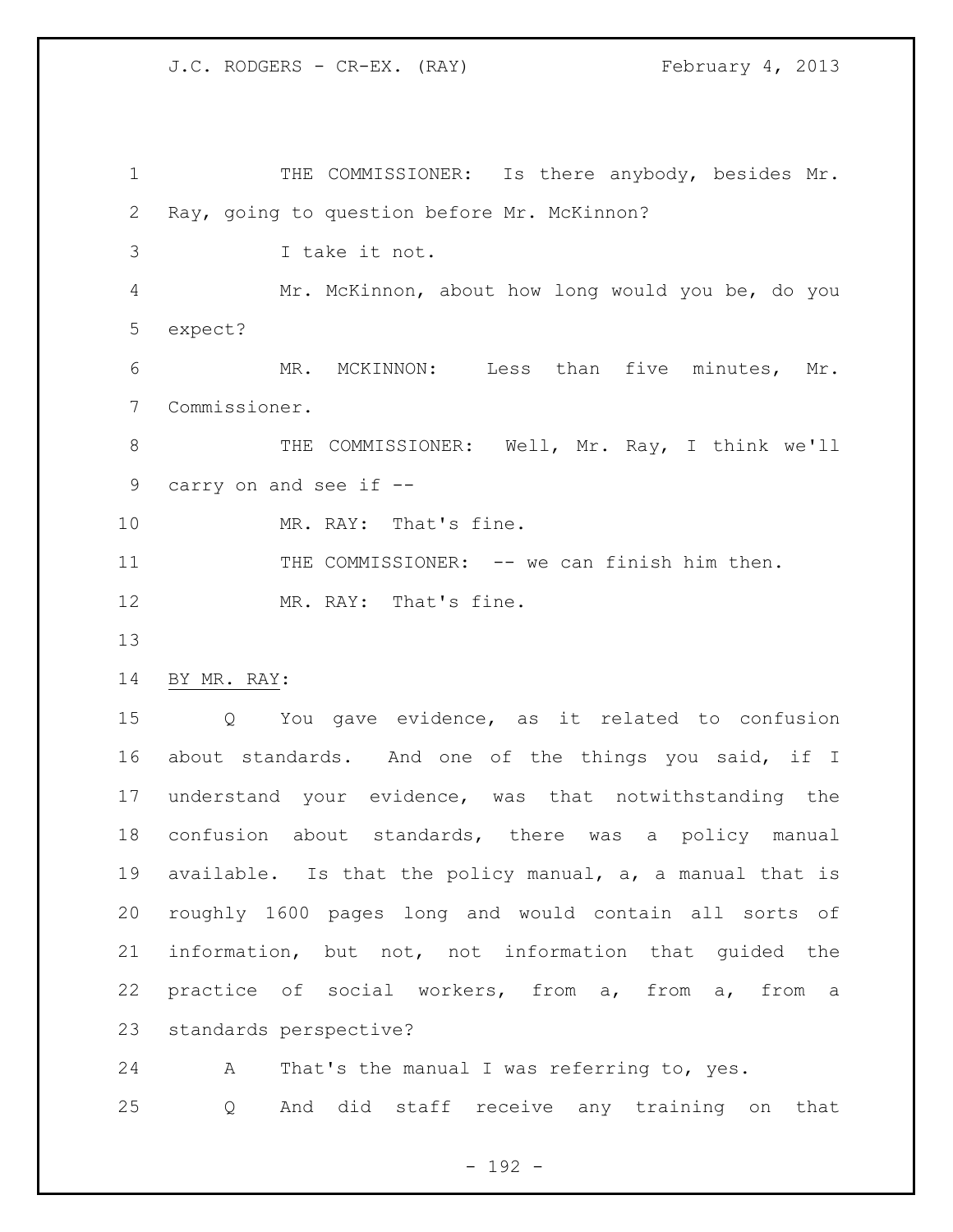THE COMMISSIONER: Is there anybody, besides Mr. Ray, going to question before Mr. McKinnon?

I take it not.

Mr. McKinnon, about how long would you be, do you expect?

MR. MCKINNON: Less than five minutes, Mr. Commissioner.

THE COMMISSIONER: Well, Mr. Ray, I think we'll carry on and see if --

MR. RAY: That's fine.

THE COMMISSIONER: -- we can finish him then.

MR. RAY: That's fine.

BY MR. RAY:

Q You gave evidence, as it related to confusion about standards. And one of the things you said, if I understand your evidence, was that notwithstanding the confusion about standards, there was a policy manual available. Is that the policy manual, a, a manual that is roughly 1600 pages long and would contain all sorts of information, but not, not information that guided the practice of social workers, from a, from a, from a standards perspective?

A That's the manual I was referring to, yes.

Q And did staff receive any training on that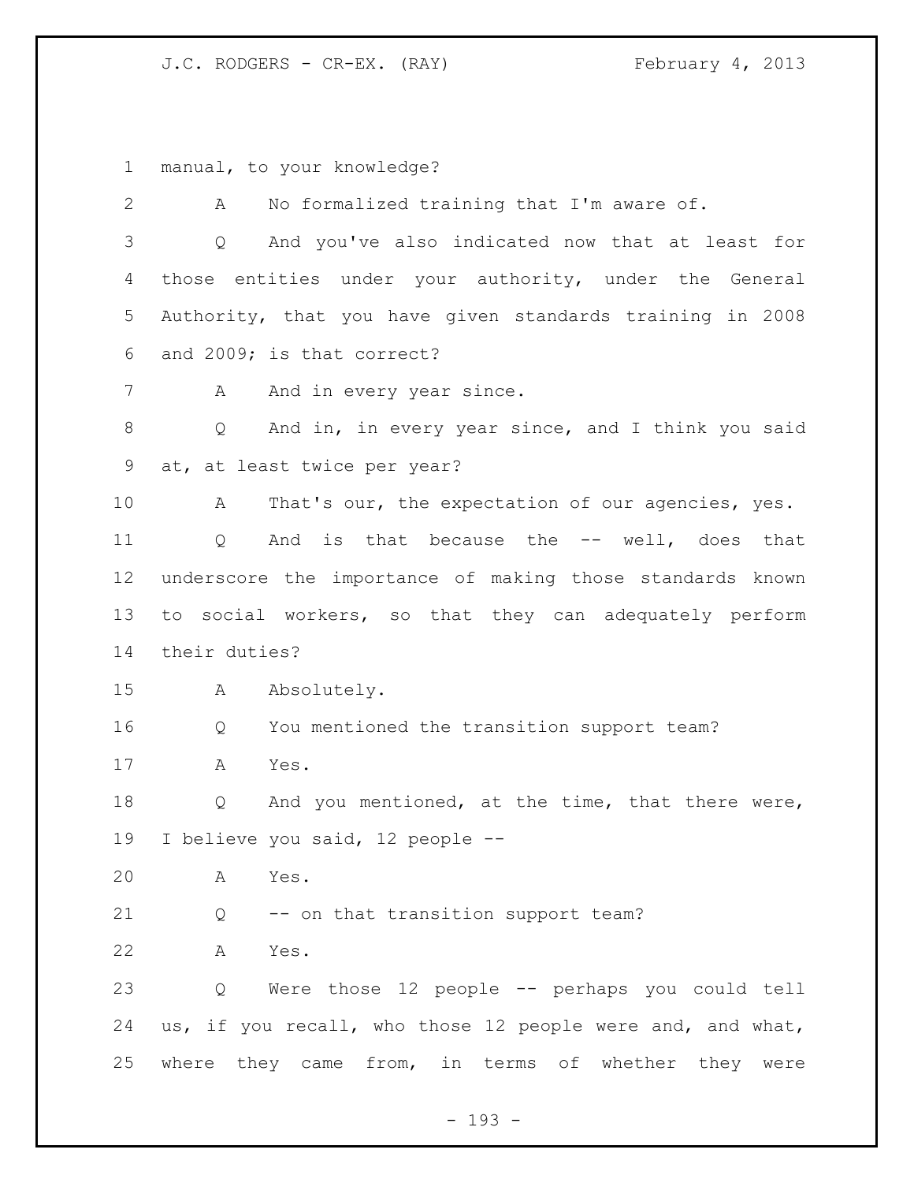manual, to your knowledge?

A No formalized training that I'm aware of.

Q And you've also indicated now that at least for those entities under your authority, under the General Authority, that you have given standards training in 2008 and 2009; is that correct?

A And in every year since.

Q And in, in every year since, and I think you said at, at least twice per year?

A That's our, the expectation of our agencies, yes.

Q And is that because the -- well, does that underscore the importance of making those standards known to social workers, so that they can adequately perform their duties?

A Absolutely.

Q You mentioned the transition support team?

A Yes.

Q And you mentioned, at the time, that there were, I believe you said, 12 people --

A Yes.

Q -- on that transition support team?

A Yes.

Q Were those 12 people -- perhaps you could tell us, if you recall, who those 12 people were and, and what, where they came from, in terms of whether they were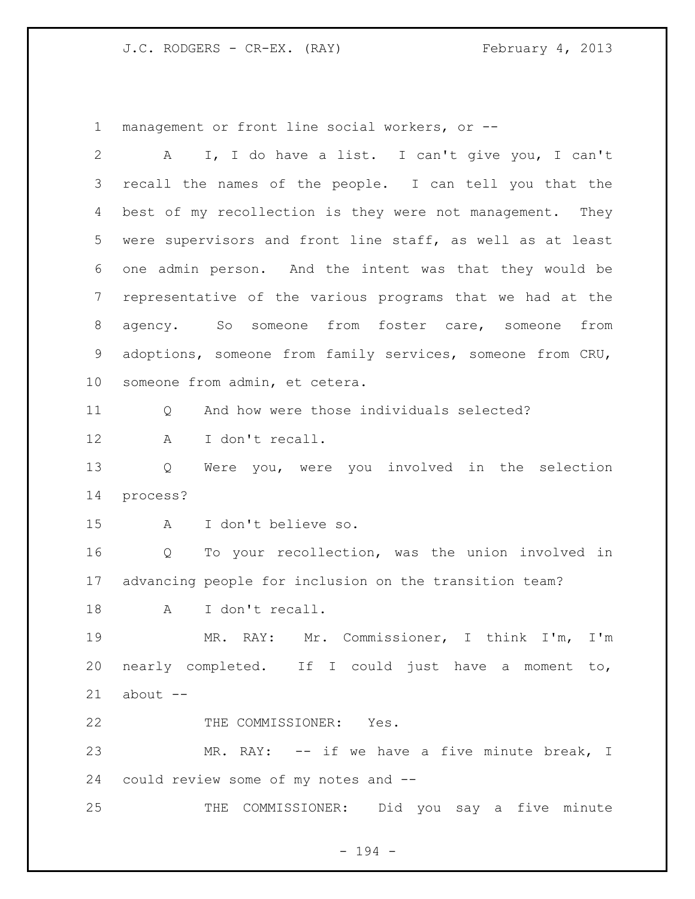management or front line social workers, or --

A I, I do have a list. I can't give you, I can't recall the names of the people. I can tell you that the best of my recollection is they were not management. They were supervisors and front line staff, as well as at least one admin person. And the intent was that they would be representative of the various programs that we had at the agency. So someone from foster care, someone from adoptions, someone from family services, someone from CRU, someone from admin, et cetera.

Q And how were those individuals selected?

A I don't recall.

Q Were you, were you involved in the selection process?

A I don't believe so.

Q To your recollection, was the union involved in advancing people for inclusion on the transition team?

A I don't recall.

MR. RAY: Mr. Commissioner, I think I'm, I'm nearly completed. If I could just have a moment to, about --

THE COMMISSIONER: Yes.

MR. RAY: -- if we have a five minute break, I could review some of my notes and --

THE COMMISSIONER: Did you say a five minute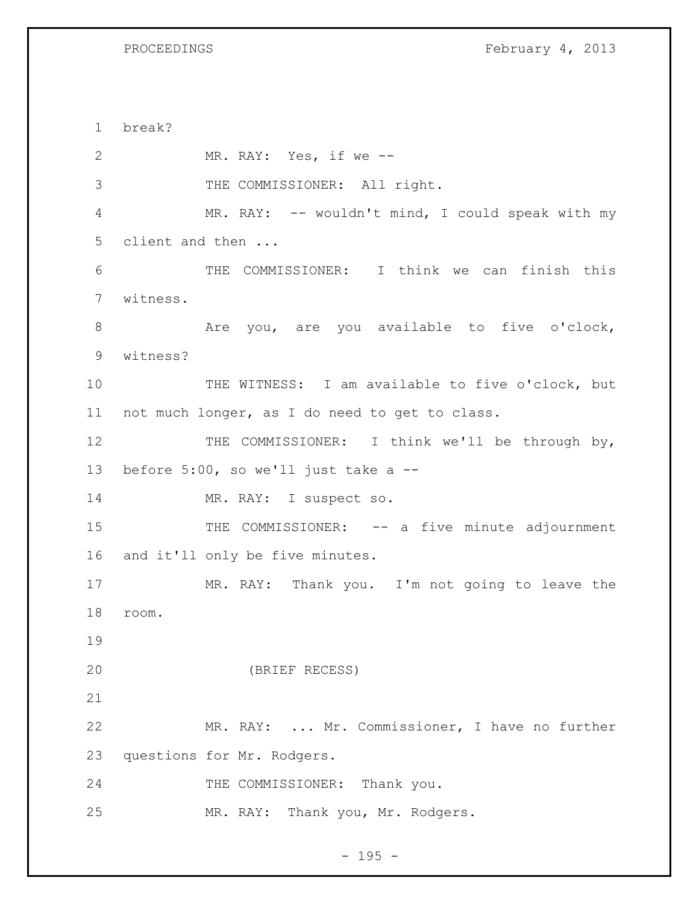break?

MR. RAY: Yes, if we --

THE COMMISSIONER: All right.

MR. RAY: -- wouldn't mind, I could speak with my client and then ...

THE COMMISSIONER: I think we can finish this witness.

Are you, are you available to five o'clock, witness?

THE WITNESS: I am available to five o'clock, but not much longer, as I do need to get to class.

THE COMMISSIONER: I think we'll be through by, before 5:00, so we'll just take a --

MR. RAY: I suspect so.

THE COMMISSIONER: -- a five minute adjournment and it'll only be five minutes.

MR. RAY: Thank you. I'm not going to leave the room.

(BRIEF RECESS)

MR. RAY: ... Mr. Commissioner, I have no further questions for Mr. Rodgers.

THE COMMISSIONER: Thank you.

MR. RAY: Thank you, Mr. Rodgers.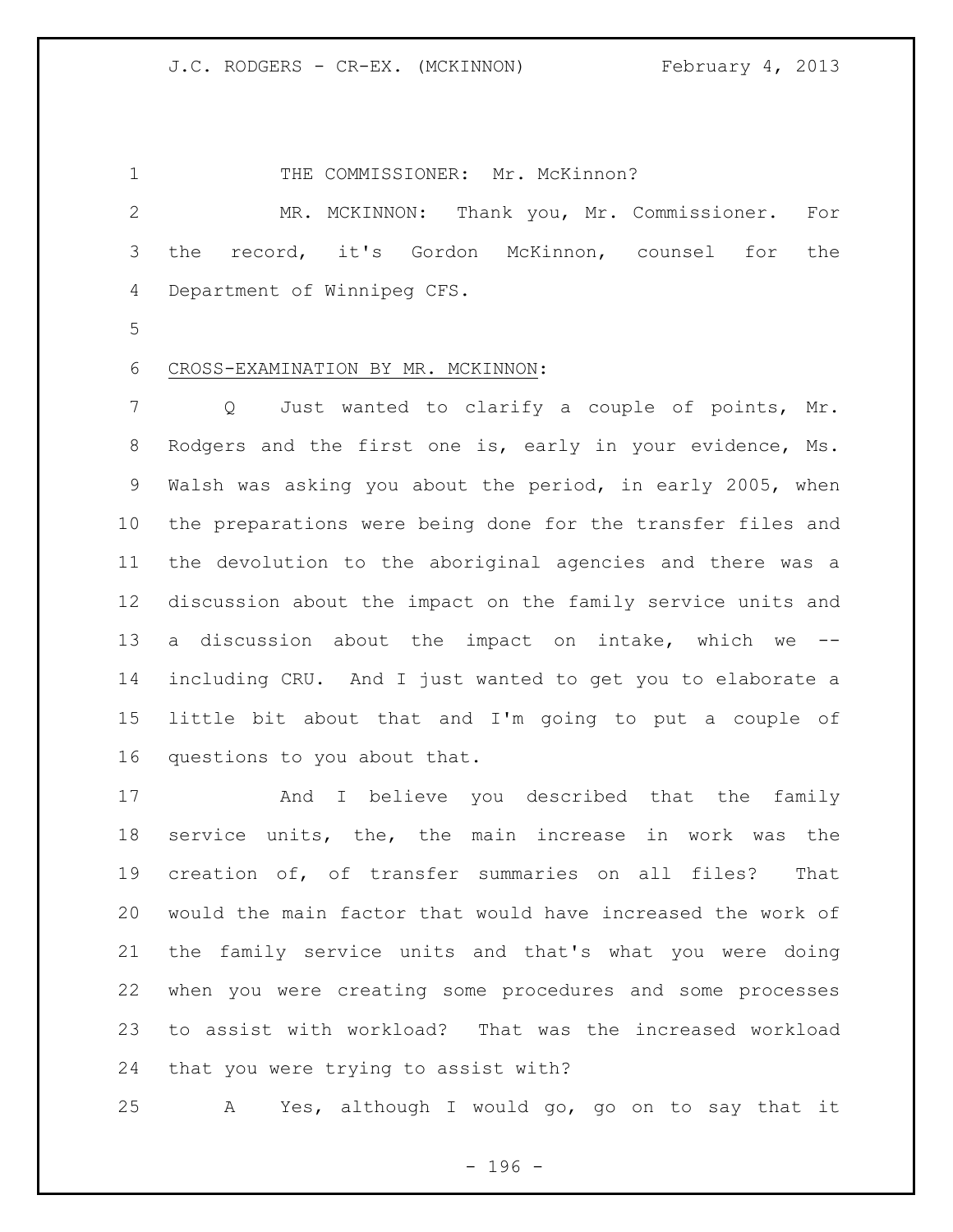THE COMMISSIONER: Mr. McKinnon?

MR. MCKINNON: Thank you, Mr. Commissioner. For the record, it's Gordon McKinnon, counsel for the Department of Winnipeg CFS.

CROSS-EXAMINATION BY MR. MCKINNON:

Q Just wanted to clarify a couple of points, Mr. Rodgers and the first one is, early in your evidence, Ms. Walsh was asking you about the period, in early 2005, when the preparations were being done for the transfer files and the devolution to the aboriginal agencies and there was a discussion about the impact on the family service units and a discussion about the impact on intake, which we -- including CRU. And I just wanted to get you to elaborate a little bit about that and I'm going to put a couple of questions to you about that.

And I believe you described that the family service units, the, the main increase in work was the creation of, of transfer summaries on all files? That would the main factor that would have increased the work of the family service units and that's what you were doing when you were creating some procedures and some processes to assist with workload? That was the increased workload that you were trying to assist with?

A Yes, although I would go, go on to say that it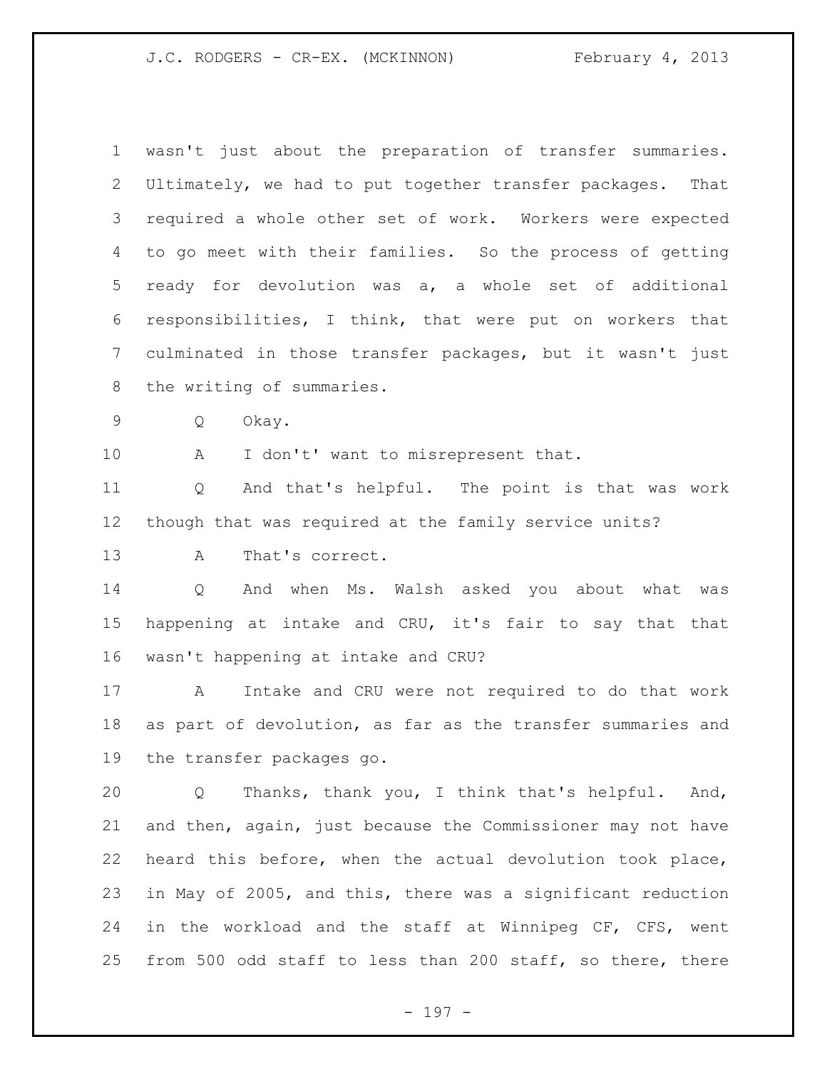wasn't just about the preparation of transfer summaries. Ultimately, we had to put together transfer packages. That required a whole other set of work. Workers were expected to go meet with their families. So the process of getting ready for devolution was a, a whole set of additional responsibilities, I think, that were put on workers that culminated in those transfer packages, but it wasn't just the writing of summaries.

Q Okay.

A I don't' want to misrepresent that.

Q And that's helpful. The point is that was work though that was required at the family service units?

A That's correct.

Q And when Ms. Walsh asked you about what was happening at intake and CRU, it's fair to say that that wasn't happening at intake and CRU?

A Intake and CRU were not required to do that work as part of devolution, as far as the transfer summaries and the transfer packages go.

Q Thanks, thank you, I think that's helpful. And, and then, again, just because the Commissioner may not have heard this before, when the actual devolution took place, in May of 2005, and this, there was a significant reduction in the workload and the staff at Winnipeg CF, CFS, went from 500 odd staff to less than 200 staff, so there, there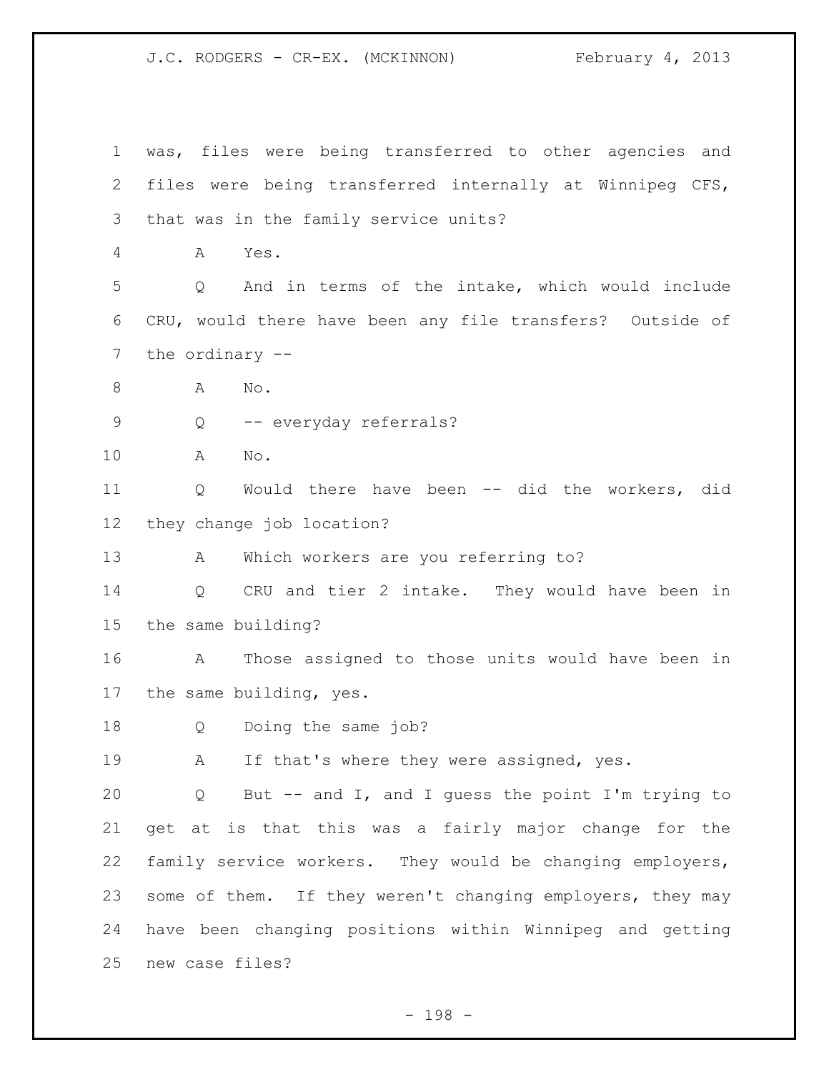1 was, files were being transferred to other agencies and
2 files were being transferred internally at Winnipeg CFS,
3 that was in the family service units?

4 A Yes.

5 Q And in terms of the intake, which would include
6 CRU, would there have been any file transfers? Outside of
7 the ordinary --

8 A No.

9 Q -- everyday referrals?

10 A No.

11 Q Would there have been -- did the workers, did
12 they change job location?

13 A Which workers are you referring to?

14 Q CRU and tier 2 intake. They would have been in
15 the same building?

16 A Those assigned to those units would have been in
17 the same building, yes.

18 Q Doing the same job?

19 A If that's where they were assigned, yes.

20 Q But -- and I, and I guess the point I'm trying to
21 get at is that this was a fairly major change for the
22 family service workers. They would be changing employers,
23 some of them. If they weren't changing employers, they may
24 have been changing positions within Winnipeg and getting
25 new case files?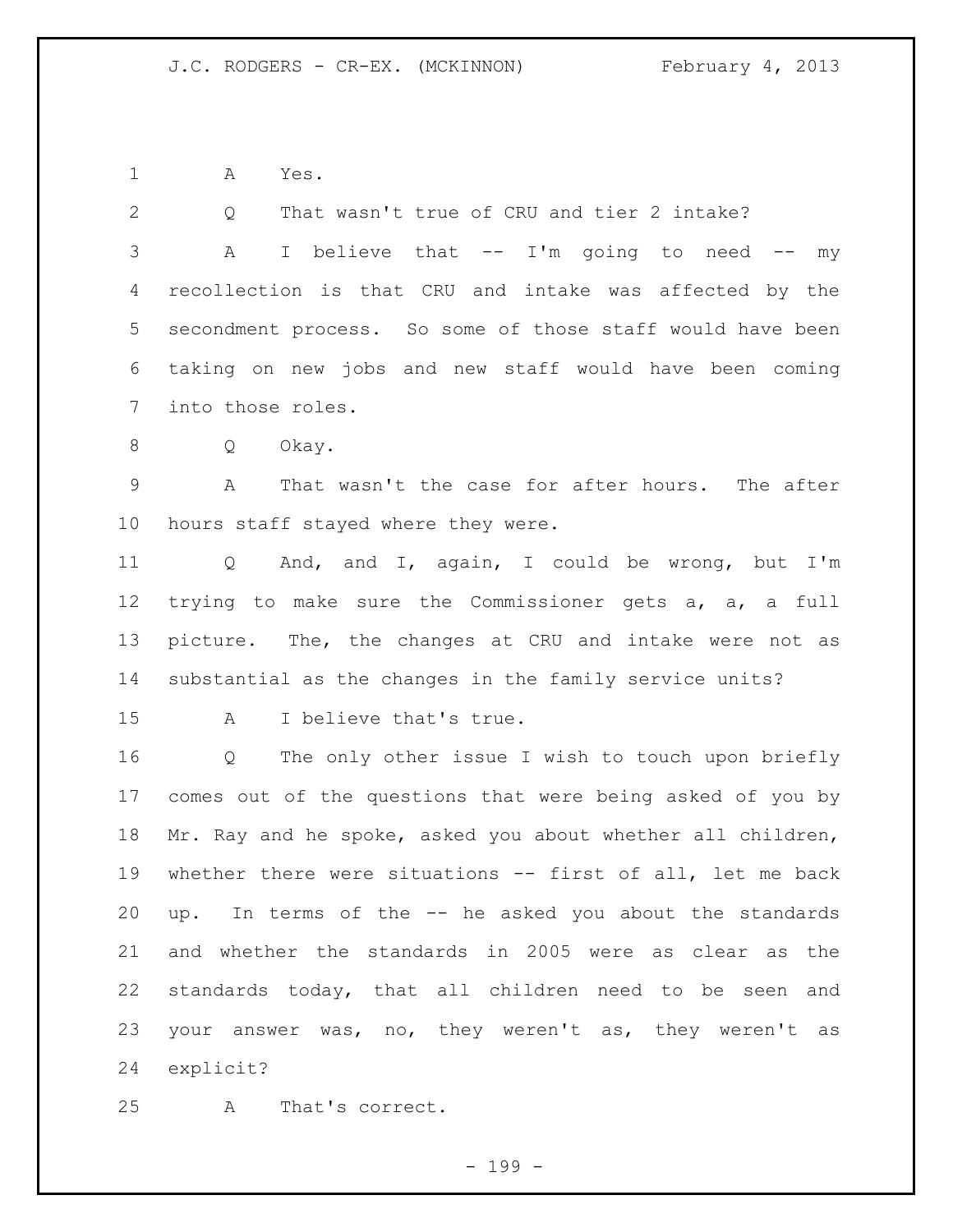A Yes.

Q That wasn't true of CRU and tier 2 intake?

A I believe that -- I'm going to need -- my recollection is that CRU and intake was affected by the secondment process. So some of those staff would have been taking on new jobs and new staff would have been coming into those roles.

Q Okay.

A That wasn't the case for after hours. The after hours staff stayed where they were.

Q And, and I, again, I could be wrong, but I'm trying to make sure the Commissioner gets a, a, a full picture. The, the changes at CRU and intake were not as substantial as the changes in the family service units?

A I believe that's true.

Q The only other issue I wish to touch upon briefly comes out of the questions that were being asked of you by Mr. Ray and he spoke, asked you about whether all children, whether there were situations -- first of all, let me back up. In terms of the -- he asked you about the standards and whether the standards in 2005 were as clear as the standards today, that all children need to be seen and your answer was, no, they weren't as, they weren't as explicit?

A That's correct.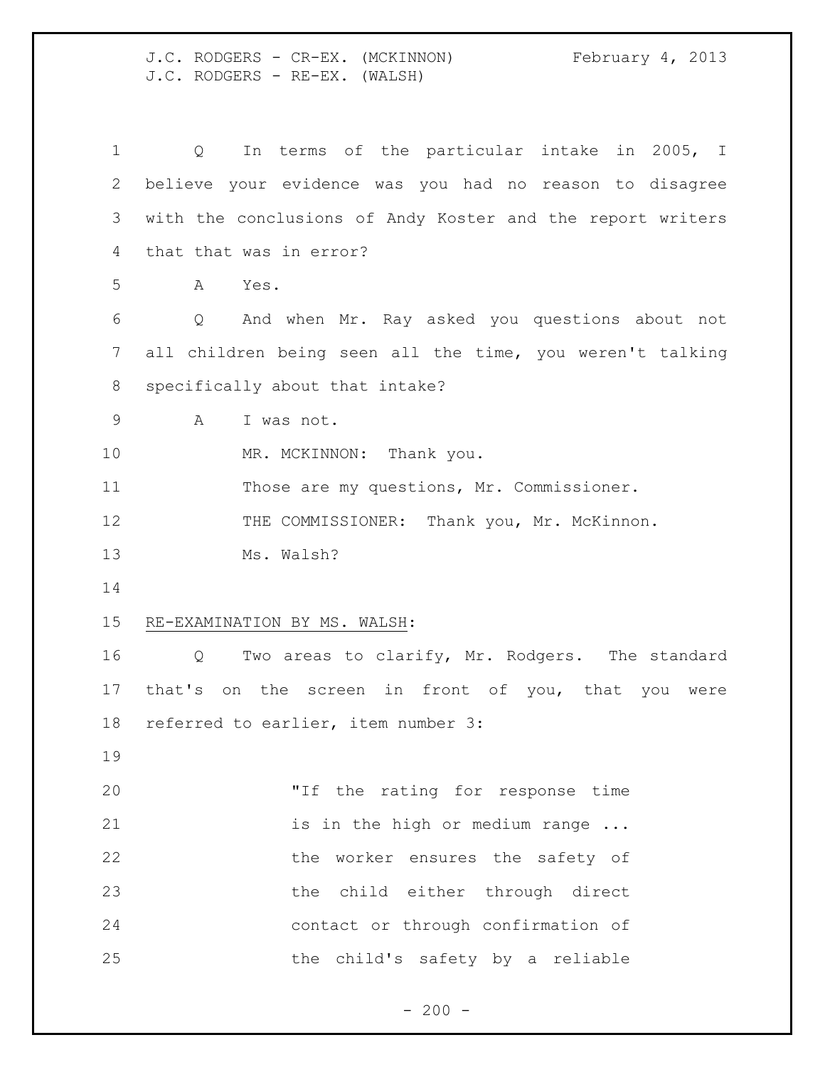Q In terms of the particular intake in 2005, I believe your evidence was you had no reason to disagree with the conclusions of Andy Koster and the report writers that that was in error?

A Yes.

Q And when Mr. Ray asked you questions about not all children being seen all the time, you weren't talking specifically about that intake?

A I was not.

MR. MCKINNON: Thank you.

Those are my questions, Mr. Commissioner.

THE COMMISSIONER: Thank you, Mr. McKinnon.

Ms. Walsh?

RE-EXAMINATION BY MS. WALSH:

Q Two areas to clarify, Mr. Rodgers. The standard that's on the screen in front of you, that you were referred to earlier, item number 3:

> "If the rating for response time is in the high or medium range ... the worker ensures the safety of the child either through direct contact or through confirmation of the child's safety by a reliable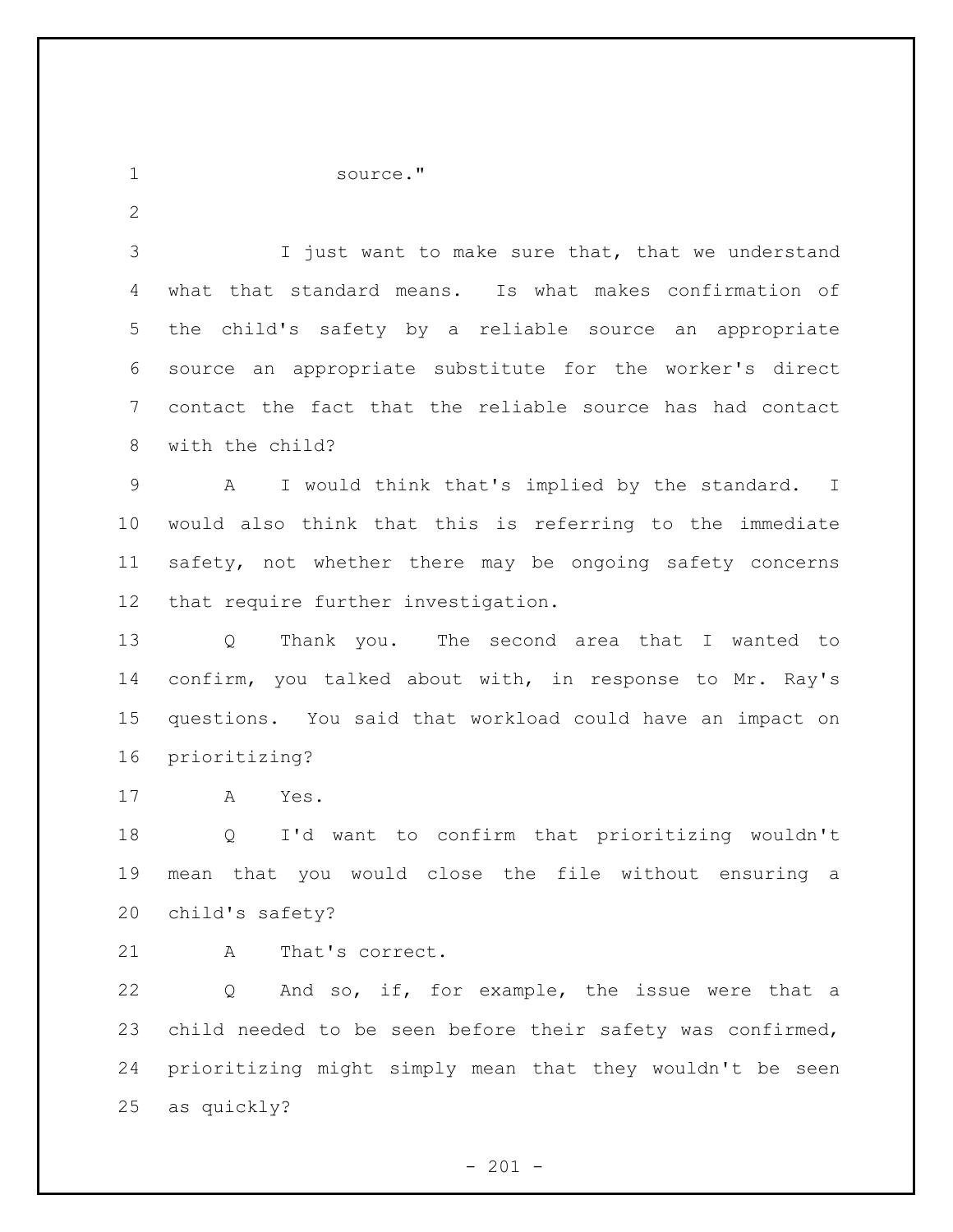source."

I just want to make sure that, that we understand what that standard means. Is what makes confirmation of the child's safety by a reliable source an appropriate source an appropriate substitute for the worker's direct contact the fact that the reliable source has had contact with the child?

A I would think that's implied by the standard. I would also think that this is referring to the immediate safety, not whether there may be ongoing safety concerns that require further investigation.

Q Thank you. The second area that I wanted to confirm, you talked about with, in response to Mr. Ray's questions. You said that workload could have an impact on prioritizing?

A Yes.

Q I'd want to confirm that prioritizing wouldn't mean that you would close the file without ensuring a child's safety?

A That's correct.

Q And so, if, for example, the issue were that a child needed to be seen before their safety was confirmed, prioritizing might simply mean that they wouldn't be seen as quickly?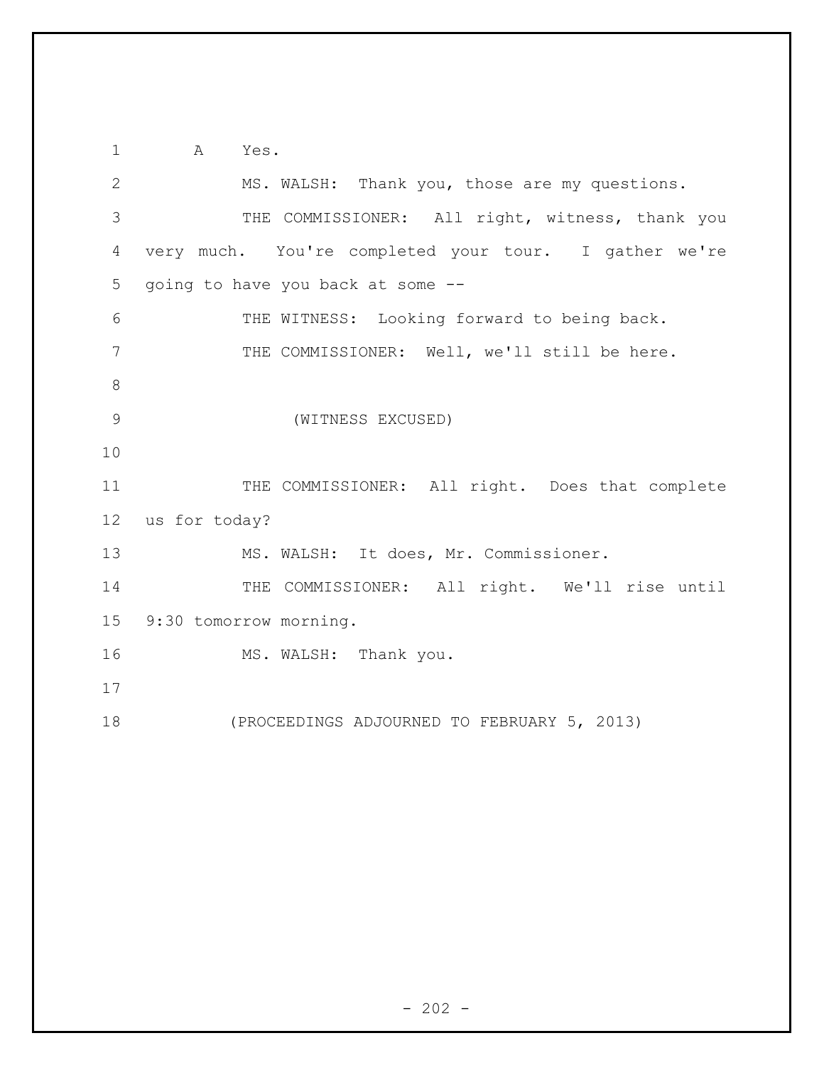A Yes.

MS. WALSH: Thank you, those are my questions.

THE COMMISSIONER: All right, witness, thank you very much. You're completed your tour. I gather we're going to have you back at some --

THE WITNESS: Looking forward to being back.

THE COMMISSIONER: Well, we'll still be here.

(WITNESS EXCUSED)

THE COMMISSIONER: All right. Does that complete us for today?

MS. WALSH: It does, Mr. Commissioner.

THE COMMISSIONER: All right. We'll rise until 9:30 tomorrow morning.

MS. WALSH: Thank you.

(PROCEEDINGS ADJOURNED TO FEBRUARY 5, 2013)